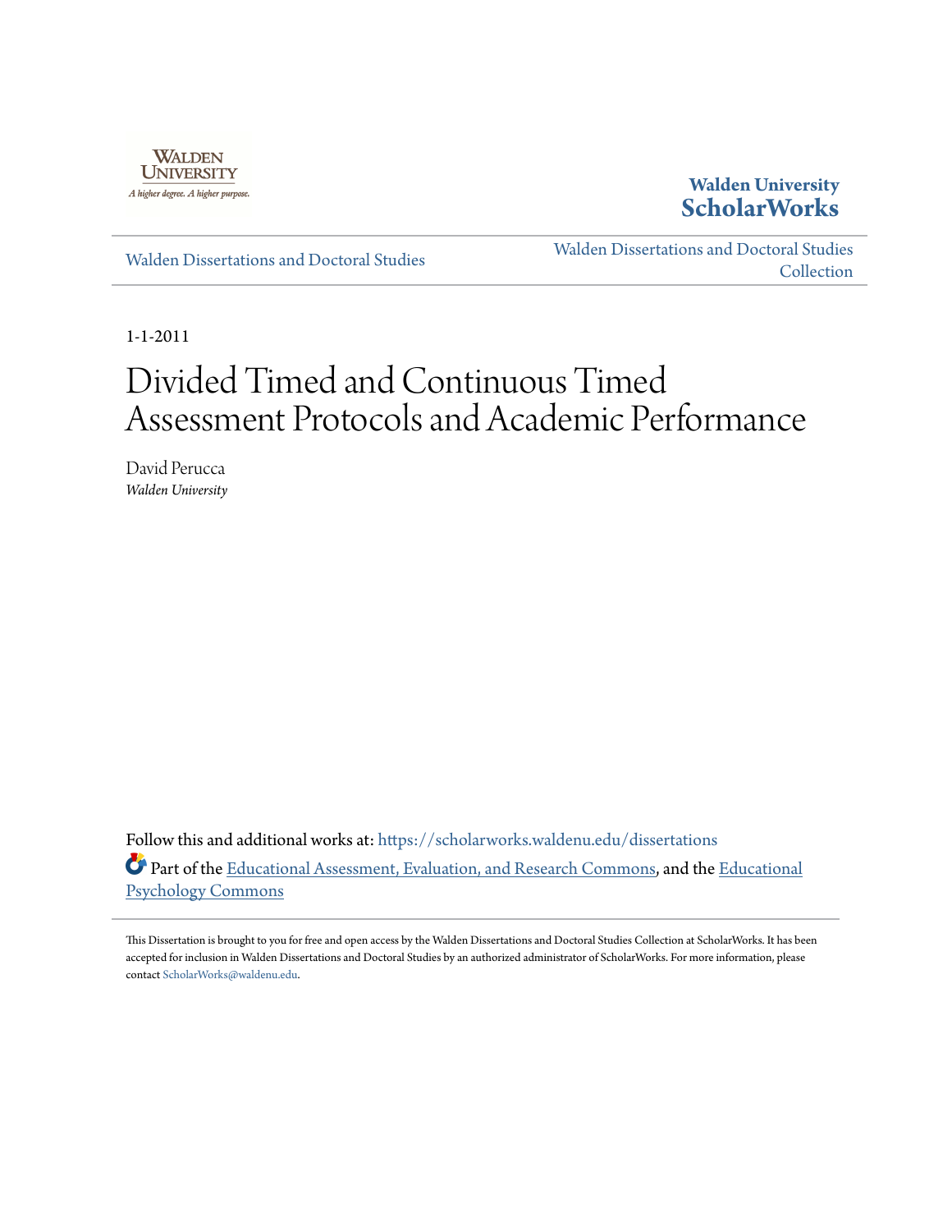Walden University
A higher degree. A higher purpose.

**Walden University**
**ScholarWorks**

Walden Dissertations and Doctoral Studies

Walden Dissertations and Doctoral Studies Collection

1-1-2011

# Divided Timed and Continuous Timed Assessment Protocols and Academic Performance

David Perucca
*Walden University*

Follow this and additional works at: https://scholarworks.waldenu.edu/dissertations

Part of the Educational Assessment, Evaluation, and Research Commons, and the Educational Psychology Commons

This Dissertation is brought to you for free and open access by the Walden Dissertations and Doctoral Studies Collection at ScholarWorks. It has been accepted for inclusion in Walden Dissertations and Doctoral Studies by an authorized administrator of ScholarWorks. For more information, please contact ScholarWorks@waldenu.edu.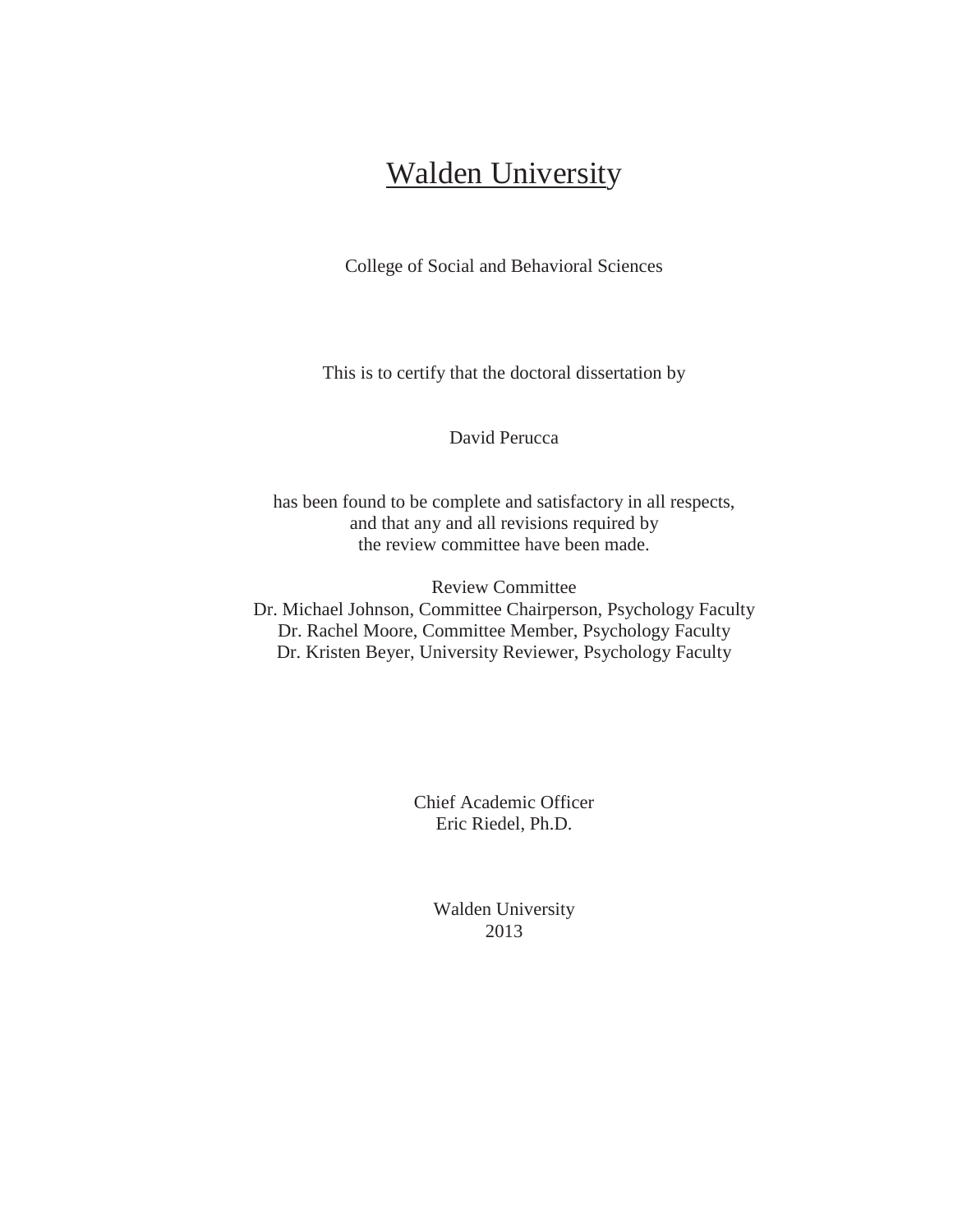# Walden University

College of Social and Behavioral Sciences

This is to certify that the doctoral dissertation by

David Perucca

has been found to be complete and satisfactory in all respects,
and that any and all revisions required by
the review committee have been made.

Review Committee
Dr. Michael Johnson, Committee Chairperson, Psychology Faculty
Dr. Rachel Moore, Committee Member, Psychology Faculty
Dr. Kristen Beyer, University Reviewer, Psychology Faculty

Chief Academic Officer
Eric Riedel, Ph.D.

Walden University
2013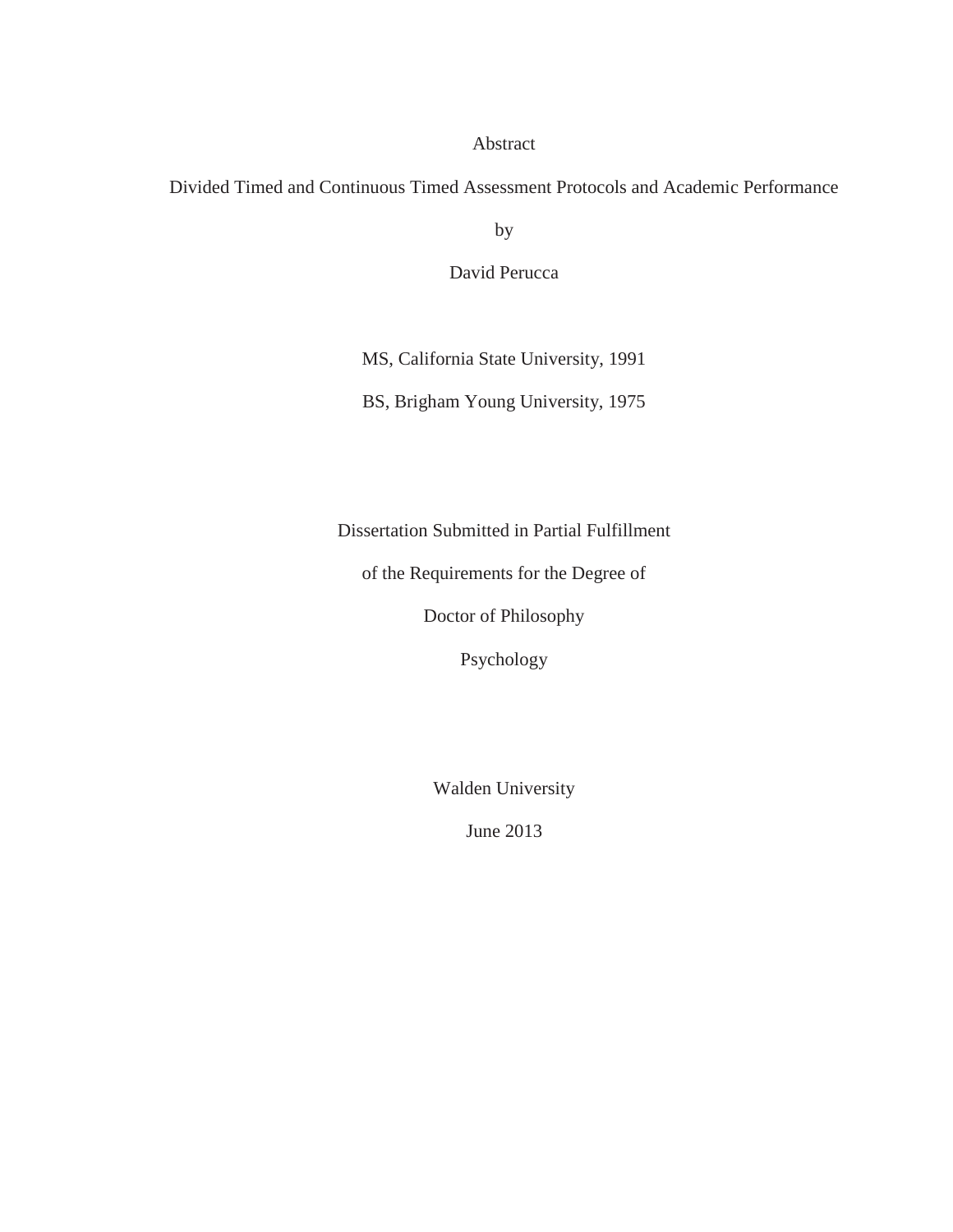Abstract

Divided Timed and Continuous Timed Assessment Protocols and Academic Performance

by

David Perucca

MS, California State University, 1991

BS, Brigham Young University, 1975

Dissertation Submitted in Partial Fulfillment

of the Requirements for the Degree of

Doctor of Philosophy

Psychology

Walden University

June 2013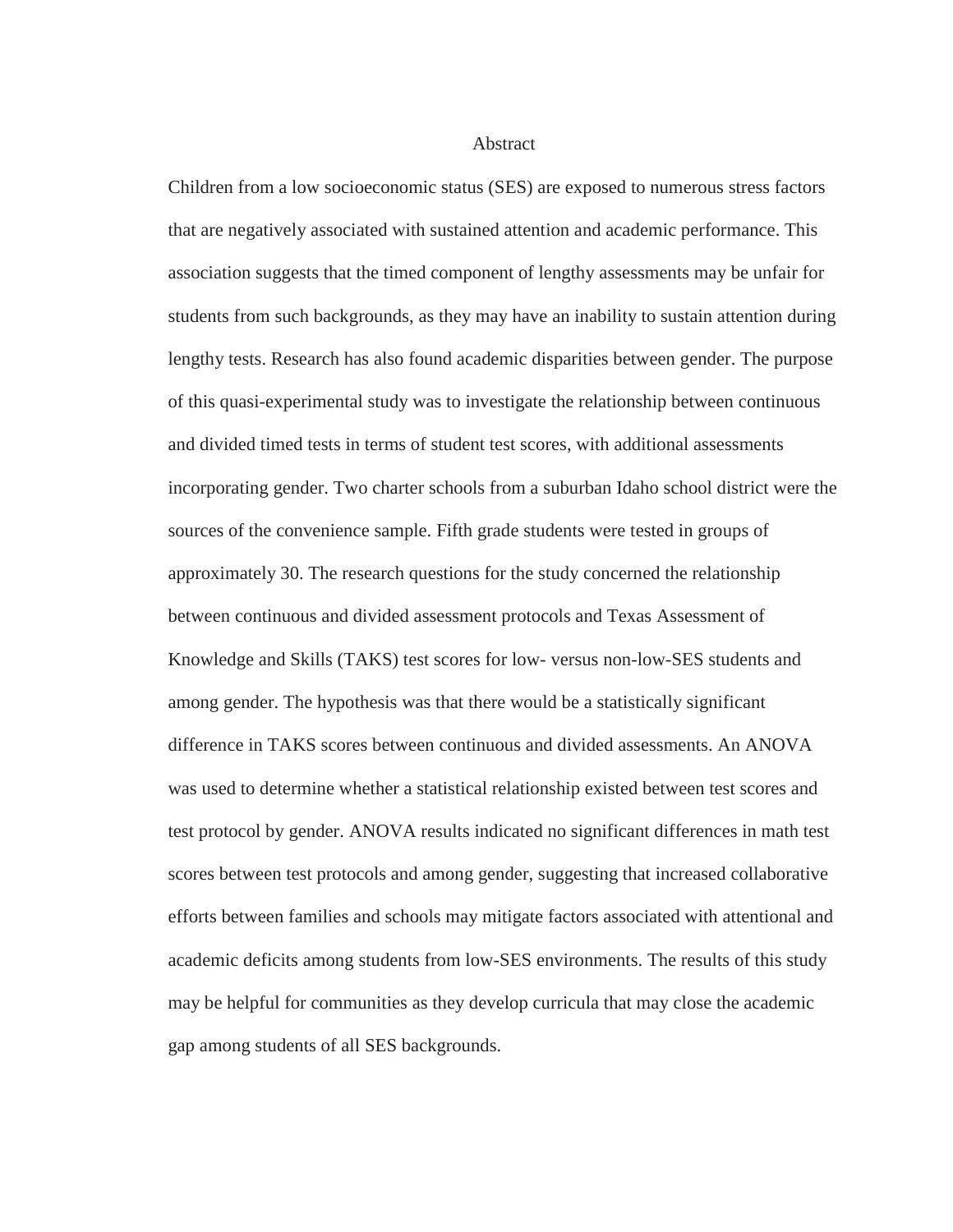# Abstract

Children from a low socioeconomic status (SES) are exposed to numerous stress factors that are negatively associated with sustained attention and academic performance. This association suggests that the timed component of lengthy assessments may be unfair for students from such backgrounds, as they may have an inability to sustain attention during lengthy tests. Research has also found academic disparities between gender. The purpose of this quasi-experimental study was to investigate the relationship between continuous and divided timed tests in terms of student test scores, with additional assessments incorporating gender. Two charter schools from a suburban Idaho school district were the sources of the convenience sample. Fifth grade students were tested in groups of approximately 30. The research questions for the study concerned the relationship between continuous and divided assessment protocols and Texas Assessment of Knowledge and Skills (TAKS) test scores for low- versus non-low-SES students and among gender. The hypothesis was that there would be a statistically significant difference in TAKS scores between continuous and divided assessments. An ANOVA was used to determine whether a statistical relationship existed between test scores and test protocol by gender. ANOVA results indicated no significant differences in math test scores between test protocols and among gender, suggesting that increased collaborative efforts between families and schools may mitigate factors associated with attentional and academic deficits among students from low-SES environments. The results of this study may be helpful for communities as they develop curricula that may close the academic gap among students of all SES backgrounds.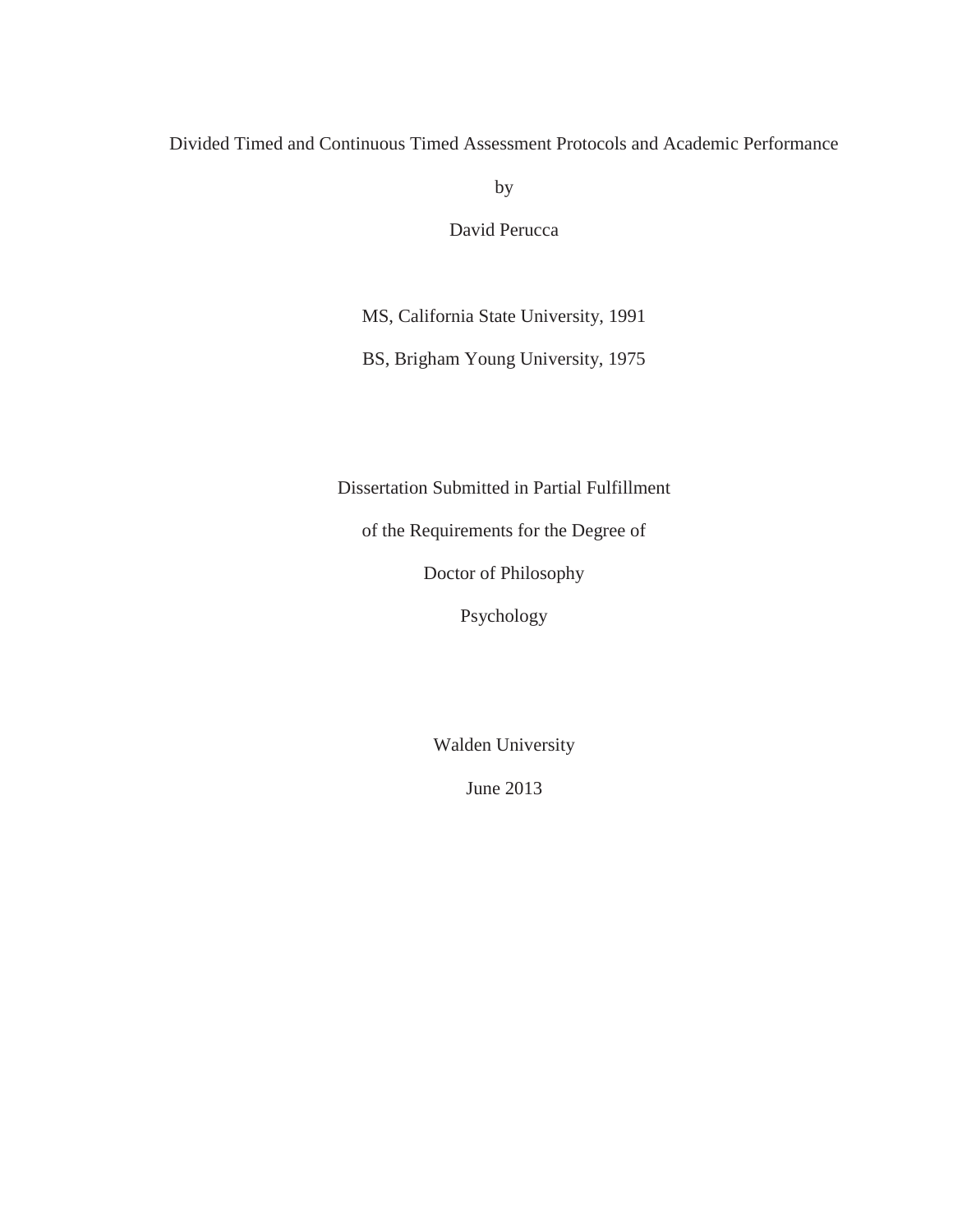Divided Timed and Continuous Timed Assessment Protocols and Academic Performance

by

David Perucca

MS, California State University, 1991

BS, Brigham Young University, 1975

Dissertation Submitted in Partial Fulfillment

of the Requirements for the Degree of

Doctor of Philosophy

Psychology

Walden University

June 2013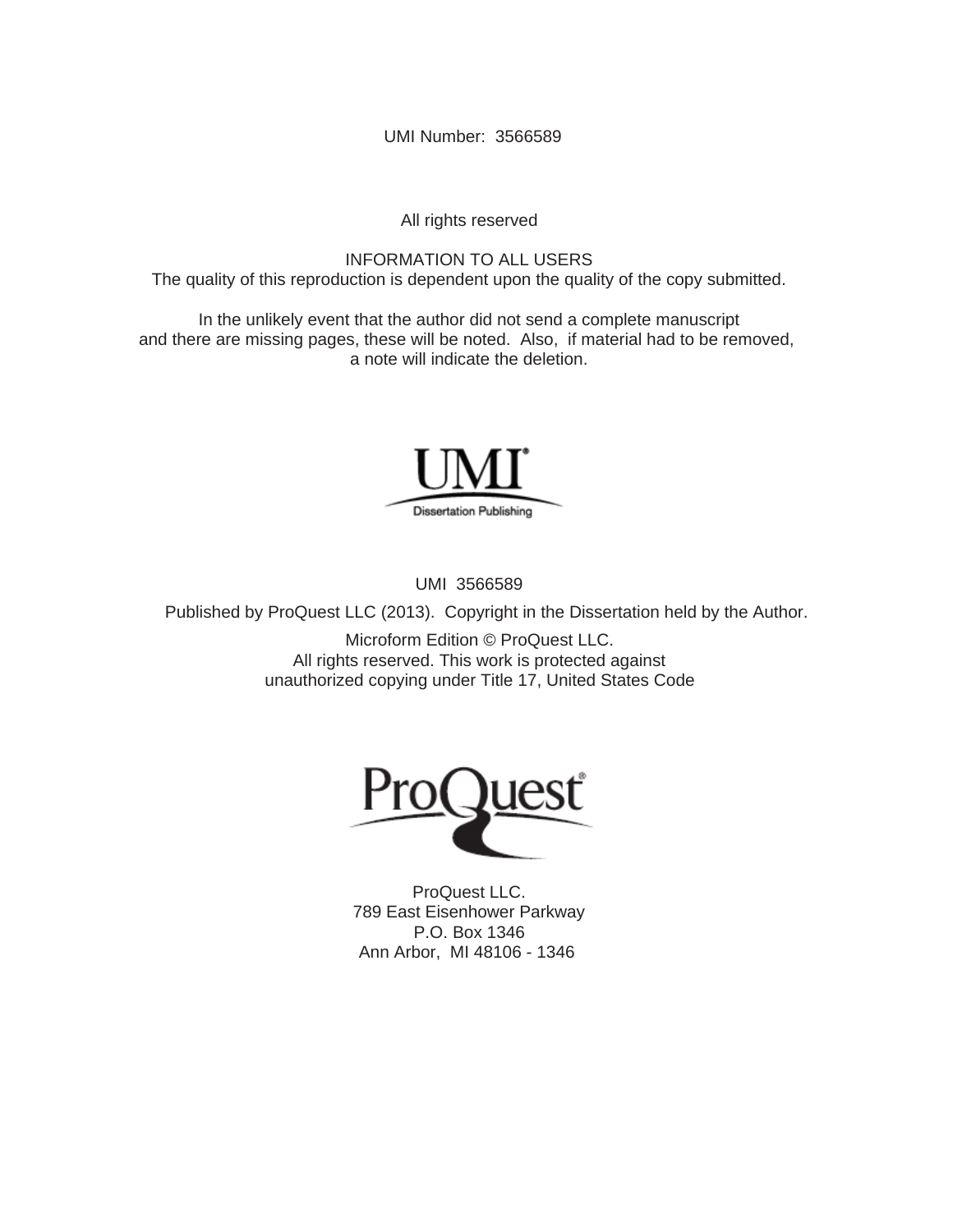UMI Number: 3566589

All rights reserved

INFORMATION TO ALL USERS
The quality of this reproduction is dependent upon the quality of the copy submitted.

In the unlikely event that the author did not send a complete manuscript
and there are missing pages, these will be noted. Also, if material had to be removed,
a note will indicate the deletion.

UMI
Dissertation Publishing

UMI 3566589

Published by ProQuest LLC (2013). Copyright in the Dissertation held by the Author.

Microform Edition © ProQuest LLC.
All rights reserved. This work is protected against
unauthorized copying under Title 17, United States Code

ProQuest

ProQuest LLC.
789 East Eisenhower Parkway
P.O. Box 1346
Ann Arbor, MI 48106 - 1346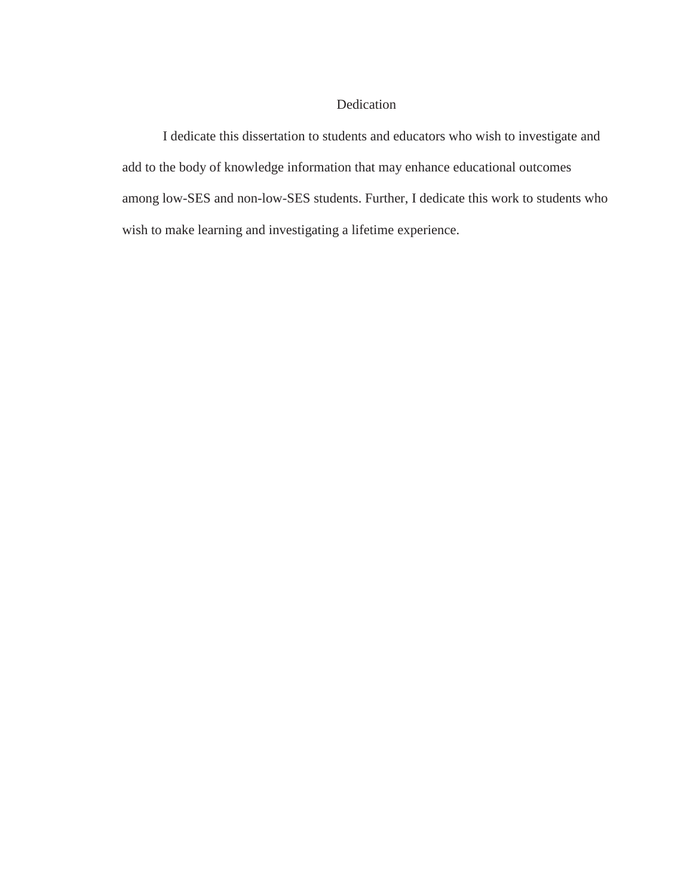# Dedication

I dedicate this dissertation to students and educators who wish to investigate and add to the body of knowledge information that may enhance educational outcomes among low-SES and non-low-SES students. Further, I dedicate this work to students who wish to make learning and investigating a lifetime experience.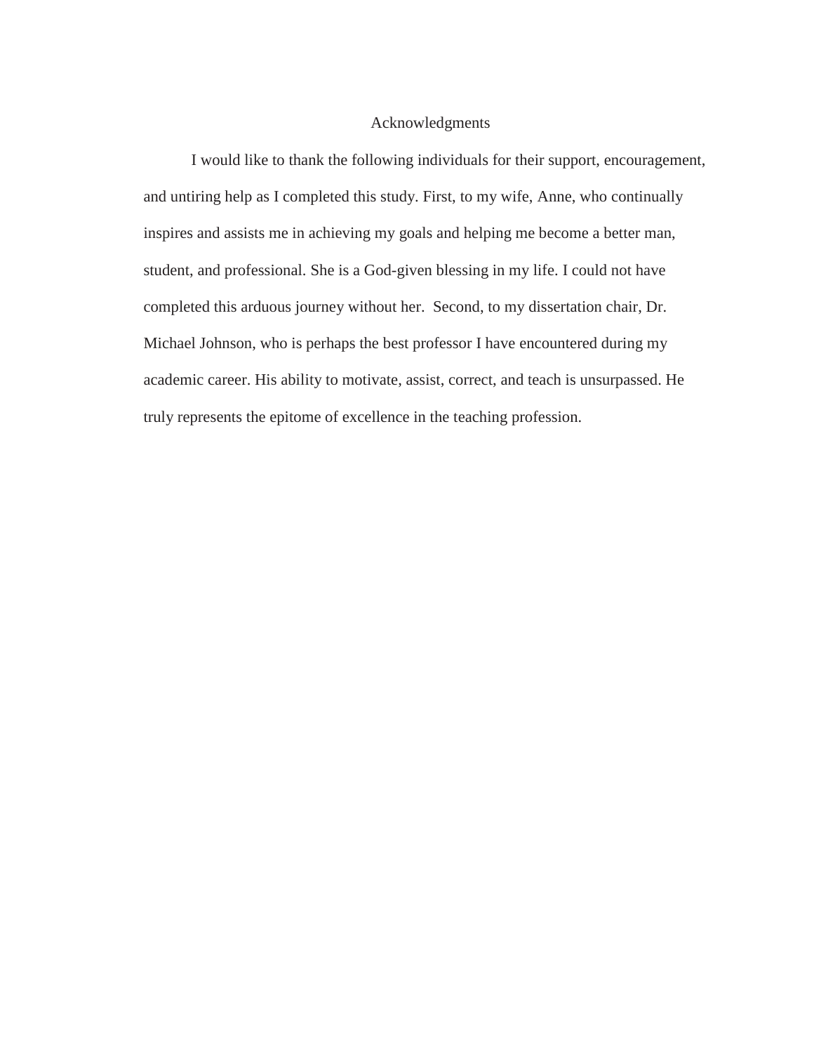# Acknowledgments

I would like to thank the following individuals for their support, encouragement, and untiring help as I completed this study. First, to my wife, Anne, who continually inspires and assists me in achieving my goals and helping me become a better man, student, and professional. She is a God-given blessing in my life. I could not have completed this arduous journey without her. Second, to my dissertation chair, Dr. Michael Johnson, who is perhaps the best professor I have encountered during my academic career. His ability to motivate, assist, correct, and teach is unsurpassed. He truly represents the epitome of excellence in the teaching profession.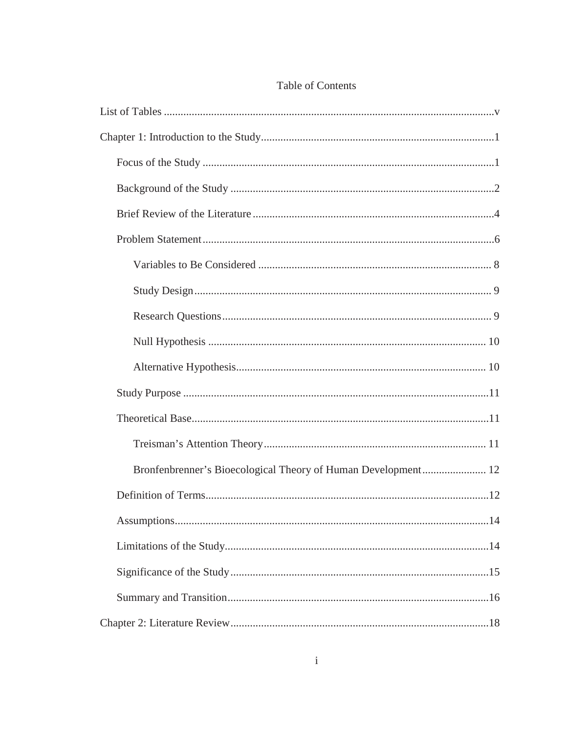# Table of Contents

List of Tables .......................................................................................................................v

Chapter 1: Introduction to the Study....................................................................................1

- Focus of the Study .........................................................................................................1
- Background of the Study ...............................................................................................2
- Brief Review of the Literature .......................................................................................4
- Problem Statement .........................................................................................................6
  - Variables to Be Considered .................................................................................... 8
  - Study Design........................................................................................................... 9
  - Research Questions................................................................................................. 9
  - Null Hypothesis .................................................................................................... 10
  - Alternative Hypothesis.......................................................................................... 10
- Study Purpose ..............................................................................................................11
- Theoretical Base...........................................................................................................11
  - Treisman's Attention Theory................................................................................ 11
  - Bronfenbrenner's Bioecological Theory of Human Development....................... 12
- Definition of Terms......................................................................................................12
- Assumptions.................................................................................................................14
- Limitations of the Study...............................................................................................14
- Significance of the Study.............................................................................................15
- Summary and Transition..............................................................................................16

Chapter 2: Literature Review.............................................................................................18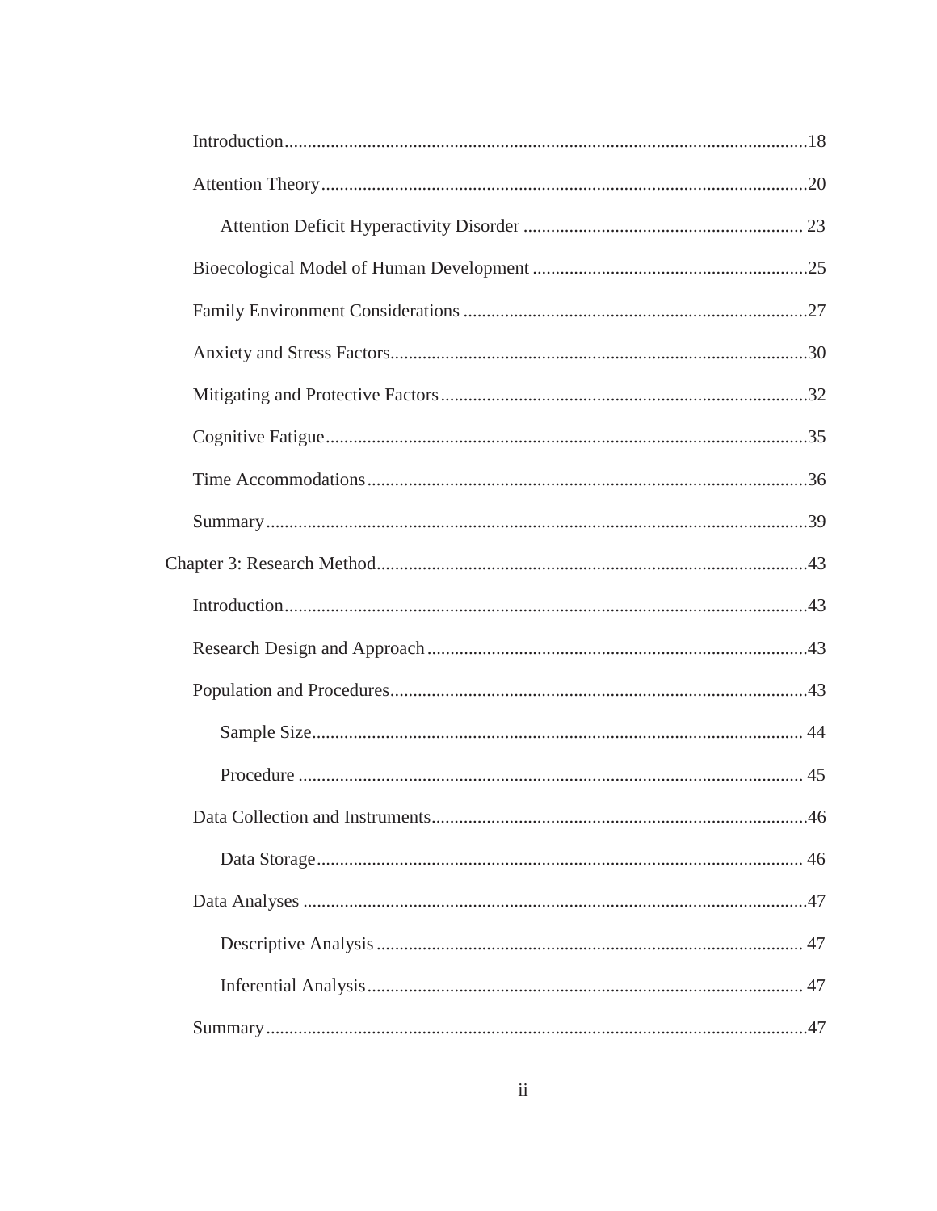Introduction.................................................................................................................18

Attention Theory..........................................................................................................20

Attention Deficit Hyperactivity Disorder ............................................................. 23

Bioecological Model of Human Development ............................................................25

Family Environment Considerations ...........................................................................27

Anxiety and Stress Factors...........................................................................................30

Mitigating and Protective Factors................................................................................32

Cognitive Fatigue.........................................................................................................35

Time Accommodations................................................................................................36

Summary......................................................................................................................39

Chapter 3: Research Method..............................................................................................43

Introduction..................................................................................................................43

Research Design and Approach...................................................................................43

Population and Procedures...........................................................................................43

Sample Size........................................................................................................... 44

Procedure .............................................................................................................. 45

Data Collection and Instruments..................................................................................46

Data Storage.......................................................................................................... 46

Data Analyses ..............................................................................................................47

Descriptive Analysis ............................................................................................. 47

Inferential Analysis............................................................................................... 47

Summary......................................................................................................................47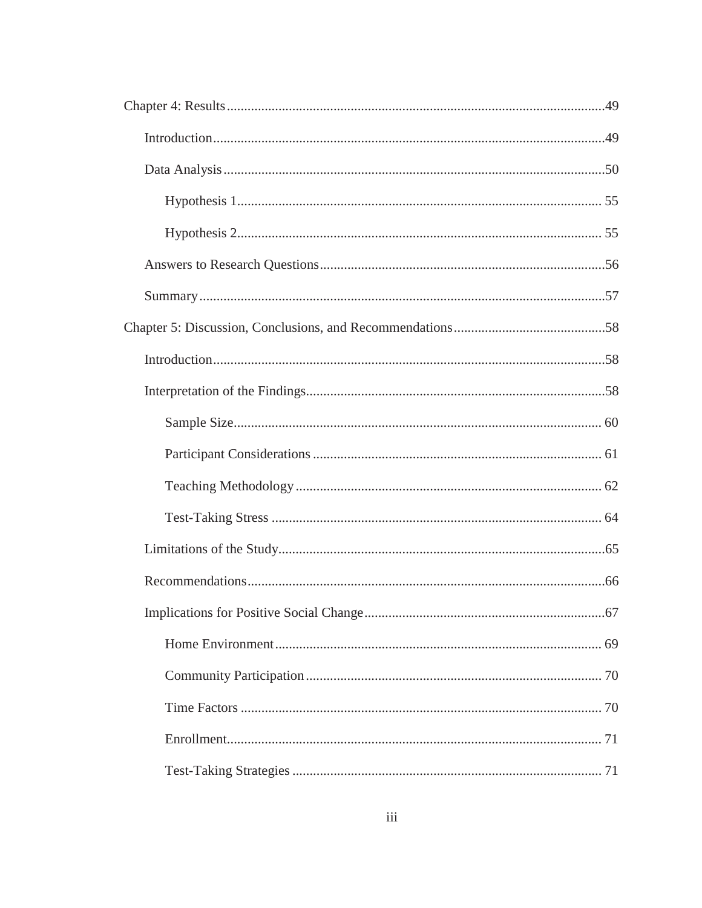Chapter 4: Results .......... 49

- Introduction .......... 49
- Data Analysis .......... 50
  - Hypothesis 1 .......... 55
  - Hypothesis 2 .......... 55
- Answers to Research Questions .......... 56
- Summary .......... 57

Chapter 5: Discussion, Conclusions, and Recommendations .......... 58

- Introduction .......... 58
- Interpretation of the Findings .......... 58
  - Sample Size .......... 60
  - Participant Considerations .......... 61
  - Teaching Methodology .......... 62
  - Test-Taking Stress .......... 64
- Limitations of the Study .......... 65
- Recommendations .......... 66
- Implications for Positive Social Change .......... 67
  - Home Environment .......... 69
  - Community Participation .......... 70
  - Time Factors .......... 70
  - Enrollment .......... 71
  - Test-Taking Strategies .......... 71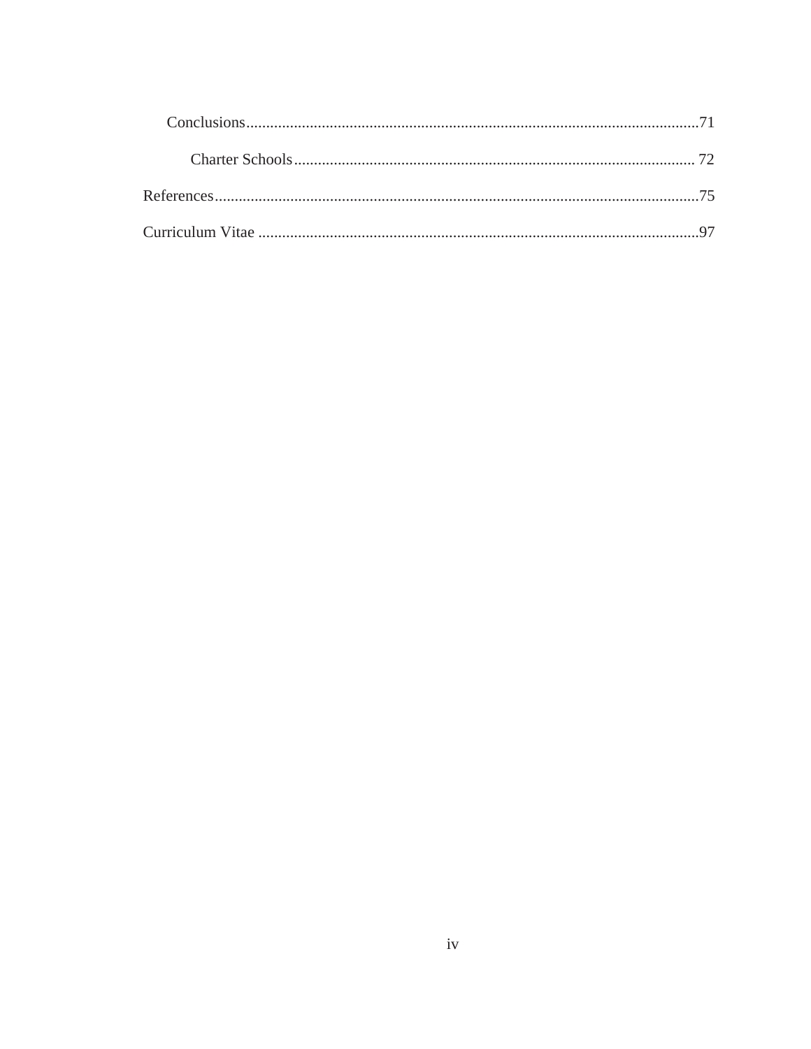Conclusions....................................................................................................................71

Charter Schools...................................................................................................... 72

References...........................................................................................................................75

Curriculum Vitae ...............................................................................................................97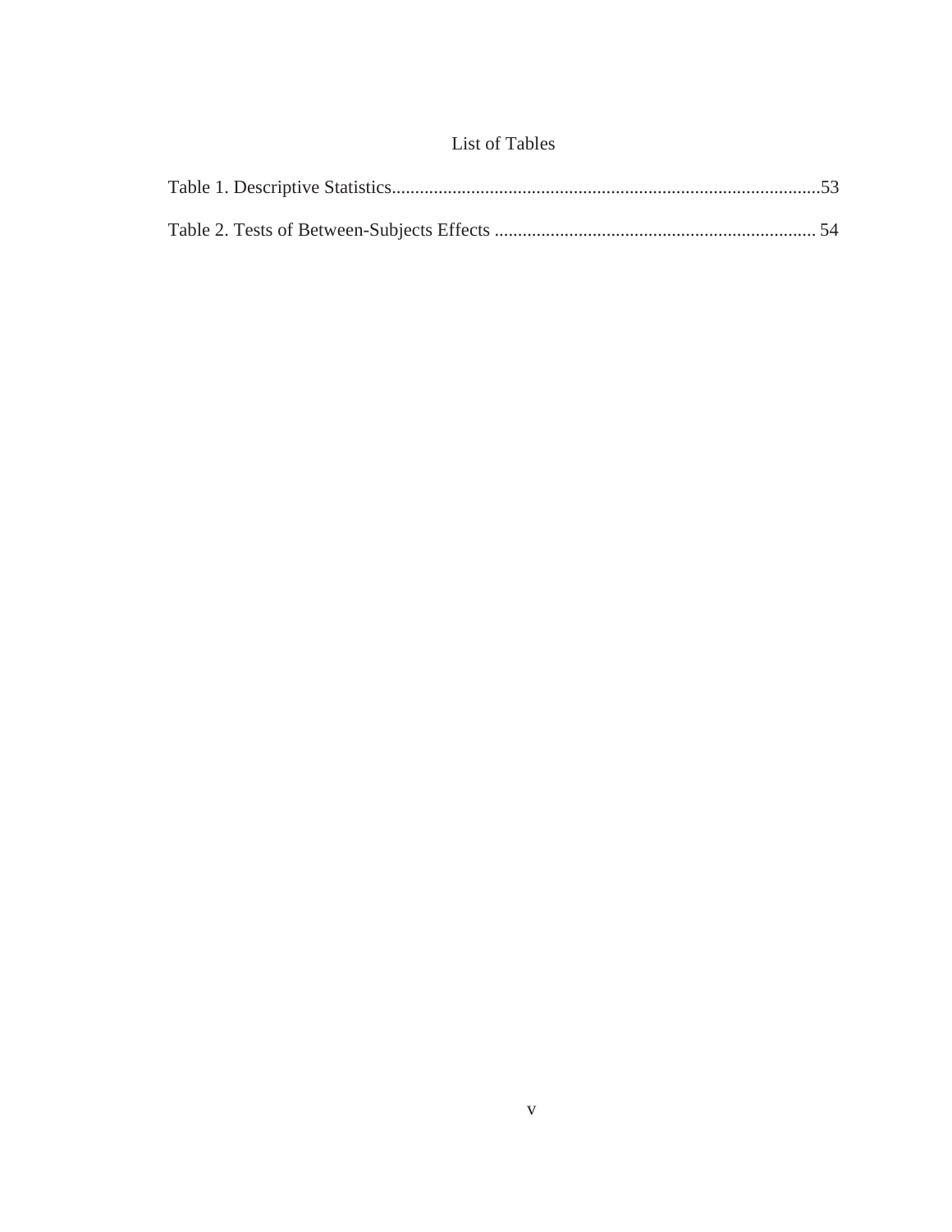# List of Tables

Table 1. Descriptive Statistics............................................................................................53

Table 2. Tests of Between-Subjects Effects ..................................................................... 54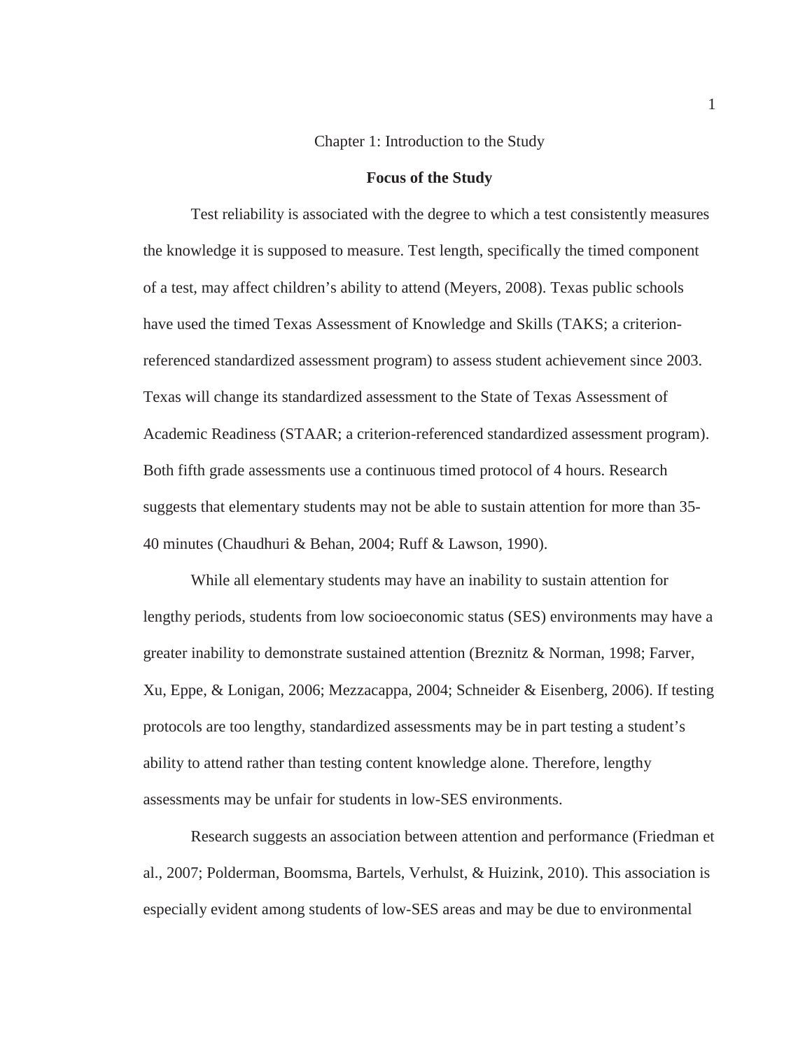# Chapter 1: Introduction to the Study

## Focus of the Study

Test reliability is associated with the degree to which a test consistently measures the knowledge it is supposed to measure. Test length, specifically the timed component of a test, may affect children's ability to attend (Meyers, 2008). Texas public schools have used the timed Texas Assessment of Knowledge and Skills (TAKS; a criterion-referenced standardized assessment program) to assess student achievement since 2003. Texas will change its standardized assessment to the State of Texas Assessment of Academic Readiness (STAAR; a criterion-referenced standardized assessment program). Both fifth grade assessments use a continuous timed protocol of 4 hours. Research suggests that elementary students may not be able to sustain attention for more than 35-40 minutes (Chaudhuri & Behan, 2004; Ruff & Lawson, 1990).

While all elementary students may have an inability to sustain attention for lengthy periods, students from low socioeconomic status (SES) environments may have a greater inability to demonstrate sustained attention (Breznitz & Norman, 1998; Farver, Xu, Eppe, & Lonigan, 2006; Mezzacappa, 2004; Schneider & Eisenberg, 2006). If testing protocols are too lengthy, standardized assessments may be in part testing a student's ability to attend rather than testing content knowledge alone. Therefore, lengthy assessments may be unfair for students in low-SES environments.

Research suggests an association between attention and performance (Friedman et al., 2007; Polderman, Boomsma, Bartels, Verhulst, & Huizink, 2010). This association is especially evident among students of low-SES areas and may be due to environmental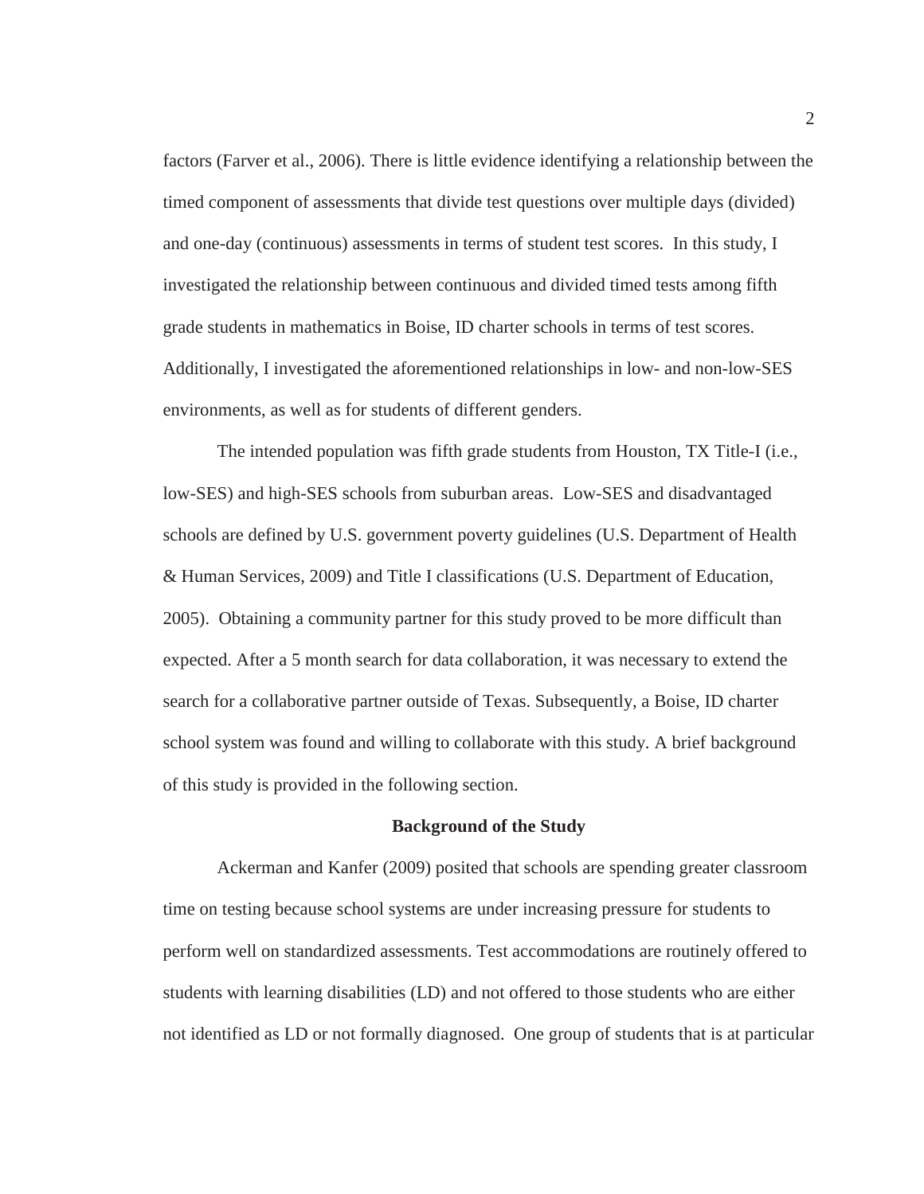factors (Farver et al., 2006). There is little evidence identifying a relationship between the timed component of assessments that divide test questions over multiple days (divided) and one-day (continuous) assessments in terms of student test scores.  In this study, I investigated the relationship between continuous and divided timed tests among fifth grade students in mathematics in Boise, ID charter schools in terms of test scores. Additionally, I investigated the aforementioned relationships in low- and non-low-SES environments, as well as for students of different genders.

The intended population was fifth grade students from Houston, TX Title-I (i.e., low-SES) and high-SES schools from suburban areas.  Low-SES and disadvantaged schools are defined by U.S. government poverty guidelines (U.S. Department of Health & Human Services, 2009) and Title I classifications (U.S. Department of Education, 2005).  Obtaining a community partner for this study proved to be more difficult than expected. After a 5 month search for data collaboration, it was necessary to extend the search for a collaborative partner outside of Texas. Subsequently, a Boise, ID charter school system was found and willing to collaborate with this study. A brief background of this study is provided in the following section.

## Background of the Study

Ackerman and Kanfer (2009) posited that schools are spending greater classroom time on testing because school systems are under increasing pressure for students to perform well on standardized assessments. Test accommodations are routinely offered to students with learning disabilities (LD) and not offered to those students who are either not identified as LD or not formally diagnosed.  One group of students that is at particular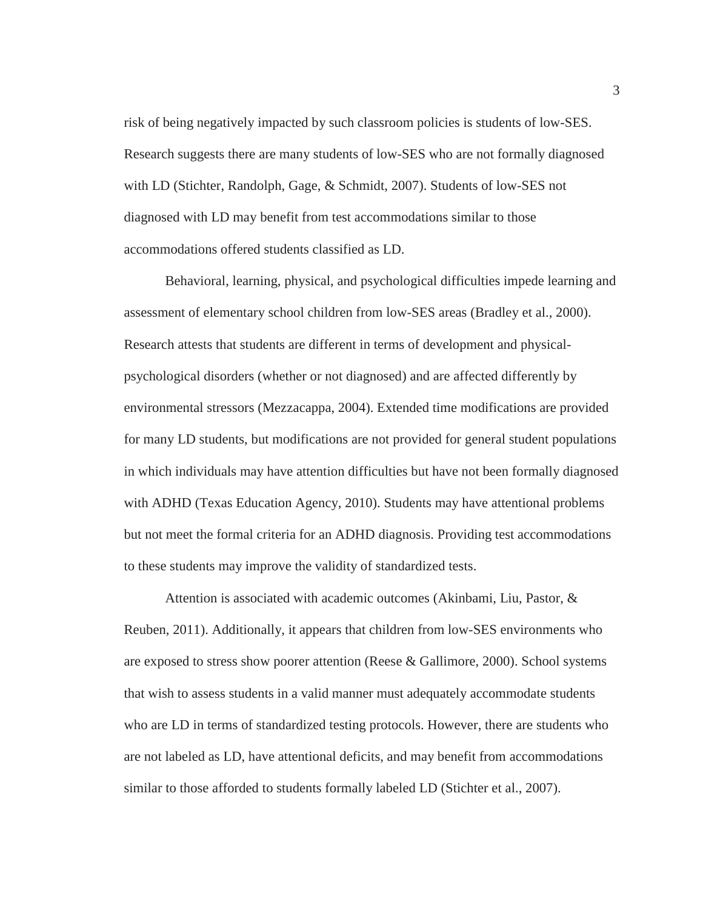risk of being negatively impacted by such classroom policies is students of low-SES. Research suggests there are many students of low-SES who are not formally diagnosed with LD (Stichter, Randolph, Gage, & Schmidt, 2007). Students of low-SES not diagnosed with LD may benefit from test accommodations similar to those accommodations offered students classified as LD.

Behavioral, learning, physical, and psychological difficulties impede learning and assessment of elementary school children from low-SES areas (Bradley et al., 2000). Research attests that students are different in terms of development and physical-psychological disorders (whether or not diagnosed) and are affected differently by environmental stressors (Mezzacappa, 2004). Extended time modifications are provided for many LD students, but modifications are not provided for general student populations in which individuals may have attention difficulties but have not been formally diagnosed with ADHD (Texas Education Agency, 2010). Students may have attentional problems but not meet the formal criteria for an ADHD diagnosis. Providing test accommodations to these students may improve the validity of standardized tests.

Attention is associated with academic outcomes (Akinbami, Liu, Pastor, & Reuben, 2011). Additionally, it appears that children from low-SES environments who are exposed to stress show poorer attention (Reese & Gallimore, 2000). School systems that wish to assess students in a valid manner must adequately accommodate students who are LD in terms of standardized testing protocols. However, there are students who are not labeled as LD, have attentional deficits, and may benefit from accommodations similar to those afforded to students formally labeled LD (Stichter et al., 2007).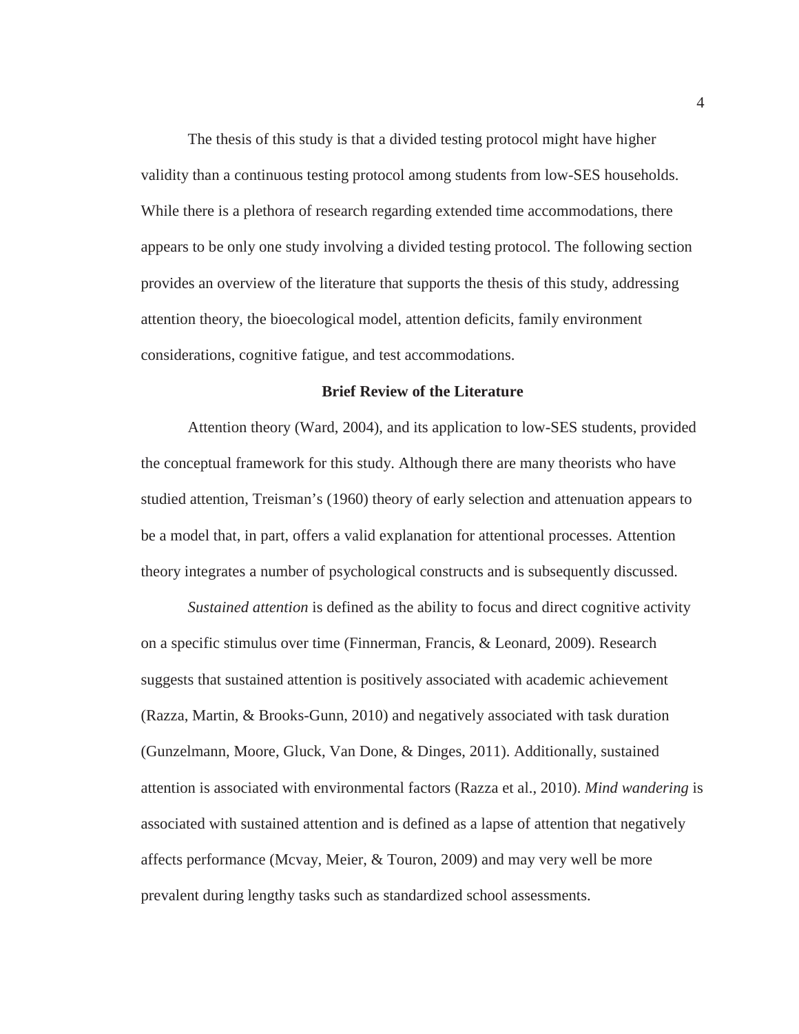The thesis of this study is that a divided testing protocol might have higher validity than a continuous testing protocol among students from low-SES households. While there is a plethora of research regarding extended time accommodations, there appears to be only one study involving a divided testing protocol. The following section provides an overview of the literature that supports the thesis of this study, addressing attention theory, the bioecological model, attention deficits, family environment considerations, cognitive fatigue, and test accommodations.

## Brief Review of the Literature

Attention theory (Ward, 2004), and its application to low-SES students, provided the conceptual framework for this study. Although there are many theorists who have studied attention, Treisman's (1960) theory of early selection and attenuation appears to be a model that, in part, offers a valid explanation for attentional processes. Attention theory integrates a number of psychological constructs and is subsequently discussed.

*Sustained attention* is defined as the ability to focus and direct cognitive activity on a specific stimulus over time (Finnerman, Francis, & Leonard, 2009). Research suggests that sustained attention is positively associated with academic achievement (Razza, Martin, & Brooks-Gunn, 2010) and negatively associated with task duration (Gunzelmann, Moore, Gluck, Van Done, & Dinges, 2011). Additionally, sustained attention is associated with environmental factors (Razza et al., 2010). *Mind wandering* is associated with sustained attention and is defined as a lapse of attention that negatively affects performance (Mcvay, Meier, & Touron, 2009) and may very well be more prevalent during lengthy tasks such as standardized school assessments.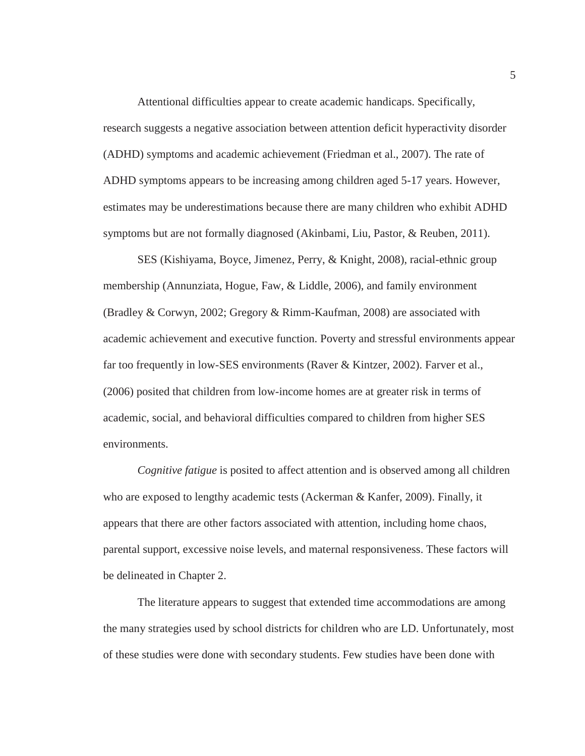Attentional difficulties appear to create academic handicaps. Specifically, research suggests a negative association between attention deficit hyperactivity disorder (ADHD) symptoms and academic achievement (Friedman et al., 2007). The rate of ADHD symptoms appears to be increasing among children aged 5-17 years. However, estimates may be underestimations because there are many children who exhibit ADHD symptoms but are not formally diagnosed (Akinbami, Liu, Pastor, & Reuben, 2011).

SES (Kishiyama, Boyce, Jimenez, Perry, & Knight, 2008), racial-ethnic group membership (Annunziata, Hogue, Faw, & Liddle, 2006), and family environment (Bradley & Corwyn, 2002; Gregory & Rimm-Kaufman, 2008) are associated with academic achievement and executive function. Poverty and stressful environments appear far too frequently in low-SES environments (Raver & Kintzer, 2002). Farver et al., (2006) posited that children from low-income homes are at greater risk in terms of academic, social, and behavioral difficulties compared to children from higher SES environments.

*Cognitive fatigue* is posited to affect attention and is observed among all children who are exposed to lengthy academic tests (Ackerman & Kanfer, 2009). Finally, it appears that there are other factors associated with attention, including home chaos, parental support, excessive noise levels, and maternal responsiveness. These factors will be delineated in Chapter 2.

The literature appears to suggest that extended time accommodations are among the many strategies used by school districts for children who are LD. Unfortunately, most of these studies were done with secondary students. Few studies have been done with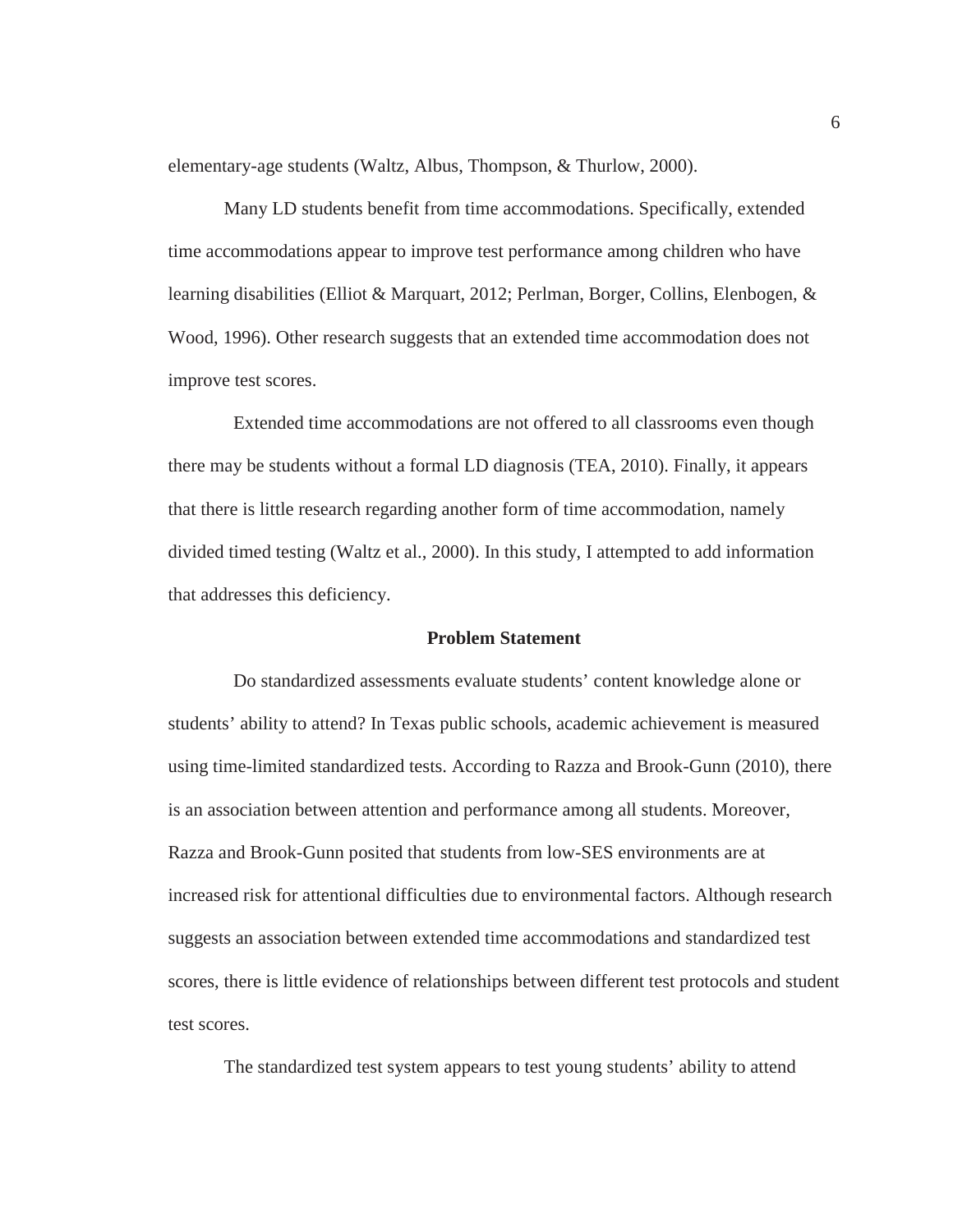elementary-age students (Waltz, Albus, Thompson, & Thurlow, 2000).

Many LD students benefit from time accommodations. Specifically, extended time accommodations appear to improve test performance among children who have learning disabilities (Elliot & Marquart, 2012; Perlman, Borger, Collins, Elenbogen, & Wood, 1996). Other research suggests that an extended time accommodation does not improve test scores.

Extended time accommodations are not offered to all classrooms even though there may be students without a formal LD diagnosis (TEA, 2010). Finally, it appears that there is little research regarding another form of time accommodation, namely divided timed testing (Waltz et al., 2000). In this study, I attempted to add information that addresses this deficiency.

## Problem Statement

Do standardized assessments evaluate students' content knowledge alone or students' ability to attend? In Texas public schools, academic achievement is measured using time-limited standardized tests. According to Razza and Brook-Gunn (2010), there is an association between attention and performance among all students. Moreover, Razza and Brook-Gunn posited that students from low-SES environments are at increased risk for attentional difficulties due to environmental factors. Although research suggests an association between extended time accommodations and standardized test scores, there is little evidence of relationships between different test protocols and student test scores.

The standardized test system appears to test young students' ability to attend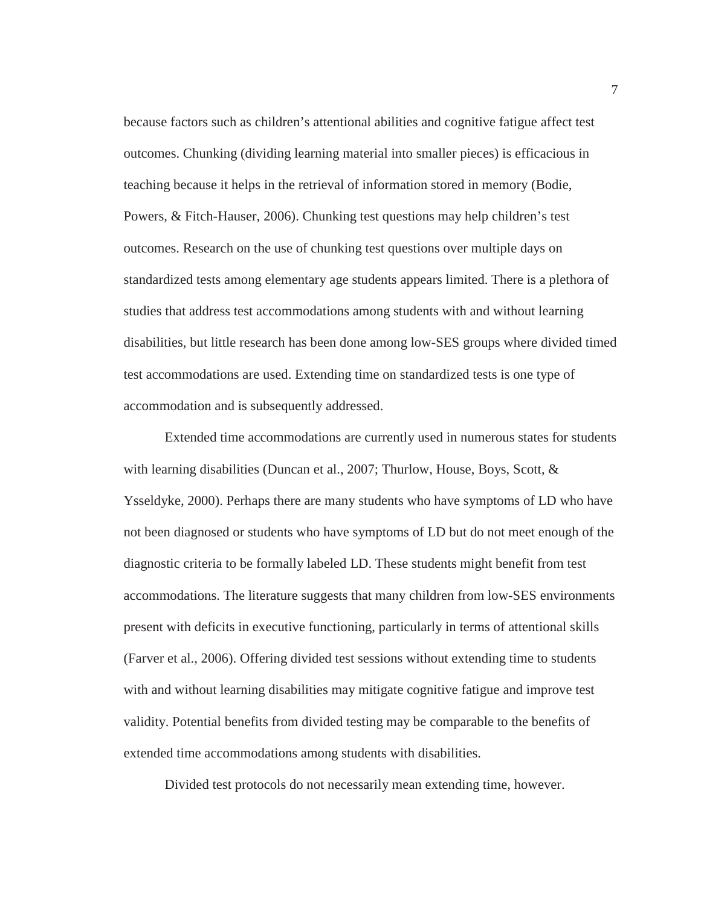because factors such as children's attentional abilities and cognitive fatigue affect test outcomes. Chunking (dividing learning material into smaller pieces) is efficacious in teaching because it helps in the retrieval of information stored in memory (Bodie, Powers, & Fitch-Hauser, 2006). Chunking test questions may help children's test outcomes. Research on the use of chunking test questions over multiple days on standardized tests among elementary age students appears limited. There is a plethora of studies that address test accommodations among students with and without learning disabilities, but little research has been done among low-SES groups where divided timed test accommodations are used. Extending time on standardized tests is one type of accommodation and is subsequently addressed.

Extended time accommodations are currently used in numerous states for students with learning disabilities (Duncan et al., 2007; Thurlow, House, Boys, Scott, & Ysseldyke, 2000). Perhaps there are many students who have symptoms of LD who have not been diagnosed or students who have symptoms of LD but do not meet enough of the diagnostic criteria to be formally labeled LD. These students might benefit from test accommodations. The literature suggests that many children from low-SES environments present with deficits in executive functioning, particularly in terms of attentional skills (Farver et al., 2006). Offering divided test sessions without extending time to students with and without learning disabilities may mitigate cognitive fatigue and improve test validity. Potential benefits from divided testing may be comparable to the benefits of extended time accommodations among students with disabilities.

Divided test protocols do not necessarily mean extending time, however.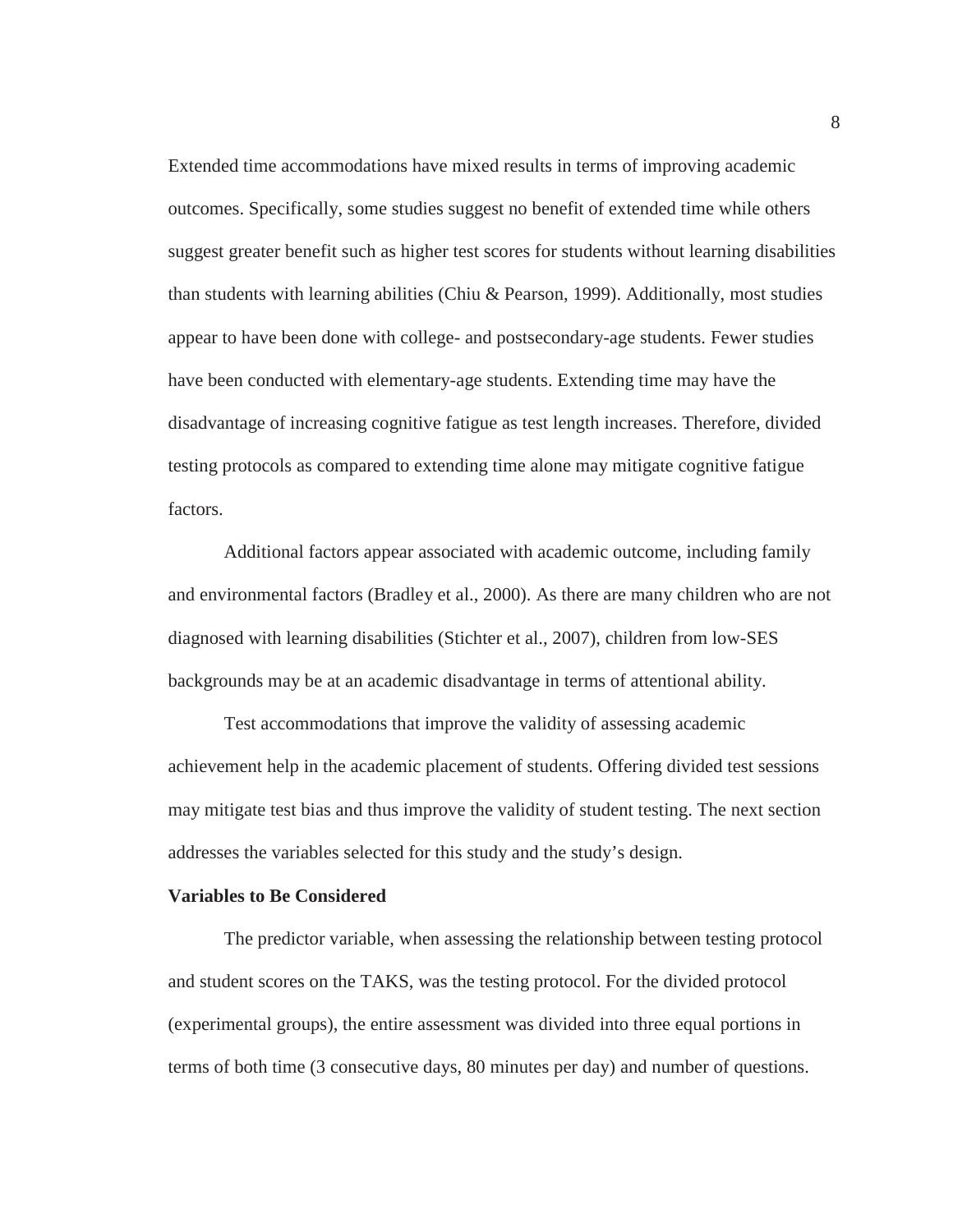Extended time accommodations have mixed results in terms of improving academic outcomes. Specifically, some studies suggest no benefit of extended time while others suggest greater benefit such as higher test scores for students without learning disabilities than students with learning abilities (Chiu & Pearson, 1999). Additionally, most studies appear to have been done with college- and postsecondary-age students. Fewer studies have been conducted with elementary-age students. Extending time may have the disadvantage of increasing cognitive fatigue as test length increases. Therefore, divided testing protocols as compared to extending time alone may mitigate cognitive fatigue factors.

Additional factors appear associated with academic outcome, including family and environmental factors (Bradley et al., 2000). As there are many children who are not diagnosed with learning disabilities (Stichter et al., 2007), children from low-SES backgrounds may be at an academic disadvantage in terms of attentional ability.

Test accommodations that improve the validity of assessing academic achievement help in the academic placement of students. Offering divided test sessions may mitigate test bias and thus improve the validity of student testing. The next section addresses the variables selected for this study and the study's design.

**Variables to Be Considered**

The predictor variable, when assessing the relationship between testing protocol and student scores on the TAKS, was the testing protocol. For the divided protocol (experimental groups), the entire assessment was divided into three equal portions in terms of both time (3 consecutive days, 80 minutes per day) and number of questions.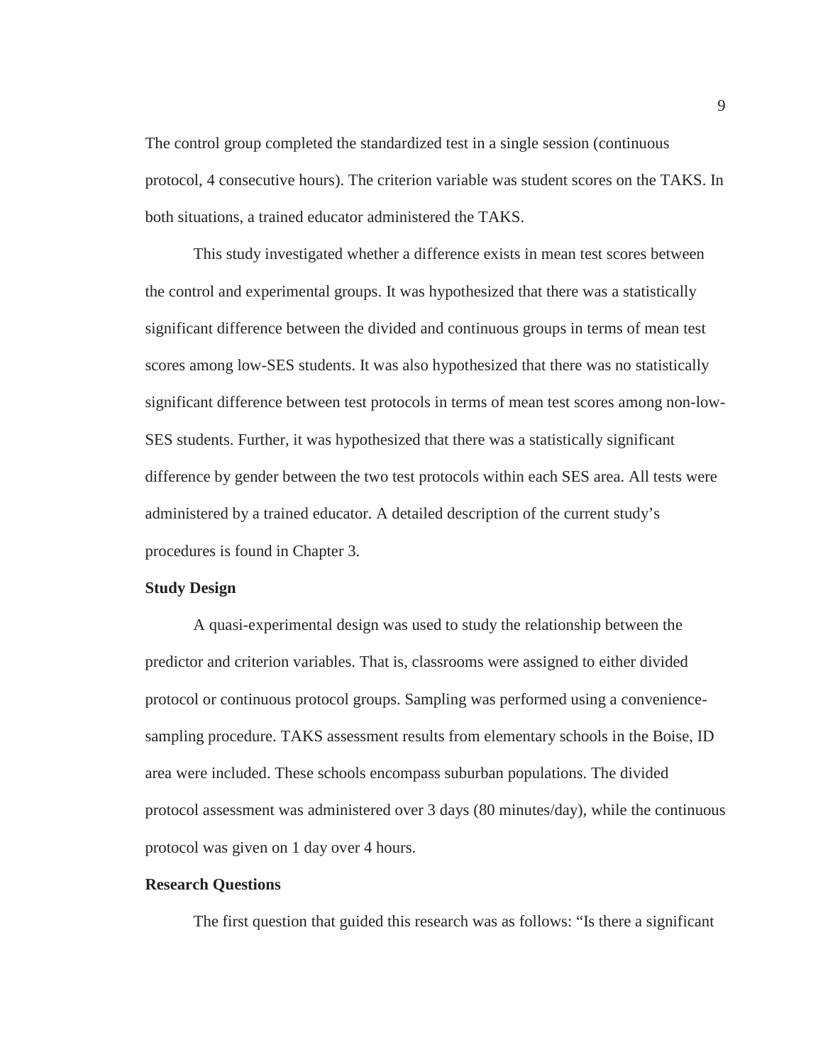The control group completed the standardized test in a single session (continuous protocol, 4 consecutive hours). The criterion variable was student scores on the TAKS. In both situations, a trained educator administered the TAKS.

This study investigated whether a difference exists in mean test scores between the control and experimental groups. It was hypothesized that there was a statistically significant difference between the divided and continuous groups in terms of mean test scores among low-SES students. It was also hypothesized that there was no statistically significant difference between test protocols in terms of mean test scores among non-low-SES students. Further, it was hypothesized that there was a statistically significant difference by gender between the two test protocols within each SES area. All tests were administered by a trained educator. A detailed description of the current study's procedures is found in Chapter 3.

## Study Design

A quasi-experimental design was used to study the relationship between the predictor and criterion variables. That is, classrooms were assigned to either divided protocol or continuous protocol groups. Sampling was performed using a convenience-sampling procedure. TAKS assessment results from elementary schools in the Boise, ID area were included. These schools encompass suburban populations. The divided protocol assessment was administered over 3 days (80 minutes/day), while the continuous protocol was given on 1 day over 4 hours.

## Research Questions

The first question that guided this research was as follows: "Is there a significant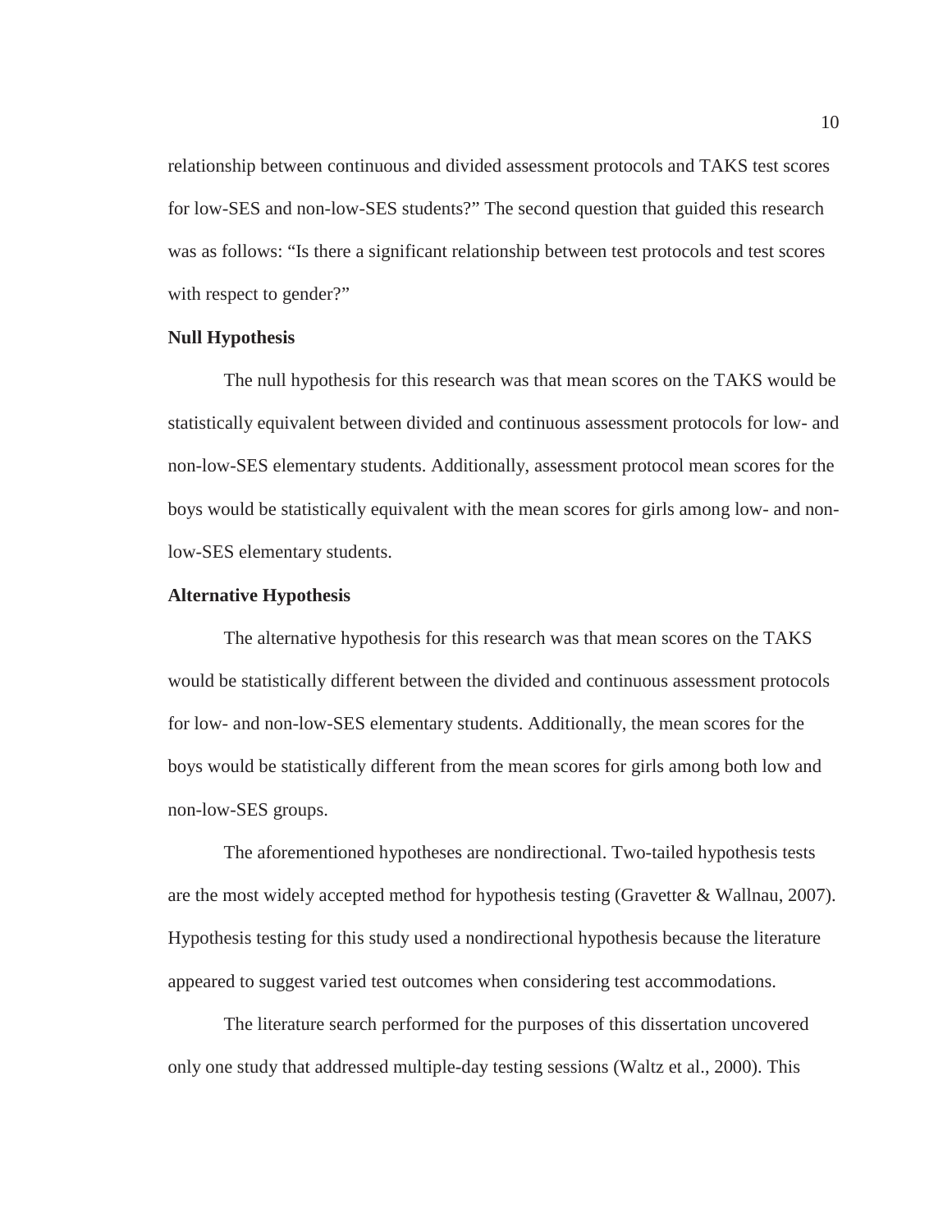relationship between continuous and divided assessment protocols and TAKS test scores for low-SES and non-low-SES students?" The second question that guided this research was as follows: "Is there a significant relationship between test protocols and test scores with respect to gender?"

**Null Hypothesis**

The null hypothesis for this research was that mean scores on the TAKS would be statistically equivalent between divided and continuous assessment protocols for low- and non-low-SES elementary students. Additionally, assessment protocol mean scores for the boys would be statistically equivalent with the mean scores for girls among low- and non-low-SES elementary students.

**Alternative Hypothesis**

The alternative hypothesis for this research was that mean scores on the TAKS would be statistically different between the divided and continuous assessment protocols for low- and non-low-SES elementary students. Additionally, the mean scores for the boys would be statistically different from the mean scores for girls among both low and non-low-SES groups.

The aforementioned hypotheses are nondirectional. Two-tailed hypothesis tests are the most widely accepted method for hypothesis testing (Gravetter & Wallnau, 2007). Hypothesis testing for this study used a nondirectional hypothesis because the literature appeared to suggest varied test outcomes when considering test accommodations.

The literature search performed for the purposes of this dissertation uncovered only one study that addressed multiple-day testing sessions (Waltz et al., 2000). This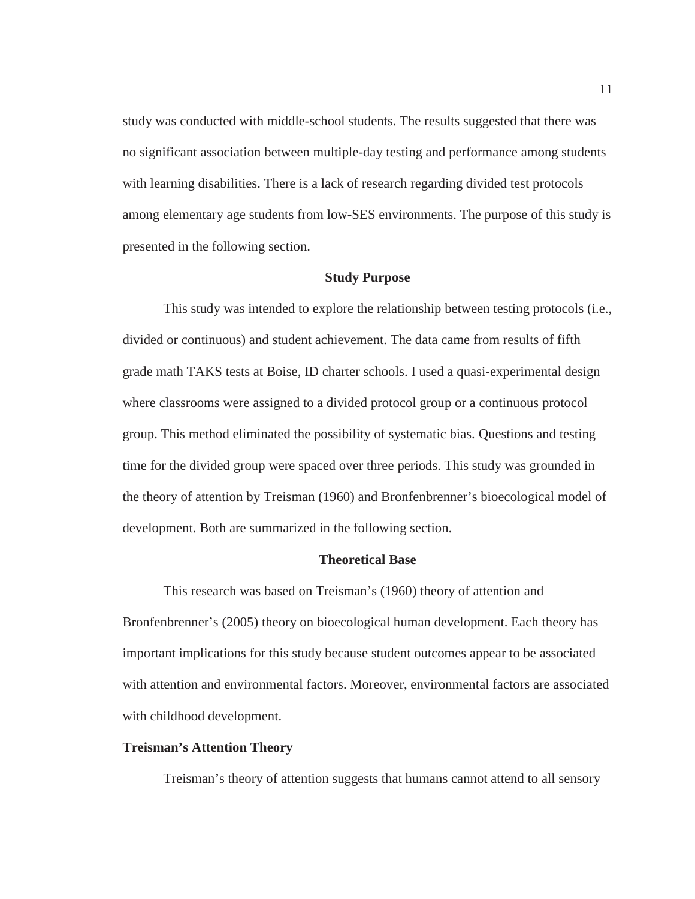study was conducted with middle-school students. The results suggested that there was no significant association between multiple-day testing and performance among students with learning disabilities. There is a lack of research regarding divided test protocols among elementary age students from low-SES environments. The purpose of this study is presented in the following section.

## Study Purpose

This study was intended to explore the relationship between testing protocols (i.e., divided or continuous) and student achievement. The data came from results of fifth grade math TAKS tests at Boise, ID charter schools. I used a quasi-experimental design where classrooms were assigned to a divided protocol group or a continuous protocol group. This method eliminated the possibility of systematic bias. Questions and testing time for the divided group were spaced over three periods. This study was grounded in the theory of attention by Treisman (1960) and Bronfenbrenner's bioecological model of development. Both are summarized in the following section.

## Theoretical Base

This research was based on Treisman's (1960) theory of attention and Bronfenbrenner's (2005) theory on bioecological human development. Each theory has important implications for this study because student outcomes appear to be associated with attention and environmental factors. Moreover, environmental factors are associated with childhood development.

### Treisman's Attention Theory

Treisman's theory of attention suggests that humans cannot attend to all sensory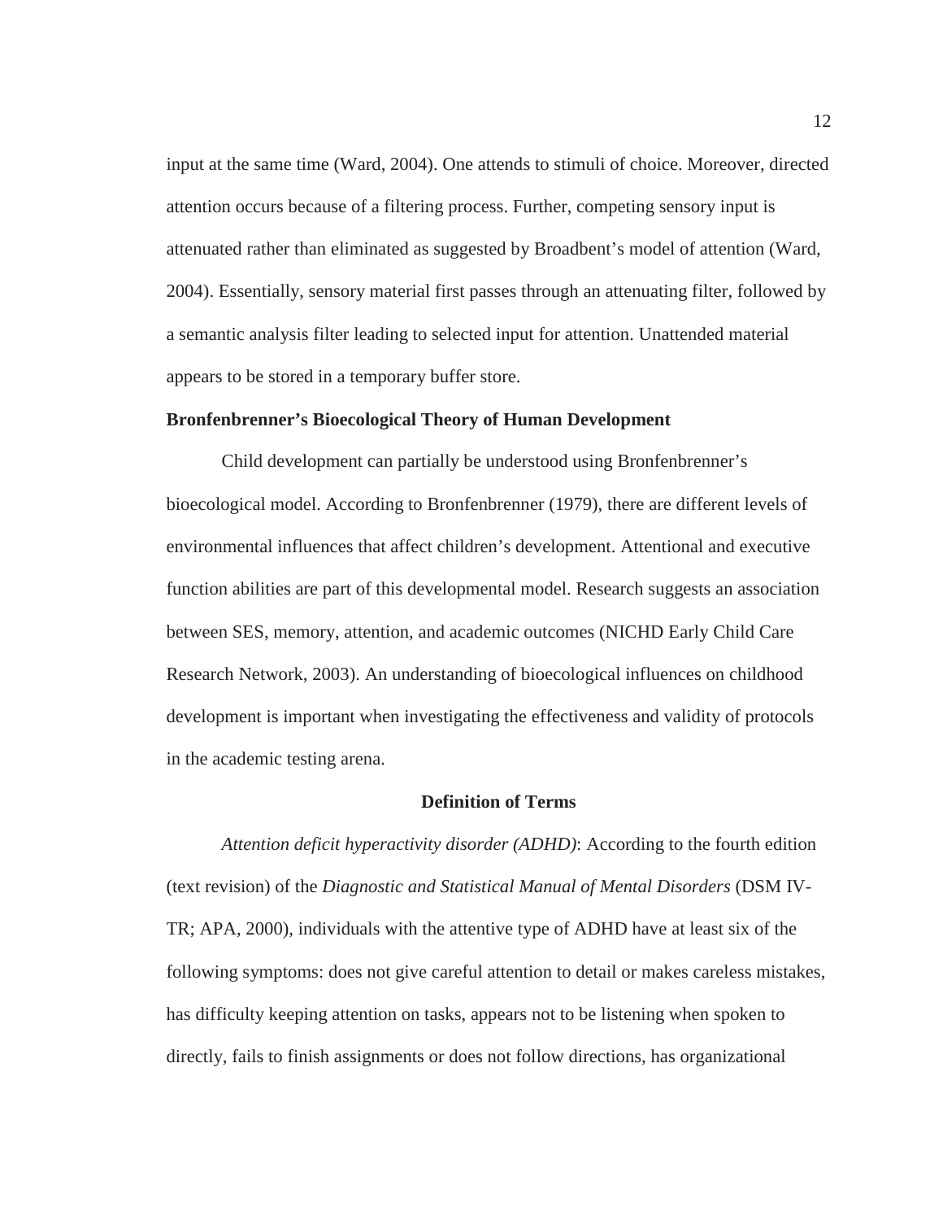input at the same time (Ward, 2004). One attends to stimuli of choice. Moreover, directed attention occurs because of a filtering process. Further, competing sensory input is attenuated rather than eliminated as suggested by Broadbent's model of attention (Ward, 2004). Essentially, sensory material first passes through an attenuating filter, followed by a semantic analysis filter leading to selected input for attention. Unattended material appears to be stored in a temporary buffer store.

### Bronfenbrenner's Bioecological Theory of Human Development

Child development can partially be understood using Bronfenbrenner's bioecological model. According to Bronfenbrenner (1979), there are different levels of environmental influences that affect children's development. Attentional and executive function abilities are part of this developmental model. Research suggests an association between SES, memory, attention, and academic outcomes (NICHD Early Child Care Research Network, 2003). An understanding of bioecological influences on childhood development is important when investigating the effectiveness and validity of protocols in the academic testing arena.

## Definition of Terms

*Attention deficit hyperactivity disorder (ADHD)*: According to the fourth edition (text revision) of the *Diagnostic and Statistical Manual of Mental Disorders* (DSM IV-TR; APA, 2000), individuals with the attentive type of ADHD have at least six of the following symptoms: does not give careful attention to detail or makes careless mistakes, has difficulty keeping attention on tasks, appears not to be listening when spoken to directly, fails to finish assignments or does not follow directions, has organizational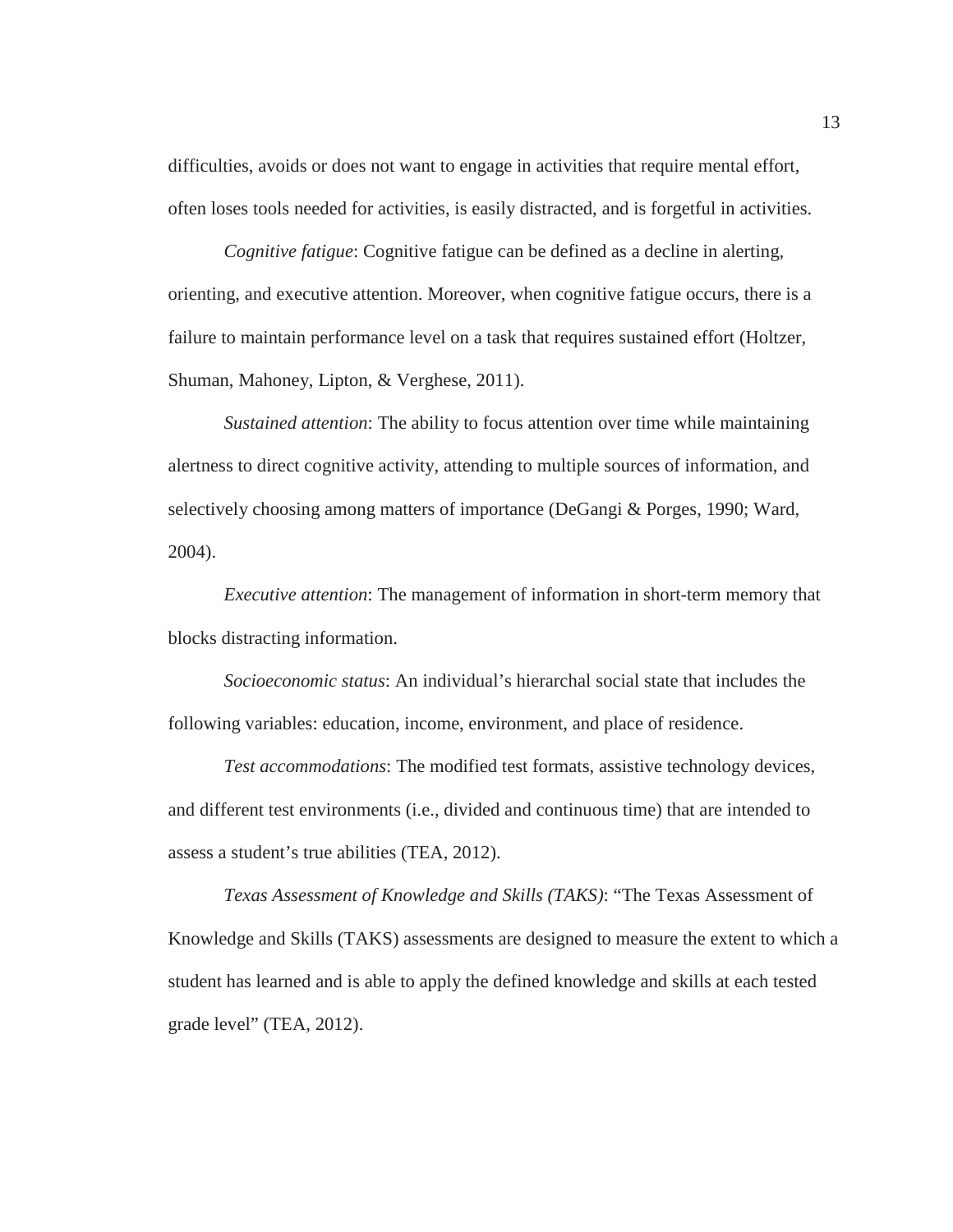difficulties, avoids or does not want to engage in activities that require mental effort, often loses tools needed for activities, is easily distracted, and is forgetful in activities.

*Cognitive fatigue*: Cognitive fatigue can be defined as a decline in alerting, orienting, and executive attention. Moreover, when cognitive fatigue occurs, there is a failure to maintain performance level on a task that requires sustained effort (Holtzer, Shuman, Mahoney, Lipton, & Verghese, 2011).

*Sustained attention*: The ability to focus attention over time while maintaining alertness to direct cognitive activity, attending to multiple sources of information, and selectively choosing among matters of importance (DeGangi & Porges, 1990; Ward, 2004).

*Executive attention*: The management of information in short-term memory that blocks distracting information.

*Socioeconomic status*: An individual's hierarchal social state that includes the following variables: education, income, environment, and place of residence.

*Test accommodations*: The modified test formats, assistive technology devices, and different test environments (i.e., divided and continuous time) that are intended to assess a student's true abilities (TEA, 2012).

*Texas Assessment of Knowledge and Skills (TAKS)*: "The Texas Assessment of Knowledge and Skills (TAKS) assessments are designed to measure the extent to which a student has learned and is able to apply the defined knowledge and skills at each tested grade level" (TEA, 2012).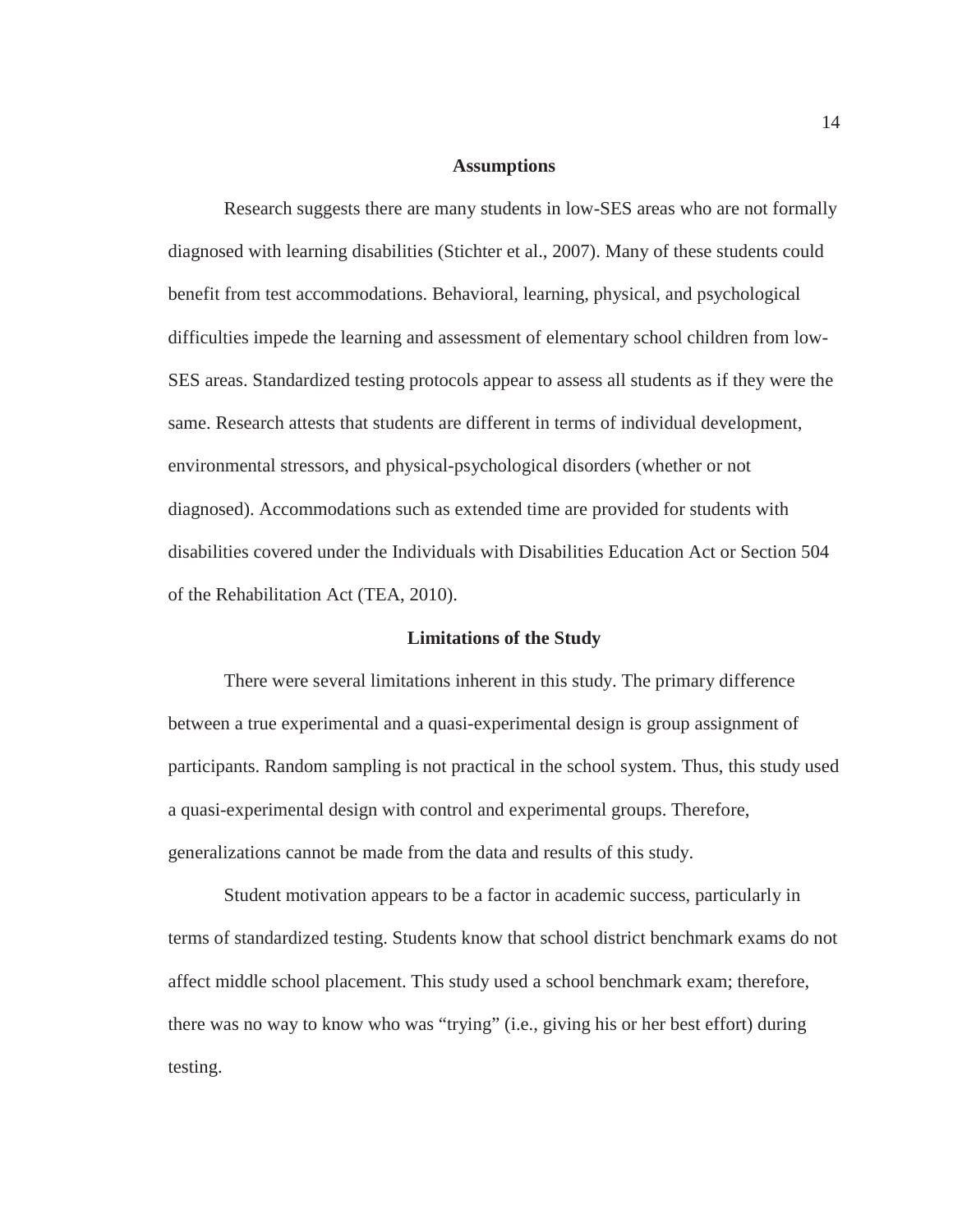## Assumptions

Research suggests there are many students in low-SES areas who are not formally diagnosed with learning disabilities (Stichter et al., 2007). Many of these students could benefit from test accommodations. Behavioral, learning, physical, and psychological difficulties impede the learning and assessment of elementary school children from low-SES areas. Standardized testing protocols appear to assess all students as if they were the same. Research attests that students are different in terms of individual development, environmental stressors, and physical-psychological disorders (whether or not diagnosed). Accommodations such as extended time are provided for students with disabilities covered under the Individuals with Disabilities Education Act or Section 504 of the Rehabilitation Act (TEA, 2010).

## Limitations of the Study

There were several limitations inherent in this study. The primary difference between a true experimental and a quasi-experimental design is group assignment of participants. Random sampling is not practical in the school system. Thus, this study used a quasi-experimental design with control and experimental groups. Therefore, generalizations cannot be made from the data and results of this study.

Student motivation appears to be a factor in academic success, particularly in terms of standardized testing. Students know that school district benchmark exams do not affect middle school placement. This study used a school benchmark exam; therefore, there was no way to know who was "trying" (i.e., giving his or her best effort) during testing.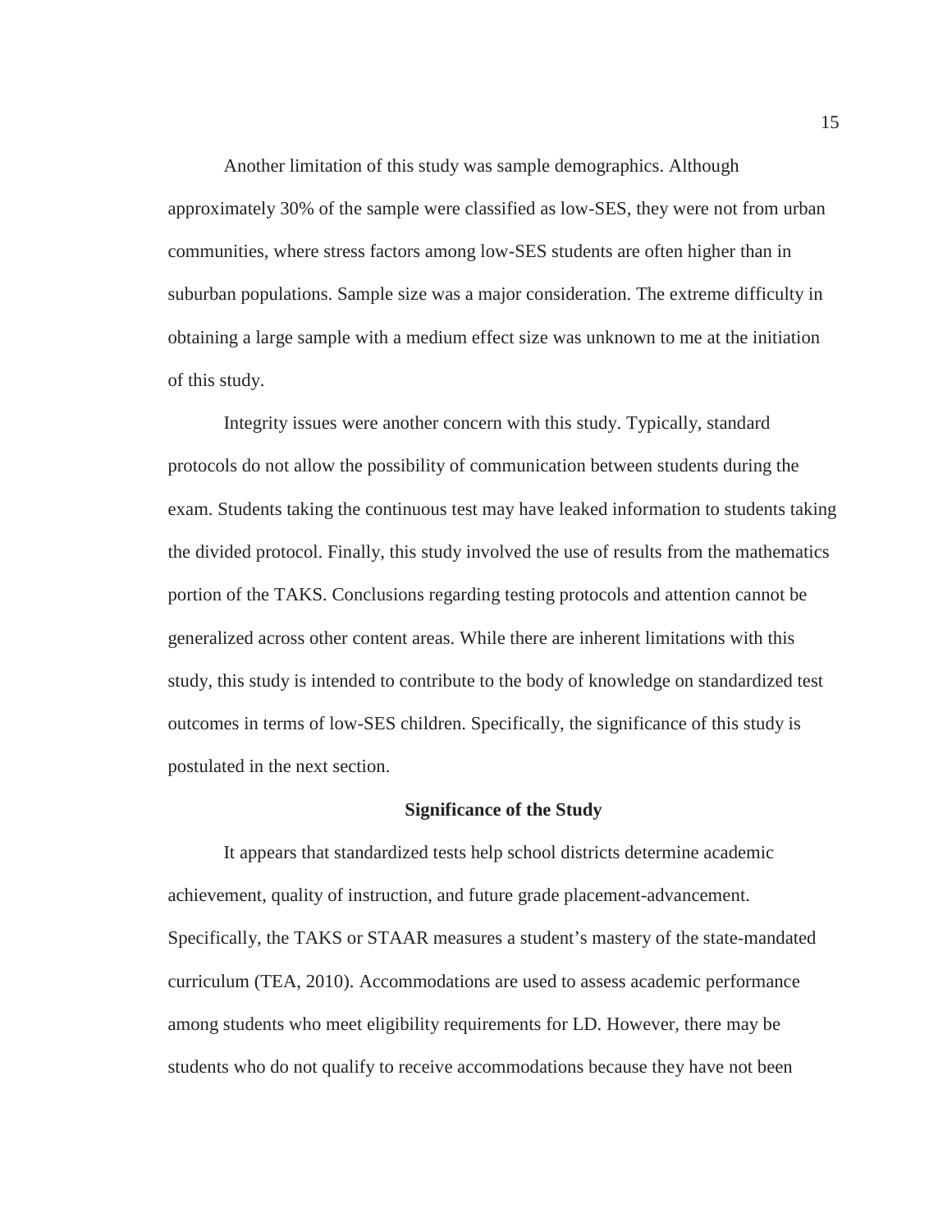Another limitation of this study was sample demographics. Although approximately 30% of the sample were classified as low-SES, they were not from urban communities, where stress factors among low-SES students are often higher than in suburban populations. Sample size was a major consideration. The extreme difficulty in obtaining a large sample with a medium effect size was unknown to me at the initiation of this study.

Integrity issues were another concern with this study. Typically, standard protocols do not allow the possibility of communication between students during the exam. Students taking the continuous test may have leaked information to students taking the divided protocol. Finally, this study involved the use of results from the mathematics portion of the TAKS. Conclusions regarding testing protocols and attention cannot be generalized across other content areas. While there are inherent limitations with this study, this study is intended to contribute to the body of knowledge on standardized test outcomes in terms of low-SES children. Specifically, the significance of this study is postulated in the next section.

## Significance of the Study

It appears that standardized tests help school districts determine academic achievement, quality of instruction, and future grade placement-advancement. Specifically, the TAKS or STAAR measures a student's mastery of the state-mandated curriculum (TEA, 2010). Accommodations are used to assess academic performance among students who meet eligibility requirements for LD. However, there may be students who do not qualify to receive accommodations because they have not been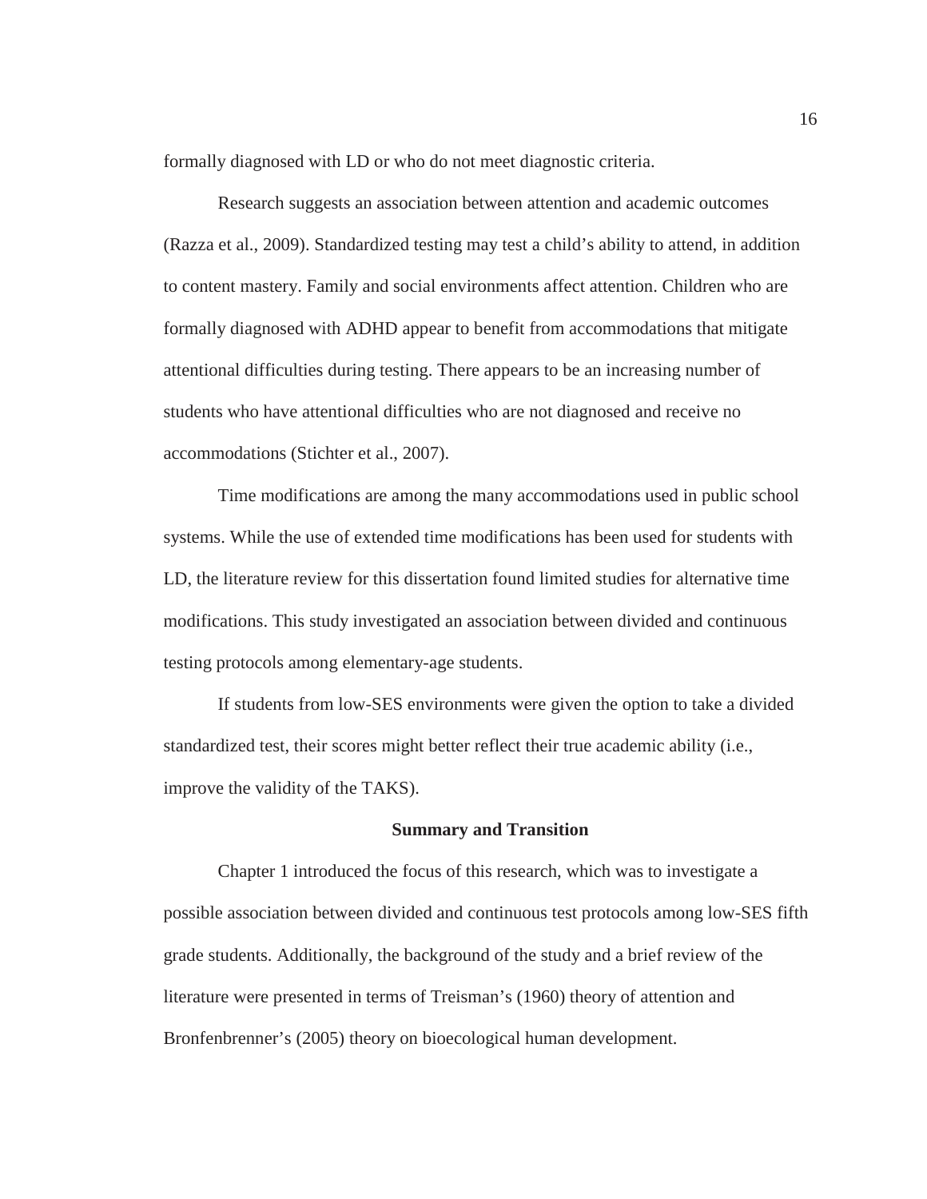formally diagnosed with LD or who do not meet diagnostic criteria.

Research suggests an association between attention and academic outcomes (Razza et al., 2009). Standardized testing may test a child's ability to attend, in addition to content mastery. Family and social environments affect attention. Children who are formally diagnosed with ADHD appear to benefit from accommodations that mitigate attentional difficulties during testing. There appears to be an increasing number of students who have attentional difficulties who are not diagnosed and receive no accommodations (Stichter et al., 2007).

Time modifications are among the many accommodations used in public school systems. While the use of extended time modifications has been used for students with LD, the literature review for this dissertation found limited studies for alternative time modifications. This study investigated an association between divided and continuous testing protocols among elementary-age students.

If students from low-SES environments were given the option to take a divided standardized test, their scores might better reflect their true academic ability (i.e., improve the validity of the TAKS).

## Summary and Transition

Chapter 1 introduced the focus of this research, which was to investigate a possible association between divided and continuous test protocols among low-SES fifth grade students. Additionally, the background of the study and a brief review of the literature were presented in terms of Treisman's (1960) theory of attention and Bronfenbrenner's (2005) theory on bioecological human development.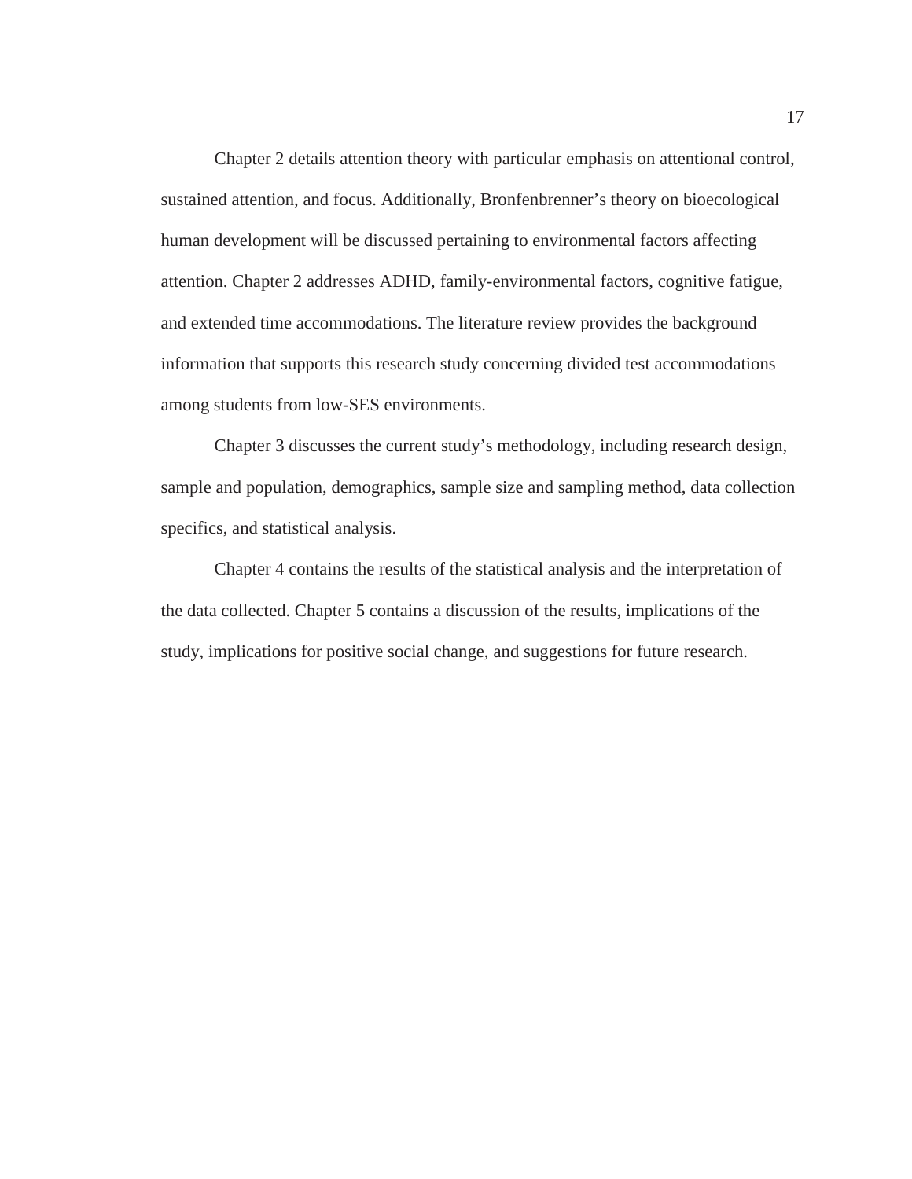Chapter 2 details attention theory with particular emphasis on attentional control, sustained attention, and focus. Additionally, Bronfenbrenner's theory on bioecological human development will be discussed pertaining to environmental factors affecting attention. Chapter 2 addresses ADHD, family-environmental factors, cognitive fatigue, and extended time accommodations. The literature review provides the background information that supports this research study concerning divided test accommodations among students from low-SES environments.

Chapter 3 discusses the current study's methodology, including research design, sample and population, demographics, sample size and sampling method, data collection specifics, and statistical analysis.

Chapter 4 contains the results of the statistical analysis and the interpretation of the data collected. Chapter 5 contains a discussion of the results, implications of the study, implications for positive social change, and suggestions for future research.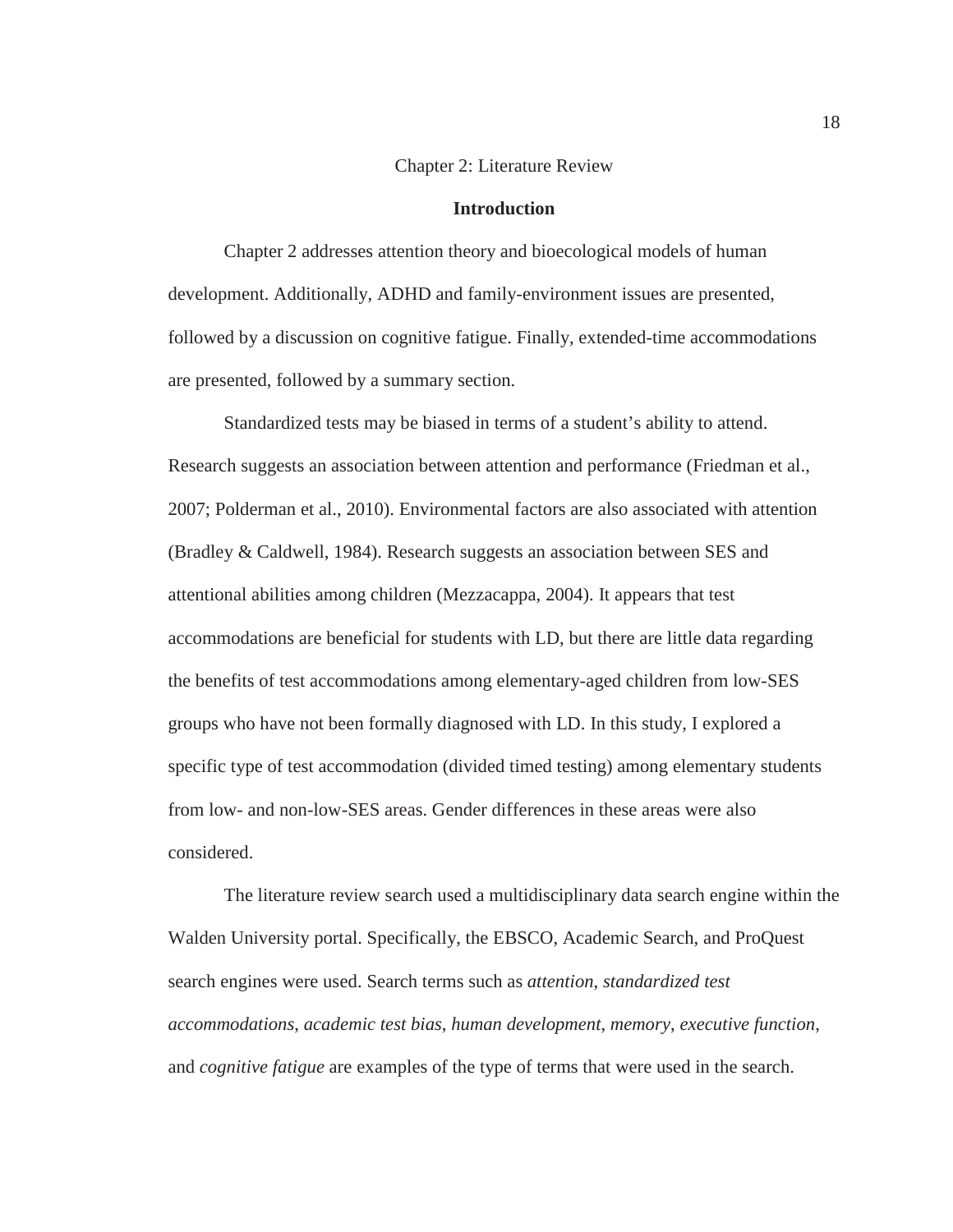# Chapter 2: Literature Review

## Introduction

Chapter 2 addresses attention theory and bioecological models of human development. Additionally, ADHD and family-environment issues are presented, followed by a discussion on cognitive fatigue. Finally, extended-time accommodations are presented, followed by a summary section.

Standardized tests may be biased in terms of a student's ability to attend. Research suggests an association between attention and performance (Friedman et al., 2007; Polderman et al., 2010). Environmental factors are also associated with attention (Bradley & Caldwell, 1984). Research suggests an association between SES and attentional abilities among children (Mezzacappa, 2004). It appears that test accommodations are beneficial for students with LD, but there are little data regarding the benefits of test accommodations among elementary-aged children from low-SES groups who have not been formally diagnosed with LD. In this study, I explored a specific type of test accommodation (divided timed testing) among elementary students from low- and non-low-SES areas. Gender differences in these areas were also considered.

The literature review search used a multidisciplinary data search engine within the Walden University portal. Specifically, the EBSCO, Academic Search, and ProQuest search engines were used. Search terms such as *attention*, *standardized test accommodations*, *academic test bias*, *human development*, *memory*, *executive function*, and *cognitive fatigue* are examples of the type of terms that were used in the search.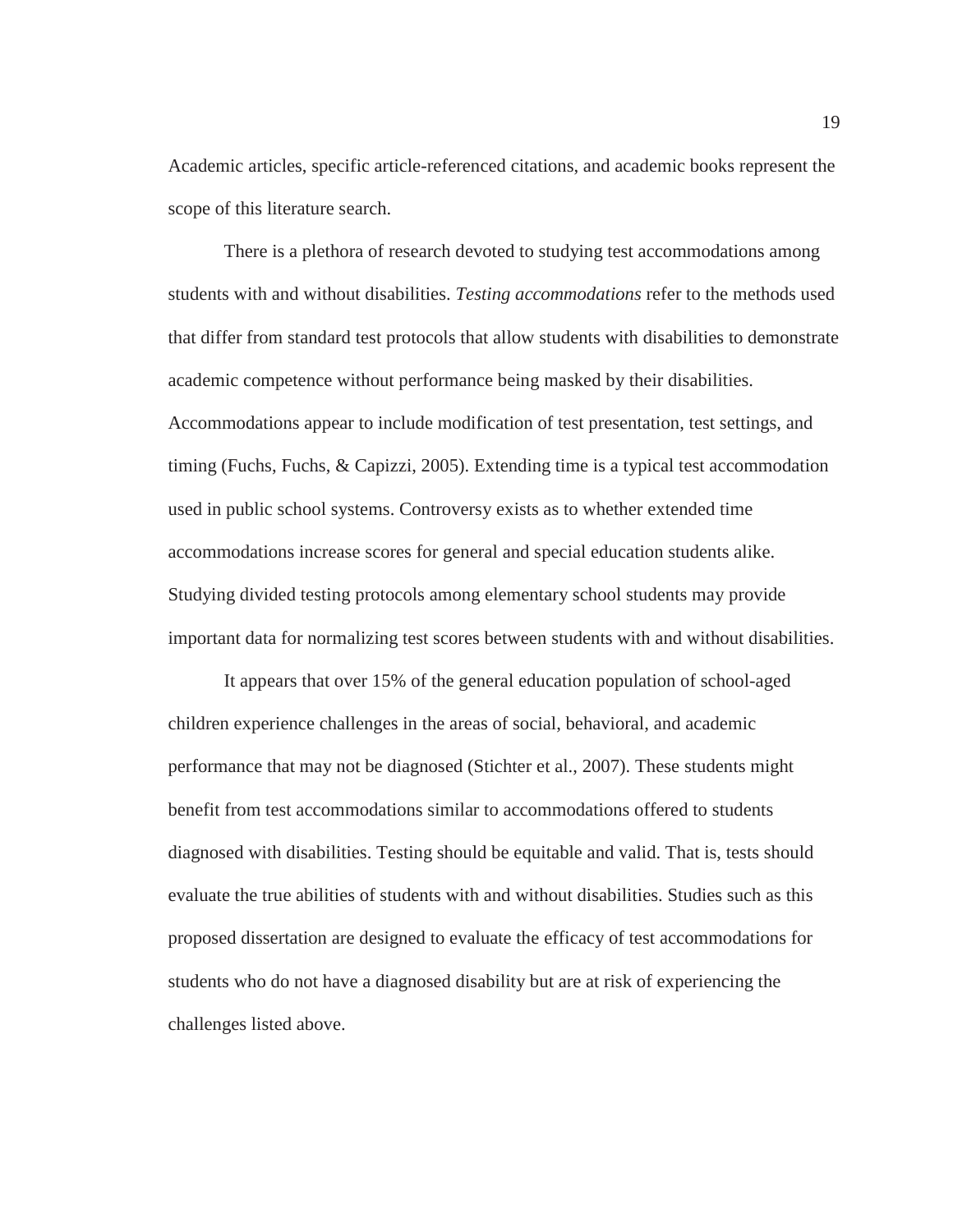Academic articles, specific article-referenced citations, and academic books represent the scope of this literature search.

There is a plethora of research devoted to studying test accommodations among students with and without disabilities. *Testing accommodations* refer to the methods used that differ from standard test protocols that allow students with disabilities to demonstrate academic competence without performance being masked by their disabilities. Accommodations appear to include modification of test presentation, test settings, and timing (Fuchs, Fuchs, & Capizzi, 2005). Extending time is a typical test accommodation used in public school systems. Controversy exists as to whether extended time accommodations increase scores for general and special education students alike. Studying divided testing protocols among elementary school students may provide important data for normalizing test scores between students with and without disabilities.

It appears that over 15% of the general education population of school-aged children experience challenges in the areas of social, behavioral, and academic performance that may not be diagnosed (Stichter et al., 2007). These students might benefit from test accommodations similar to accommodations offered to students diagnosed with disabilities. Testing should be equitable and valid. That is, tests should evaluate the true abilities of students with and without disabilities. Studies such as this proposed dissertation are designed to evaluate the efficacy of test accommodations for students who do not have a diagnosed disability but are at risk of experiencing the challenges listed above.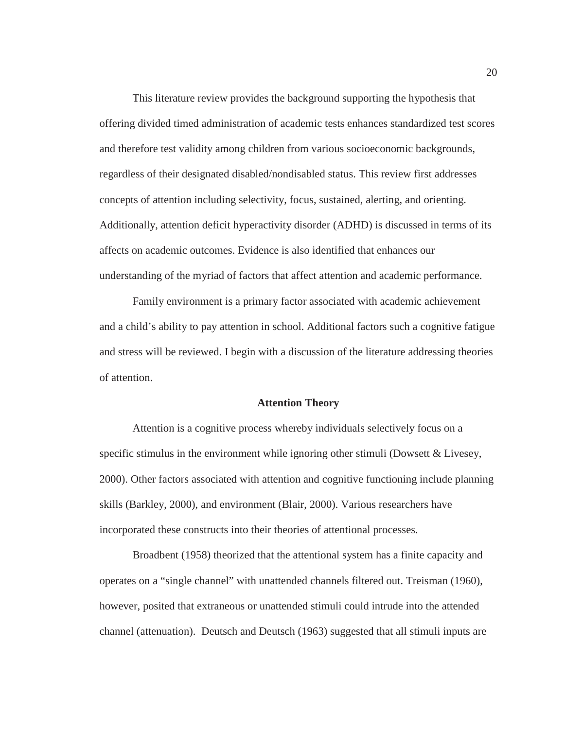This literature review provides the background supporting the hypothesis that offering divided timed administration of academic tests enhances standardized test scores and therefore test validity among children from various socioeconomic backgrounds, regardless of their designated disabled/nondisabled status. This review first addresses concepts of attention including selectivity, focus, sustained, alerting, and orienting. Additionally, attention deficit hyperactivity disorder (ADHD) is discussed in terms of its affects on academic outcomes. Evidence is also identified that enhances our understanding of the myriad of factors that affect attention and academic performance.

Family environment is a primary factor associated with academic achievement and a child's ability to pay attention in school. Additional factors such a cognitive fatigue and stress will be reviewed. I begin with a discussion of the literature addressing theories of attention.

## Attention Theory

Attention is a cognitive process whereby individuals selectively focus on a specific stimulus in the environment while ignoring other stimuli (Dowsett & Livesey, 2000). Other factors associated with attention and cognitive functioning include planning skills (Barkley, 2000), and environment (Blair, 2000). Various researchers have incorporated these constructs into their theories of attentional processes.

Broadbent (1958) theorized that the attentional system has a finite capacity and operates on a "single channel" with unattended channels filtered out. Treisman (1960), however, posited that extraneous or unattended stimuli could intrude into the attended channel (attenuation). Deutsch and Deutsch (1963) suggested that all stimuli inputs are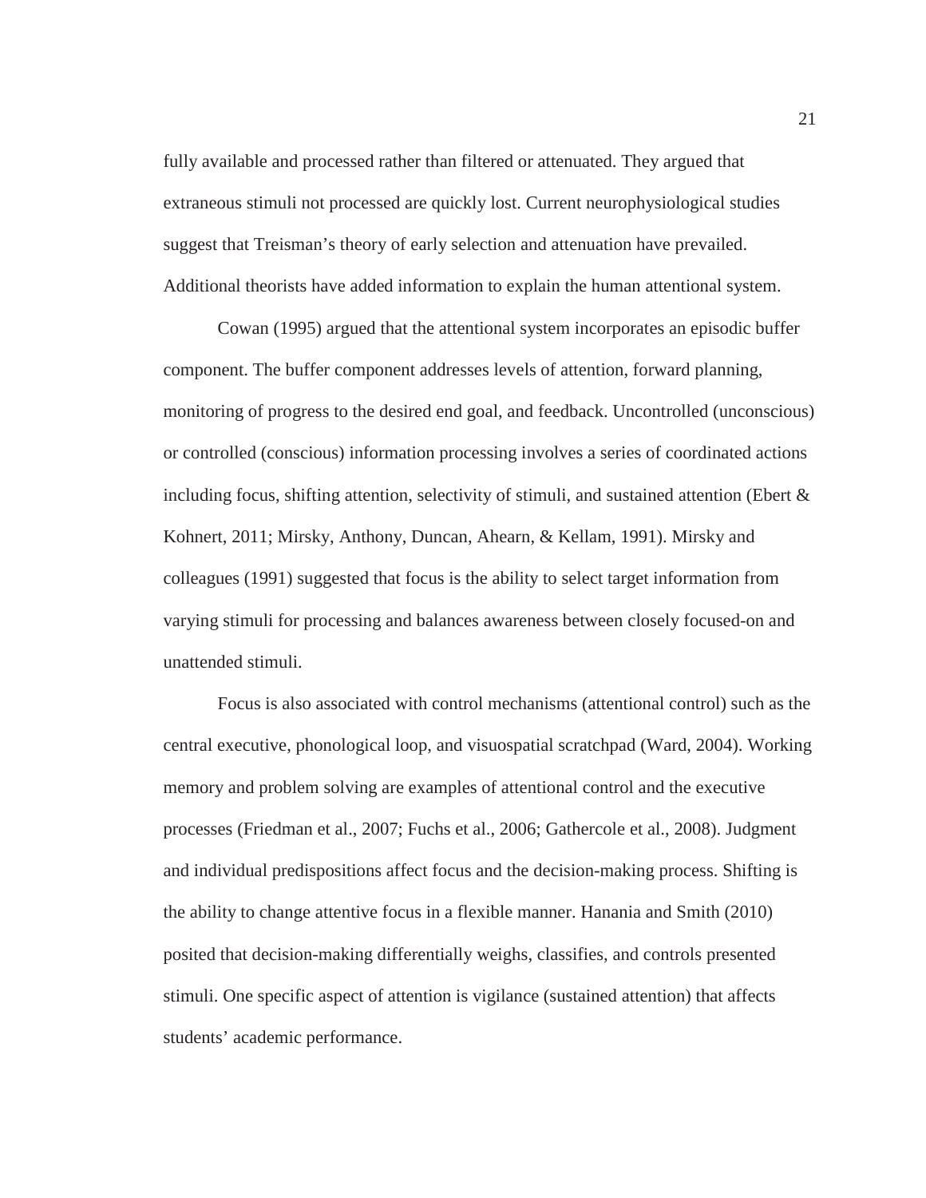fully available and processed rather than filtered or attenuated. They argued that extraneous stimuli not processed are quickly lost. Current neurophysiological studies suggest that Treisman's theory of early selection and attenuation have prevailed. Additional theorists have added information to explain the human attentional system.

Cowan (1995) argued that the attentional system incorporates an episodic buffer component. The buffer component addresses levels of attention, forward planning, monitoring of progress to the desired end goal, and feedback. Uncontrolled (unconscious) or controlled (conscious) information processing involves a series of coordinated actions including focus, shifting attention, selectivity of stimuli, and sustained attention (Ebert & Kohnert, 2011; Mirsky, Anthony, Duncan, Ahearn, & Kellam, 1991). Mirsky and colleagues (1991) suggested that focus is the ability to select target information from varying stimuli for processing and balances awareness between closely focused-on and unattended stimuli.

Focus is also associated with control mechanisms (attentional control) such as the central executive, phonological loop, and visuospatial scratchpad (Ward, 2004). Working memory and problem solving are examples of attentional control and the executive processes (Friedman et al., 2007; Fuchs et al., 2006; Gathercole et al., 2008). Judgment and individual predispositions affect focus and the decision-making process. Shifting is the ability to change attentive focus in a flexible manner. Hanania and Smith (2010) posited that decision-making differentially weighs, classifies, and controls presented stimuli. One specific aspect of attention is vigilance (sustained attention) that affects students' academic performance.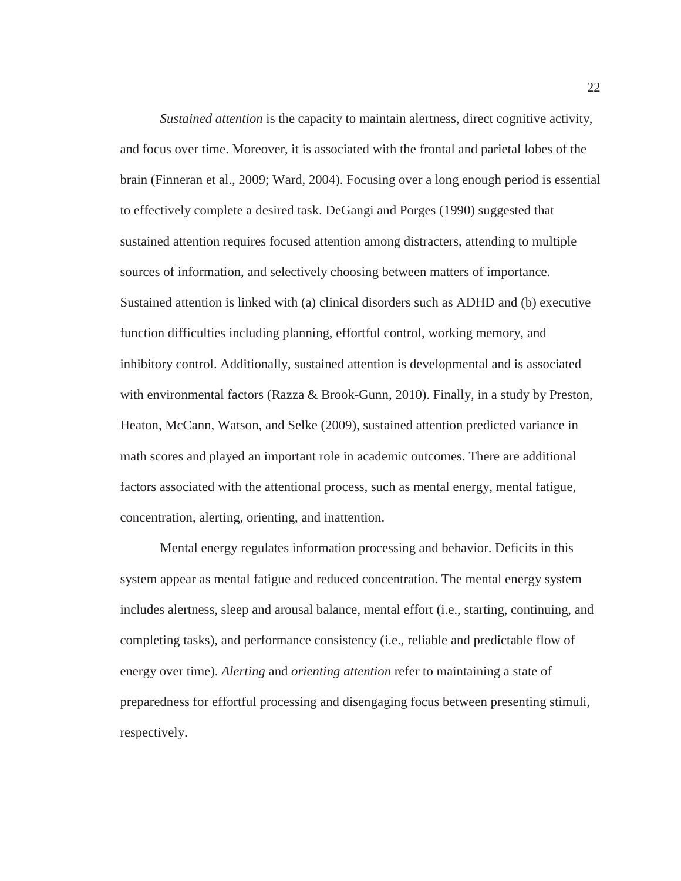*Sustained attention* is the capacity to maintain alertness, direct cognitive activity, and focus over time. Moreover, it is associated with the frontal and parietal lobes of the brain (Finneran et al., 2009; Ward, 2004). Focusing over a long enough period is essential to effectively complete a desired task. DeGangi and Porges (1990) suggested that sustained attention requires focused attention among distracters, attending to multiple sources of information, and selectively choosing between matters of importance. Sustained attention is linked with (a) clinical disorders such as ADHD and (b) executive function difficulties including planning, effortful control, working memory, and inhibitory control. Additionally, sustained attention is developmental and is associated with environmental factors (Razza & Brook-Gunn, 2010). Finally, in a study by Preston, Heaton, McCann, Watson, and Selke (2009), sustained attention predicted variance in math scores and played an important role in academic outcomes. There are additional factors associated with the attentional process, such as mental energy, mental fatigue, concentration, alerting, orienting, and inattention.

Mental energy regulates information processing and behavior. Deficits in this system appear as mental fatigue and reduced concentration. The mental energy system includes alertness, sleep and arousal balance, mental effort (i.e., starting, continuing, and completing tasks), and performance consistency (i.e., reliable and predictable flow of energy over time). *Alerting* and *orienting attention* refer to maintaining a state of preparedness for effortful processing and disengaging focus between presenting stimuli, respectively.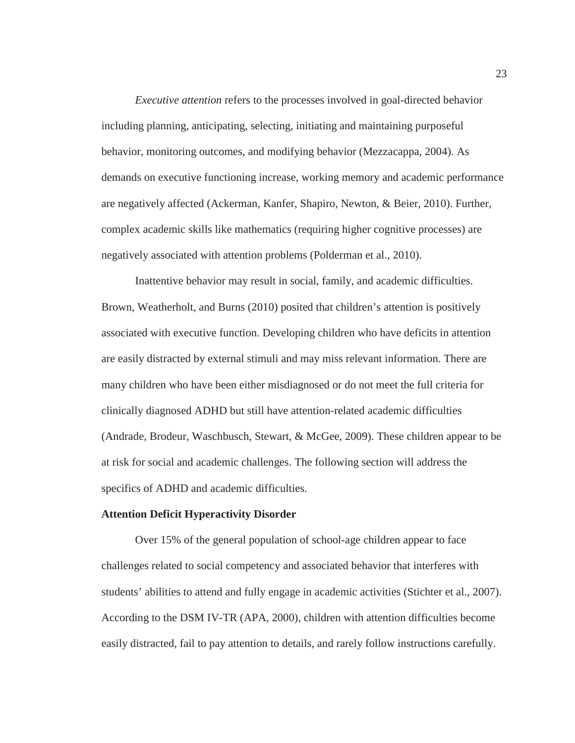*Executive attention* refers to the processes involved in goal-directed behavior including planning, anticipating, selecting, initiating and maintaining purposeful behavior, monitoring outcomes, and modifying behavior (Mezzacappa, 2004). As demands on executive functioning increase, working memory and academic performance are negatively affected (Ackerman, Kanfer, Shapiro, Newton, & Beier, 2010). Further, complex academic skills like mathematics (requiring higher cognitive processes) are negatively associated with attention problems (Polderman et al., 2010).

Inattentive behavior may result in social, family, and academic difficulties. Brown, Weatherholt, and Burns (2010) posited that children's attention is positively associated with executive function. Developing children who have deficits in attention are easily distracted by external stimuli and may miss relevant information. There are many children who have been either misdiagnosed or do not meet the full criteria for clinically diagnosed ADHD but still have attention-related academic difficulties (Andrade, Brodeur, Waschbusch, Stewart, & McGee, 2009). These children appear to be at risk for social and academic challenges. The following section will address the specifics of ADHD and academic difficulties.

**Attention Deficit Hyperactivity Disorder**

Over 15% of the general population of school-age children appear to face challenges related to social competency and associated behavior that interferes with students' abilities to attend and fully engage in academic activities (Stichter et al., 2007). According to the DSM IV-TR (APA, 2000), children with attention difficulties become easily distracted, fail to pay attention to details, and rarely follow instructions carefully.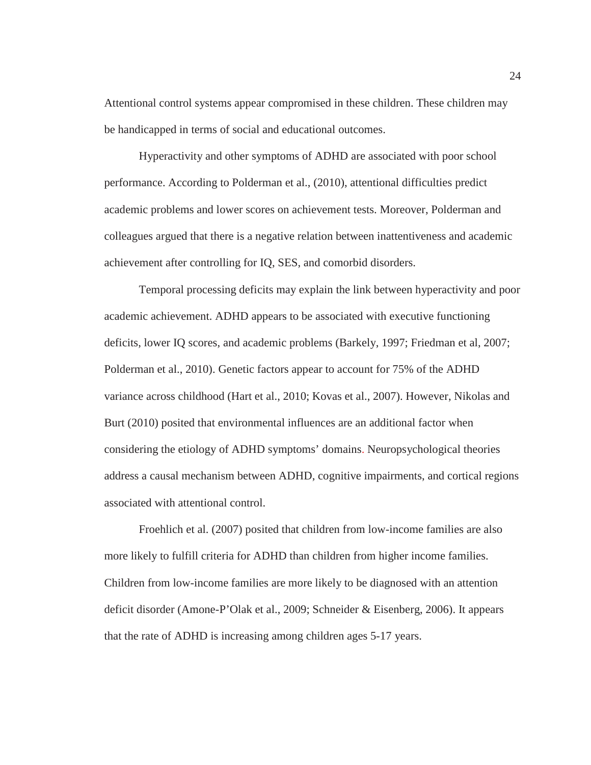Attentional control systems appear compromised in these children. These children may be handicapped in terms of social and educational outcomes.

Hyperactivity and other symptoms of ADHD are associated with poor school performance. According to Polderman et al., (2010), attentional difficulties predict academic problems and lower scores on achievement tests. Moreover, Polderman and colleagues argued that there is a negative relation between inattentiveness and academic achievement after controlling for IQ, SES, and comorbid disorders.

Temporal processing deficits may explain the link between hyperactivity and poor academic achievement. ADHD appears to be associated with executive functioning deficits, lower IQ scores, and academic problems (Barkely, 1997; Friedman et al, 2007; Polderman et al., 2010). Genetic factors appear to account for 75% of the ADHD variance across childhood (Hart et al., 2010; Kovas et al., 2007). However, Nikolas and Burt (2010) posited that environmental influences are an additional factor when considering the etiology of ADHD symptoms' domains. Neuropsychological theories address a causal mechanism between ADHD, cognitive impairments, and cortical regions associated with attentional control.

Froehlich et al. (2007) posited that children from low-income families are also more likely to fulfill criteria for ADHD than children from higher income families. Children from low-income families are more likely to be diagnosed with an attention deficit disorder (Amone-P'Olak et al., 2009; Schneider & Eisenberg, 2006). It appears that the rate of ADHD is increasing among children ages 5-17 years.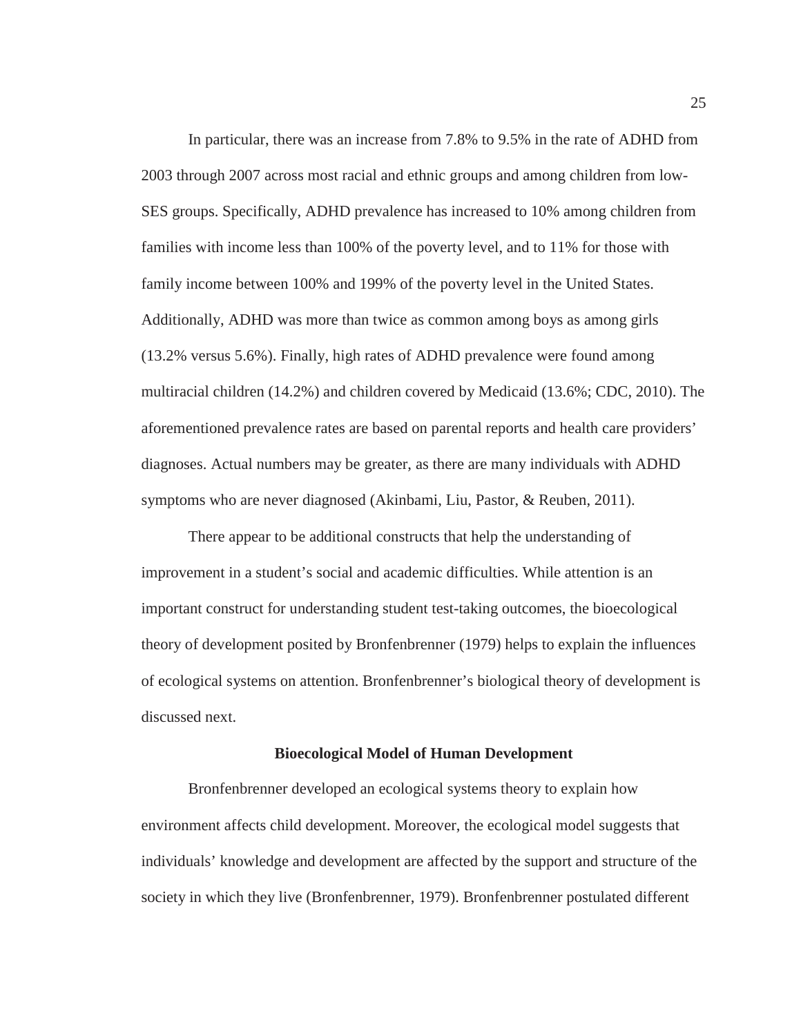In particular, there was an increase from 7.8% to 9.5% in the rate of ADHD from 2003 through 2007 across most racial and ethnic groups and among children from low-SES groups. Specifically, ADHD prevalence has increased to 10% among children from families with income less than 100% of the poverty level, and to 11% for those with family income between 100% and 199% of the poverty level in the United States. Additionally, ADHD was more than twice as common among boys as among girls (13.2% versus 5.6%). Finally, high rates of ADHD prevalence were found among multiracial children (14.2%) and children covered by Medicaid (13.6%; CDC, 2010). The aforementioned prevalence rates are based on parental reports and health care providers' diagnoses. Actual numbers may be greater, as there are many individuals with ADHD symptoms who are never diagnosed (Akinbami, Liu, Pastor, & Reuben, 2011).

There appear to be additional constructs that help the understanding of improvement in a student's social and academic difficulties. While attention is an important construct for understanding student test-taking outcomes, the bioecological theory of development posited by Bronfenbrenner (1979) helps to explain the influences of ecological systems on attention. Bronfenbrenner's biological theory of development is discussed next.

## Bioecological Model of Human Development

Bronfenbrenner developed an ecological systems theory to explain how environment affects child development. Moreover, the ecological model suggests that individuals' knowledge and development are affected by the support and structure of the society in which they live (Bronfenbrenner, 1979). Bronfenbrenner postulated different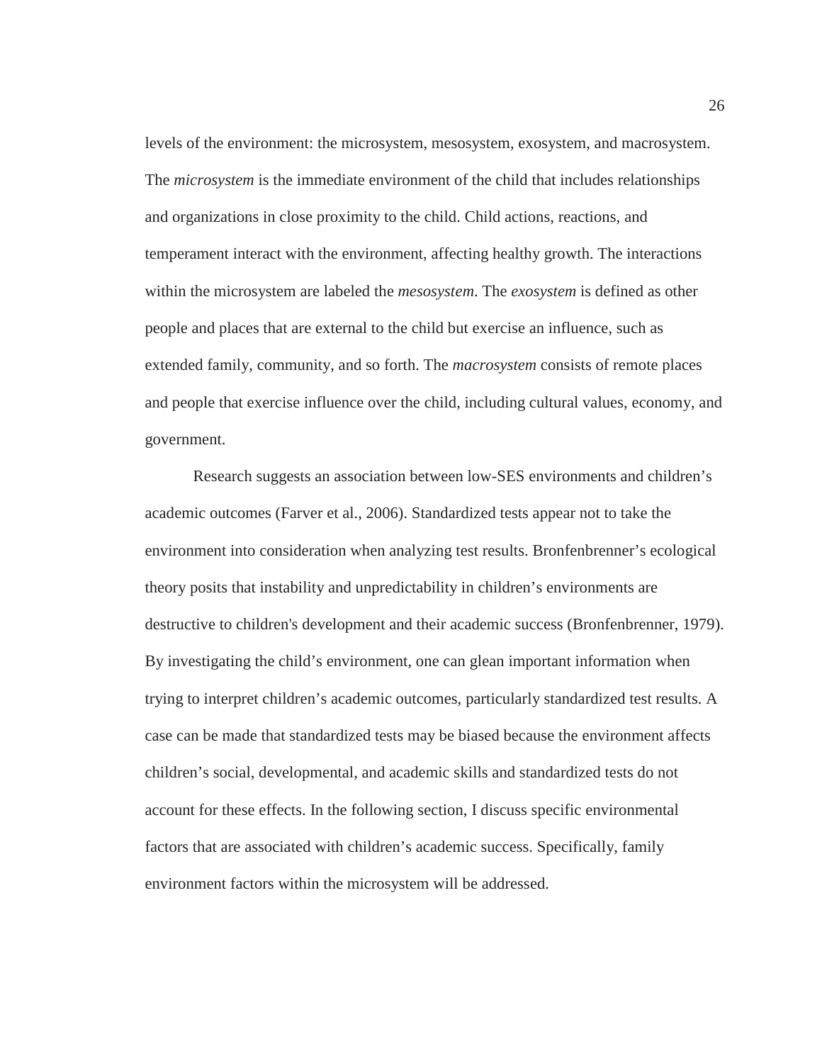levels of the environment: the microsystem, mesosystem, exosystem, and macrosystem. The *microsystem* is the immediate environment of the child that includes relationships and organizations in close proximity to the child. Child actions, reactions, and temperament interact with the environment, affecting healthy growth. The interactions within the microsystem are labeled the *mesosystem*. The *exosystem* is defined as other people and places that are external to the child but exercise an influence, such as extended family, community, and so forth. The *macrosystem* consists of remote places and people that exercise influence over the child, including cultural values, economy, and government.

Research suggests an association between low-SES environments and children's academic outcomes (Farver et al., 2006). Standardized tests appear not to take the environment into consideration when analyzing test results. Bronfenbrenner's ecological theory posits that instability and unpredictability in children's environments are destructive to children's development and their academic success (Bronfenbrenner, 1979). By investigating the child's environment, one can glean important information when trying to interpret children's academic outcomes, particularly standardized test results. A case can be made that standardized tests may be biased because the environment affects children's social, developmental, and academic skills and standardized tests do not account for these effects. In the following section, I discuss specific environmental factors that are associated with children's academic success. Specifically, family environment factors within the microsystem will be addressed.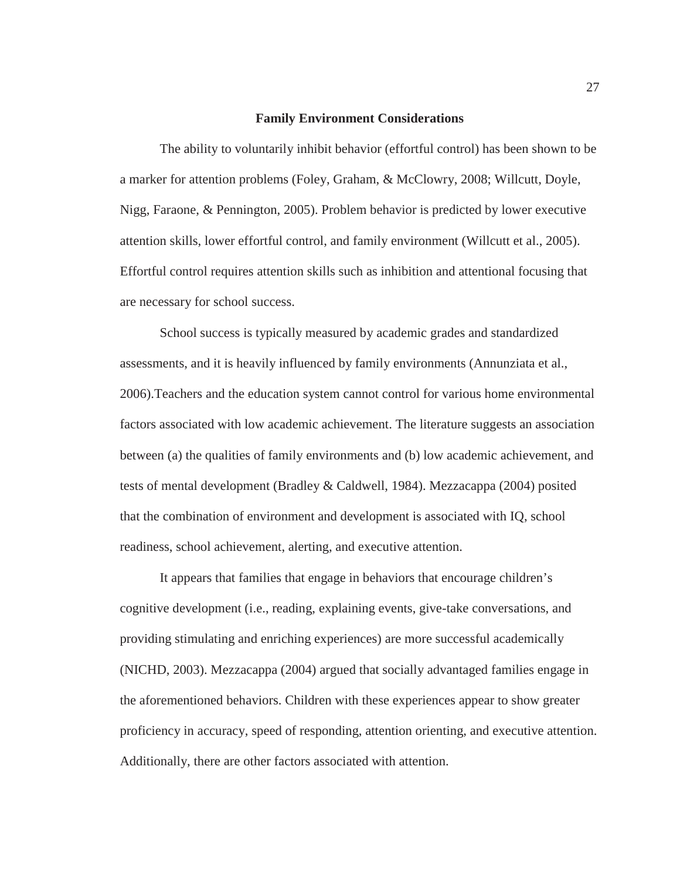## Family Environment Considerations

The ability to voluntarily inhibit behavior (effortful control) has been shown to be a marker for attention problems (Foley, Graham, & McClowry, 2008; Willcutt, Doyle, Nigg, Faraone, & Pennington, 2005). Problem behavior is predicted by lower executive attention skills, lower effortful control, and family environment (Willcutt et al., 2005). Effortful control requires attention skills such as inhibition and attentional focusing that are necessary for school success.

School success is typically measured by academic grades and standardized assessments, and it is heavily influenced by family environments (Annunziata et al., 2006).Teachers and the education system cannot control for various home environmental factors associated with low academic achievement. The literature suggests an association between (a) the qualities of family environments and (b) low academic achievement, and tests of mental development (Bradley & Caldwell, 1984). Mezzacappa (2004) posited that the combination of environment and development is associated with IQ, school readiness, school achievement, alerting, and executive attention.

It appears that families that engage in behaviors that encourage children's cognitive development (i.e., reading, explaining events, give-take conversations, and providing stimulating and enriching experiences) are more successful academically (NICHD, 2003). Mezzacappa (2004) argued that socially advantaged families engage in the aforementioned behaviors. Children with these experiences appear to show greater proficiency in accuracy, speed of responding, attention orienting, and executive attention. Additionally, there are other factors associated with attention.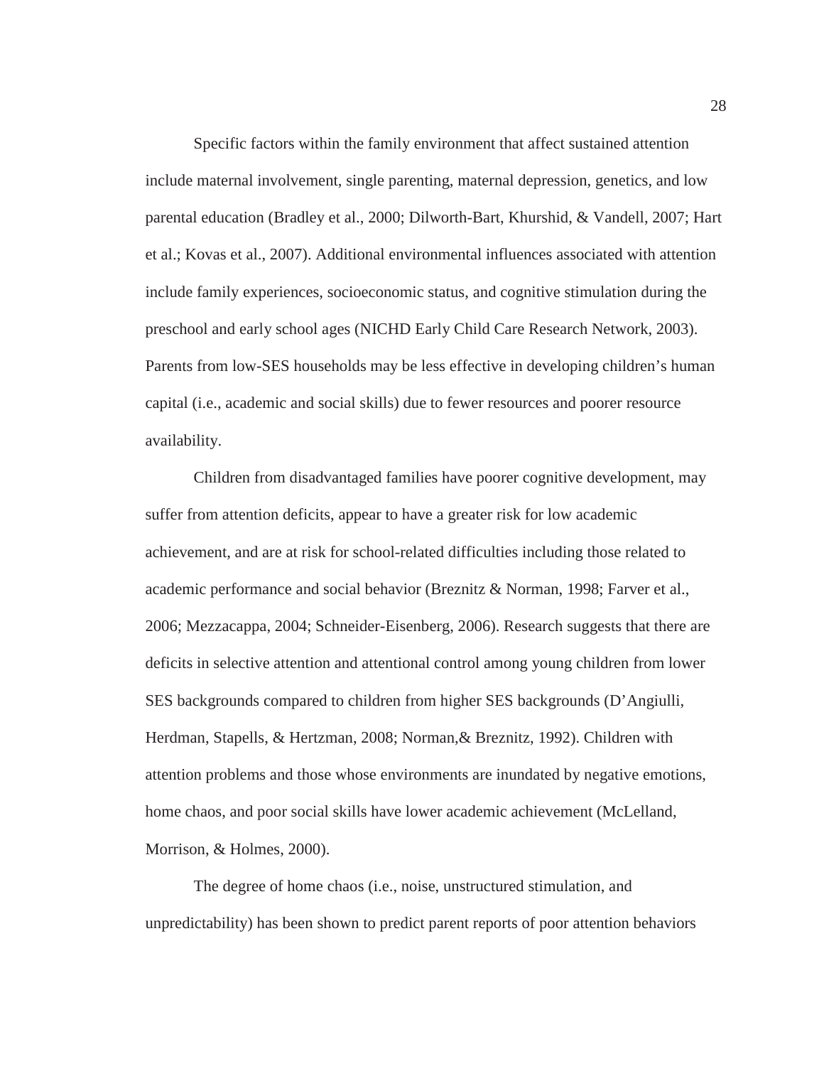Specific factors within the family environment that affect sustained attention include maternal involvement, single parenting, maternal depression, genetics, and low parental education (Bradley et al., 2000; Dilworth-Bart, Khurshid, & Vandell, 2007; Hart et al.; Kovas et al., 2007). Additional environmental influences associated with attention include family experiences, socioeconomic status, and cognitive stimulation during the preschool and early school ages (NICHD Early Child Care Research Network, 2003). Parents from low-SES households may be less effective in developing children's human capital (i.e., academic and social skills) due to fewer resources and poorer resource availability.

Children from disadvantaged families have poorer cognitive development, may suffer from attention deficits, appear to have a greater risk for low academic achievement, and are at risk for school-related difficulties including those related to academic performance and social behavior (Breznitz & Norman, 1998; Farver et al., 2006; Mezzacappa, 2004; Schneider-Eisenberg, 2006). Research suggests that there are deficits in selective attention and attentional control among young children from lower SES backgrounds compared to children from higher SES backgrounds (D'Angiulli, Herdman, Stapells, & Hertzman, 2008; Norman,& Breznitz, 1992). Children with attention problems and those whose environments are inundated by negative emotions, home chaos, and poor social skills have lower academic achievement (McLelland, Morrison, & Holmes, 2000).

The degree of home chaos (i.e., noise, unstructured stimulation, and unpredictability) has been shown to predict parent reports of poor attention behaviors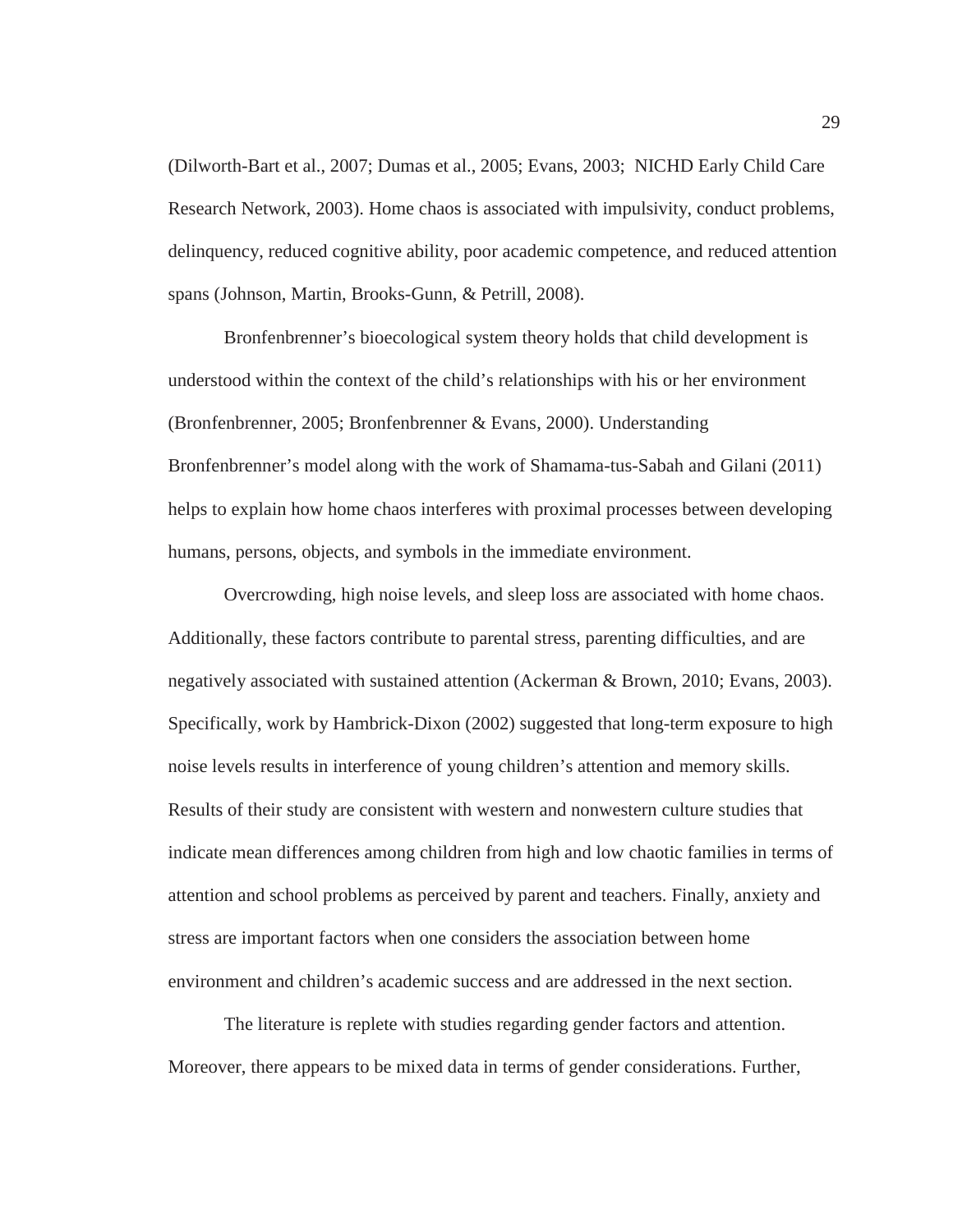(Dilworth-Bart et al., 2007; Dumas et al., 2005; Evans, 2003; NICHD Early Child Care Research Network, 2003). Home chaos is associated with impulsivity, conduct problems, delinquency, reduced cognitive ability, poor academic competence, and reduced attention spans (Johnson, Martin, Brooks-Gunn, & Petrill, 2008).

Bronfenbrenner's bioecological system theory holds that child development is understood within the context of the child's relationships with his or her environment (Bronfenbrenner, 2005; Bronfenbrenner & Evans, 2000). Understanding Bronfenbrenner's model along with the work of Shamama-tus-Sabah and Gilani (2011) helps to explain how home chaos interferes with proximal processes between developing humans, persons, objects, and symbols in the immediate environment.

Overcrowding, high noise levels, and sleep loss are associated with home chaos. Additionally, these factors contribute to parental stress, parenting difficulties, and are negatively associated with sustained attention (Ackerman & Brown, 2010; Evans, 2003). Specifically, work by Hambrick-Dixon (2002) suggested that long-term exposure to high noise levels results in interference of young children's attention and memory skills. Results of their study are consistent with western and nonwestern culture studies that indicate mean differences among children from high and low chaotic families in terms of attention and school problems as perceived by parent and teachers. Finally, anxiety and stress are important factors when one considers the association between home environment and children's academic success and are addressed in the next section.

The literature is replete with studies regarding gender factors and attention. Moreover, there appears to be mixed data in terms of gender considerations. Further,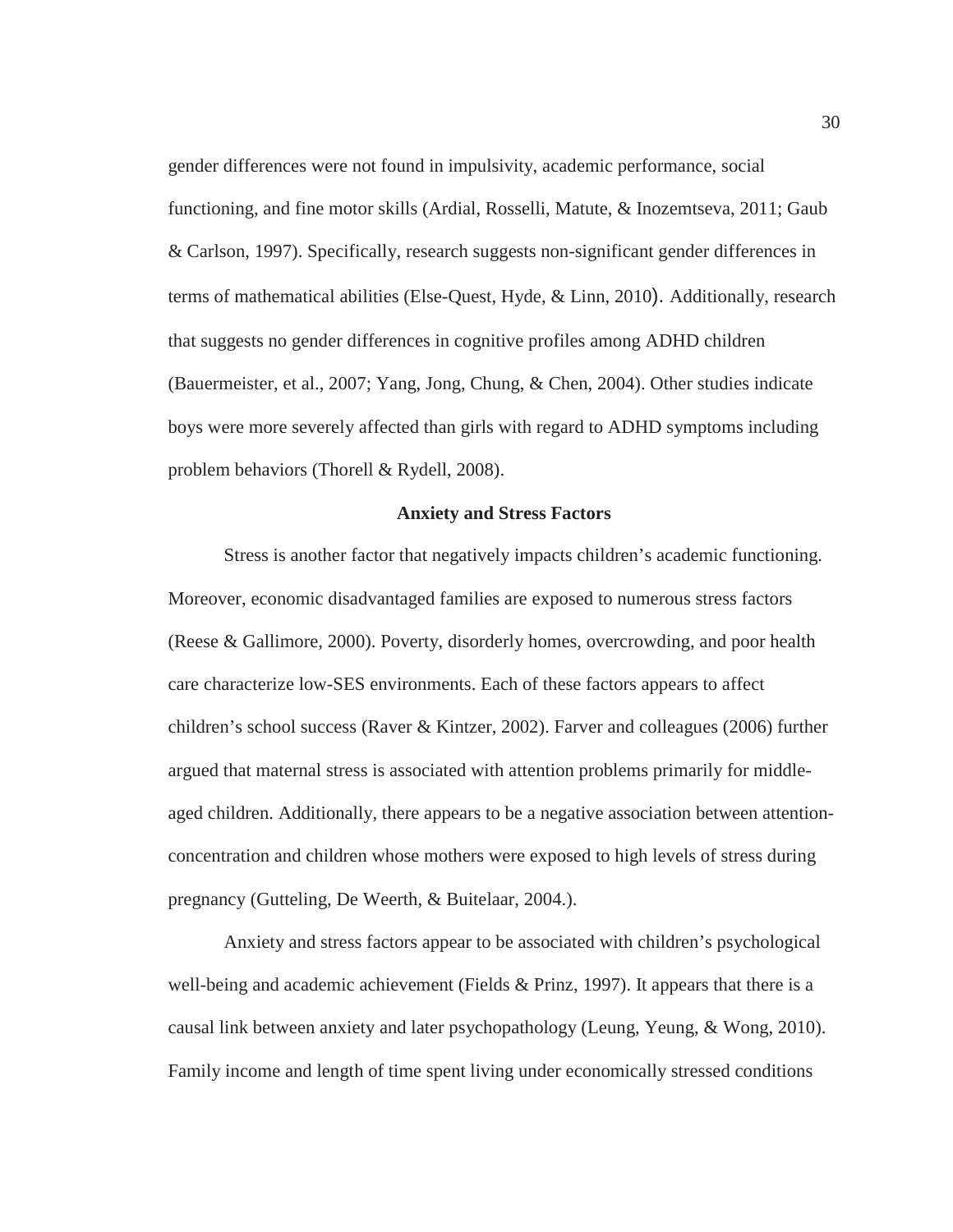gender differences were not found in impulsivity, academic performance, social functioning, and fine motor skills (Ardial, Rosselli, Matute, & Inozemtseva, 2011; Gaub & Carlson, 1997). Specifically, research suggests non-significant gender differences in terms of mathematical abilities (Else-Quest, Hyde, & Linn, 2010). Additionally, research that suggests no gender differences in cognitive profiles among ADHD children (Bauermeister, et al., 2007; Yang, Jong, Chung, & Chen, 2004). Other studies indicate boys were more severely affected than girls with regard to ADHD symptoms including problem behaviors (Thorell & Rydell, 2008).

## Anxiety and Stress Factors

Stress is another factor that negatively impacts children's academic functioning. Moreover, economic disadvantaged families are exposed to numerous stress factors (Reese & Gallimore, 2000). Poverty, disorderly homes, overcrowding, and poor health care characterize low-SES environments. Each of these factors appears to affect children's school success (Raver & Kintzer, 2002). Farver and colleagues (2006) further argued that maternal stress is associated with attention problems primarily for middle-aged children. Additionally, there appears to be a negative association between attention-concentration and children whose mothers were exposed to high levels of stress during pregnancy (Gutteling, De Weerth, & Buitelaar, 2004.).

Anxiety and stress factors appear to be associated with children's psychological well-being and academic achievement (Fields & Prinz, 1997). It appears that there is a causal link between anxiety and later psychopathology (Leung, Yeung, & Wong, 2010). Family income and length of time spent living under economically stressed conditions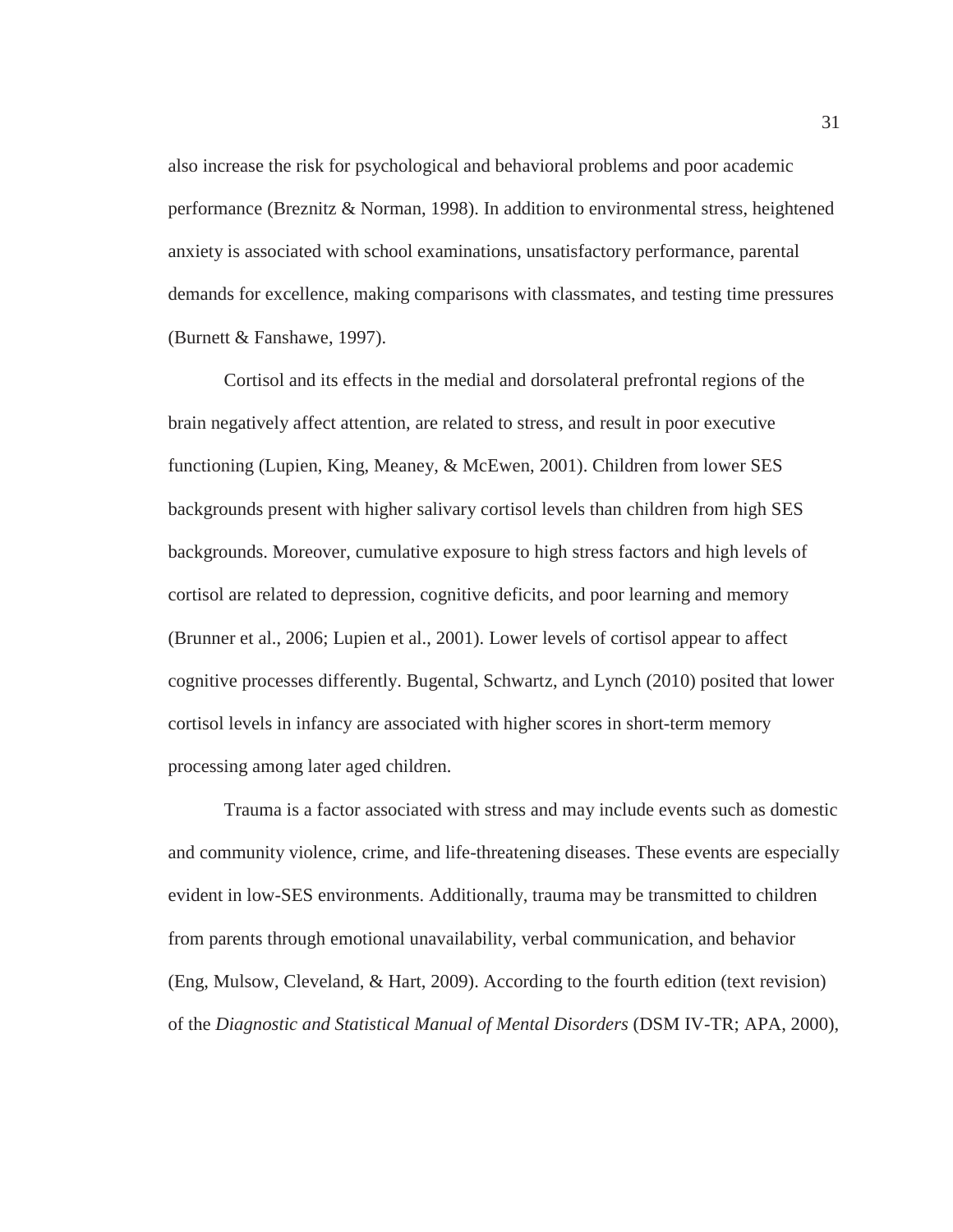also increase the risk for psychological and behavioral problems and poor academic performance (Breznitz & Norman, 1998). In addition to environmental stress, heightened anxiety is associated with school examinations, unsatisfactory performance, parental demands for excellence, making comparisons with classmates, and testing time pressures (Burnett & Fanshawe, 1997).

Cortisol and its effects in the medial and dorsolateral prefrontal regions of the brain negatively affect attention, are related to stress, and result in poor executive functioning (Lupien, King, Meaney, & McEwen, 2001). Children from lower SES backgrounds present with higher salivary cortisol levels than children from high SES backgrounds. Moreover, cumulative exposure to high stress factors and high levels of cortisol are related to depression, cognitive deficits, and poor learning and memory (Brunner et al., 2006; Lupien et al., 2001). Lower levels of cortisol appear to affect cognitive processes differently. Bugental, Schwartz, and Lynch (2010) posited that lower cortisol levels in infancy are associated with higher scores in short-term memory processing among later aged children.

Trauma is a factor associated with stress and may include events such as domestic and community violence, crime, and life-threatening diseases. These events are especially evident in low-SES environments. Additionally, trauma may be transmitted to children from parents through emotional unavailability, verbal communication, and behavior (Eng, Mulsow, Cleveland, & Hart, 2009). According to the fourth edition (text revision) of the *Diagnostic and Statistical Manual of Mental Disorders* (DSM IV-TR; APA, 2000),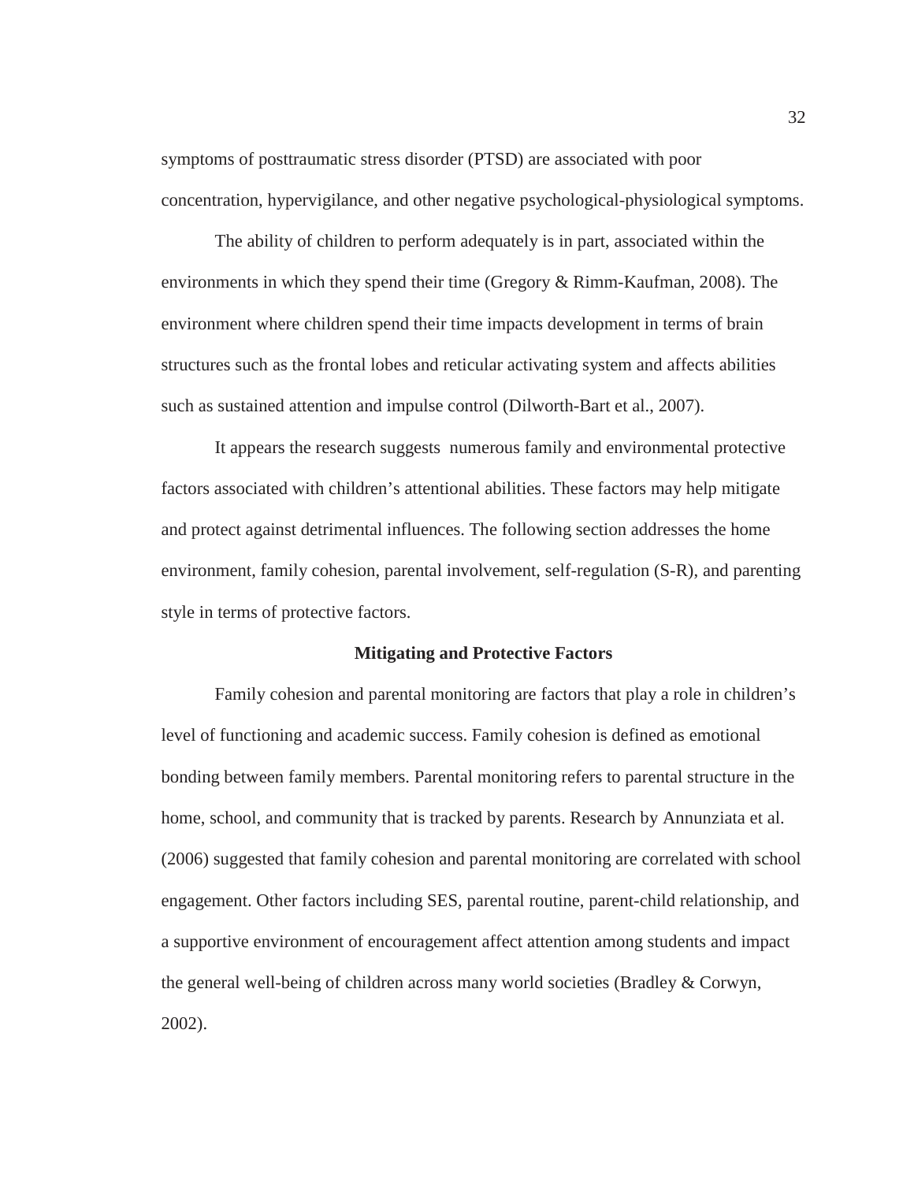symptoms of posttraumatic stress disorder (PTSD) are associated with poor concentration, hypervigilance, and other negative psychological-physiological symptoms.

The ability of children to perform adequately is in part, associated within the environments in which they spend their time (Gregory & Rimm-Kaufman, 2008). The environment where children spend their time impacts development in terms of brain structures such as the frontal lobes and reticular activating system and affects abilities such as sustained attention and impulse control (Dilworth-Bart et al., 2007).

It appears the research suggests numerous family and environmental protective factors associated with children's attentional abilities. These factors may help mitigate and protect against detrimental influences. The following section addresses the home environment, family cohesion, parental involvement, self-regulation (S-R), and parenting style in terms of protective factors.

## Mitigating and Protective Factors

Family cohesion and parental monitoring are factors that play a role in children's level of functioning and academic success. Family cohesion is defined as emotional bonding between family members. Parental monitoring refers to parental structure in the home, school, and community that is tracked by parents. Research by Annunziata et al. (2006) suggested that family cohesion and parental monitoring are correlated with school engagement. Other factors including SES, parental routine, parent-child relationship, and a supportive environment of encouragement affect attention among students and impact the general well-being of children across many world societies (Bradley & Corwyn, 2002).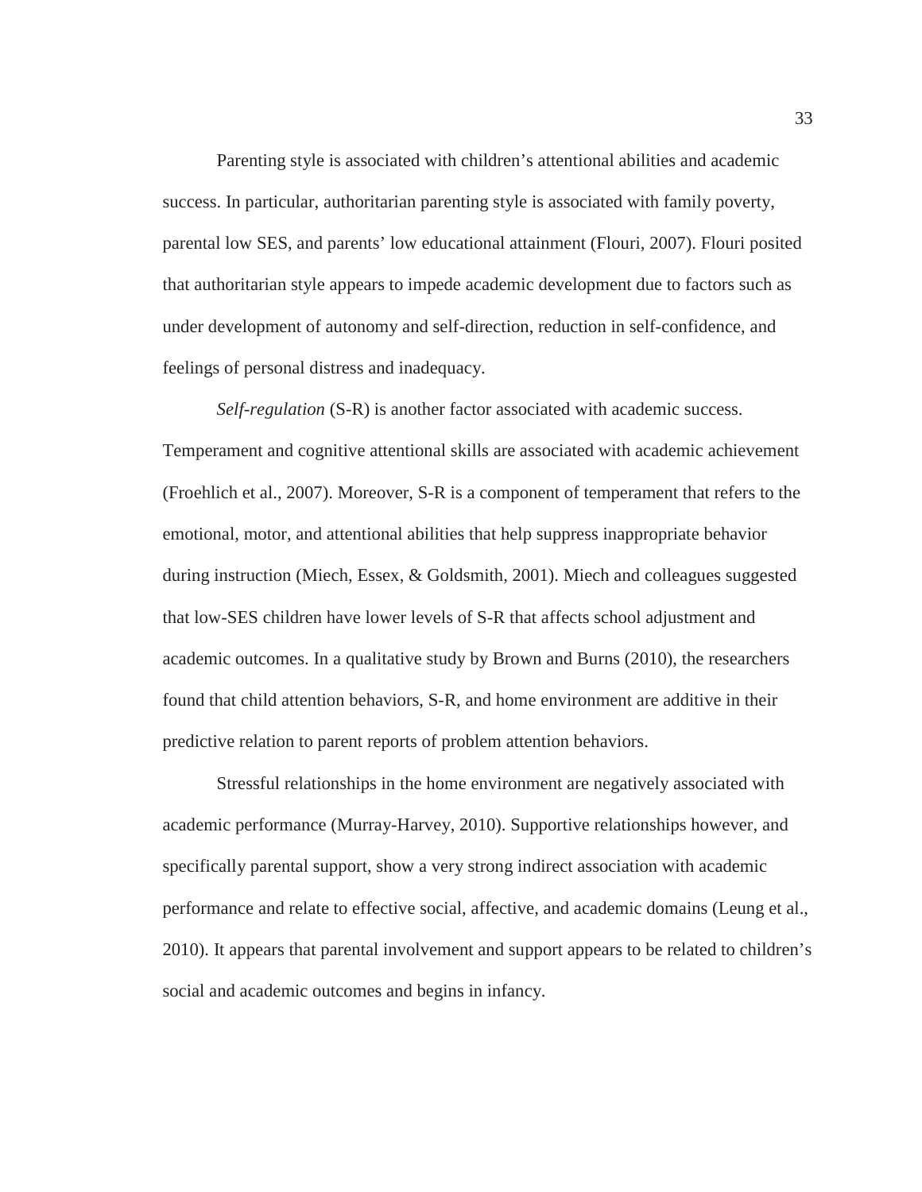Parenting style is associated with children's attentional abilities and academic success. In particular, authoritarian parenting style is associated with family poverty, parental low SES, and parents' low educational attainment (Flouri, 2007). Flouri posited that authoritarian style appears to impede academic development due to factors such as under development of autonomy and self-direction, reduction in self-confidence, and feelings of personal distress and inadequacy.

*Self-regulation* (S-R) is another factor associated with academic success. Temperament and cognitive attentional skills are associated with academic achievement (Froehlich et al., 2007). Moreover, S-R is a component of temperament that refers to the emotional, motor, and attentional abilities that help suppress inappropriate behavior during instruction (Miech, Essex, & Goldsmith, 2001). Miech and colleagues suggested that low-SES children have lower levels of S-R that affects school adjustment and academic outcomes. In a qualitative study by Brown and Burns (2010), the researchers found that child attention behaviors, S-R, and home environment are additive in their predictive relation to parent reports of problem attention behaviors.

Stressful relationships in the home environment are negatively associated with academic performance (Murray-Harvey, 2010). Supportive relationships however, and specifically parental support, show a very strong indirect association with academic performance and relate to effective social, affective, and academic domains (Leung et al., 2010). It appears that parental involvement and support appears to be related to children's social and academic outcomes and begins in infancy.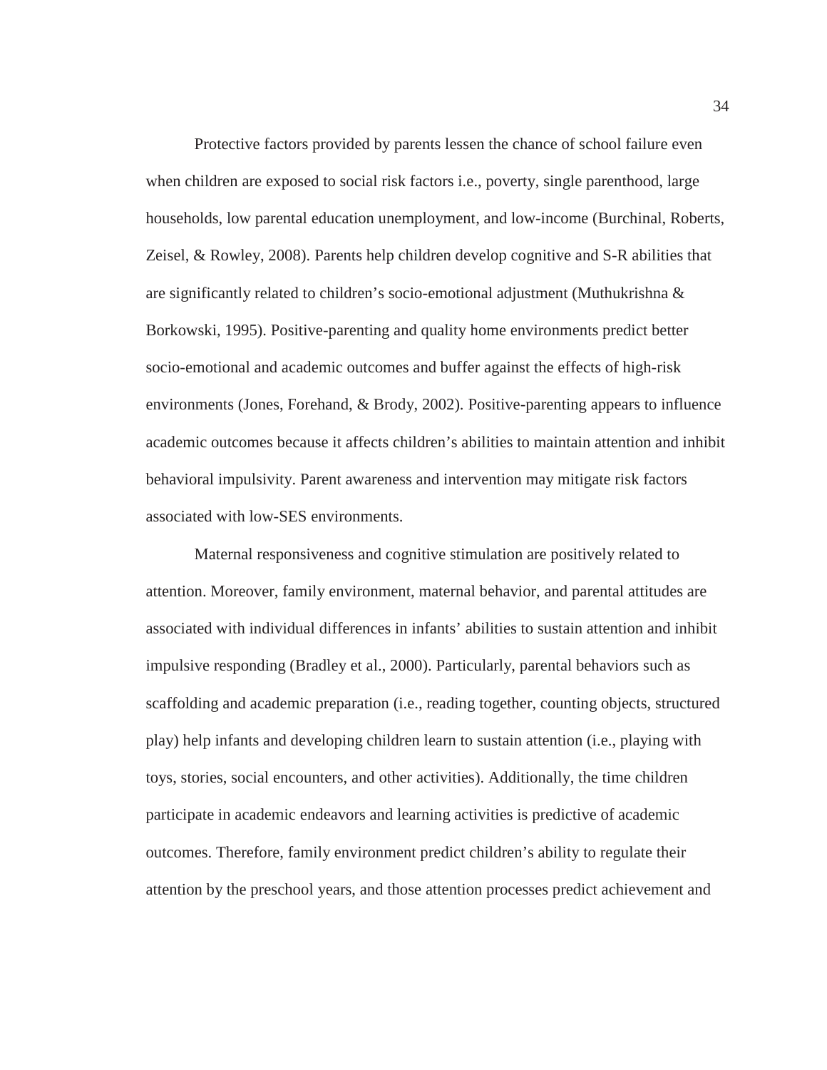Protective factors provided by parents lessen the chance of school failure even when children are exposed to social risk factors i.e., poverty, single parenthood, large households, low parental education unemployment, and low-income (Burchinal, Roberts, Zeisel, & Rowley, 2008). Parents help children develop cognitive and S-R abilities that are significantly related to children's socio-emotional adjustment (Muthukrishna & Borkowski, 1995). Positive-parenting and quality home environments predict better socio-emotional and academic outcomes and buffer against the effects of high-risk environments (Jones, Forehand, & Brody, 2002). Positive-parenting appears to influence academic outcomes because it affects children's abilities to maintain attention and inhibit behavioral impulsivity. Parent awareness and intervention may mitigate risk factors associated with low-SES environments.

Maternal responsiveness and cognitive stimulation are positively related to attention. Moreover, family environment, maternal behavior, and parental attitudes are associated with individual differences in infants' abilities to sustain attention and inhibit impulsive responding (Bradley et al., 2000). Particularly, parental behaviors such as scaffolding and academic preparation (i.e., reading together, counting objects, structured play) help infants and developing children learn to sustain attention (i.e., playing with toys, stories, social encounters, and other activities). Additionally, the time children participate in academic endeavors and learning activities is predictive of academic outcomes. Therefore, family environment predict children's ability to regulate their attention by the preschool years, and those attention processes predict achievement and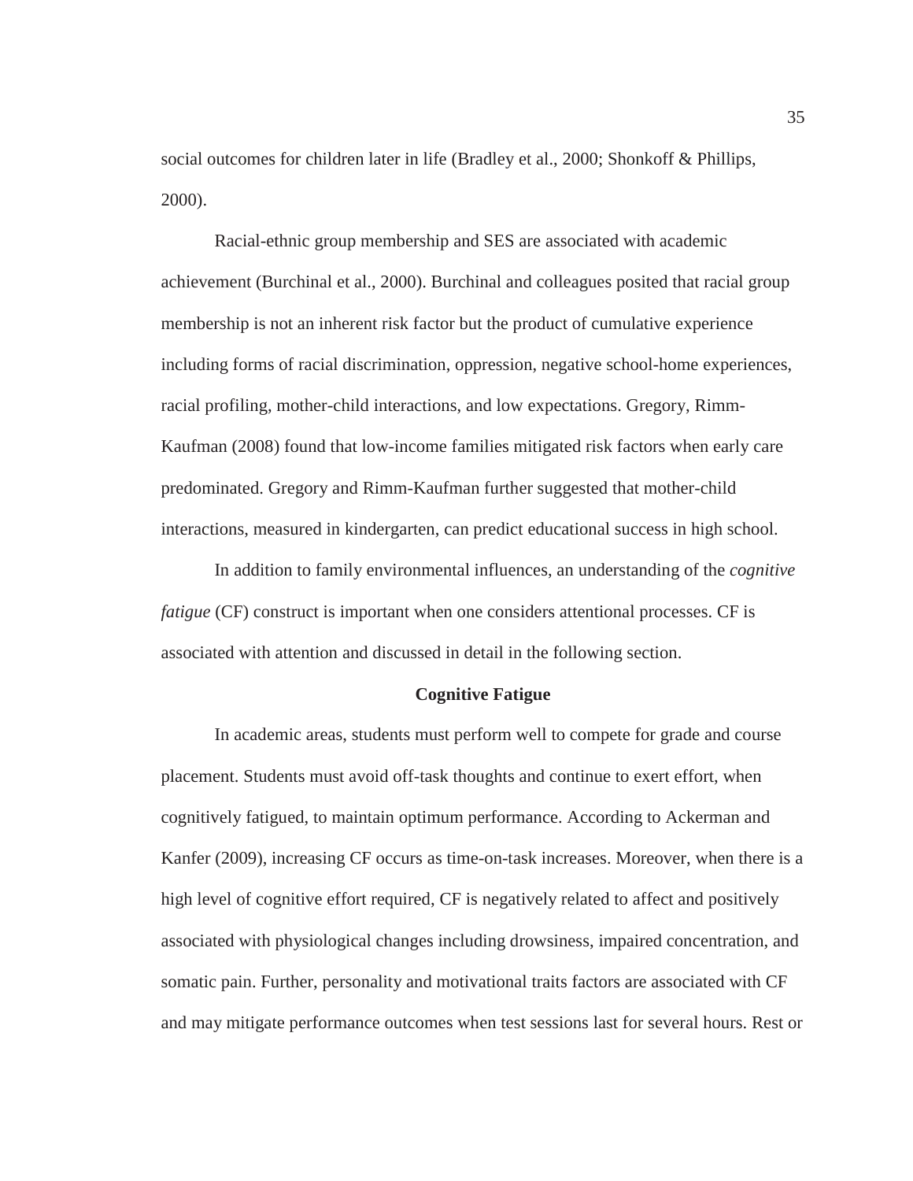social outcomes for children later in life (Bradley et al., 2000; Shonkoff & Phillips, 2000).

Racial-ethnic group membership and SES are associated with academic achievement (Burchinal et al., 2000). Burchinal and colleagues posited that racial group membership is not an inherent risk factor but the product of cumulative experience including forms of racial discrimination, oppression, negative school-home experiences, racial profiling, mother-child interactions, and low expectations. Gregory, Rimm-Kaufman (2008) found that low-income families mitigated risk factors when early care predominated. Gregory and Rimm-Kaufman further suggested that mother-child interactions, measured in kindergarten, can predict educational success in high school.

In addition to family environmental influences, an understanding of the *cognitive fatigue* (CF) construct is important when one considers attentional processes. CF is associated with attention and discussed in detail in the following section.

## Cognitive Fatigue

In academic areas, students must perform well to compete for grade and course placement. Students must avoid off-task thoughts and continue to exert effort, when cognitively fatigued, to maintain optimum performance. According to Ackerman and Kanfer (2009), increasing CF occurs as time-on-task increases. Moreover, when there is a high level of cognitive effort required, CF is negatively related to affect and positively associated with physiological changes including drowsiness, impaired concentration, and somatic pain. Further, personality and motivational traits factors are associated with CF and may mitigate performance outcomes when test sessions last for several hours. Rest or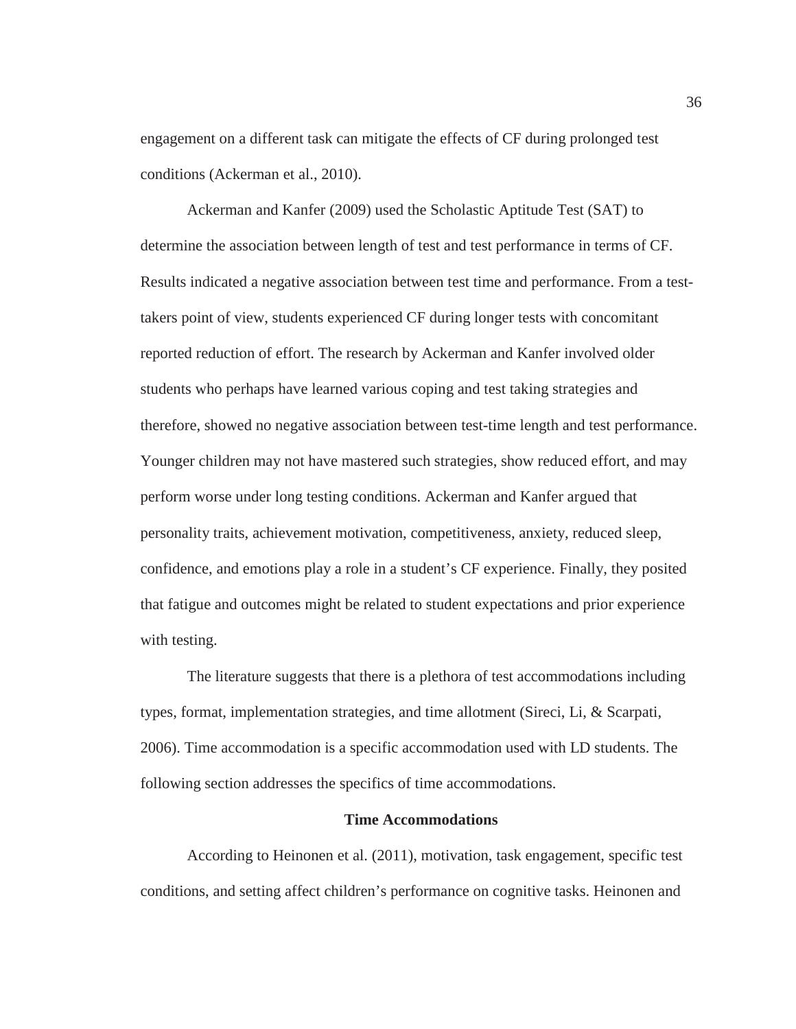engagement on a different task can mitigate the effects of CF during prolonged test conditions (Ackerman et al., 2010).

Ackerman and Kanfer (2009) used the Scholastic Aptitude Test (SAT) to determine the association between length of test and test performance in terms of CF. Results indicated a negative association between test time and performance. From a test-takers point of view, students experienced CF during longer tests with concomitant reported reduction of effort. The research by Ackerman and Kanfer involved older students who perhaps have learned various coping and test taking strategies and therefore, showed no negative association between test-time length and test performance. Younger children may not have mastered such strategies, show reduced effort, and may perform worse under long testing conditions. Ackerman and Kanfer argued that personality traits, achievement motivation, competitiveness, anxiety, reduced sleep, confidence, and emotions play a role in a student's CF experience. Finally, they posited that fatigue and outcomes might be related to student expectations and prior experience with testing.

The literature suggests that there is a plethora of test accommodations including types, format, implementation strategies, and time allotment (Sireci, Li, & Scarpati, 2006). Time accommodation is a specific accommodation used with LD students. The following section addresses the specifics of time accommodations.

## Time Accommodations

According to Heinonen et al. (2011), motivation, task engagement, specific test conditions, and setting affect children's performance on cognitive tasks. Heinonen and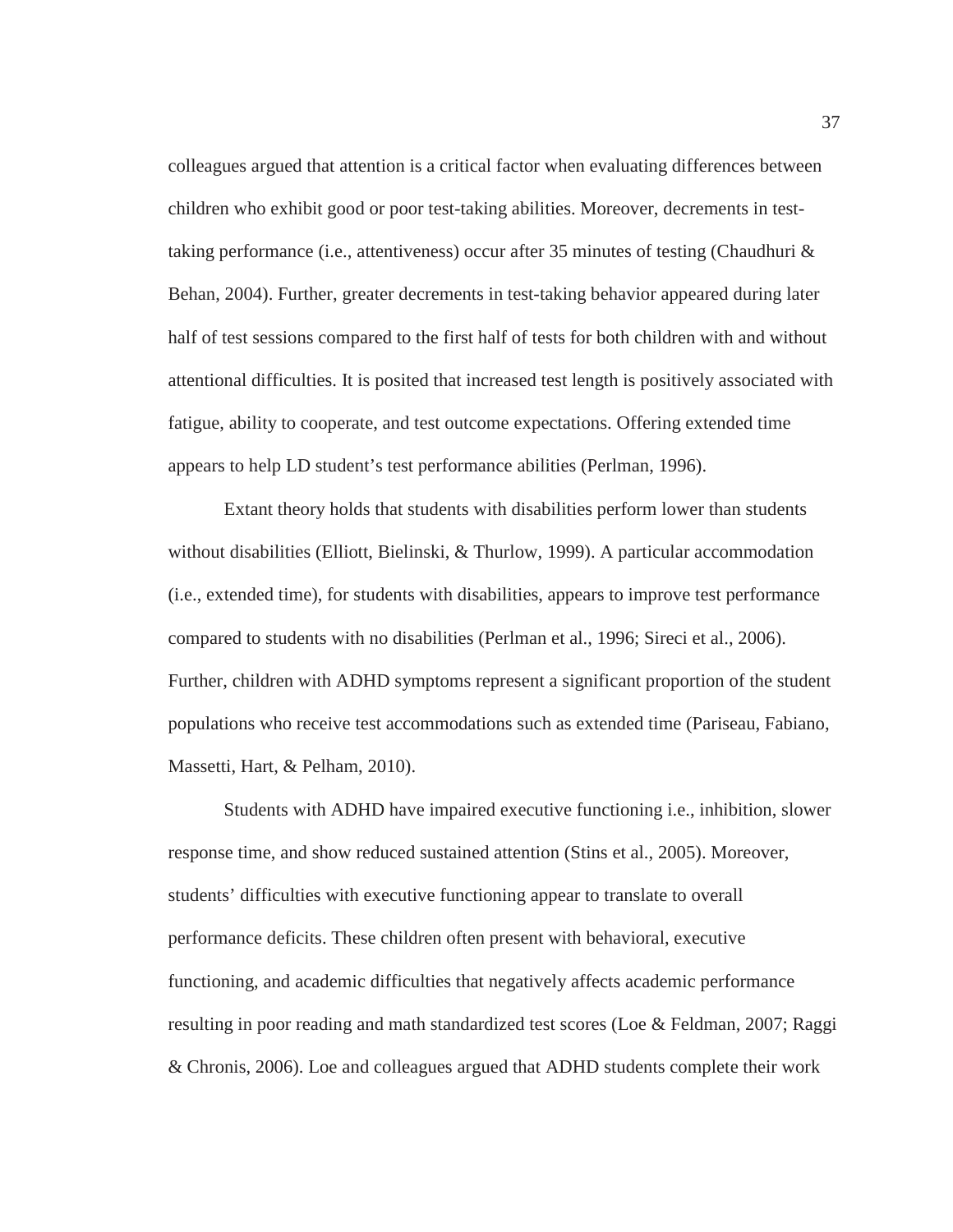colleagues argued that attention is a critical factor when evaluating differences between children who exhibit good or poor test-taking abilities. Moreover, decrements in test-taking performance (i.e., attentiveness) occur after 35 minutes of testing (Chaudhuri & Behan, 2004). Further, greater decrements in test-taking behavior appeared during later half of test sessions compared to the first half of tests for both children with and without attentional difficulties. It is posited that increased test length is positively associated with fatigue, ability to cooperate, and test outcome expectations. Offering extended time appears to help LD student's test performance abilities (Perlman, 1996).

Extant theory holds that students with disabilities perform lower than students without disabilities (Elliott, Bielinski, & Thurlow, 1999). A particular accommodation (i.e., extended time), for students with disabilities, appears to improve test performance compared to students with no disabilities (Perlman et al., 1996; Sireci et al., 2006). Further, children with ADHD symptoms represent a significant proportion of the student populations who receive test accommodations such as extended time (Pariseau, Fabiano, Massetti, Hart, & Pelham, 2010).

Students with ADHD have impaired executive functioning i.e., inhibition, slower response time, and show reduced sustained attention (Stins et al., 2005). Moreover, students' difficulties with executive functioning appear to translate to overall performance deficits. These children often present with behavioral, executive functioning, and academic difficulties that negatively affects academic performance resulting in poor reading and math standardized test scores (Loe & Feldman, 2007; Raggi & Chronis, 2006). Loe and colleagues argued that ADHD students complete their work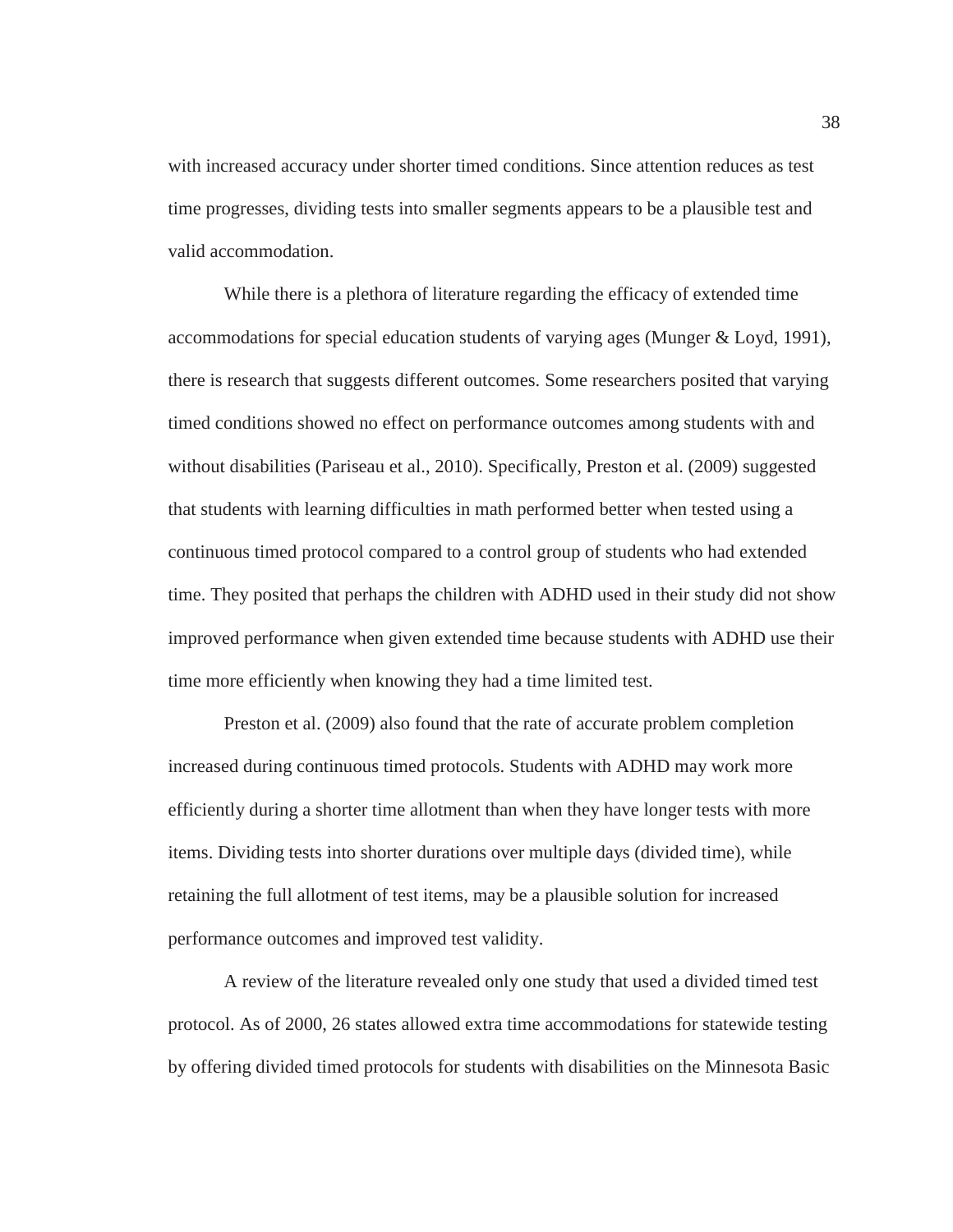with increased accuracy under shorter timed conditions. Since attention reduces as test time progresses, dividing tests into smaller segments appears to be a plausible test and valid accommodation.

While there is a plethora of literature regarding the efficacy of extended time accommodations for special education students of varying ages (Munger & Loyd, 1991), there is research that suggests different outcomes. Some researchers posited that varying timed conditions showed no effect on performance outcomes among students with and without disabilities (Pariseau et al., 2010). Specifically, Preston et al. (2009) suggested that students with learning difficulties in math performed better when tested using a continuous timed protocol compared to a control group of students who had extended time. They posited that perhaps the children with ADHD used in their study did not show improved performance when given extended time because students with ADHD use their time more efficiently when knowing they had a time limited test.

Preston et al. (2009) also found that the rate of accurate problem completion increased during continuous timed protocols. Students with ADHD may work more efficiently during a shorter time allotment than when they have longer tests with more items. Dividing tests into shorter durations over multiple days (divided time), while retaining the full allotment of test items, may be a plausible solution for increased performance outcomes and improved test validity.

A review of the literature revealed only one study that used a divided timed test protocol. As of 2000, 26 states allowed extra time accommodations for statewide testing by offering divided timed protocols for students with disabilities on the Minnesota Basic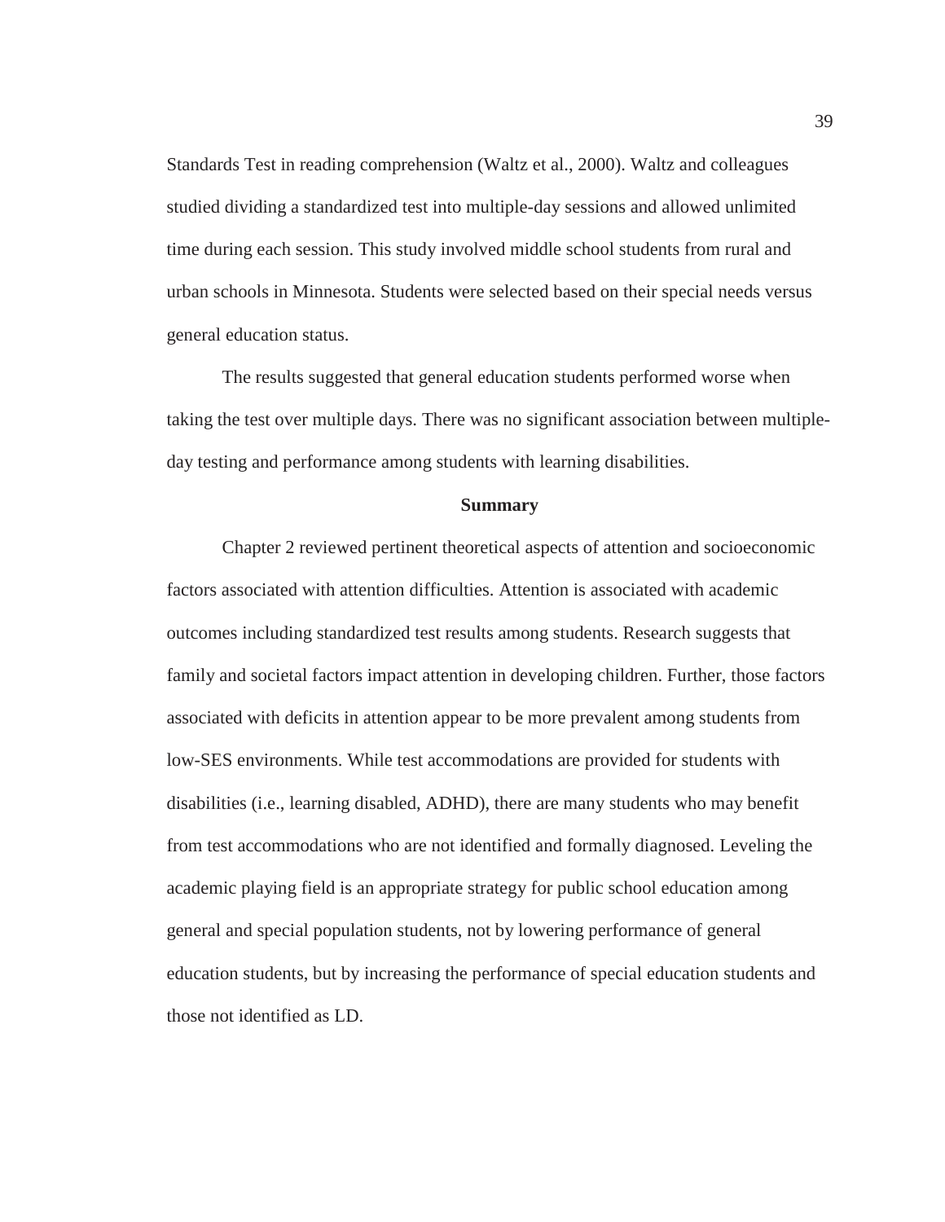Standards Test in reading comprehension (Waltz et al., 2000). Waltz and colleagues studied dividing a standardized test into multiple-day sessions and allowed unlimited time during each session. This study involved middle school students from rural and urban schools in Minnesota. Students were selected based on their special needs versus general education status.

The results suggested that general education students performed worse when taking the test over multiple days. There was no significant association between multiple-day testing and performance among students with learning disabilities.

## Summary

Chapter 2 reviewed pertinent theoretical aspects of attention and socioeconomic factors associated with attention difficulties. Attention is associated with academic outcomes including standardized test results among students. Research suggests that family and societal factors impact attention in developing children. Further, those factors associated with deficits in attention appear to be more prevalent among students from low-SES environments. While test accommodations are provided for students with disabilities (i.e., learning disabled, ADHD), there are many students who may benefit from test accommodations who are not identified and formally diagnosed. Leveling the academic playing field is an appropriate strategy for public school education among general and special population students, not by lowering performance of general education students, but by increasing the performance of special education students and those not identified as LD.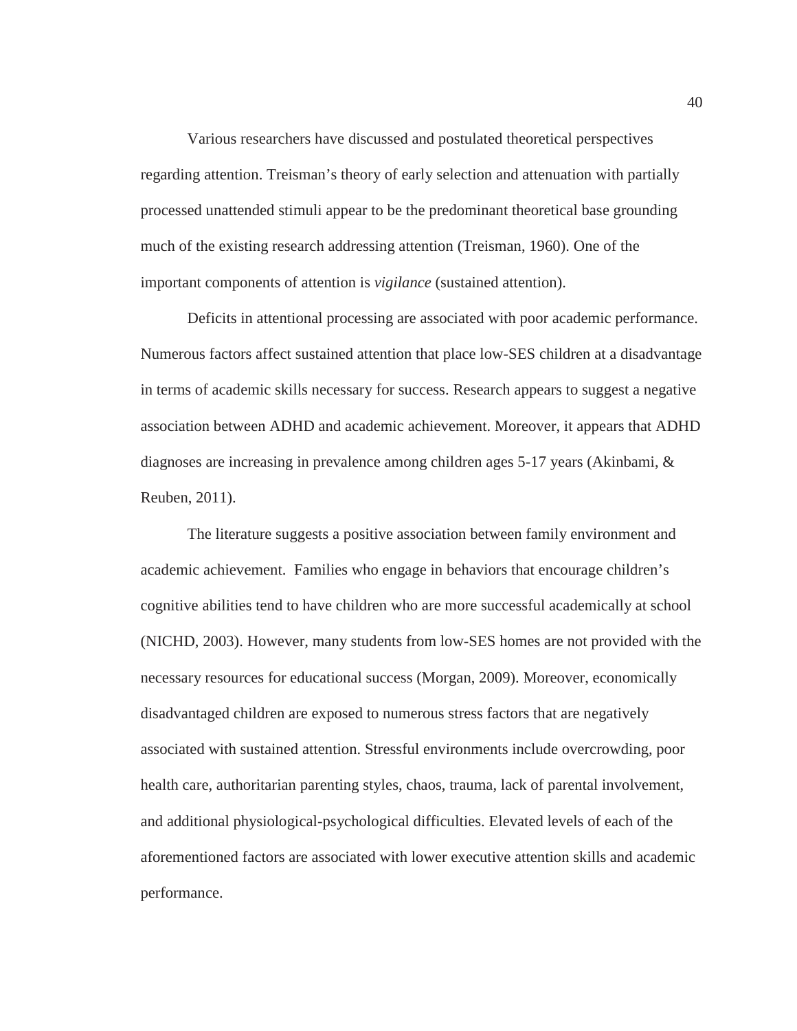Various researchers have discussed and postulated theoretical perspectives regarding attention. Treisman's theory of early selection and attenuation with partially processed unattended stimuli appear to be the predominant theoretical base grounding much of the existing research addressing attention (Treisman, 1960). One of the important components of attention is *vigilance* (sustained attention).

Deficits in attentional processing are associated with poor academic performance. Numerous factors affect sustained attention that place low-SES children at a disadvantage in terms of academic skills necessary for success. Research appears to suggest a negative association between ADHD and academic achievement. Moreover, it appears that ADHD diagnoses are increasing in prevalence among children ages 5-17 years (Akinbami, & Reuben, 2011).

The literature suggests a positive association between family environment and academic achievement. Families who engage in behaviors that encourage children's cognitive abilities tend to have children who are more successful academically at school (NICHD, 2003). However, many students from low-SES homes are not provided with the necessary resources for educational success (Morgan, 2009). Moreover, economically disadvantaged children are exposed to numerous stress factors that are negatively associated with sustained attention. Stressful environments include overcrowding, poor health care, authoritarian parenting styles, chaos, trauma, lack of parental involvement, and additional physiological-psychological difficulties. Elevated levels of each of the aforementioned factors are associated with lower executive attention skills and academic performance.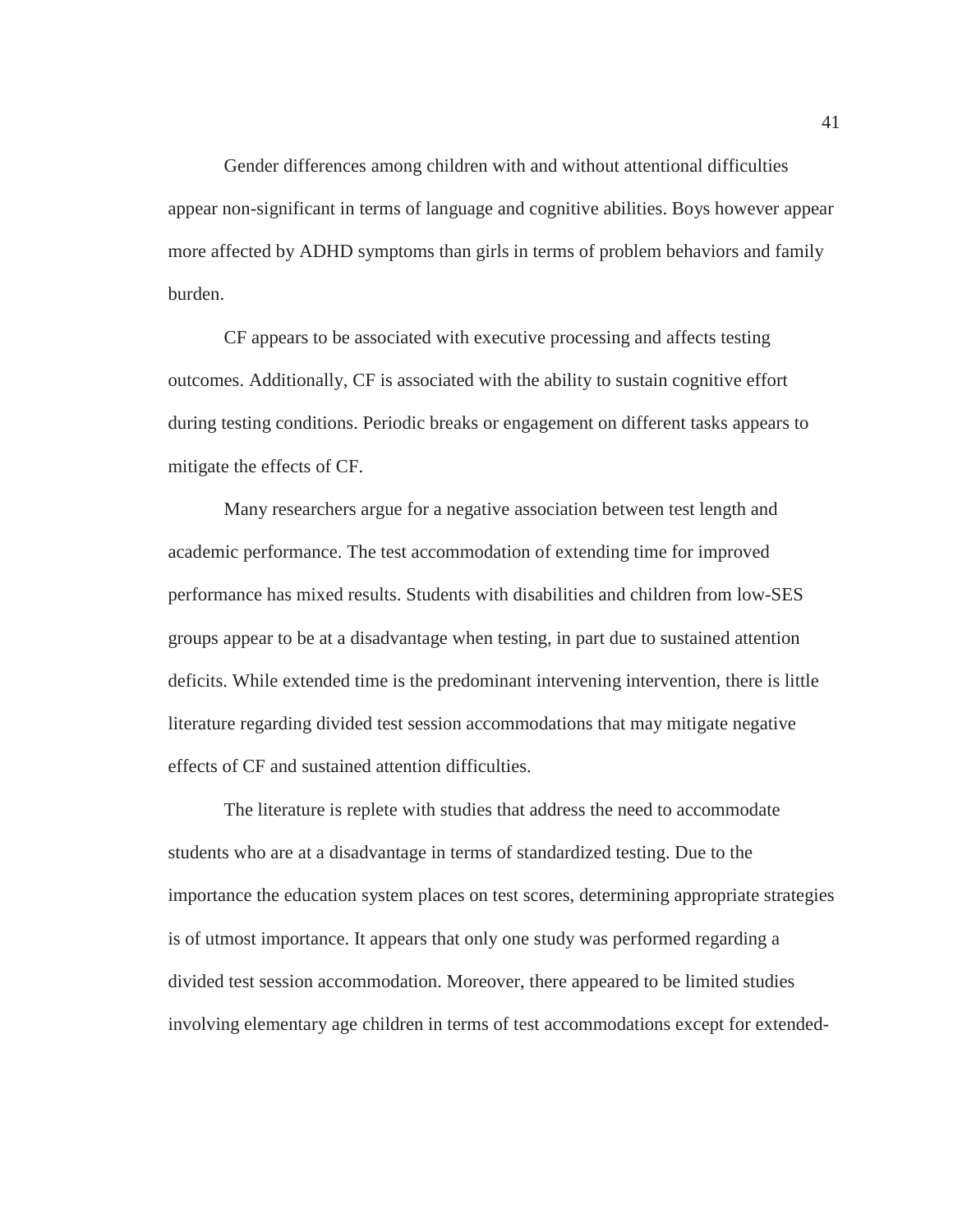Gender differences among children with and without attentional difficulties appear non-significant in terms of language and cognitive abilities. Boys however appear more affected by ADHD symptoms than girls in terms of problem behaviors and family burden.

CF appears to be associated with executive processing and affects testing outcomes. Additionally, CF is associated with the ability to sustain cognitive effort during testing conditions. Periodic breaks or engagement on different tasks appears to mitigate the effects of CF.

Many researchers argue for a negative association between test length and academic performance. The test accommodation of extending time for improved performance has mixed results. Students with disabilities and children from low-SES groups appear to be at a disadvantage when testing, in part due to sustained attention deficits. While extended time is the predominant intervening intervention, there is little literature regarding divided test session accommodations that may mitigate negative effects of CF and sustained attention difficulties.

The literature is replete with studies that address the need to accommodate students who are at a disadvantage in terms of standardized testing. Due to the importance the education system places on test scores, determining appropriate strategies is of utmost importance. It appears that only one study was performed regarding a divided test session accommodation. Moreover, there appeared to be limited studies involving elementary age children in terms of test accommodations except for extended-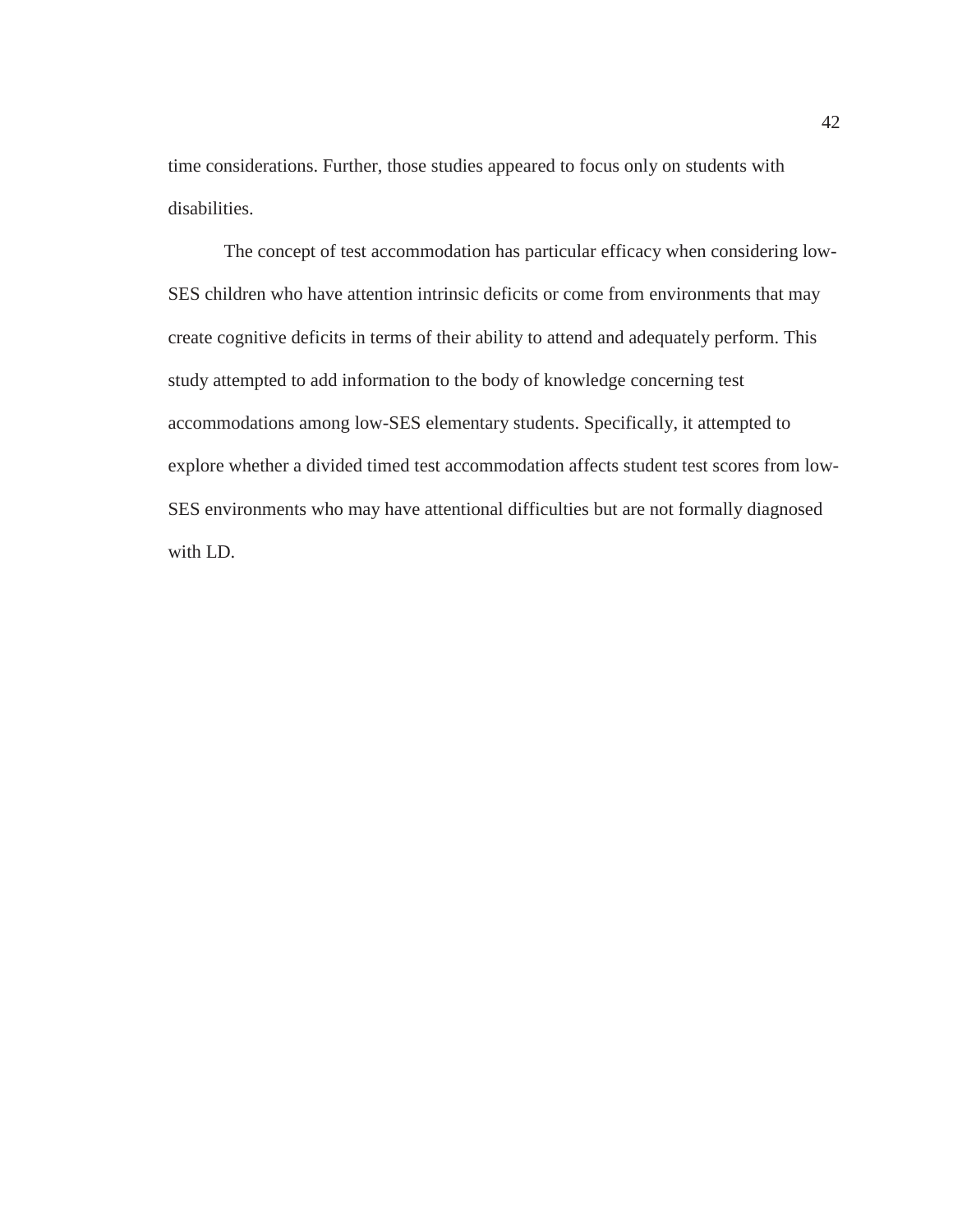time considerations. Further, those studies appeared to focus only on students with disabilities.

The concept of test accommodation has particular efficacy when considering low-SES children who have attention intrinsic deficits or come from environments that may create cognitive deficits in terms of their ability to attend and adequately perform. This study attempted to add information to the body of knowledge concerning test accommodations among low-SES elementary students. Specifically, it attempted to explore whether a divided timed test accommodation affects student test scores from low-SES environments who may have attentional difficulties but are not formally diagnosed with LD.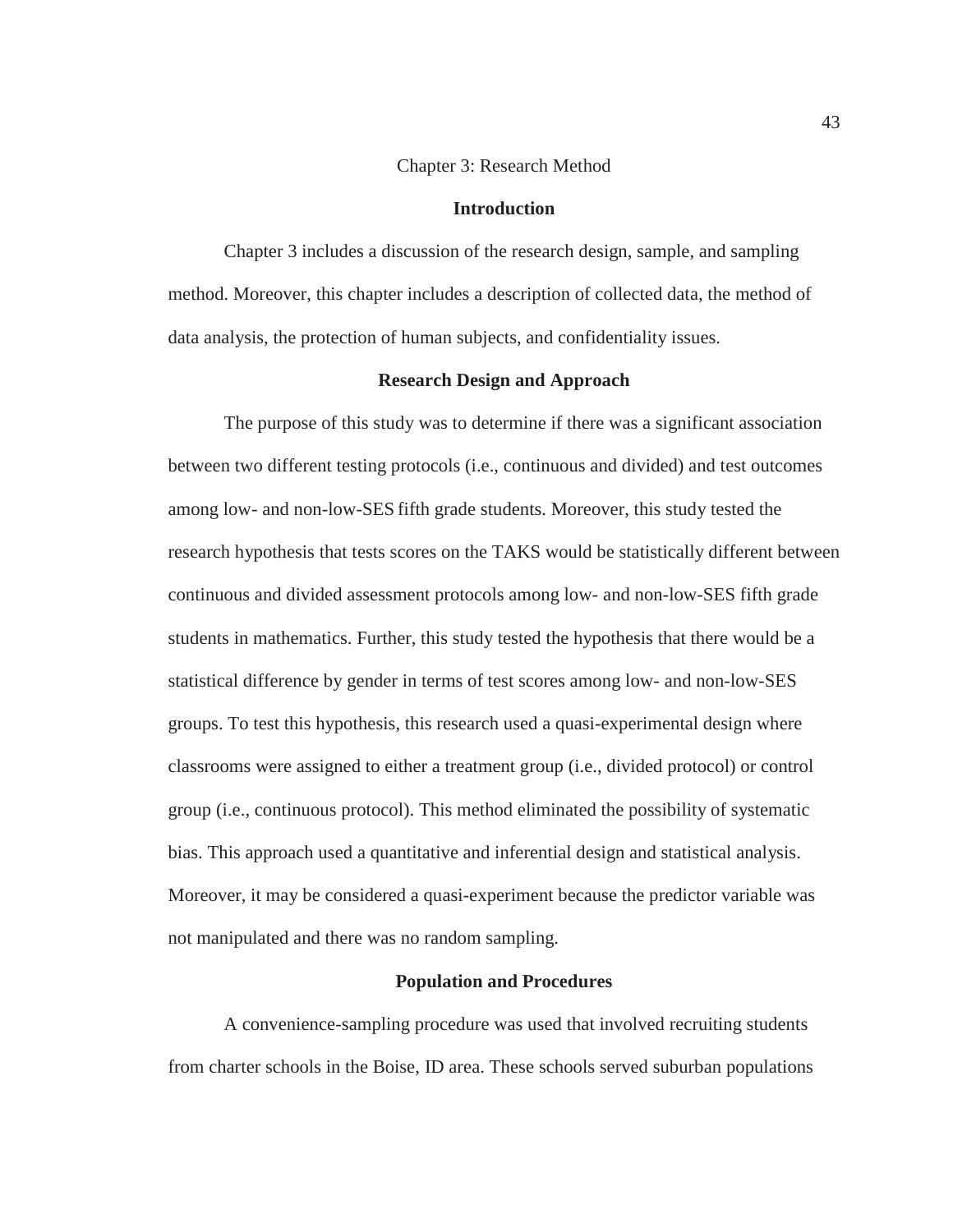# Chapter 3: Research Method

## Introduction

Chapter 3 includes a discussion of the research design, sample, and sampling method. Moreover, this chapter includes a description of collected data, the method of data analysis, the protection of human subjects, and confidentiality issues.

## Research Design and Approach

The purpose of this study was to determine if there was a significant association between two different testing protocols (i.e., continuous and divided) and test outcomes among low- and non-low-SES fifth grade students. Moreover, this study tested the research hypothesis that tests scores on the TAKS would be statistically different between continuous and divided assessment protocols among low- and non-low-SES fifth grade students in mathematics. Further, this study tested the hypothesis that there would be a statistical difference by gender in terms of test scores among low- and non-low-SES groups. To test this hypothesis, this research used a quasi-experimental design where classrooms were assigned to either a treatment group (i.e., divided protocol) or control group (i.e., continuous protocol). This method eliminated the possibility of systematic bias. This approach used a quantitative and inferential design and statistical analysis. Moreover, it may be considered a quasi-experiment because the predictor variable was not manipulated and there was no random sampling.

## Population and Procedures

A convenience-sampling procedure was used that involved recruiting students from charter schools in the Boise, ID area. These schools served suburban populations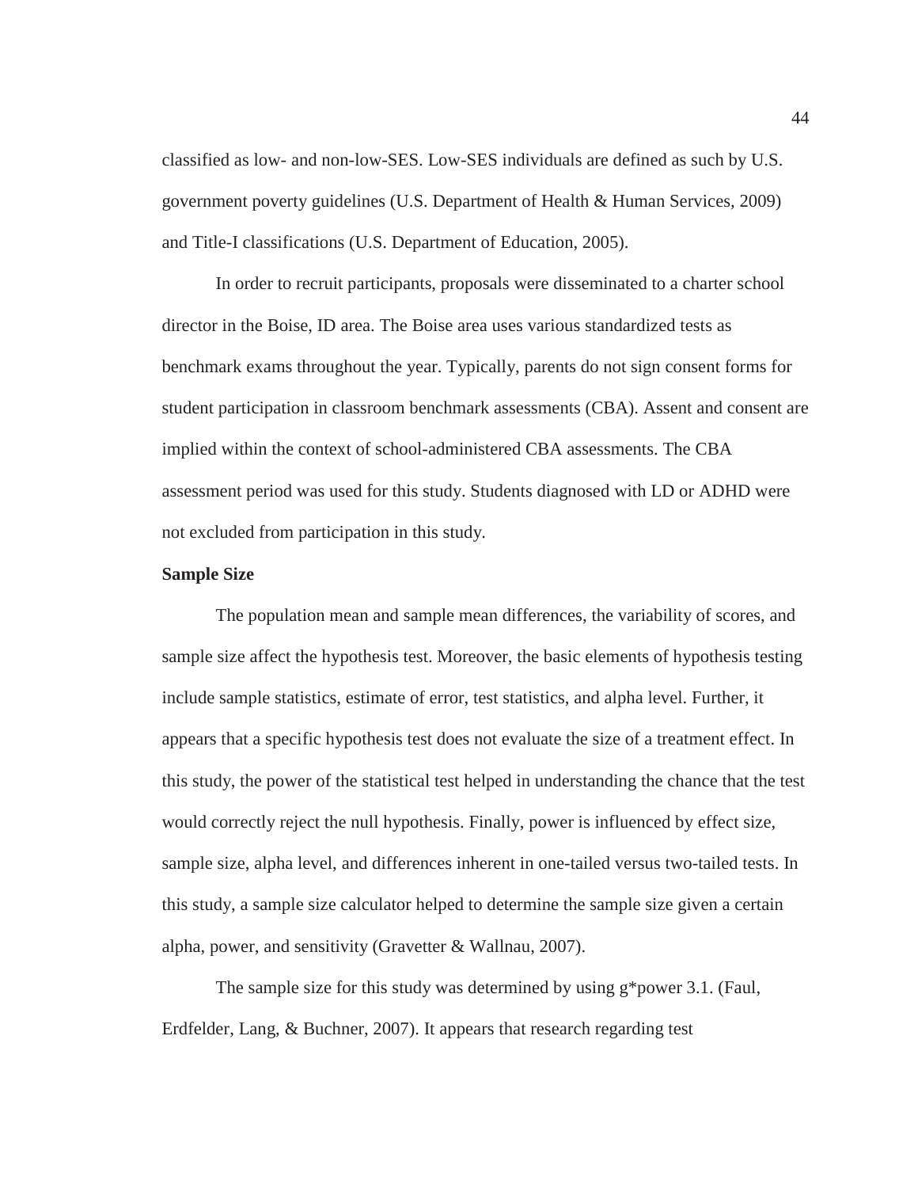classified as low- and non-low-SES. Low-SES individuals are defined as such by U.S. government poverty guidelines (U.S. Department of Health & Human Services, 2009) and Title-I classifications (U.S. Department of Education, 2005).

In order to recruit participants, proposals were disseminated to a charter school director in the Boise, ID area. The Boise area uses various standardized tests as benchmark exams throughout the year. Typically, parents do not sign consent forms for student participation in classroom benchmark assessments (CBA). Assent and consent are implied within the context of school-administered CBA assessments. The CBA assessment period was used for this study. Students diagnosed with LD or ADHD were not excluded from participation in this study.

**Sample Size**

The population mean and sample mean differences, the variability of scores, and sample size affect the hypothesis test. Moreover, the basic elements of hypothesis testing include sample statistics, estimate of error, test statistics, and alpha level. Further, it appears that a specific hypothesis test does not evaluate the size of a treatment effect. In this study, the power of the statistical test helped in understanding the chance that the test would correctly reject the null hypothesis. Finally, power is influenced by effect size, sample size, alpha level, and differences inherent in one-tailed versus two-tailed tests. In this study, a sample size calculator helped to determine the sample size given a certain alpha, power, and sensitivity (Gravetter & Wallnau, 2007).

The sample size for this study was determined by using g*power 3.1. (Faul, Erdfelder, Lang, & Buchner, 2007). It appears that research regarding test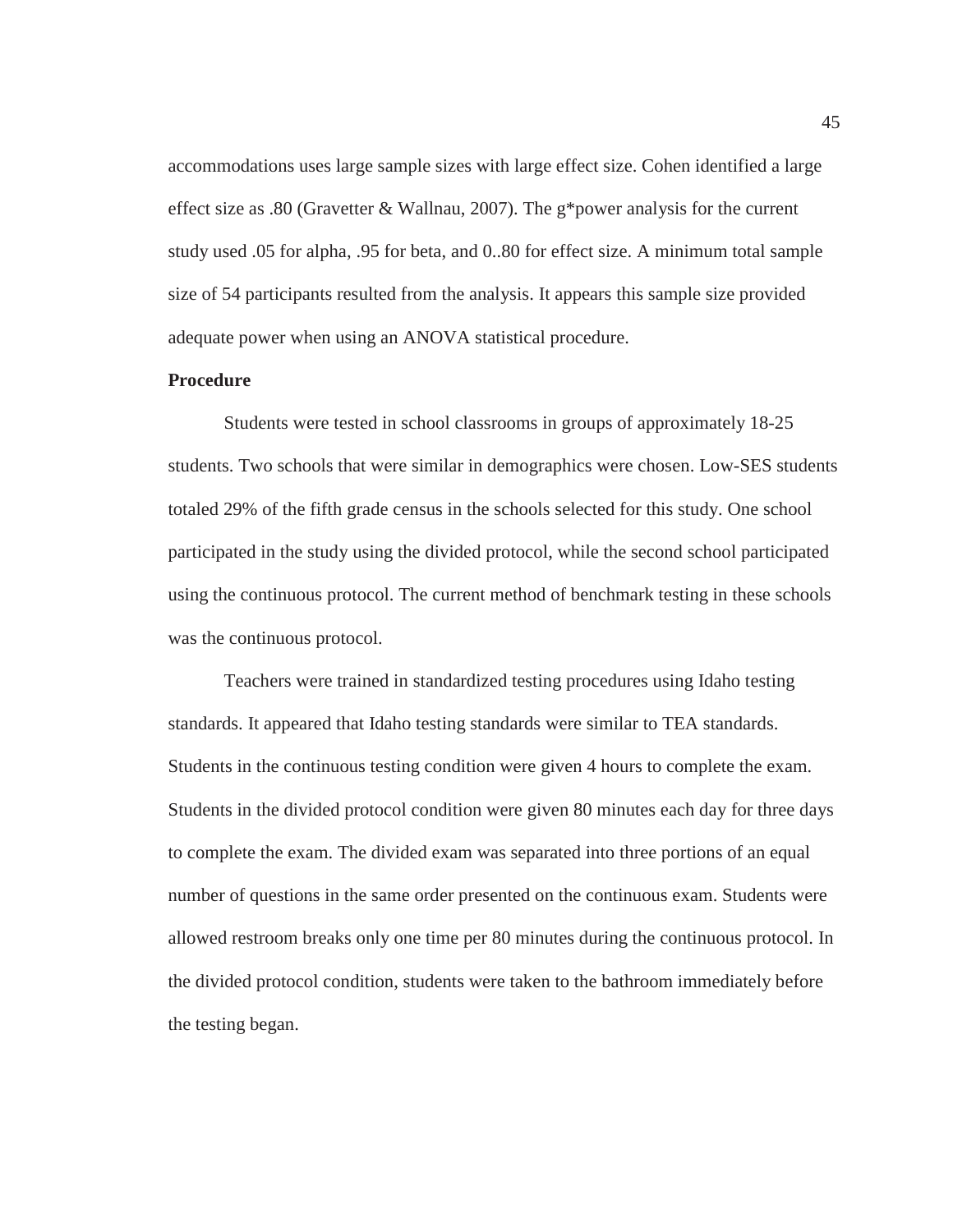accommodations uses large sample sizes with large effect size. Cohen identified a large effect size as .80 (Gravetter & Wallnau, 2007). The g*power analysis for the current study used .05 for alpha, .95 for beta, and 0..80 for effect size. A minimum total sample size of 54 participants resulted from the analysis. It appears this sample size provided adequate power when using an ANOVA statistical procedure.

**Procedure**

Students were tested in school classrooms in groups of approximately 18-25 students. Two schools that were similar in demographics were chosen. Low-SES students totaled 29% of the fifth grade census in the schools selected for this study. One school participated in the study using the divided protocol, while the second school participated using the continuous protocol. The current method of benchmark testing in these schools was the continuous protocol.

Teachers were trained in standardized testing procedures using Idaho testing standards. It appeared that Idaho testing standards were similar to TEA standards. Students in the continuous testing condition were given 4 hours to complete the exam. Students in the divided protocol condition were given 80 minutes each day for three days to complete the exam. The divided exam was separated into three portions of an equal number of questions in the same order presented on the continuous exam. Students were allowed restroom breaks only one time per 80 minutes during the continuous protocol. In the divided protocol condition, students were taken to the bathroom immediately before the testing began.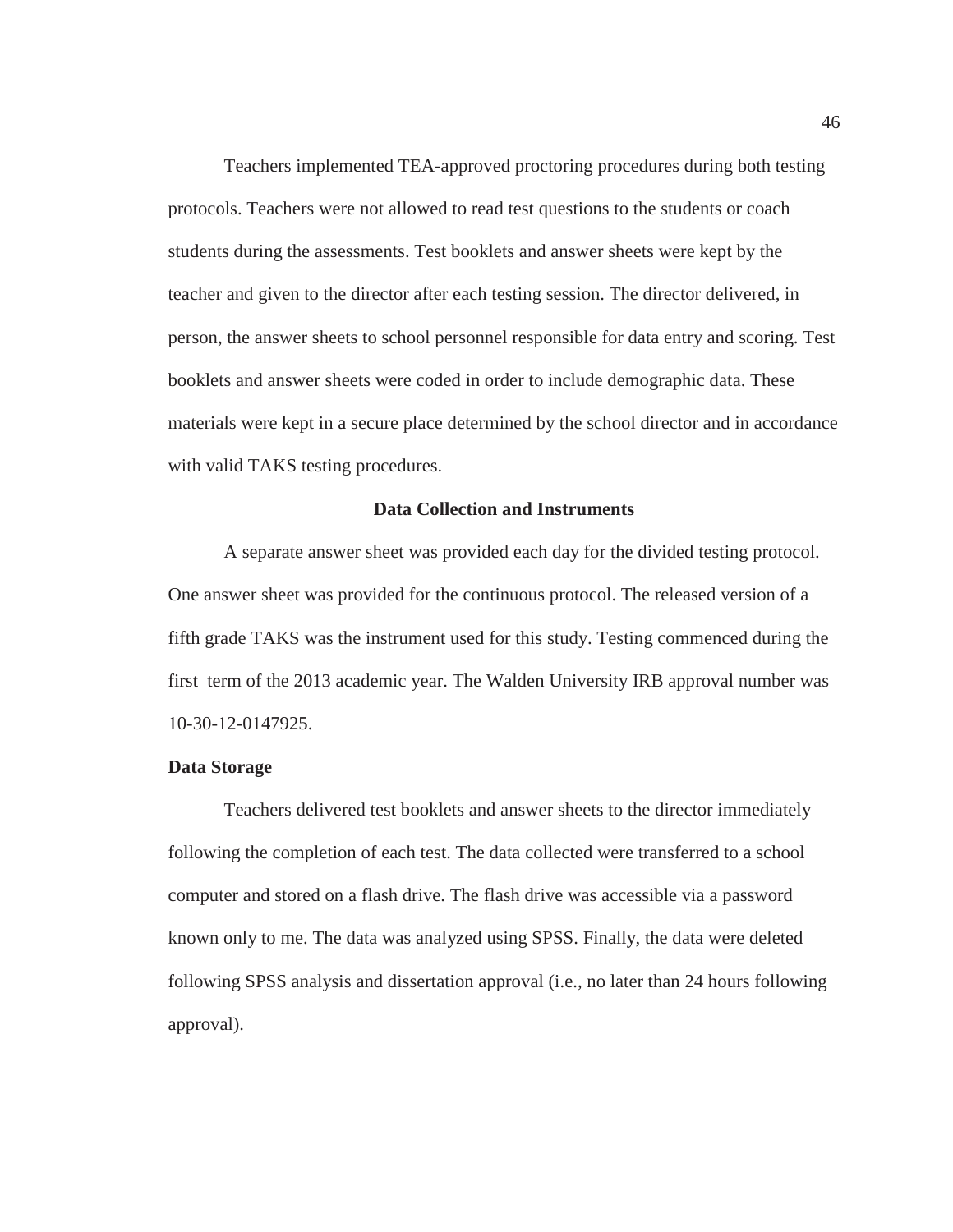Teachers implemented TEA-approved proctoring procedures during both testing protocols. Teachers were not allowed to read test questions to the students or coach students during the assessments. Test booklets and answer sheets were kept by the teacher and given to the director after each testing session. The director delivered, in person, the answer sheets to school personnel responsible for data entry and scoring. Test booklets and answer sheets were coded in order to include demographic data. These materials were kept in a secure place determined by the school director and in accordance with valid TAKS testing procedures.

## Data Collection and Instruments

A separate answer sheet was provided each day for the divided testing protocol. One answer sheet was provided for the continuous protocol. The released version of a fifth grade TAKS was the instrument used for this study. Testing commenced during the first term of the 2013 academic year. The Walden University IRB approval number was 10-30-12-0147925.

### Data Storage

Teachers delivered test booklets and answer sheets to the director immediately following the completion of each test. The data collected were transferred to a school computer and stored on a flash drive. The flash drive was accessible via a password known only to me. The data was analyzed using SPSS. Finally, the data were deleted following SPSS analysis and dissertation approval (i.e., no later than 24 hours following approval).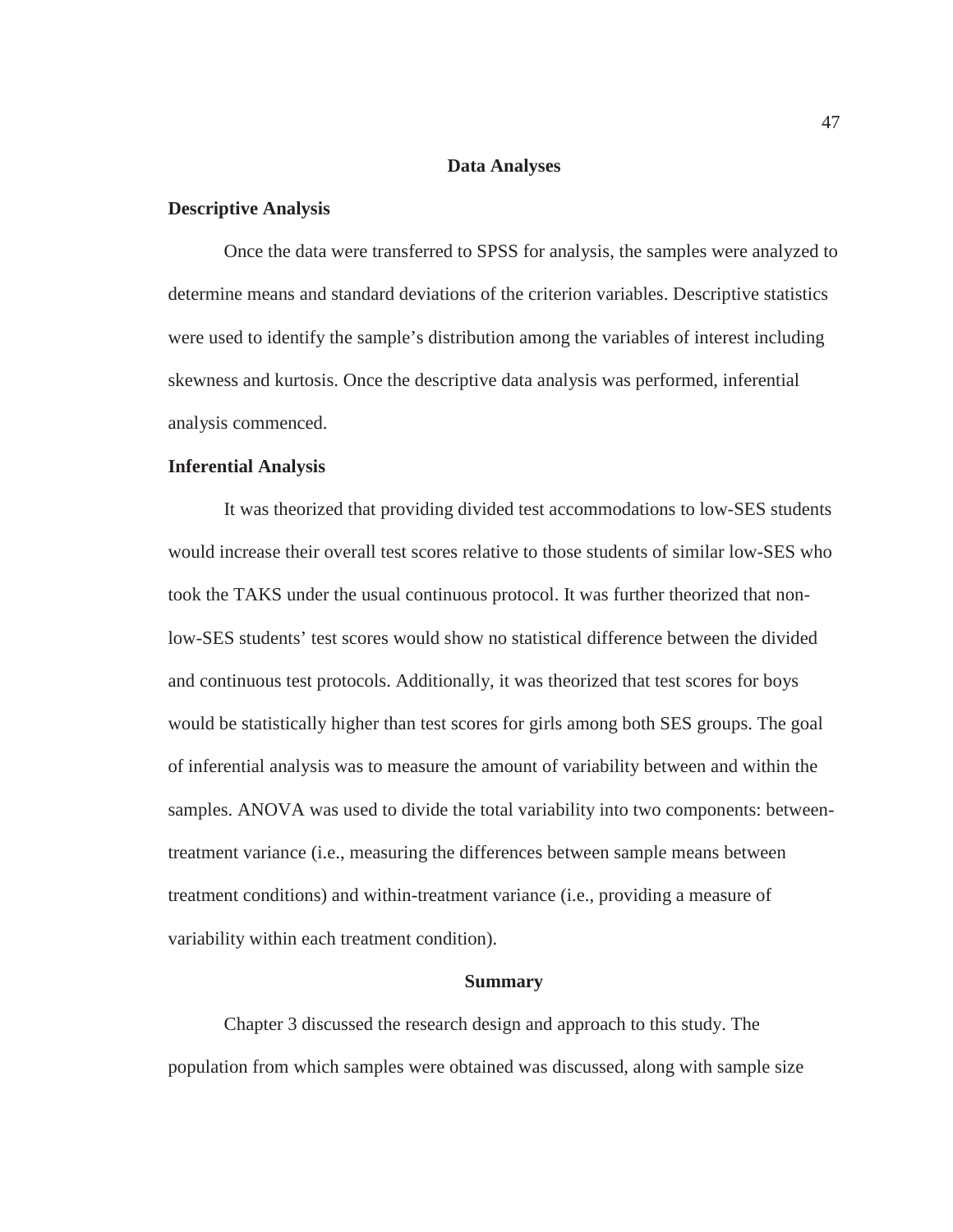## Data Analyses

### Descriptive Analysis

Once the data were transferred to SPSS for analysis, the samples were analyzed to determine means and standard deviations of the criterion variables. Descriptive statistics were used to identify the sample's distribution among the variables of interest including skewness and kurtosis. Once the descriptive data analysis was performed, inferential analysis commenced.

### Inferential Analysis

It was theorized that providing divided test accommodations to low-SES students would increase their overall test scores relative to those students of similar low-SES who took the TAKS under the usual continuous protocol. It was further theorized that non-low-SES students' test scores would show no statistical difference between the divided and continuous test protocols. Additionally, it was theorized that test scores for boys would be statistically higher than test scores for girls among both SES groups. The goal of inferential analysis was to measure the amount of variability between and within the samples. ANOVA was used to divide the total variability into two components: between-treatment variance (i.e., measuring the differences between sample means between treatment conditions) and within-treatment variance (i.e., providing a measure of variability within each treatment condition).

## Summary

Chapter 3 discussed the research design and approach to this study. The population from which samples were obtained was discussed, along with sample size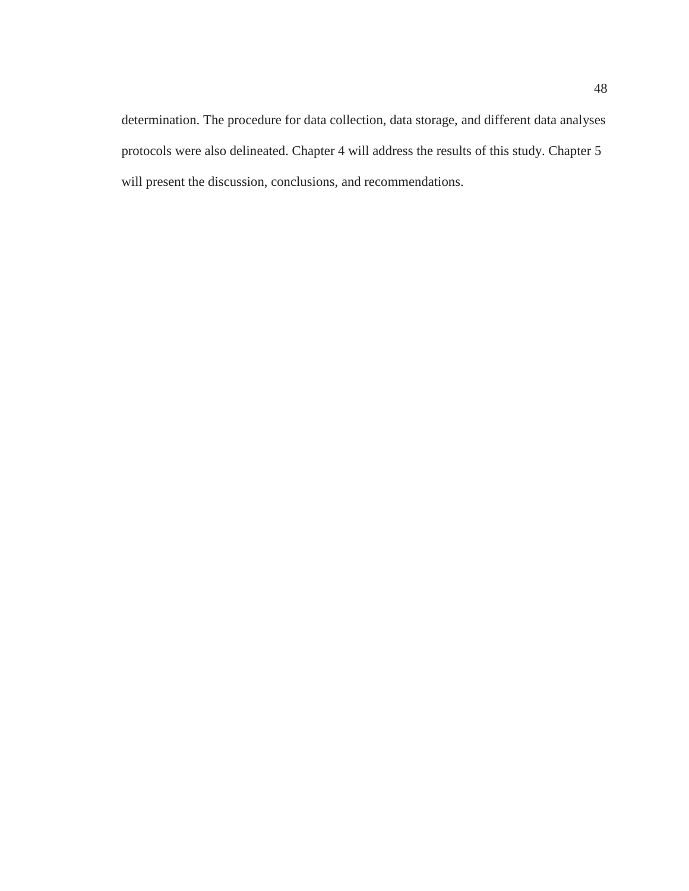determination. The procedure for data collection, data storage, and different data analyses protocols were also delineated. Chapter 4 will address the results of this study. Chapter 5 will present the discussion, conclusions, and recommendations.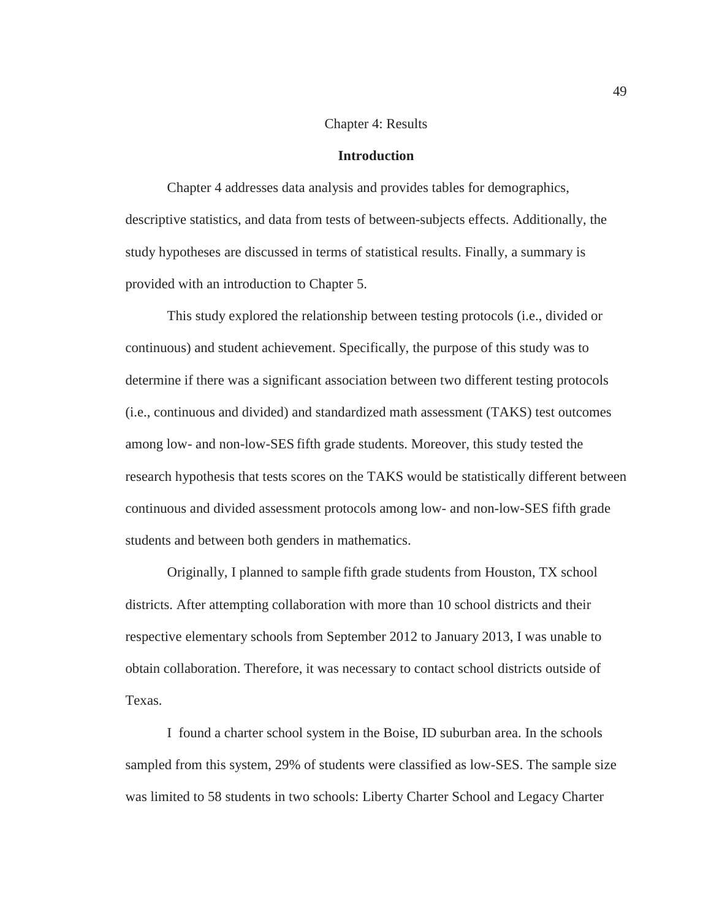# Chapter 4: Results

## Introduction

Chapter 4 addresses data analysis and provides tables for demographics, descriptive statistics, and data from tests of between-subjects effects. Additionally, the study hypotheses are discussed in terms of statistical results. Finally, a summary is provided with an introduction to Chapter 5.

This study explored the relationship between testing protocols (i.e., divided or continuous) and student achievement. Specifically, the purpose of this study was to determine if there was a significant association between two different testing protocols (i.e., continuous and divided) and standardized math assessment (TAKS) test outcomes among low- and non-low-SES fifth grade students. Moreover, this study tested the research hypothesis that tests scores on the TAKS would be statistically different between continuous and divided assessment protocols among low- and non-low-SES fifth grade students and between both genders in mathematics.

Originally, I planned to sample fifth grade students from Houston, TX school districts. After attempting collaboration with more than 10 school districts and their respective elementary schools from September 2012 to January 2013, I was unable to obtain collaboration. Therefore, it was necessary to contact school districts outside of Texas.

I found a charter school system in the Boise, ID suburban area. In the schools sampled from this system, 29% of students were classified as low-SES. The sample size was limited to 58 students in two schools: Liberty Charter School and Legacy Charter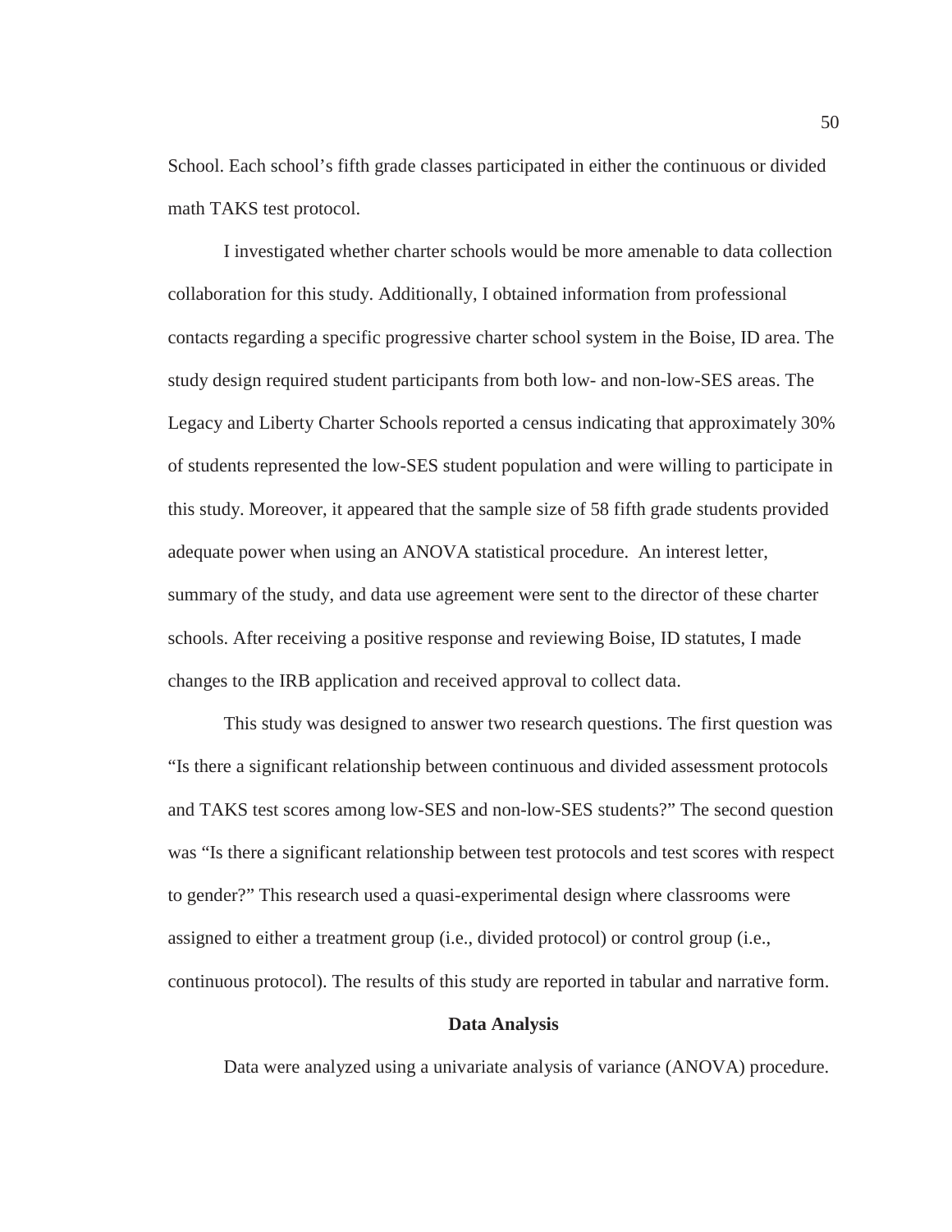School. Each school's fifth grade classes participated in either the continuous or divided math TAKS test protocol.

I investigated whether charter schools would be more amenable to data collection collaboration for this study. Additionally, I obtained information from professional contacts regarding a specific progressive charter school system in the Boise, ID area. The study design required student participants from both low- and non-low-SES areas. The Legacy and Liberty Charter Schools reported a census indicating that approximately 30% of students represented the low-SES student population and were willing to participate in this study. Moreover, it appeared that the sample size of 58 fifth grade students provided adequate power when using an ANOVA statistical procedure. An interest letter, summary of the study, and data use agreement were sent to the director of these charter schools. After receiving a positive response and reviewing Boise, ID statutes, I made changes to the IRB application and received approval to collect data.

This study was designed to answer two research questions. The first question was "Is there a significant relationship between continuous and divided assessment protocols and TAKS test scores among low-SES and non-low-SES students?" The second question was "Is there a significant relationship between test protocols and test scores with respect to gender?" This research used a quasi-experimental design where classrooms were assigned to either a treatment group (i.e., divided protocol) or control group (i.e., continuous protocol). The results of this study are reported in tabular and narrative form.

## Data Analysis

Data were analyzed using a univariate analysis of variance (ANOVA) procedure.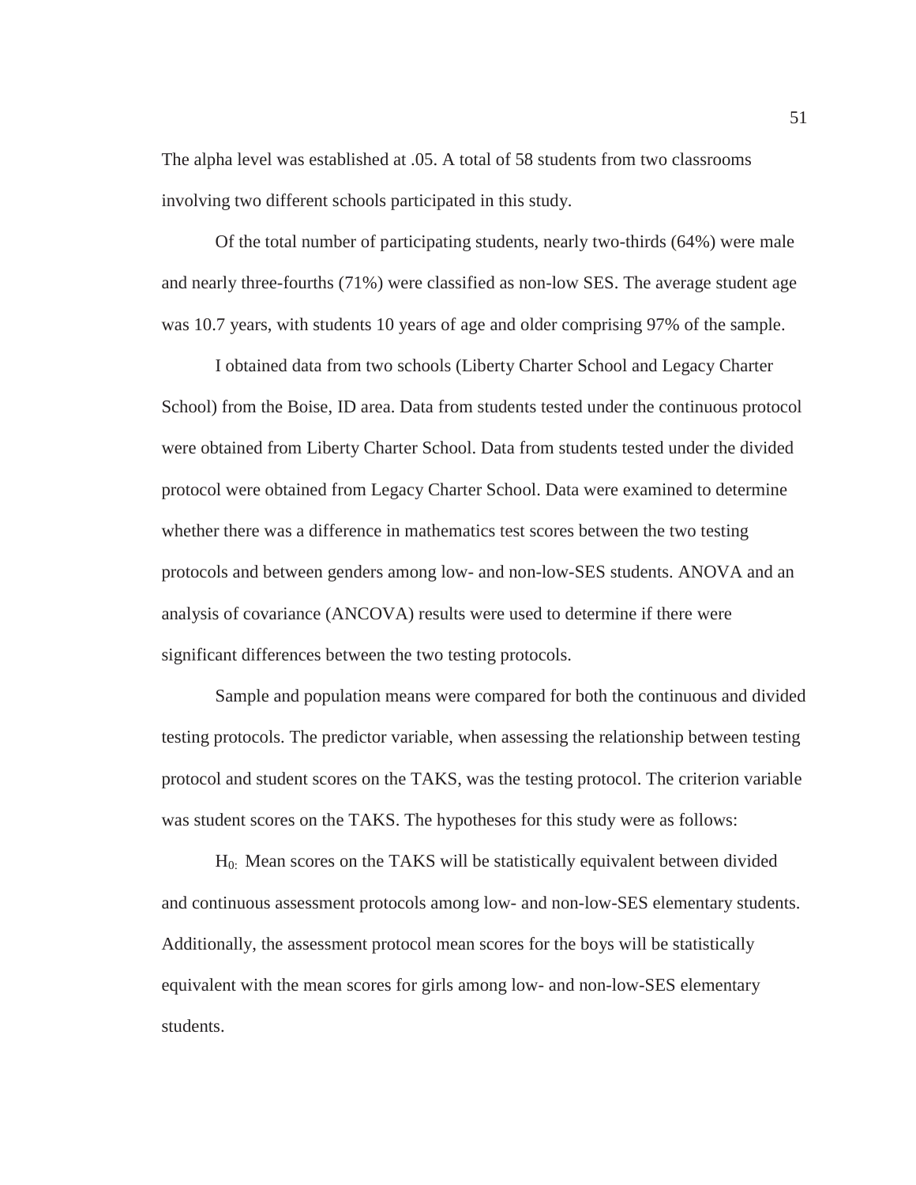The alpha level was established at .05. A total of 58 students from two classrooms involving two different schools participated in this study.

Of the total number of participating students, nearly two-thirds (64%) were male and nearly three-fourths (71%) were classified as non-low SES. The average student age was 10.7 years, with students 10 years of age and older comprising 97% of the sample.

I obtained data from two schools (Liberty Charter School and Legacy Charter School) from the Boise, ID area. Data from students tested under the continuous protocol were obtained from Liberty Charter School. Data from students tested under the divided protocol were obtained from Legacy Charter School. Data were examined to determine whether there was a difference in mathematics test scores between the two testing protocols and between genders among low- and non-low-SES students. ANOVA and an analysis of covariance (ANCOVA) results were used to determine if there were significant differences between the two testing protocols.

Sample and population means were compared for both the continuous and divided testing protocols. The predictor variable, when assessing the relationship between testing protocol and student scores on the TAKS, was the testing protocol. The criterion variable was student scores on the TAKS. The hypotheses for this study were as follows:

$H_{0:}$ Mean scores on the TAKS will be statistically equivalent between divided and continuous assessment protocols among low- and non-low-SES elementary students. Additionally, the assessment protocol mean scores for the boys will be statistically equivalent with the mean scores for girls among low- and non-low-SES elementary students.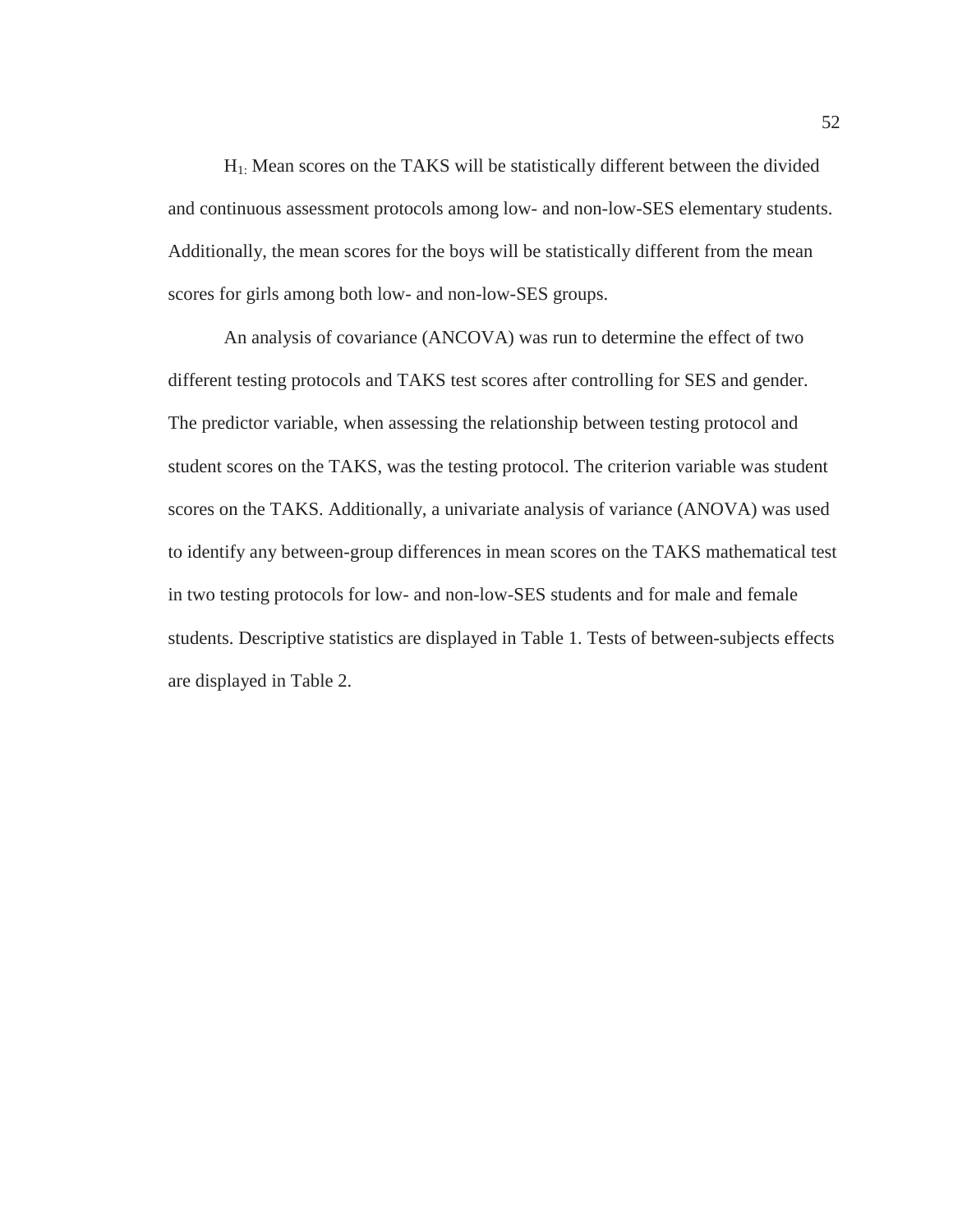$H_{1:}$ Mean scores on the TAKS will be statistically different between the divided and continuous assessment protocols among low- and non-low-SES elementary students. Additionally, the mean scores for the boys will be statistically different from the mean scores for girls among both low- and non-low-SES groups.

An analysis of covariance (ANCOVA) was run to determine the effect of two different testing protocols and TAKS test scores after controlling for SES and gender. The predictor variable, when assessing the relationship between testing protocol and student scores on the TAKS, was the testing protocol. The criterion variable was student scores on the TAKS. Additionally, a univariate analysis of variance (ANOVA) was used to identify any between-group differences in mean scores on the TAKS mathematical test in two testing protocols for low- and non-low-SES students and for male and female students. Descriptive statistics are displayed in Table 1. Tests of between-subjects effects are displayed in Table 2.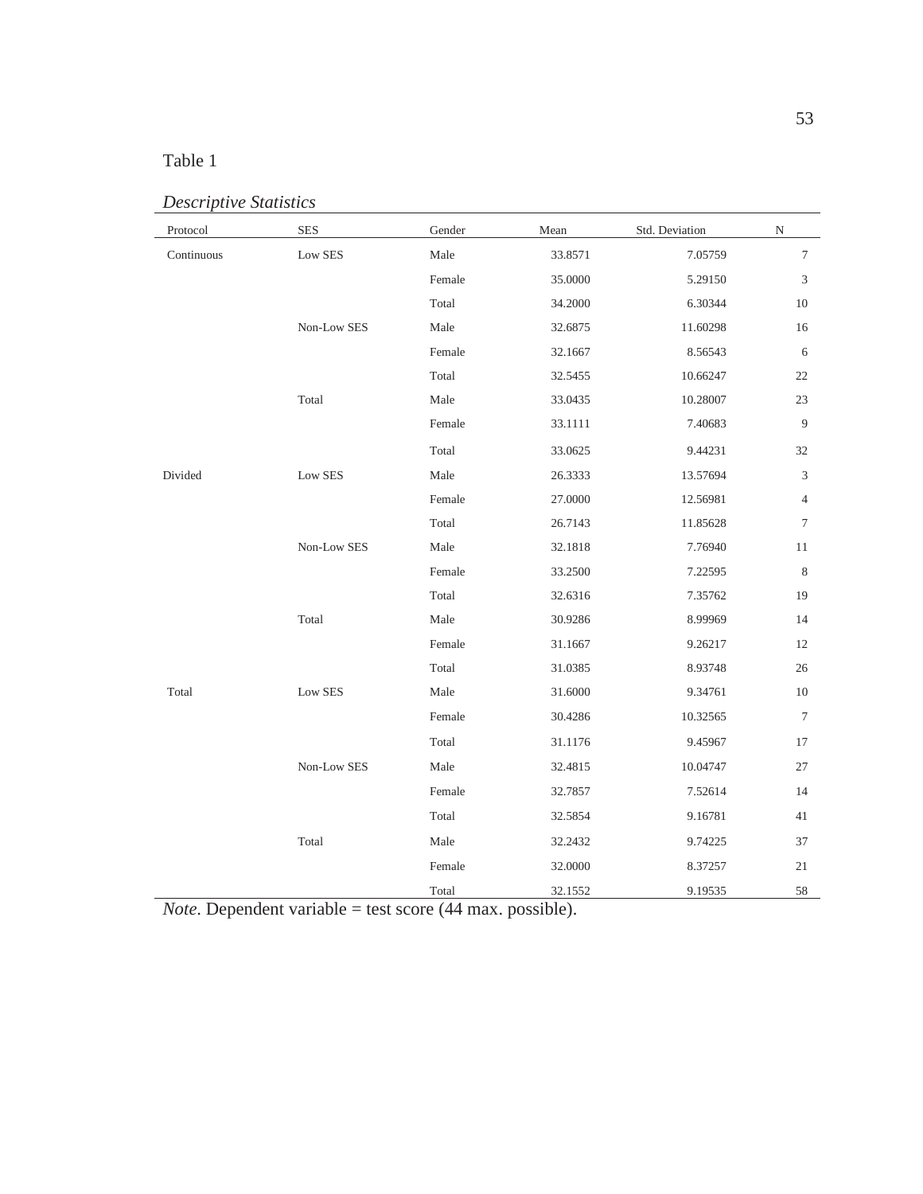Table 1

*Descriptive Statistics*

| Protocol | SES | Gender | Mean | Std. Deviation | N |
|---|---|---|---|---|---|
| Continuous | Low SES | Male | 33.8571 | 7.05759 | 7 |
| | | Female | 35.0000 | 5.29150 | 3 |
| | | Total | 34.2000 | 6.30344 | 10 |
| | Non-Low SES | Male | 32.6875 | 11.60298 | 16 |
| | | Female | 32.1667 | 8.56543 | 6 |
| | | Total | 32.5455 | 10.66247 | 22 |
| | Total | Male | 33.0435 | 10.28007 | 23 |
| | | Female | 33.1111 | 7.40683 | 9 |
| | | Total | 33.0625 | 9.44231 | 32 |
| Divided | Low SES | Male | 26.3333 | 13.57694 | 3 |
| | | Female | 27.0000 | 12.56981 | 4 |
| | | Total | 26.7143 | 11.85628 | 7 |
| | Non-Low SES | Male | 32.1818 | 7.76940 | 11 |
| | | Female | 33.2500 | 7.22595 | 8 |
| | | Total | 32.6316 | 7.35762 | 19 |
| | Total | Male | 30.9286 | 8.99969 | 14 |
| | | Female | 31.1667 | 9.26217 | 12 |
| | | Total | 31.0385 | 8.93748 | 26 |
| Total | Low SES | Male | 31.6000 | 9.34761 | 10 |
| | | Female | 30.4286 | 10.32565 | 7 |
| | | Total | 31.1176 | 9.45967 | 17 |
| | Non-Low SES | Male | 32.4815 | 10.04747 | 27 |
| | | Female | 32.7857 | 7.52614 | 14 |
| | | Total | 32.5854 | 9.16781 | 41 |
| | Total | Male | 32.2432 | 9.74225 | 37 |
| | | Female | 32.0000 | 8.37257 | 21 |
| | | Total | 32.1552 | 9.19535 | 58 |

*Note*. Dependent variable = test score (44 max. possible).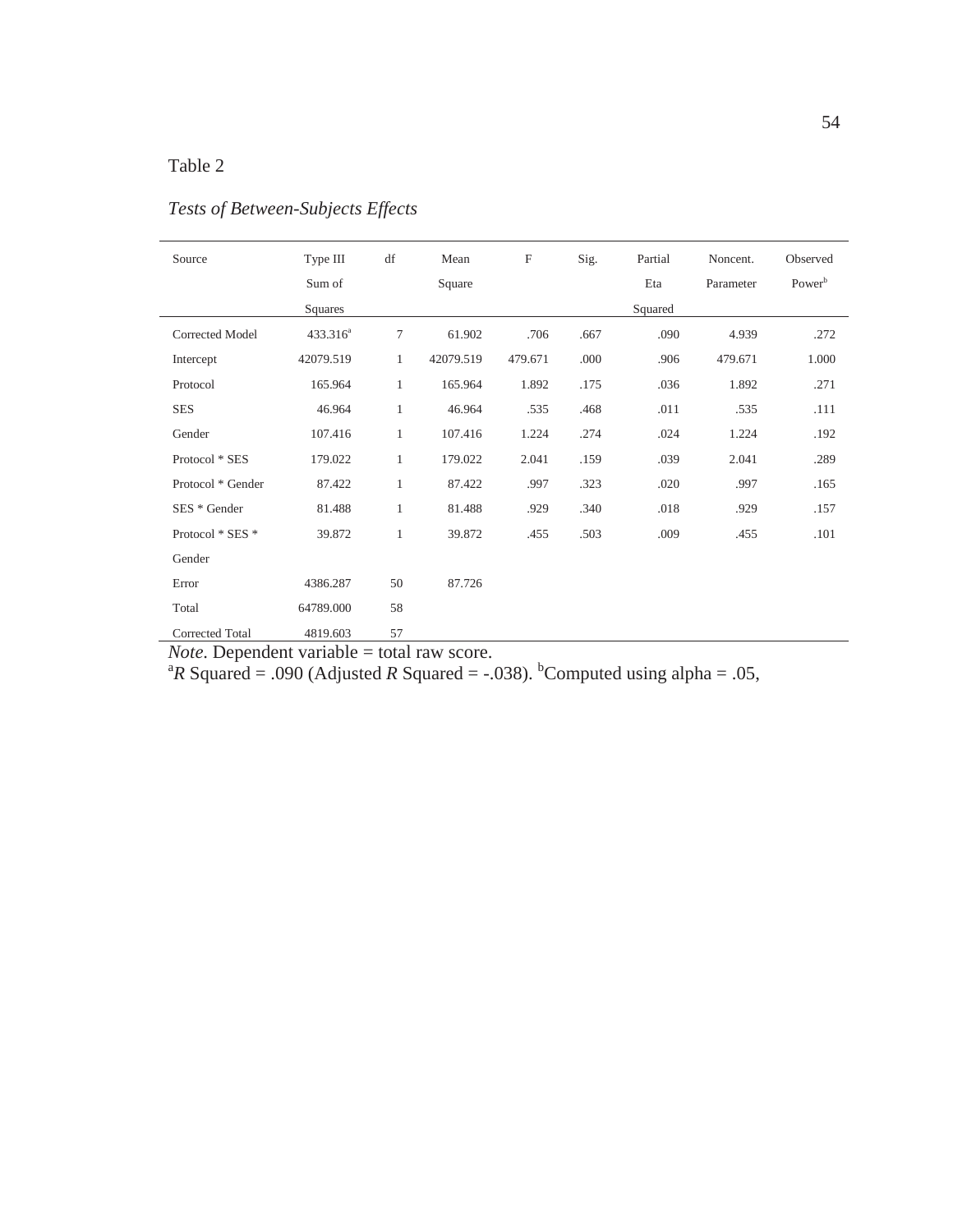Table 2

*Tests of Between-Subjects Effects*

| Source | Type III Sum of Squares | df | Mean Square | F | Sig. | Partial Eta Squared | Noncent. Parameter | Observed Power[b] |
|---|---|---|---|---|---|---|---|---|
| Corrected Model | 433.316[a] | 7 | 61.902 | .706 | .667 | .090 | 4.939 | .272 |
| Intercept | 42079.519 | 1 | 42079.519 | 479.671 | .000 | .906 | 479.671 | 1.000 |
| Protocol | 165.964 | 1 | 165.964 | 1.892 | .175 | .036 | 1.892 | .271 |
| SES | 46.964 | 1 | 46.964 | .535 | .468 | .011 | .535 | .111 |
| Gender | 107.416 | 1 | 107.416 | 1.224 | .274 | .024 | 1.224 | .192 |
| Protocol * SES | 179.022 | 1 | 179.022 | 2.041 | .159 | .039 | 2.041 | .289 |
| Protocol * Gender | 87.422 | 1 | 87.422 | .997 | .323 | .020 | .997 | .165 |
| SES * Gender | 81.488 | 1 | 81.488 | .929 | .340 | .018 | .929 | .157 |
| Protocol * SES * Gender | 39.872 | 1 | 39.872 | .455 | .503 | .009 | .455 | .101 |
| Error | 4386.287 | 50 | 87.726 | | | | | |
| Total | 64789.000 | 58 | | | | | | |
| Corrected Total | 4819.603 | 57 | | | | | | |

*Note*. Dependent variable = total raw score.
[a]*R* Squared = .090 (Adjusted *R* Squared = -.038). [b]Computed using alpha = .05,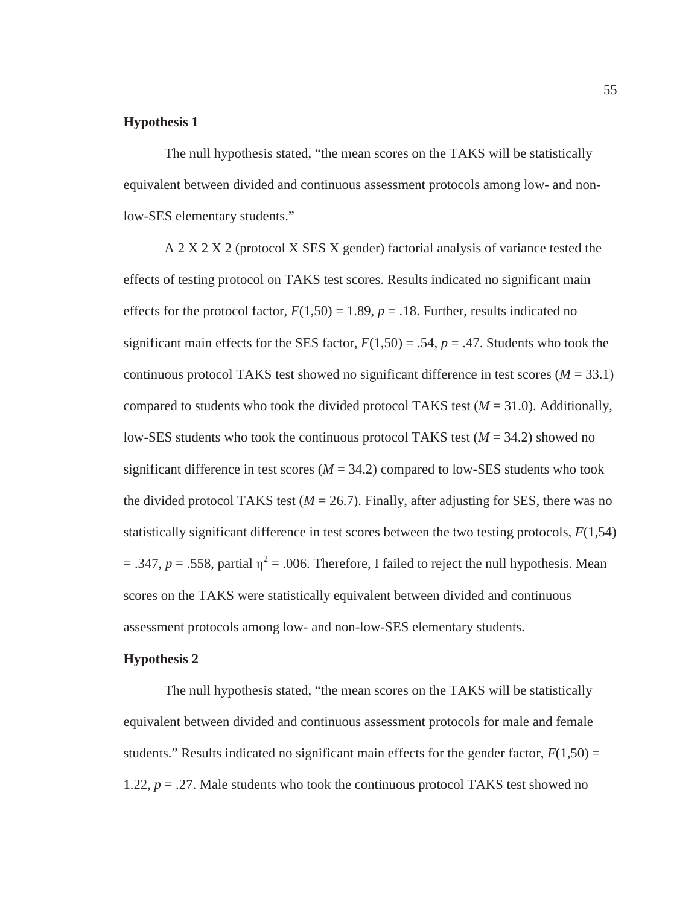**Hypothesis 1**

The null hypothesis stated, "the mean scores on the TAKS will be statistically equivalent between divided and continuous assessment protocols among low- and non-low-SES elementary students."

A 2 X 2 X 2 (protocol X SES X gender) factorial analysis of variance tested the effects of testing protocol on TAKS test scores. Results indicated no significant main effects for the protocol factor, $F(1,50) = 1.89$, $p = .18$. Further, results indicated no significant main effects for the SES factor, $F(1,50) = .54$, $p = .47$. Students who took the continuous protocol TAKS test showed no significant difference in test scores ($M = 33.1$) compared to students who took the divided protocol TAKS test ($M = 31.0$). Additionally, low-SES students who took the continuous protocol TAKS test ($M = 34.2$) showed no significant difference in test scores ($M = 34.2$) compared to low-SES students who took the divided protocol TAKS test ($M = 26.7$). Finally, after adjusting for SES, there was no statistically significant difference in test scores between the two testing protocols, $F(1,54) = .347$, $p = .558$, partial $\eta^2 = .006$. Therefore, I failed to reject the null hypothesis. Mean scores on the TAKS were statistically equivalent between divided and continuous assessment protocols among low- and non-low-SES elementary students.

**Hypothesis 2**

The null hypothesis stated, "the mean scores on the TAKS will be statistically equivalent between divided and continuous assessment protocols for male and female students." Results indicated no significant main effects for the gender factor, $F(1,50) = 1.22$, $p = .27$. Male students who took the continuous protocol TAKS test showed no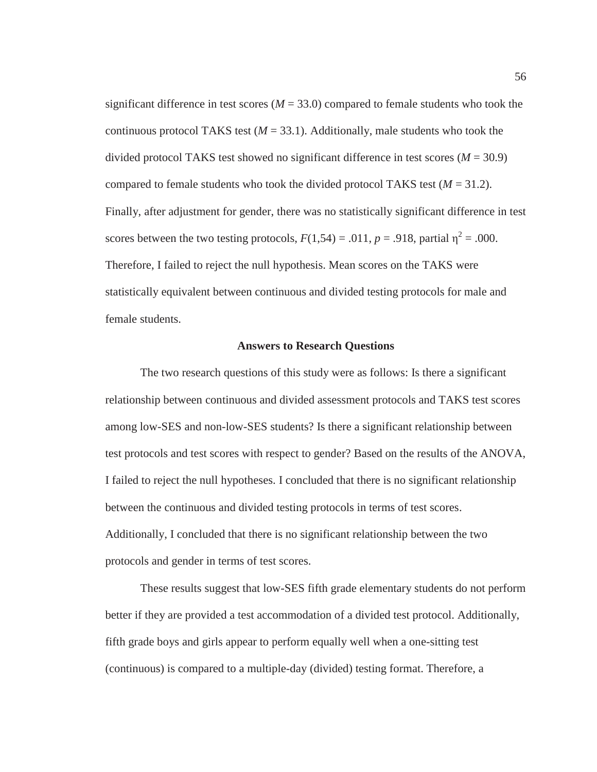significant difference in test scores ($M$ = 33.0) compared to female students who took the continuous protocol TAKS test ($M$ = 33.1). Additionally, male students who took the divided protocol TAKS test showed no significant difference in test scores ($M$ = 30.9) compared to female students who took the divided protocol TAKS test ($M$ = 31.2). Finally, after adjustment for gender, there was no statistically significant difference in test scores between the two testing protocols, $F(1,54) = .011$, $p = .918$, partial $\eta^2 = .000$. Therefore, I failed to reject the null hypothesis. Mean scores on the TAKS were statistically equivalent between continuous and divided testing protocols for male and female students.

### Answers to Research Questions

The two research questions of this study were as follows: Is there a significant relationship between continuous and divided assessment protocols and TAKS test scores among low-SES and non-low-SES students? Is there a significant relationship between test protocols and test scores with respect to gender? Based on the results of the ANOVA, I failed to reject the null hypotheses. I concluded that there is no significant relationship between the continuous and divided testing protocols in terms of test scores. Additionally, I concluded that there is no significant relationship between the two protocols and gender in terms of test scores.

These results suggest that low-SES fifth grade elementary students do not perform better if they are provided a test accommodation of a divided test protocol. Additionally, fifth grade boys and girls appear to perform equally well when a one-sitting test (continuous) is compared to a multiple-day (divided) testing format. Therefore, a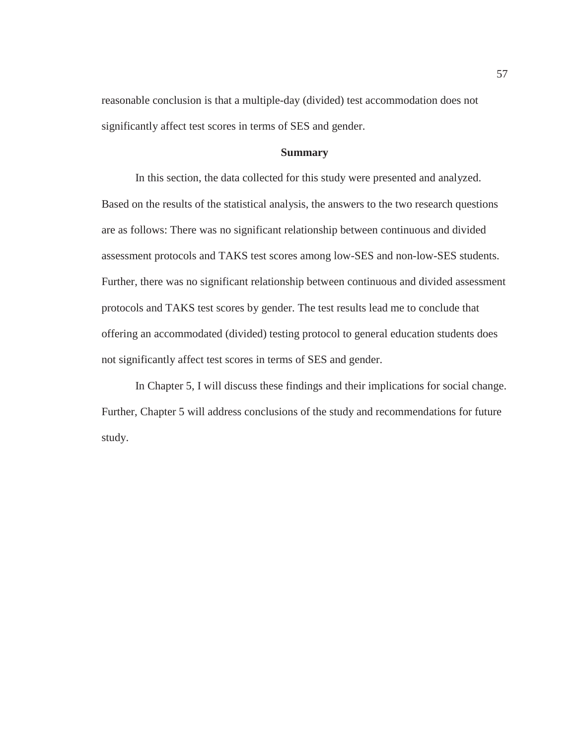reasonable conclusion is that a multiple-day (divided) test accommodation does not significantly affect test scores in terms of SES and gender.

## Summary

In this section, the data collected for this study were presented and analyzed. Based on the results of the statistical analysis, the answers to the two research questions are as follows: There was no significant relationship between continuous and divided assessment protocols and TAKS test scores among low-SES and non-low-SES students. Further, there was no significant relationship between continuous and divided assessment protocols and TAKS test scores by gender. The test results lead me to conclude that offering an accommodated (divided) testing protocol to general education students does not significantly affect test scores in terms of SES and gender.

In Chapter 5, I will discuss these findings and their implications for social change. Further, Chapter 5 will address conclusions of the study and recommendations for future study.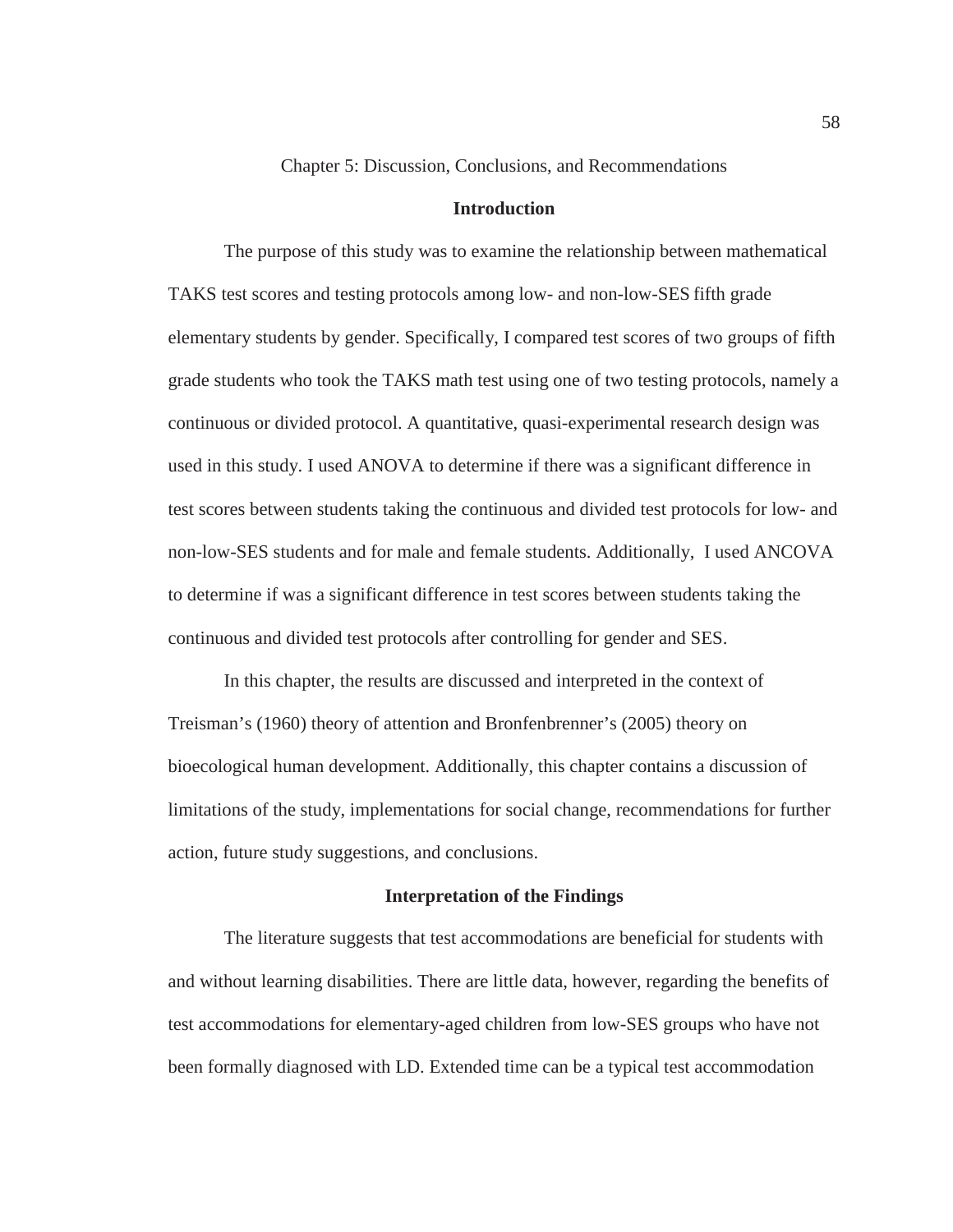# Chapter 5: Discussion, Conclusions, and Recommendations

## Introduction

The purpose of this study was to examine the relationship between mathematical TAKS test scores and testing protocols among low- and non-low-SES fifth grade elementary students by gender. Specifically, I compared test scores of two groups of fifth grade students who took the TAKS math test using one of two testing protocols, namely a continuous or divided protocol. A quantitative, quasi-experimental research design was used in this study. I used ANOVA to determine if there was a significant difference in test scores between students taking the continuous and divided test protocols for low- and non-low-SES students and for male and female students. Additionally, I used ANCOVA to determine if was a significant difference in test scores between students taking the continuous and divided test protocols after controlling for gender and SES.

In this chapter, the results are discussed and interpreted in the context of Treisman's (1960) theory of attention and Bronfenbrenner's (2005) theory on bioecological human development. Additionally, this chapter contains a discussion of limitations of the study, implementations for social change, recommendations for further action, future study suggestions, and conclusions.

## Interpretation of the Findings

The literature suggests that test accommodations are beneficial for students with and without learning disabilities. There are little data, however, regarding the benefits of test accommodations for elementary-aged children from low-SES groups who have not been formally diagnosed with LD. Extended time can be a typical test accommodation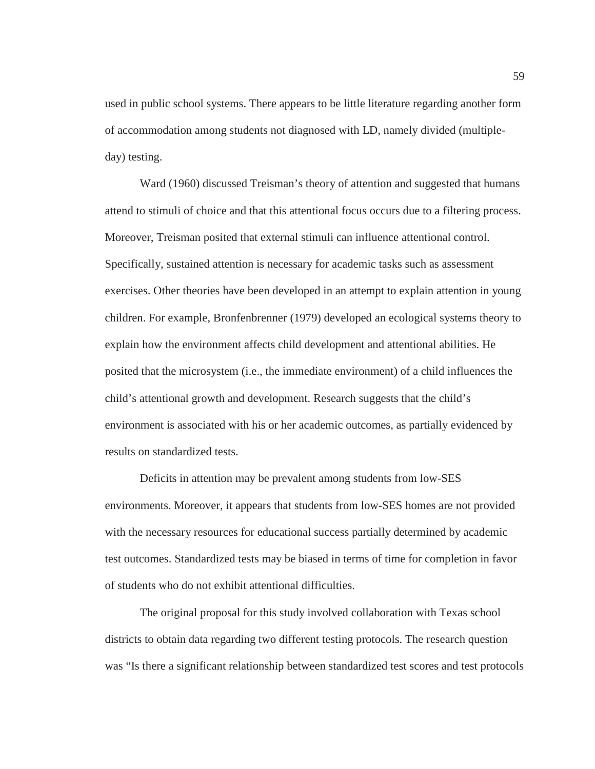used in public school systems. There appears to be little literature regarding another form of accommodation among students not diagnosed with LD, namely divided (multiple-day) testing.

Ward (1960) discussed Treisman's theory of attention and suggested that humans attend to stimuli of choice and that this attentional focus occurs due to a filtering process. Moreover, Treisman posited that external stimuli can influence attentional control. Specifically, sustained attention is necessary for academic tasks such as assessment exercises. Other theories have been developed in an attempt to explain attention in young children. For example, Bronfenbrenner (1979) developed an ecological systems theory to explain how the environment affects child development and attentional abilities. He posited that the microsystem (i.e., the immediate environment) of a child influences the child's attentional growth and development. Research suggests that the child's environment is associated with his or her academic outcomes, as partially evidenced by results on standardized tests.

Deficits in attention may be prevalent among students from low-SES environments. Moreover, it appears that students from low-SES homes are not provided with the necessary resources for educational success partially determined by academic test outcomes. Standardized tests may be biased in terms of time for completion in favor of students who do not exhibit attentional difficulties.

The original proposal for this study involved collaboration with Texas school districts to obtain data regarding two different testing protocols. The research question was "Is there a significant relationship between standardized test scores and test protocols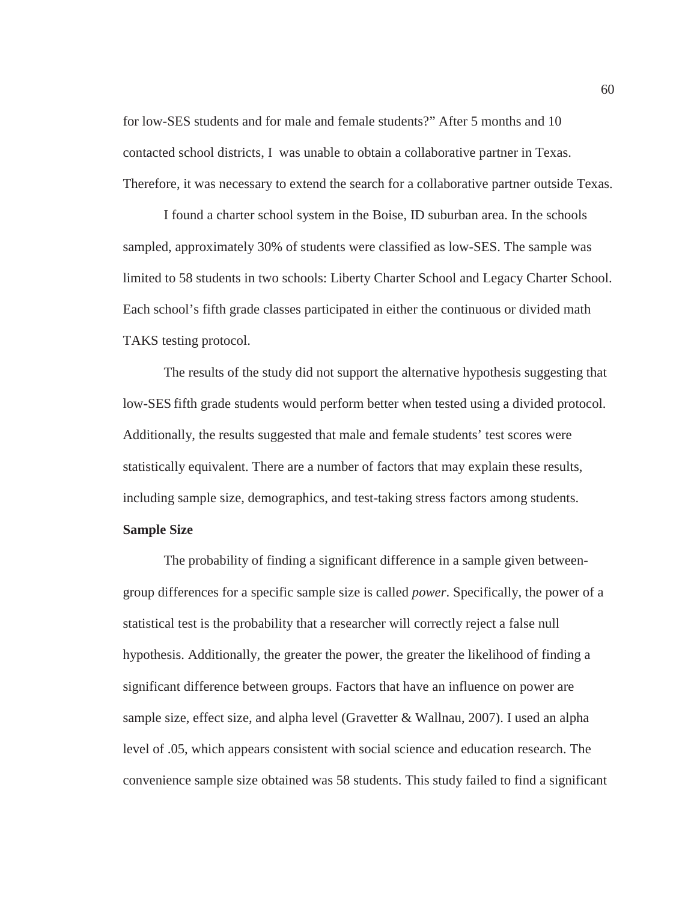for low-SES students and for male and female students?" After 5 months and 10 contacted school districts, I was unable to obtain a collaborative partner in Texas. Therefore, it was necessary to extend the search for a collaborative partner outside Texas.

I found a charter school system in the Boise, ID suburban area. In the schools sampled, approximately 30% of students were classified as low-SES. The sample was limited to 58 students in two schools: Liberty Charter School and Legacy Charter School. Each school's fifth grade classes participated in either the continuous or divided math TAKS testing protocol.

The results of the study did not support the alternative hypothesis suggesting that low-SES fifth grade students would perform better when tested using a divided protocol. Additionally, the results suggested that male and female students' test scores were statistically equivalent. There are a number of factors that may explain these results, including sample size, demographics, and test-taking stress factors among students.

**Sample Size**

The probability of finding a significant difference in a sample given between-group differences for a specific sample size is called *power*. Specifically, the power of a statistical test is the probability that a researcher will correctly reject a false null hypothesis. Additionally, the greater the power, the greater the likelihood of finding a significant difference between groups. Factors that have an influence on power are sample size, effect size, and alpha level (Gravetter & Wallnau, 2007). I used an alpha level of .05, which appears consistent with social science and education research. The convenience sample size obtained was 58 students. This study failed to find a significant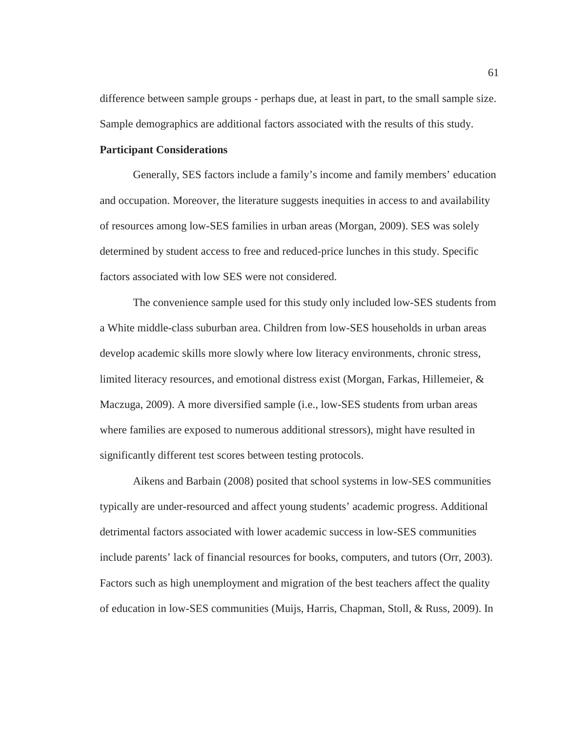difference between sample groups - perhaps due, at least in part, to the small sample size. Sample demographics are additional factors associated with the results of this study.

**Participant Considerations**

Generally, SES factors include a family's income and family members' education and occupation. Moreover, the literature suggests inequities in access to and availability of resources among low-SES families in urban areas (Morgan, 2009). SES was solely determined by student access to free and reduced-price lunches in this study. Specific factors associated with low SES were not considered.

The convenience sample used for this study only included low-SES students from a White middle-class suburban area. Children from low-SES households in urban areas develop academic skills more slowly where low literacy environments, chronic stress, limited literacy resources, and emotional distress exist (Morgan, Farkas, Hillemeier, & Maczuga, 2009). A more diversified sample (i.e., low-SES students from urban areas where families are exposed to numerous additional stressors), might have resulted in significantly different test scores between testing protocols.

Aikens and Barbain (2008) posited that school systems in low-SES communities typically are under-resourced and affect young students' academic progress. Additional detrimental factors associated with lower academic success in low-SES communities include parents' lack of financial resources for books, computers, and tutors (Orr, 2003). Factors such as high unemployment and migration of the best teachers affect the quality of education in low-SES communities (Muijs, Harris, Chapman, Stoll, & Russ, 2009). In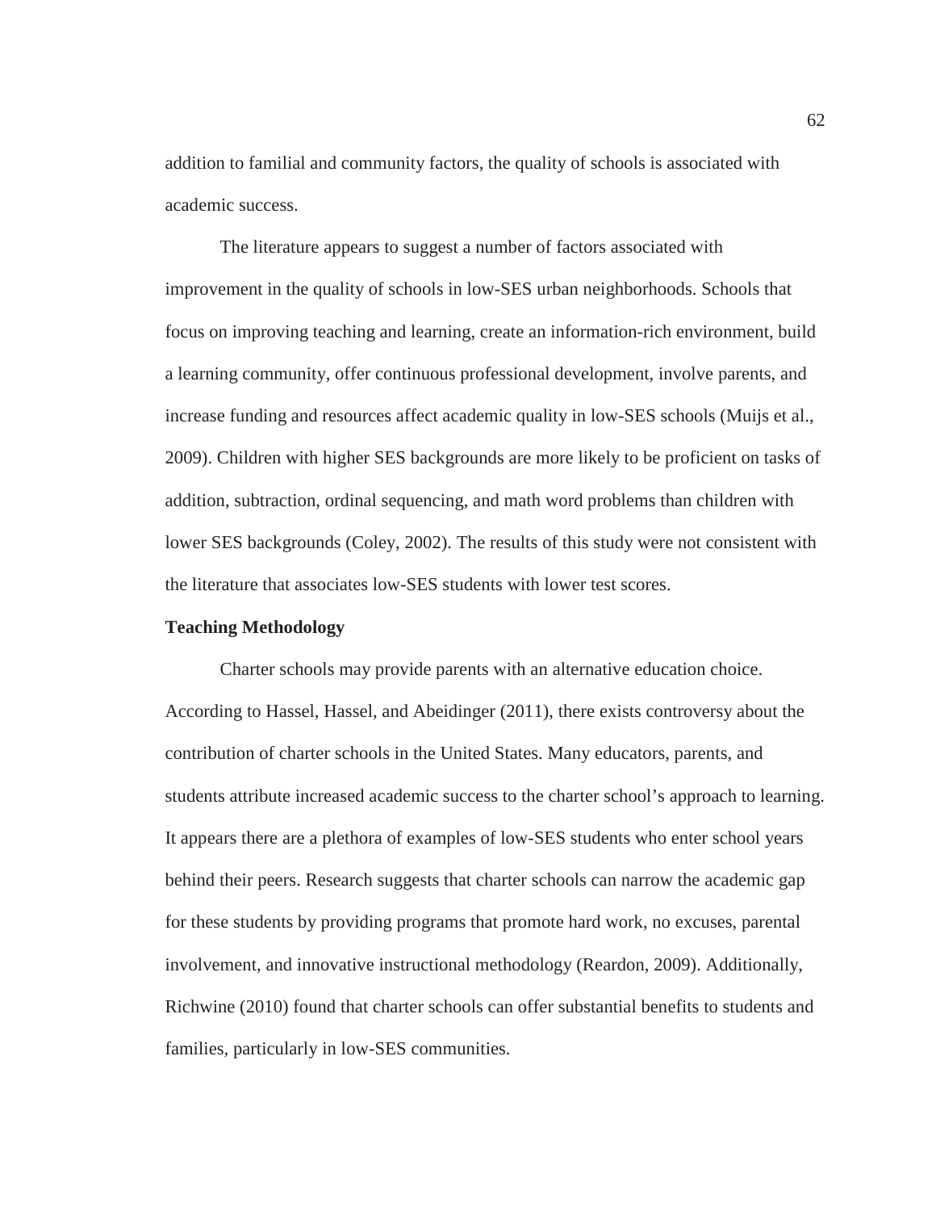addition to familial and community factors, the quality of schools is associated with academic success.

The literature appears to suggest a number of factors associated with improvement in the quality of schools in low-SES urban neighborhoods. Schools that focus on improving teaching and learning, create an information-rich environment, build a learning community, offer continuous professional development, involve parents, and increase funding and resources affect academic quality in low-SES schools (Muijs et al., 2009). Children with higher SES backgrounds are more likely to be proficient on tasks of addition, subtraction, ordinal sequencing, and math word problems than children with lower SES backgrounds (Coley, 2002). The results of this study were not consistent with the literature that associates low-SES students with lower test scores.

**Teaching Methodology**

Charter schools may provide parents with an alternative education choice. According to Hassel, Hassel, and Abeidinger (2011), there exists controversy about the contribution of charter schools in the United States. Many educators, parents, and students attribute increased academic success to the charter school's approach to learning. It appears there are a plethora of examples of low-SES students who enter school years behind their peers. Research suggests that charter schools can narrow the academic gap for these students by providing programs that promote hard work, no excuses, parental involvement, and innovative instructional methodology (Reardon, 2009). Additionally, Richwine (2010) found that charter schools can offer substantial benefits to students and families, particularly in low-SES communities.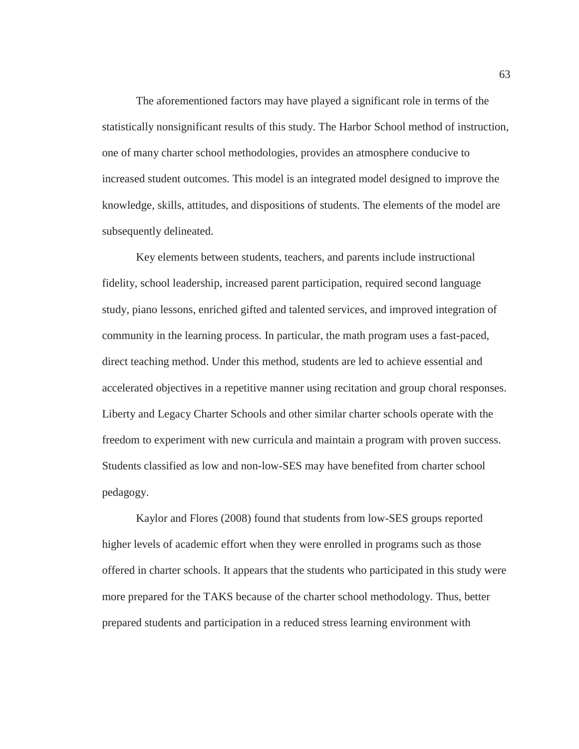The aforementioned factors may have played a significant role in terms of the statistically nonsignificant results of this study. The Harbor School method of instruction, one of many charter school methodologies, provides an atmosphere conducive to increased student outcomes. This model is an integrated model designed to improve the knowledge, skills, attitudes, and dispositions of students. The elements of the model are subsequently delineated.

Key elements between students, teachers, and parents include instructional fidelity, school leadership, increased parent participation, required second language study, piano lessons, enriched gifted and talented services, and improved integration of community in the learning process. In particular, the math program uses a fast-paced, direct teaching method. Under this method, students are led to achieve essential and accelerated objectives in a repetitive manner using recitation and group choral responses. Liberty and Legacy Charter Schools and other similar charter schools operate with the freedom to experiment with new curricula and maintain a program with proven success. Students classified as low and non-low-SES may have benefited from charter school pedagogy.

Kaylor and Flores (2008) found that students from low-SES groups reported higher levels of academic effort when they were enrolled in programs such as those offered in charter schools. It appears that the students who participated in this study were more prepared for the TAKS because of the charter school methodology. Thus, better prepared students and participation in a reduced stress learning environment with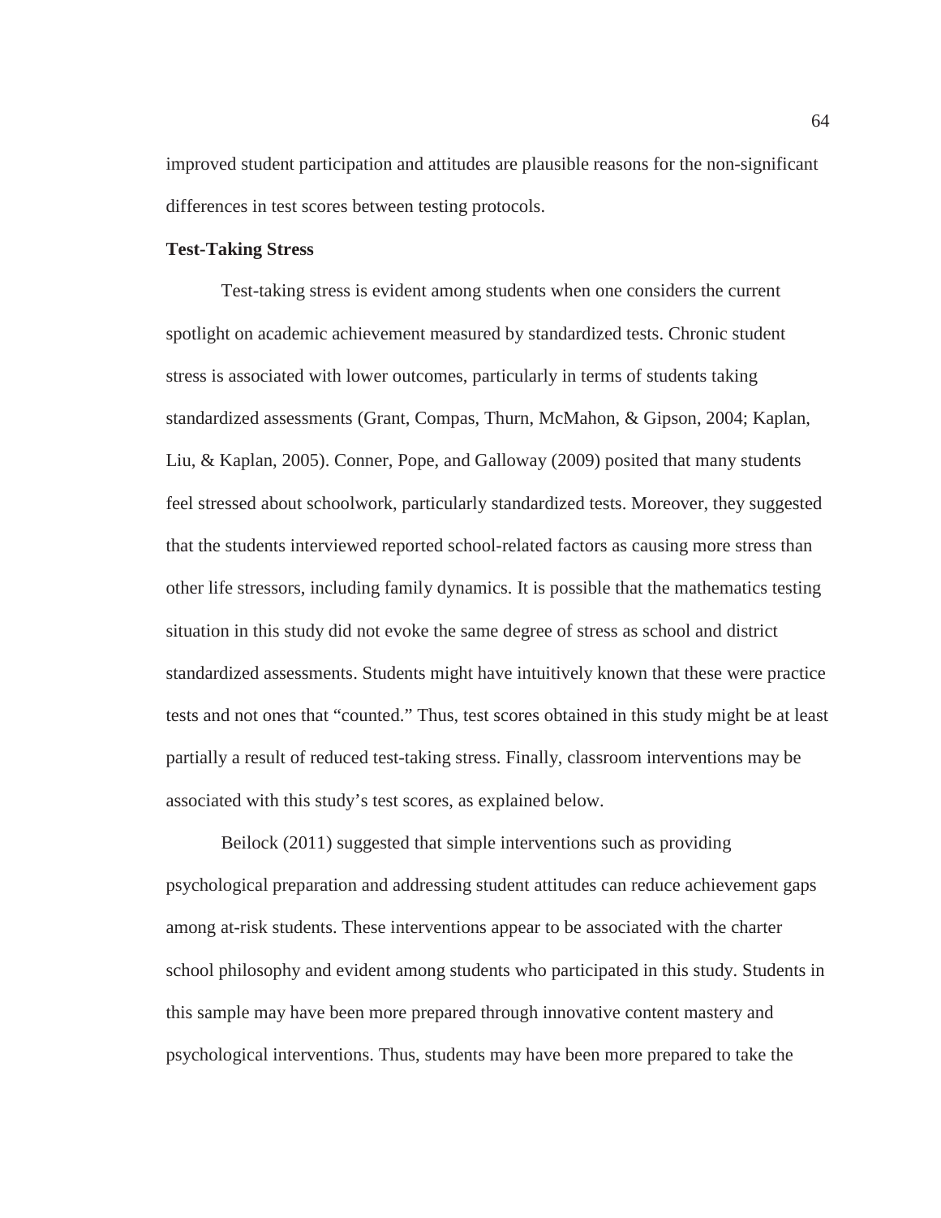improved student participation and attitudes are plausible reasons for the non-significant differences in test scores between testing protocols.

**Test-Taking Stress**

Test-taking stress is evident among students when one considers the current spotlight on academic achievement measured by standardized tests. Chronic student stress is associated with lower outcomes, particularly in terms of students taking standardized assessments (Grant, Compas, Thurn, McMahon, & Gipson, 2004; Kaplan, Liu, & Kaplan, 2005). Conner, Pope, and Galloway (2009) posited that many students feel stressed about schoolwork, particularly standardized tests. Moreover, they suggested that the students interviewed reported school-related factors as causing more stress than other life stressors, including family dynamics. It is possible that the mathematics testing situation in this study did not evoke the same degree of stress as school and district standardized assessments. Students might have intuitively known that these were practice tests and not ones that "counted." Thus, test scores obtained in this study might be at least partially a result of reduced test-taking stress. Finally, classroom interventions may be associated with this study's test scores, as explained below.

Beilock (2011) suggested that simple interventions such as providing psychological preparation and addressing student attitudes can reduce achievement gaps among at-risk students. These interventions appear to be associated with the charter school philosophy and evident among students who participated in this study. Students in this sample may have been more prepared through innovative content mastery and psychological interventions. Thus, students may have been more prepared to take the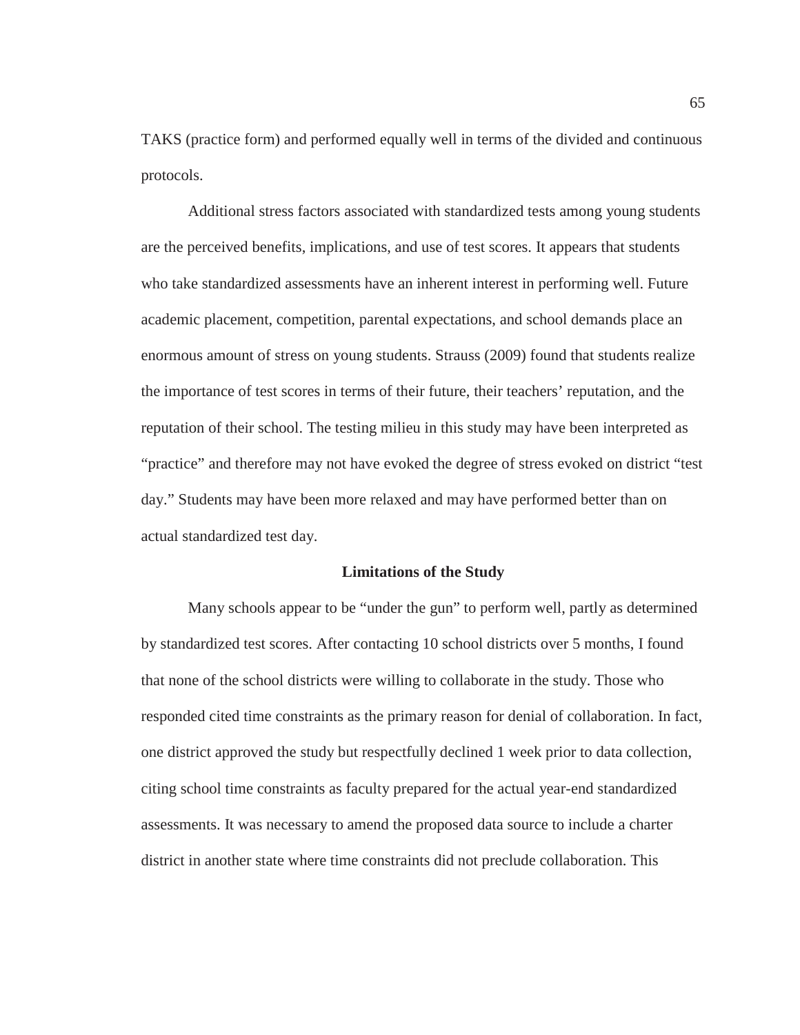TAKS (practice form) and performed equally well in terms of the divided and continuous protocols.

Additional stress factors associated with standardized tests among young students are the perceived benefits, implications, and use of test scores. It appears that students who take standardized assessments have an inherent interest in performing well. Future academic placement, competition, parental expectations, and school demands place an enormous amount of stress on young students. Strauss (2009) found that students realize the importance of test scores in terms of their future, their teachers' reputation, and the reputation of their school. The testing milieu in this study may have been interpreted as "practice" and therefore may not have evoked the degree of stress evoked on district "test day." Students may have been more relaxed and may have performed better than on actual standardized test day.

## Limitations of the Study

Many schools appear to be "under the gun" to perform well, partly as determined by standardized test scores. After contacting 10 school districts over 5 months, I found that none of the school districts were willing to collaborate in the study. Those who responded cited time constraints as the primary reason for denial of collaboration. In fact, one district approved the study but respectfully declined 1 week prior to data collection, citing school time constraints as faculty prepared for the actual year-end standardized assessments. It was necessary to amend the proposed data source to include a charter district in another state where time constraints did not preclude collaboration. This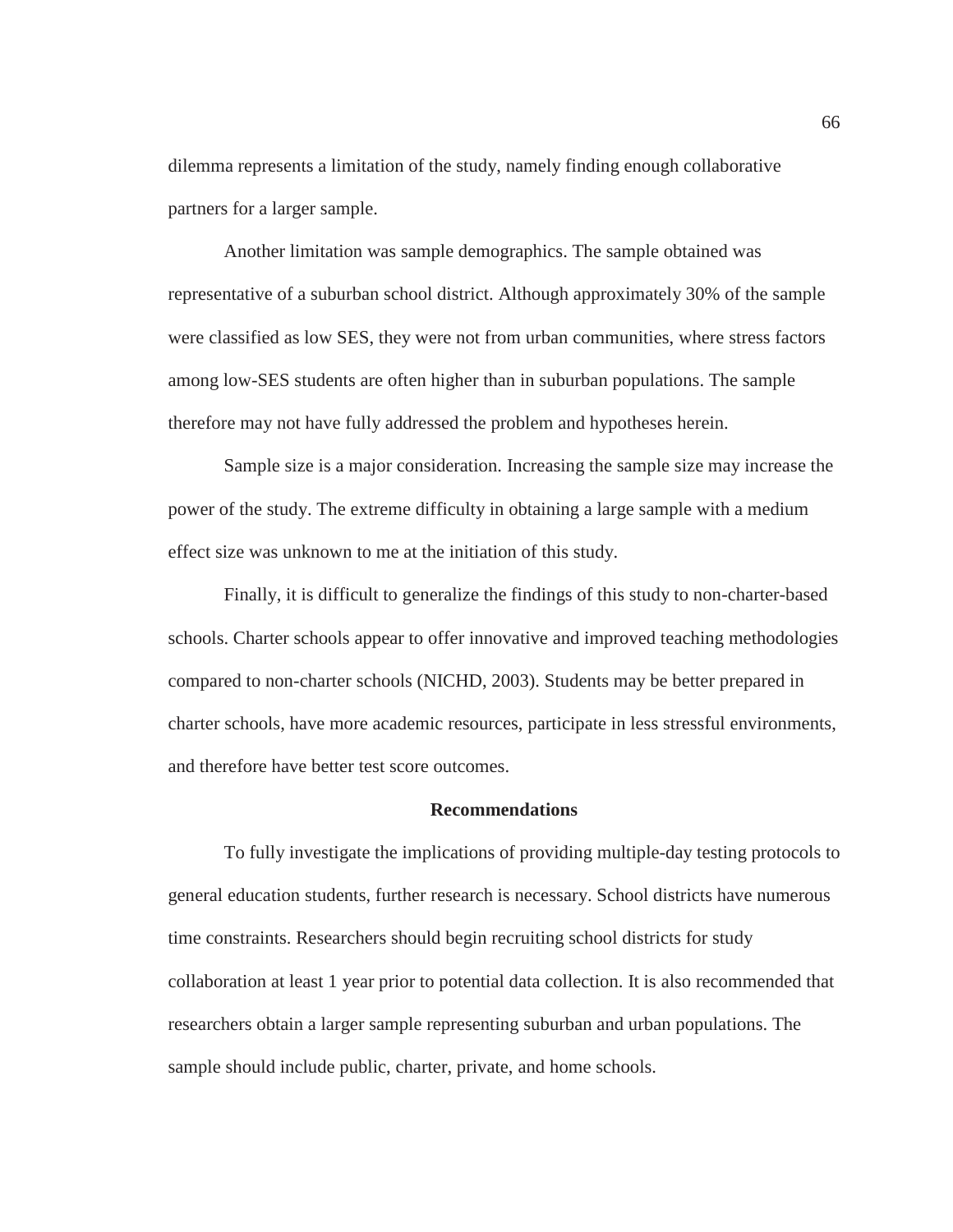dilemma represents a limitation of the study, namely finding enough collaborative partners for a larger sample.

Another limitation was sample demographics. The sample obtained was representative of a suburban school district. Although approximately 30% of the sample were classified as low SES, they were not from urban communities, where stress factors among low-SES students are often higher than in suburban populations. The sample therefore may not have fully addressed the problem and hypotheses herein.

Sample size is a major consideration. Increasing the sample size may increase the power of the study. The extreme difficulty in obtaining a large sample with a medium effect size was unknown to me at the initiation of this study.

Finally, it is difficult to generalize the findings of this study to non-charter-based schools. Charter schools appear to offer innovative and improved teaching methodologies compared to non-charter schools (NICHD, 2003). Students may be better prepared in charter schools, have more academic resources, participate in less stressful environments, and therefore have better test score outcomes.

## Recommendations

To fully investigate the implications of providing multiple-day testing protocols to general education students, further research is necessary. School districts have numerous time constraints. Researchers should begin recruiting school districts for study collaboration at least 1 year prior to potential data collection. It is also recommended that researchers obtain a larger sample representing suburban and urban populations. The sample should include public, charter, private, and home schools.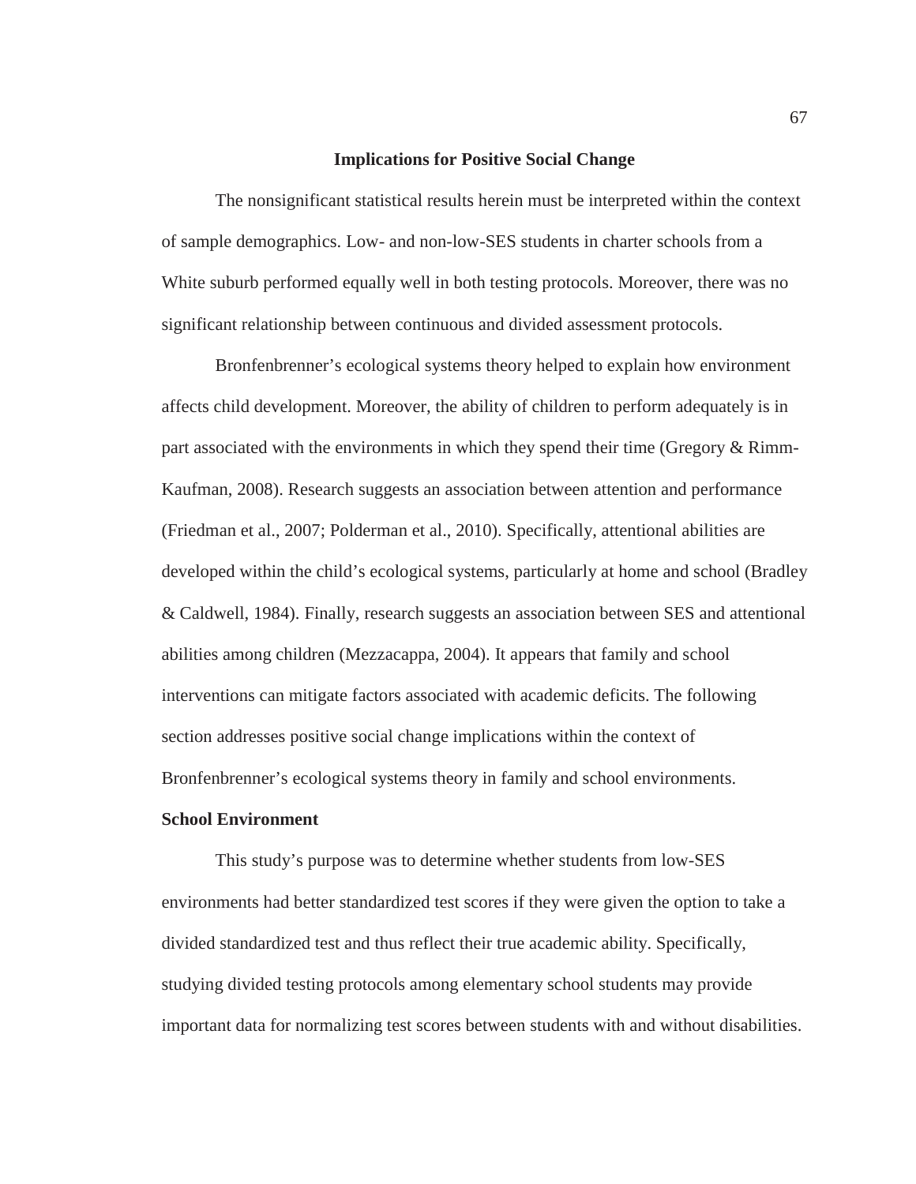## Implications for Positive Social Change

The nonsignificant statistical results herein must be interpreted within the context of sample demographics. Low- and non-low-SES students in charter schools from a White suburb performed equally well in both testing protocols. Moreover, there was no significant relationship between continuous and divided assessment protocols.

Bronfenbrenner's ecological systems theory helped to explain how environment affects child development. Moreover, the ability of children to perform adequately is in part associated with the environments in which they spend their time (Gregory & Rimm-Kaufman, 2008). Research suggests an association between attention and performance (Friedman et al., 2007; Polderman et al., 2010). Specifically, attentional abilities are developed within the child's ecological systems, particularly at home and school (Bradley & Caldwell, 1984). Finally, research suggests an association between SES and attentional abilities among children (Mezzacappa, 2004). It appears that family and school interventions can mitigate factors associated with academic deficits. The following section addresses positive social change implications within the context of Bronfenbrenner's ecological systems theory in family and school environments.

### School Environment

This study's purpose was to determine whether students from low-SES environments had better standardized test scores if they were given the option to take a divided standardized test and thus reflect their true academic ability. Specifically, studying divided testing protocols among elementary school students may provide important data for normalizing test scores between students with and without disabilities.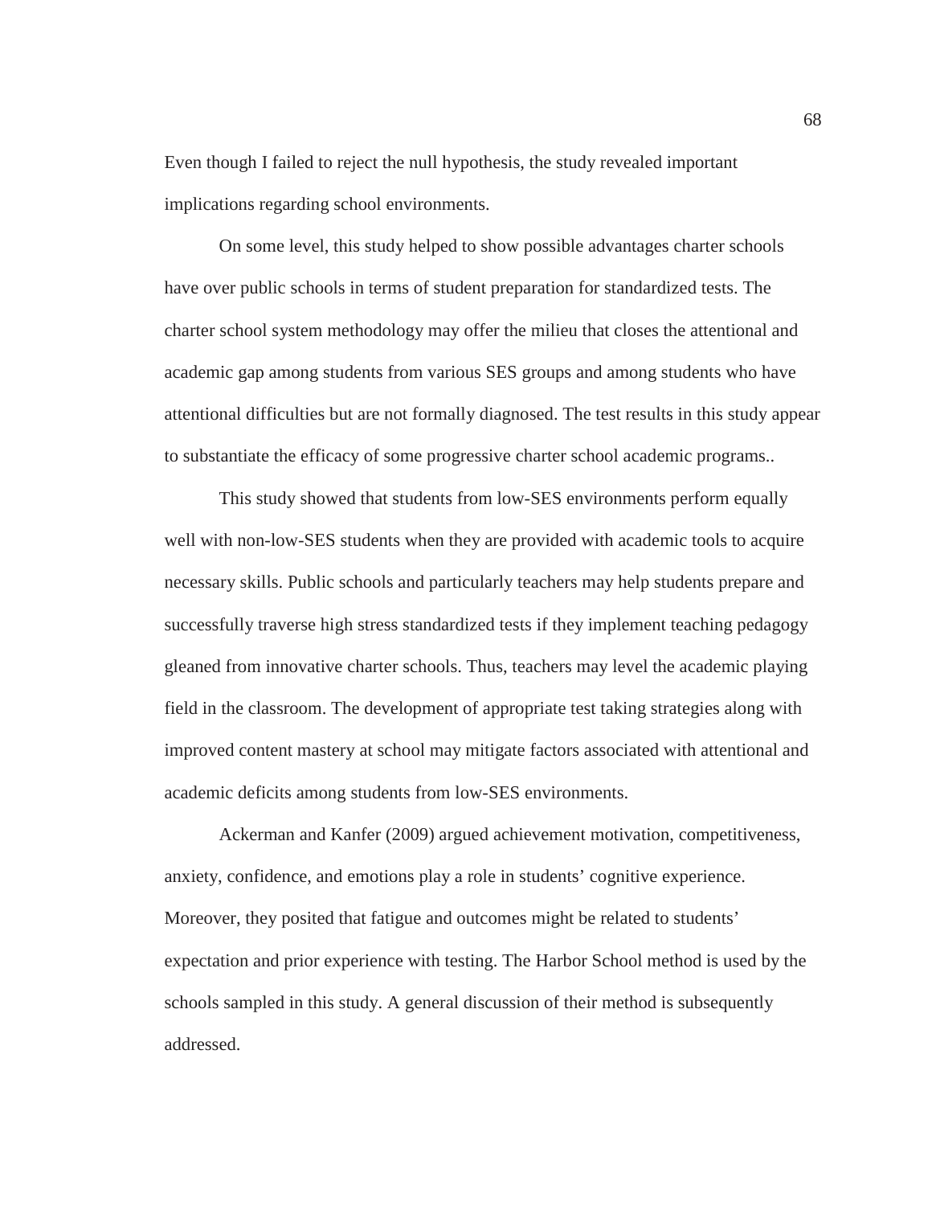Even though I failed to reject the null hypothesis, the study revealed important implications regarding school environments.

On some level, this study helped to show possible advantages charter schools have over public schools in terms of student preparation for standardized tests. The charter school system methodology may offer the milieu that closes the attentional and academic gap among students from various SES groups and among students who have attentional difficulties but are not formally diagnosed. The test results in this study appear to substantiate the efficacy of some progressive charter school academic programs..

This study showed that students from low-SES environments perform equally well with non-low-SES students when they are provided with academic tools to acquire necessary skills. Public schools and particularly teachers may help students prepare and successfully traverse high stress standardized tests if they implement teaching pedagogy gleaned from innovative charter schools. Thus, teachers may level the academic playing field in the classroom. The development of appropriate test taking strategies along with improved content mastery at school may mitigate factors associated with attentional and academic deficits among students from low-SES environments.

Ackerman and Kanfer (2009) argued achievement motivation, competitiveness, anxiety, confidence, and emotions play a role in students' cognitive experience. Moreover, they posited that fatigue and outcomes might be related to students' expectation and prior experience with testing. The Harbor School method is used by the schools sampled in this study. A general discussion of their method is subsequently addressed.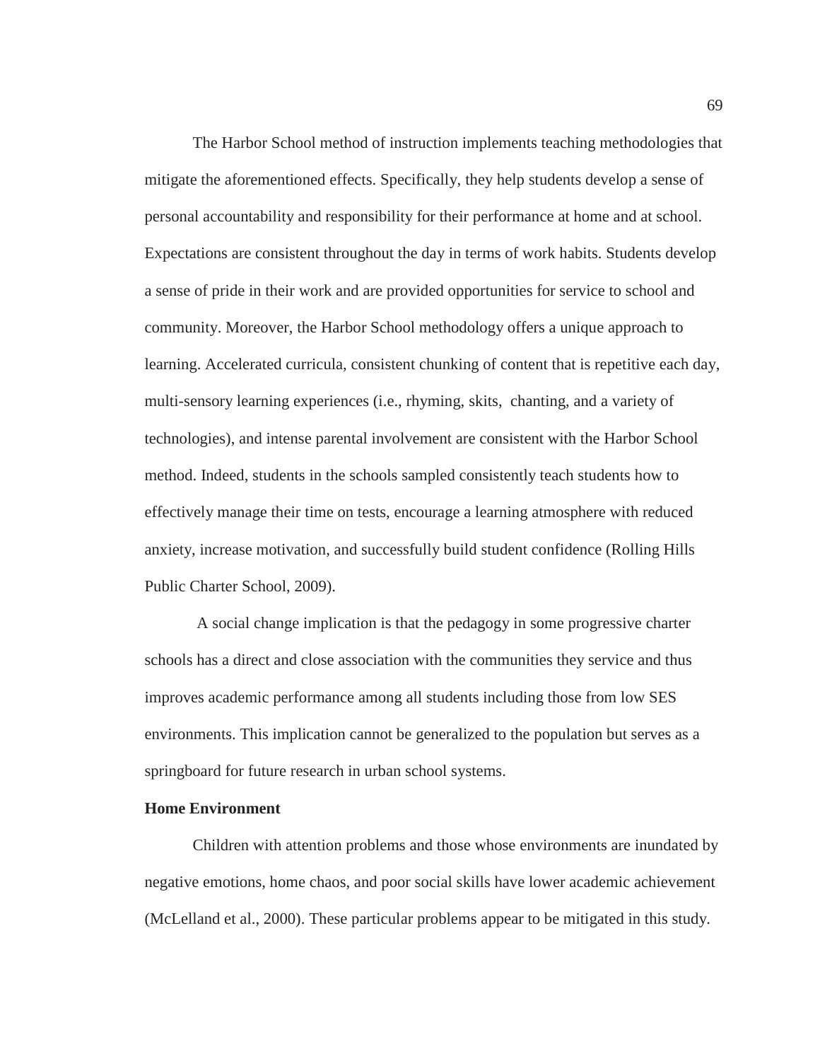The Harbor School method of instruction implements teaching methodologies that mitigate the aforementioned effects. Specifically, they help students develop a sense of personal accountability and responsibility for their performance at home and at school. Expectations are consistent throughout the day in terms of work habits. Students develop a sense of pride in their work and are provided opportunities for service to school and community. Moreover, the Harbor School methodology offers a unique approach to learning. Accelerated curricula, consistent chunking of content that is repetitive each day, multi-sensory learning experiences (i.e., rhyming, skits, chanting, and a variety of technologies), and intense parental involvement are consistent with the Harbor School method. Indeed, students in the schools sampled consistently teach students how to effectively manage their time on tests, encourage a learning atmosphere with reduced anxiety, increase motivation, and successfully build student confidence (Rolling Hills Public Charter School, 2009).

A social change implication is that the pedagogy in some progressive charter schools has a direct and close association with the communities they service and thus improves academic performance among all students including those from low SES environments. This implication cannot be generalized to the population but serves as a springboard for future research in urban school systems.

**Home Environment**

Children with attention problems and those whose environments are inundated by negative emotions, home chaos, and poor social skills have lower academic achievement (McLelland et al., 2000). These particular problems appear to be mitigated in this study.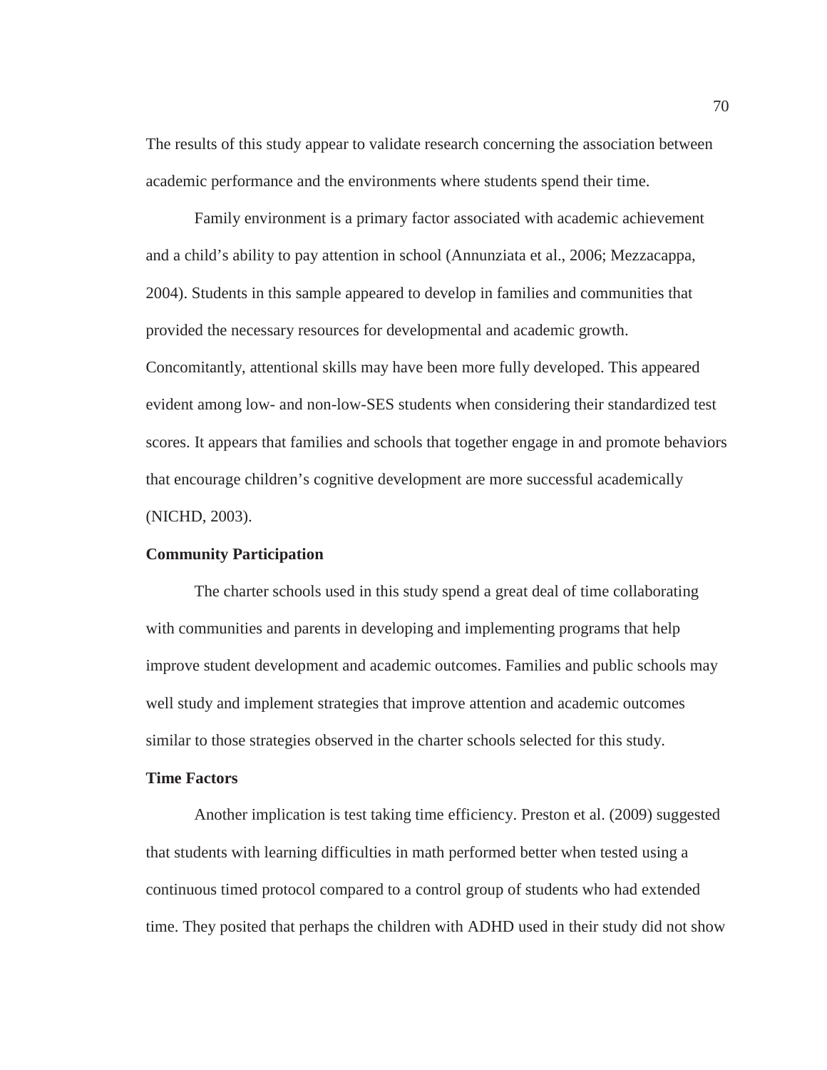The results of this study appear to validate research concerning the association between academic performance and the environments where students spend their time.

Family environment is a primary factor associated with academic achievement and a child's ability to pay attention in school (Annunziata et al., 2006; Mezzacappa, 2004). Students in this sample appeared to develop in families and communities that provided the necessary resources for developmental and academic growth. Concomitantly, attentional skills may have been more fully developed. This appeared evident among low- and non-low-SES students when considering their standardized test scores. It appears that families and schools that together engage in and promote behaviors that encourage children's cognitive development are more successful academically (NICHD, 2003).

**Community Participation**

The charter schools used in this study spend a great deal of time collaborating with communities and parents in developing and implementing programs that help improve student development and academic outcomes. Families and public schools may well study and implement strategies that improve attention and academic outcomes similar to those strategies observed in the charter schools selected for this study.

**Time Factors**

Another implication is test taking time efficiency. Preston et al. (2009) suggested that students with learning difficulties in math performed better when tested using a continuous timed protocol compared to a control group of students who had extended time. They posited that perhaps the children with ADHD used in their study did not show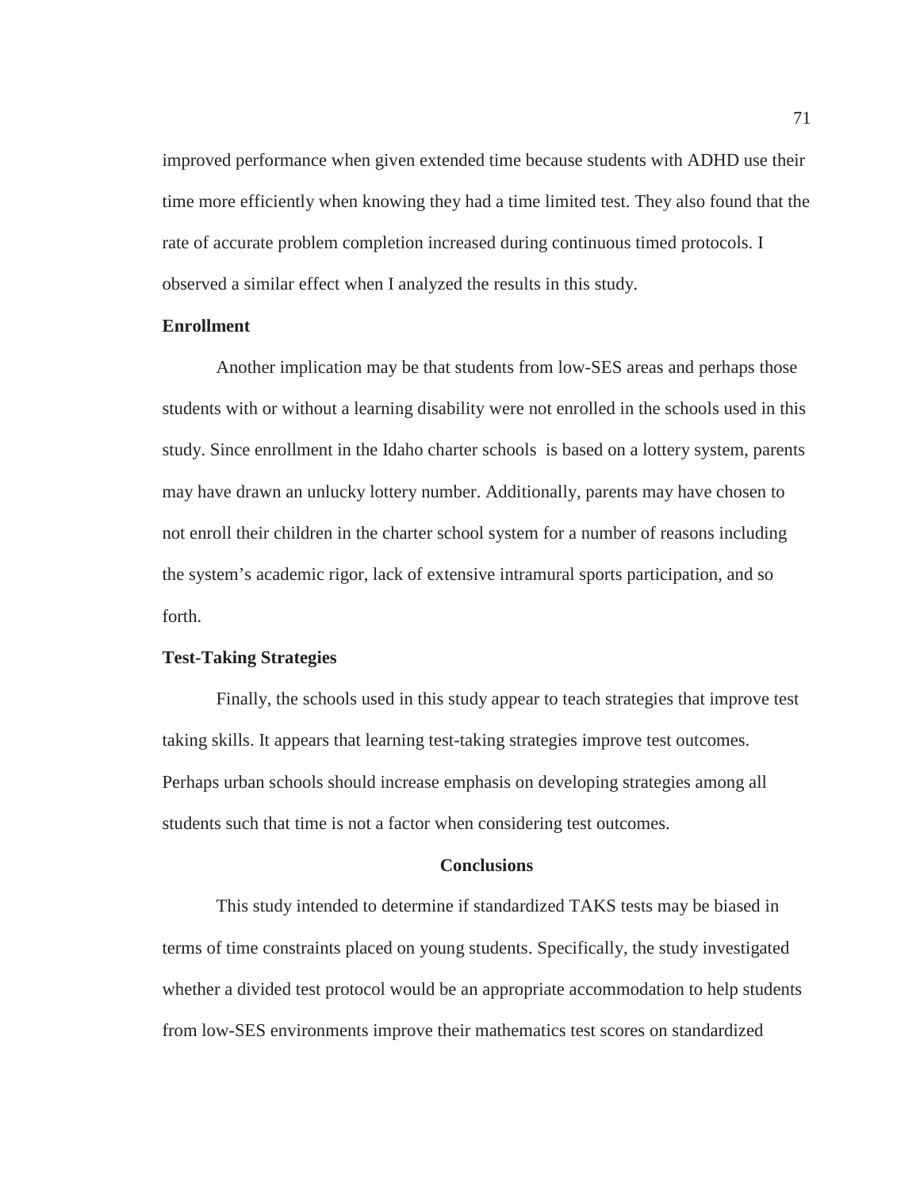improved performance when given extended time because students with ADHD use their time more efficiently when knowing they had a time limited test. They also found that the rate of accurate problem completion increased during continuous timed protocols. I observed a similar effect when I analyzed the results in this study.

### Enrollment

Another implication may be that students from low-SES areas and perhaps those students with or without a learning disability were not enrolled in the schools used in this study. Since enrollment in the Idaho charter schools is based on a lottery system, parents may have drawn an unlucky lottery number. Additionally, parents may have chosen to not enroll their children in the charter school system for a number of reasons including the system's academic rigor, lack of extensive intramural sports participation, and so forth.

### Test-Taking Strategies

Finally, the schools used in this study appear to teach strategies that improve test taking skills. It appears that learning test-taking strategies improve test outcomes. Perhaps urban schools should increase emphasis on developing strategies among all students such that time is not a factor when considering test outcomes.

## Conclusions

This study intended to determine if standardized TAKS tests may be biased in terms of time constraints placed on young students. Specifically, the study investigated whether a divided test protocol would be an appropriate accommodation to help students from low-SES environments improve their mathematics test scores on standardized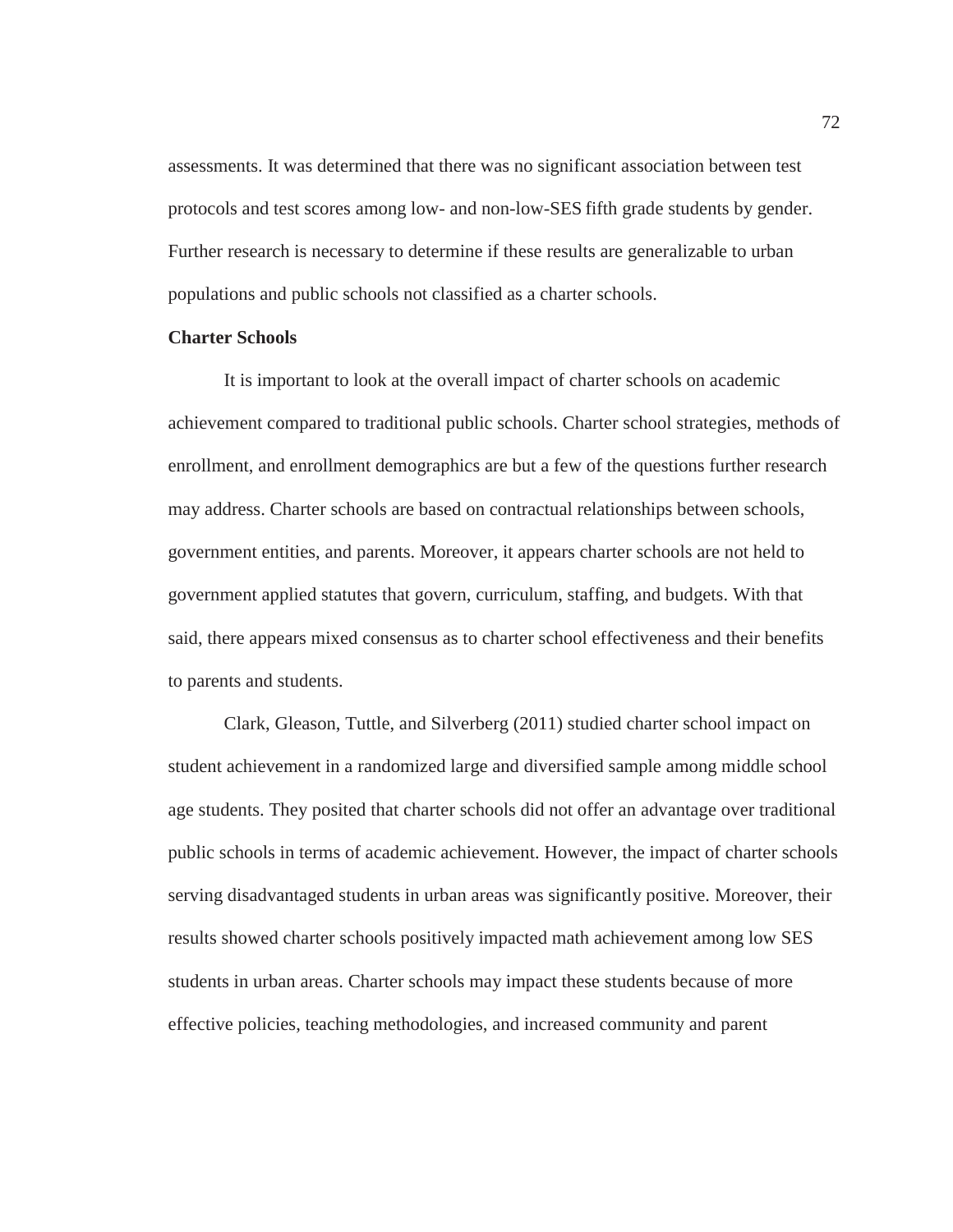assessments. It was determined that there was no significant association between test protocols and test scores among low- and non-low-SES fifth grade students by gender. Further research is necessary to determine if these results are generalizable to urban populations and public schools not classified as a charter schools.

**Charter Schools**

It is important to look at the overall impact of charter schools on academic achievement compared to traditional public schools. Charter school strategies, methods of enrollment, and enrollment demographics are but a few of the questions further research may address. Charter schools are based on contractual relationships between schools, government entities, and parents. Moreover, it appears charter schools are not held to government applied statutes that govern, curriculum, staffing, and budgets. With that said, there appears mixed consensus as to charter school effectiveness and their benefits to parents and students.

Clark, Gleason, Tuttle, and Silverberg (2011) studied charter school impact on student achievement in a randomized large and diversified sample among middle school age students. They posited that charter schools did not offer an advantage over traditional public schools in terms of academic achievement. However, the impact of charter schools serving disadvantaged students in urban areas was significantly positive. Moreover, their results showed charter schools positively impacted math achievement among low SES students in urban areas. Charter schools may impact these students because of more effective policies, teaching methodologies, and increased community and parent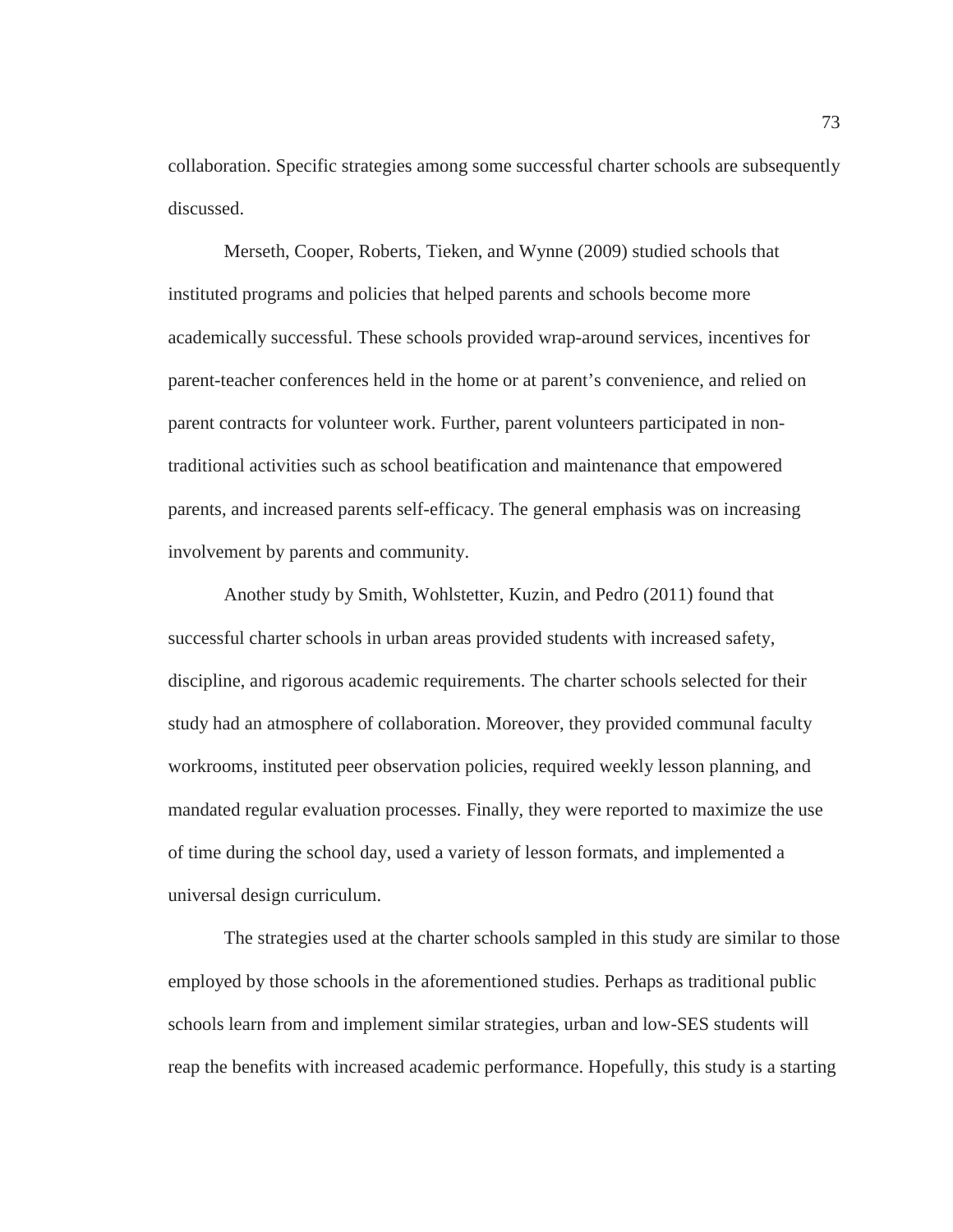collaboration. Specific strategies among some successful charter schools are subsequently discussed.

Merseth, Cooper, Roberts, Tieken, and Wynne (2009) studied schools that instituted programs and policies that helped parents and schools become more academically successful. These schools provided wrap-around services, incentives for parent-teacher conferences held in the home or at parent's convenience, and relied on parent contracts for volunteer work. Further, parent volunteers participated in non-traditional activities such as school beatification and maintenance that empowered parents, and increased parents self-efficacy. The general emphasis was on increasing involvement by parents and community.

Another study by Smith, Wohlstetter, Kuzin, and Pedro (2011) found that successful charter schools in urban areas provided students with increased safety, discipline, and rigorous academic requirements. The charter schools selected for their study had an atmosphere of collaboration. Moreover, they provided communal faculty workrooms, instituted peer observation policies, required weekly lesson planning, and mandated regular evaluation processes. Finally, they were reported to maximize the use of time during the school day, used a variety of lesson formats, and implemented a universal design curriculum.

The strategies used at the charter schools sampled in this study are similar to those employed by those schools in the aforementioned studies. Perhaps as traditional public schools learn from and implement similar strategies, urban and low-SES students will reap the benefits with increased academic performance. Hopefully, this study is a starting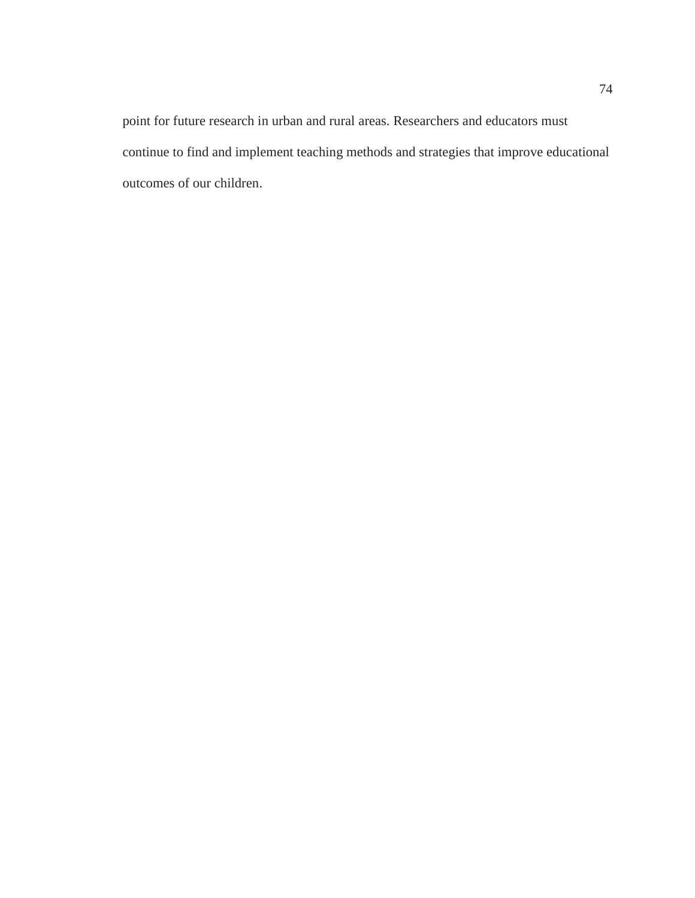point for future research in urban and rural areas. Researchers and educators must continue to find and implement teaching methods and strategies that improve educational outcomes of our children.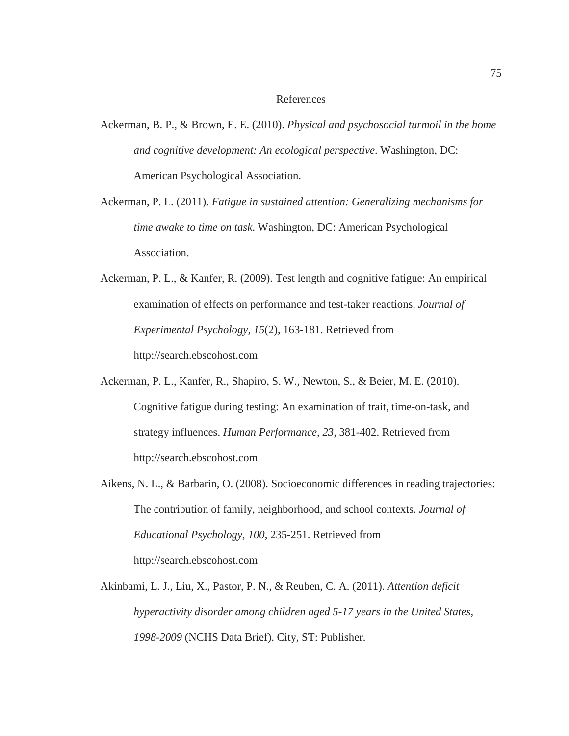# References

Ackerman, B. P., & Brown, E. E. (2010). *Physical and psychosocial turmoil in the home and cognitive development: An ecological perspective*. Washington, DC: American Psychological Association.

Ackerman, P. L. (2011). *Fatigue in sustained attention: Generalizing mechanisms for time awake to time on task*. Washington, DC: American Psychological Association.

Ackerman, P. L., & Kanfer, R. (2009). Test length and cognitive fatigue: An empirical examination of effects on performance and test-taker reactions. *Journal of Experimental Psychology, 15*(2), 163-181. Retrieved from http://search.ebscohost.com

Ackerman, P. L., Kanfer, R., Shapiro, S. W., Newton, S., & Beier, M. E. (2010). Cognitive fatigue during testing: An examination of trait, time-on-task, and strategy influences. *Human Performance, 23,* 381-402. Retrieved from http://search.ebscohost.com

Aikens, N. L., & Barbarin, O. (2008). Socioeconomic differences in reading trajectories: The contribution of family, neighborhood, and school contexts. *Journal of Educational Psychology, 100*, 235-251. Retrieved from http://search.ebscohost.com

Akinbami, L. J., Liu, X., Pastor, P. N., & Reuben, C. A. (2011). *Attention deficit hyperactivity disorder among children aged 5-17 years in the United States, 1998-2009* (NCHS Data Brief). City, ST: Publisher.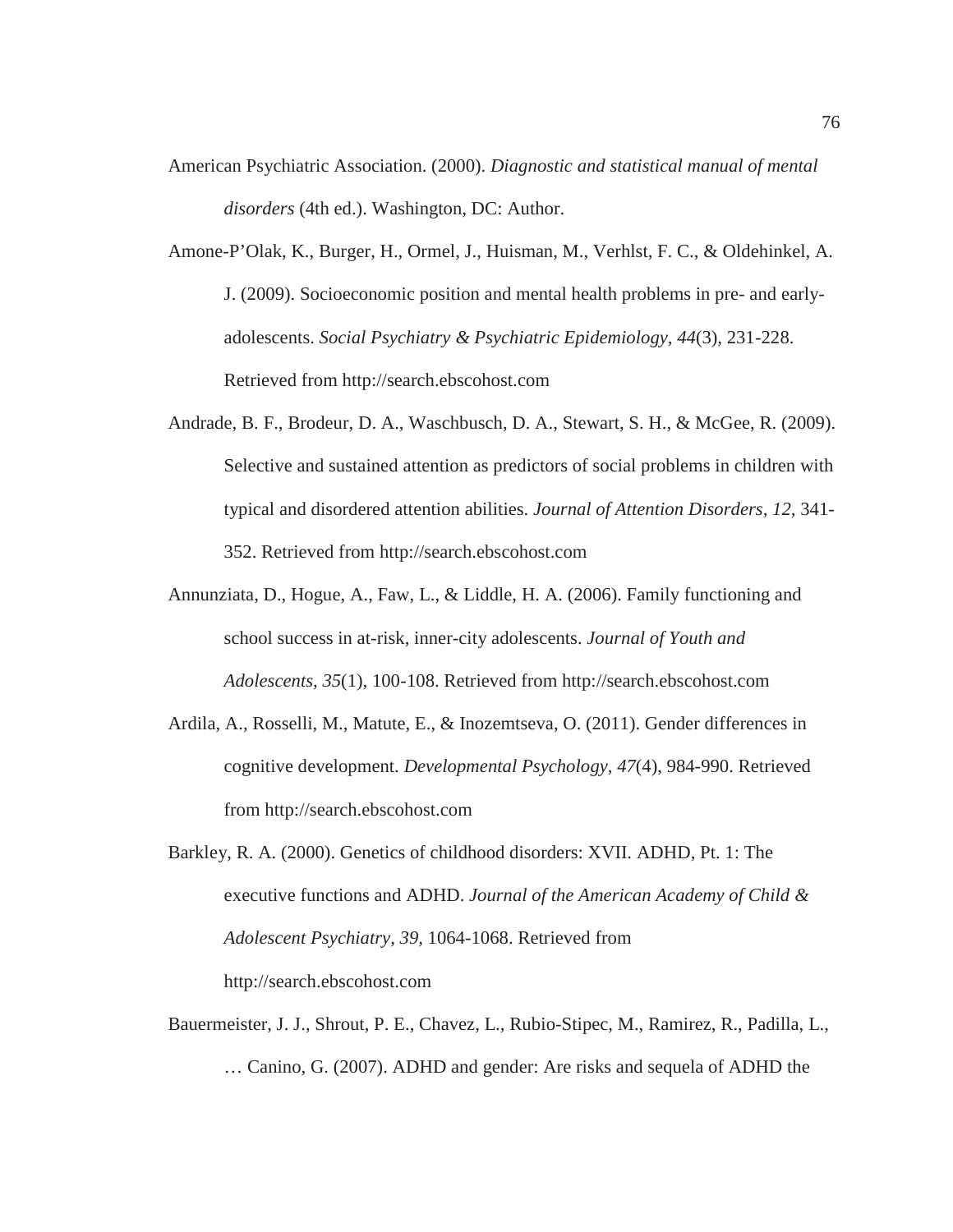American Psychiatric Association. (2000). *Diagnostic and statistical manual of mental disorders* (4th ed.). Washington, DC: Author.

Amone-P'Olak, K., Burger, H., Ormel, J., Huisman, M., Verhlst, F. C., & Oldehinkel, A. J. (2009). Socioeconomic position and mental health problems in pre- and early-adolescents. *Social Psychiatry & Psychiatric Epidemiology, 44*(3), 231-228. Retrieved from http://search.ebscohost.com

Andrade, B. F., Brodeur, D. A., Waschbusch, D. A., Stewart, S. H., & McGee, R. (2009). Selective and sustained attention as predictors of social problems in children with typical and disordered attention abilities. *Journal of Attention Disorders, 12,* 341-352. Retrieved from http://search.ebscohost.com

Annunziata, D., Hogue, A., Faw, L., & Liddle, H. A. (2006). Family functioning and school success in at-risk, inner-city adolescents. *Journal of Youth and Adolescents, 35*(1), 100-108. Retrieved from http://search.ebscohost.com

Ardila, A., Rosselli, M., Matute, E., & Inozemtseva, O. (2011). Gender differences in cognitive development. *Developmental Psychology, 47*(4), 984-990. Retrieved from http://search.ebscohost.com

Barkley, R. A. (2000). Genetics of childhood disorders: XVII. ADHD, Pt. 1: The executive functions and ADHD. *Journal of the American Academy of Child & Adolescent Psychiatry, 39,* 1064-1068. Retrieved from http://search.ebscohost.com

Bauermeister, J. J., Shrout, P. E., Chavez, L., Rubio-Stipec, M., Ramirez, R., Padilla, L., … Canino, G. (2007). ADHD and gender: Are risks and sequela of ADHD the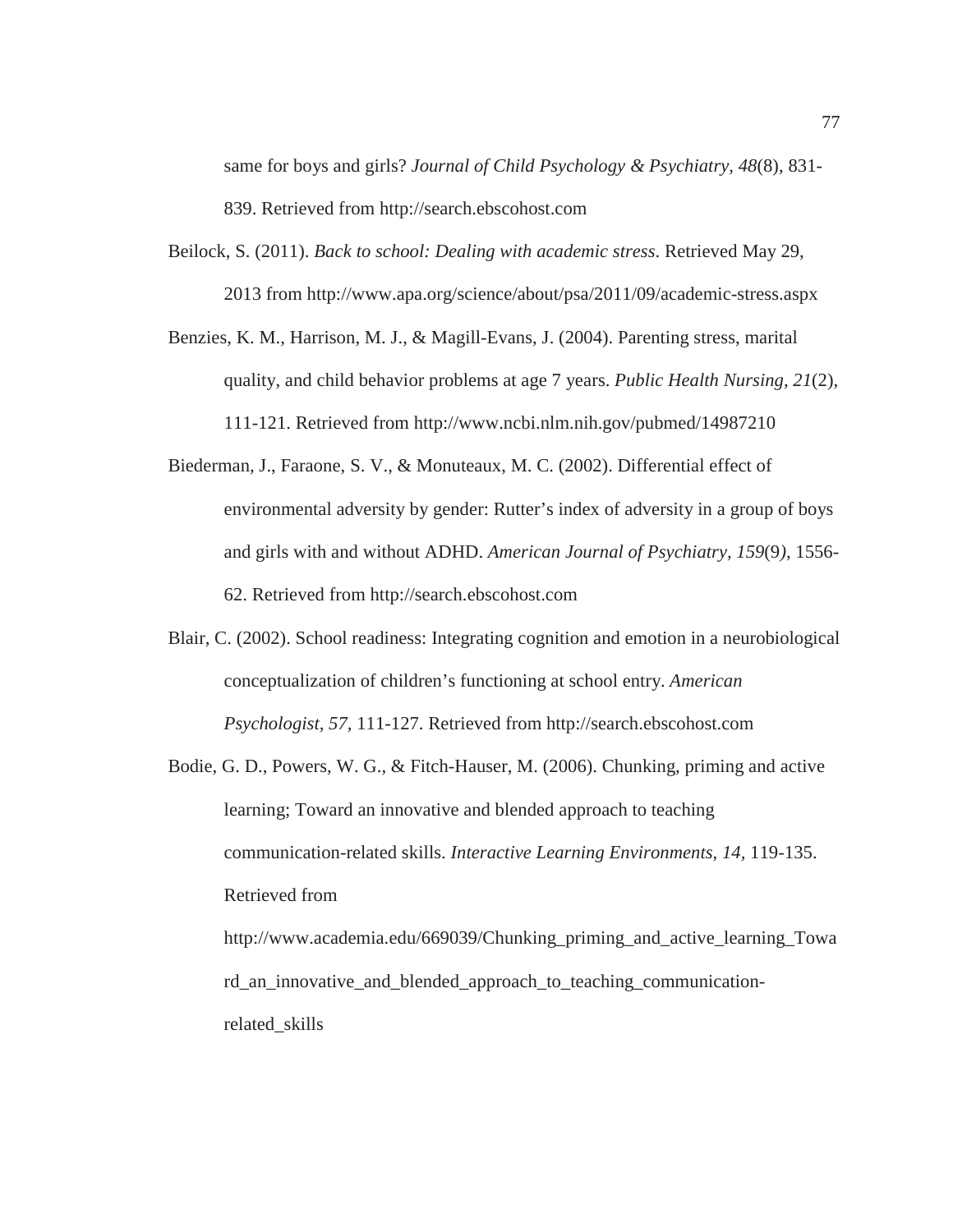same for boys and girls? *Journal of Child Psychology & Psychiatry, 48*(8), 831-839. Retrieved from http://search.ebscohost.com

Beilock, S. (2011). *Back to school: Dealing with academic stress*. Retrieved May 29, 2013 from http://www.apa.org/science/about/psa/2011/09/academic-stress.aspx

Benzies, K. M., Harrison, M. J., & Magill-Evans, J. (2004). Parenting stress, marital quality, and child behavior problems at age 7 years. *Public Health Nursing, 21*(2), 111-121. Retrieved from http://www.ncbi.nlm.nih.gov/pubmed/14987210

Biederman, J., Faraone, S. V., & Monuteaux, M. C. (2002). Differential effect of environmental adversity by gender: Rutter's index of adversity in a group of boys and girls with and without ADHD. *American Journal of Psychiatry, 159*(9*)*, 1556-62. Retrieved from http://search.ebscohost.com

Blair, C. (2002). School readiness: Integrating cognition and emotion in a neurobiological conceptualization of children's functioning at school entry. *American Psychologist, 57*, 111-127. Retrieved from http://search.ebscohost.com

Bodie, G. D., Powers, W. G., & Fitch-Hauser, M. (2006). Chunking, priming and active learning; Toward an innovative and blended approach to teaching communication-related skills. *Interactive Learning Environments, 14*, 119-135. Retrieved from http://www.academia.edu/669039/Chunking_priming_and_active_learning_Toward_an_innovative_and_blended_approach_to_teaching_communication-related_skills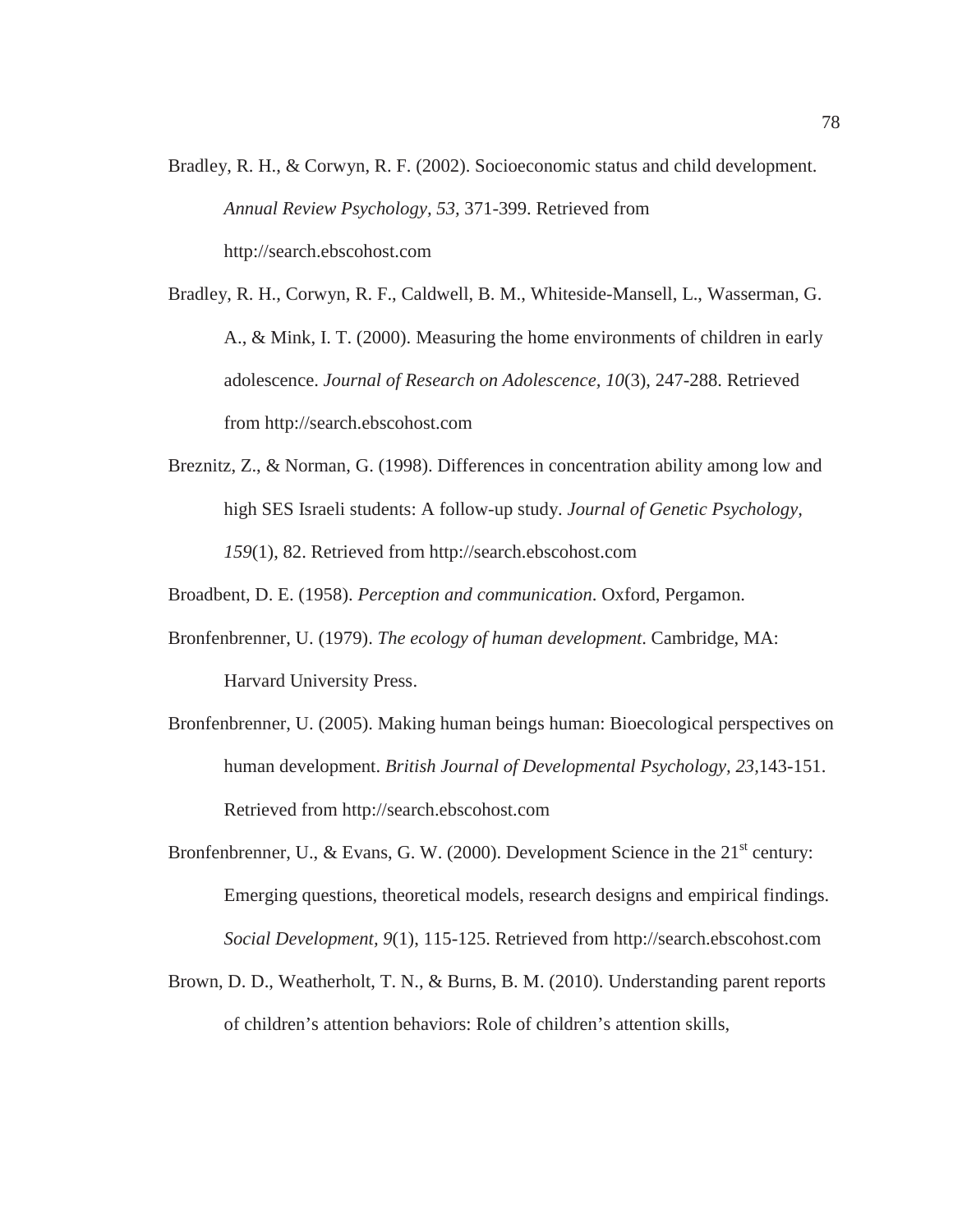Bradley, R. H., & Corwyn, R. F. (2002). Socioeconomic status and child development. *Annual Review Psychology, 53*, 371-399. Retrieved from http://search.ebscohost.com

Bradley, R. H., Corwyn, R. F., Caldwell, B. M., Whiteside-Mansell, L., Wasserman, G. A., & Mink, I. T. (2000). Measuring the home environments of children in early adolescence. *Journal of Research on Adolescence, 10*(3), 247-288. Retrieved from http://search.ebscohost.com

Breznitz, Z., & Norman, G. (1998). Differences in concentration ability among low and high SES Israeli students: A follow-up study. *Journal of Genetic Psychology, 159*(1), 82. Retrieved from http://search.ebscohost.com

Broadbent, D. E. (1958). *Perception and communication*. Oxford, Pergamon.

Bronfenbrenner, U. (1979). *The ecology of human development*. Cambridge, MA: Harvard University Press.

Bronfenbrenner, U. (2005). Making human beings human: Bioecological perspectives on human development. *British Journal of Developmental Psychology, 23*,143-151. Retrieved from http://search.ebscohost.com

Bronfenbrenner, U., & Evans, G. W. (2000). Development Science in the 21st century: Emerging questions, theoretical models, research designs and empirical findings. *Social Development, 9*(1), 115-125. Retrieved from http://search.ebscohost.com

Brown, D. D., Weatherholt, T. N., & Burns, B. M. (2010). Understanding parent reports of children's attention behaviors: Role of children's attention skills,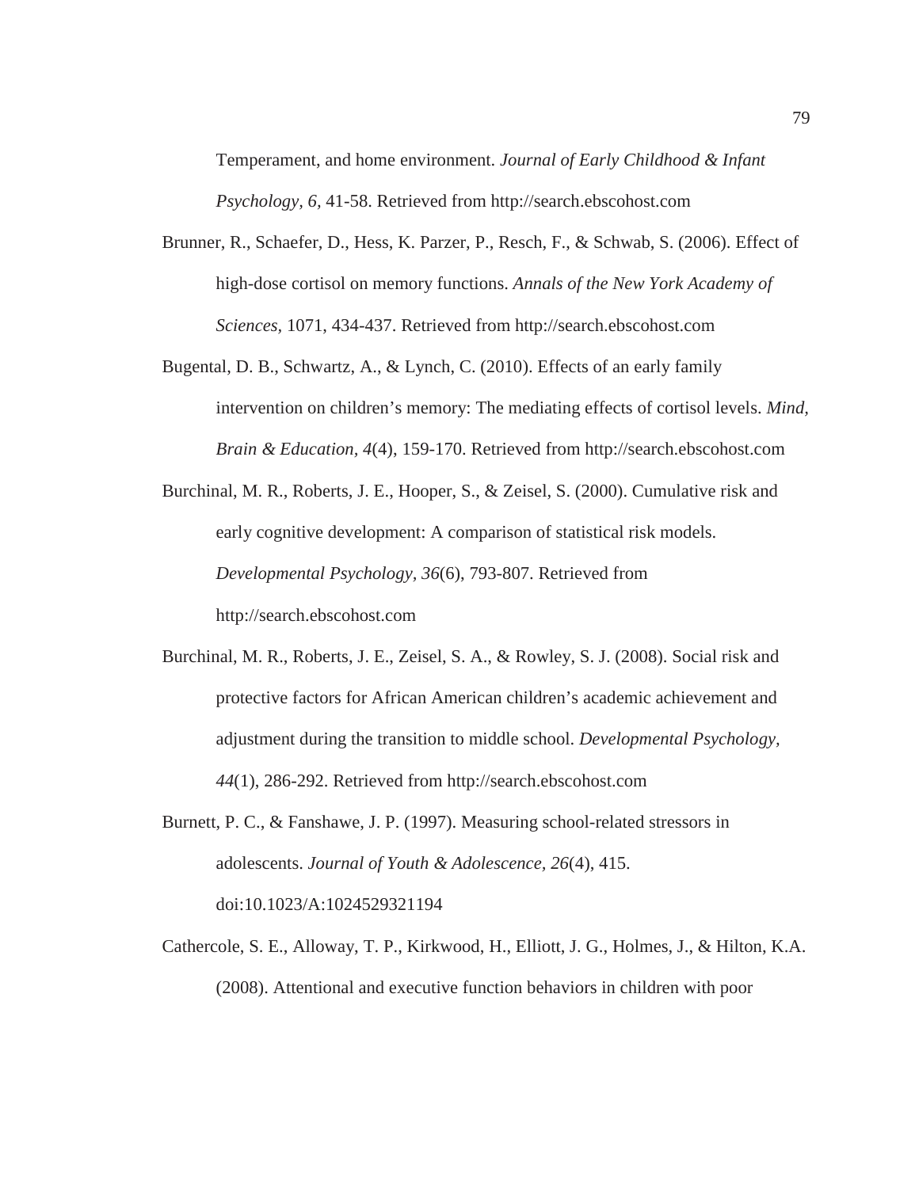Temperament, and home environment. *Journal of Early Childhood & Infant Psychology, 6,* 41-58. Retrieved from http://search.ebscohost.com

Brunner, R., Schaefer, D., Hess, K. Parzer, P., Resch, F., & Schwab, S. (2006). Effect of high-dose cortisol on memory functions. *Annals of the New York Academy of Sciences*, 1071, 434-437. Retrieved from http://search.ebscohost.com

Bugental, D. B., Schwartz, A., & Lynch, C. (2010). Effects of an early family intervention on children's memory: The mediating effects of cortisol levels. *Mind, Brain & Education, 4*(4), 159-170. Retrieved from http://search.ebscohost.com

Burchinal, M. R., Roberts, J. E., Hooper, S., & Zeisel, S. (2000). Cumulative risk and early cognitive development: A comparison of statistical risk models. *Developmental Psychology, 36*(6), 793-807. Retrieved from http://search.ebscohost.com

Burchinal, M. R., Roberts, J. E., Zeisel, S. A., & Rowley, S. J. (2008). Social risk and protective factors for African American children's academic achievement and adjustment during the transition to middle school. *Developmental Psychology, 44*(1), 286-292. Retrieved from http://search.ebscohost.com

Burnett, P. C., & Fanshawe, J. P. (1997). Measuring school-related stressors in adolescents. *Journal of Youth & Adolescence, 26*(4), 415. doi:10.1023/A:1024529321194

Cathercole, S. E., Alloway, T. P., Kirkwood, H., Elliott, J. G., Holmes, J., & Hilton, K.A. (2008). Attentional and executive function behaviors in children with poor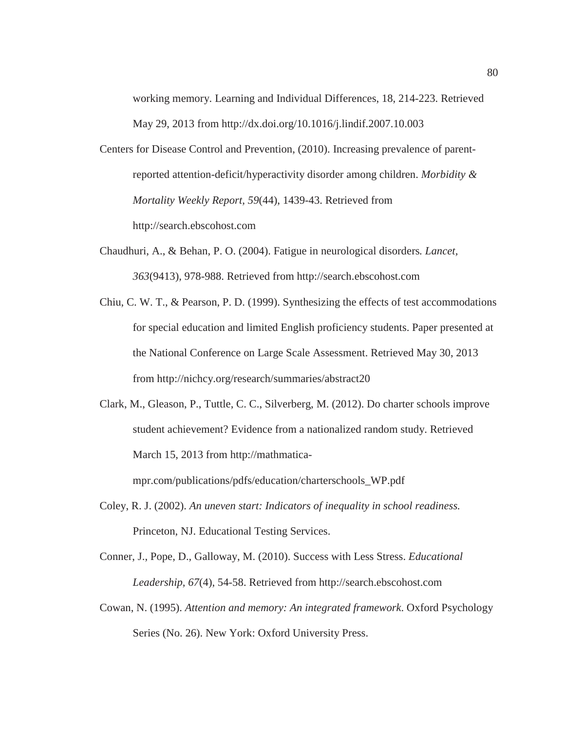working memory. Learning and Individual Differences, 18, 214-223. Retrieved May 29, 2013 from http://dx.doi.org/10.1016/j.lindif.2007.10.003

Centers for Disease Control and Prevention, (2010). Increasing prevalence of parent-reported attention-deficit/hyperactivity disorder among children. *Morbidity & Mortality Weekly Report*, *59*(44), 1439-43. Retrieved from http://search.ebscohost.com

Chaudhuri, A., & Behan, P. O. (2004). Fatigue in neurological disorders*. Lancet*, *363*(9413), 978-988. Retrieved from http://search.ebscohost.com

Chiu, C. W. T., & Pearson, P. D. (1999). Synthesizing the effects of test accommodations for special education and limited English proficiency students. Paper presented at the National Conference on Large Scale Assessment. Retrieved May 30, 2013 from http://nichcy.org/research/summaries/abstract20

Clark, M., Gleason, P., Tuttle, C. C., Silverberg, M. (2012). Do charter schools improve student achievement? Evidence from a nationalized random study. Retrieved March 15, 2013 from http://mathmatica-mpr.com/publications/pdfs/education/charterschools_WP.pdf

Coley, R. J. (2002). *An uneven start: Indicators of inequality in school readiness.* Princeton, NJ. Educational Testing Services.

Conner, J., Pope, D., Galloway, M. (2010). Success with Less Stress. *Educational Leadership, 67*(4), 54-58. Retrieved from http://search.ebscohost.com

Cowan, N. (1995). *Attention and memory: An integrated framework*. Oxford Psychology Series (No. 26). New York: Oxford University Press.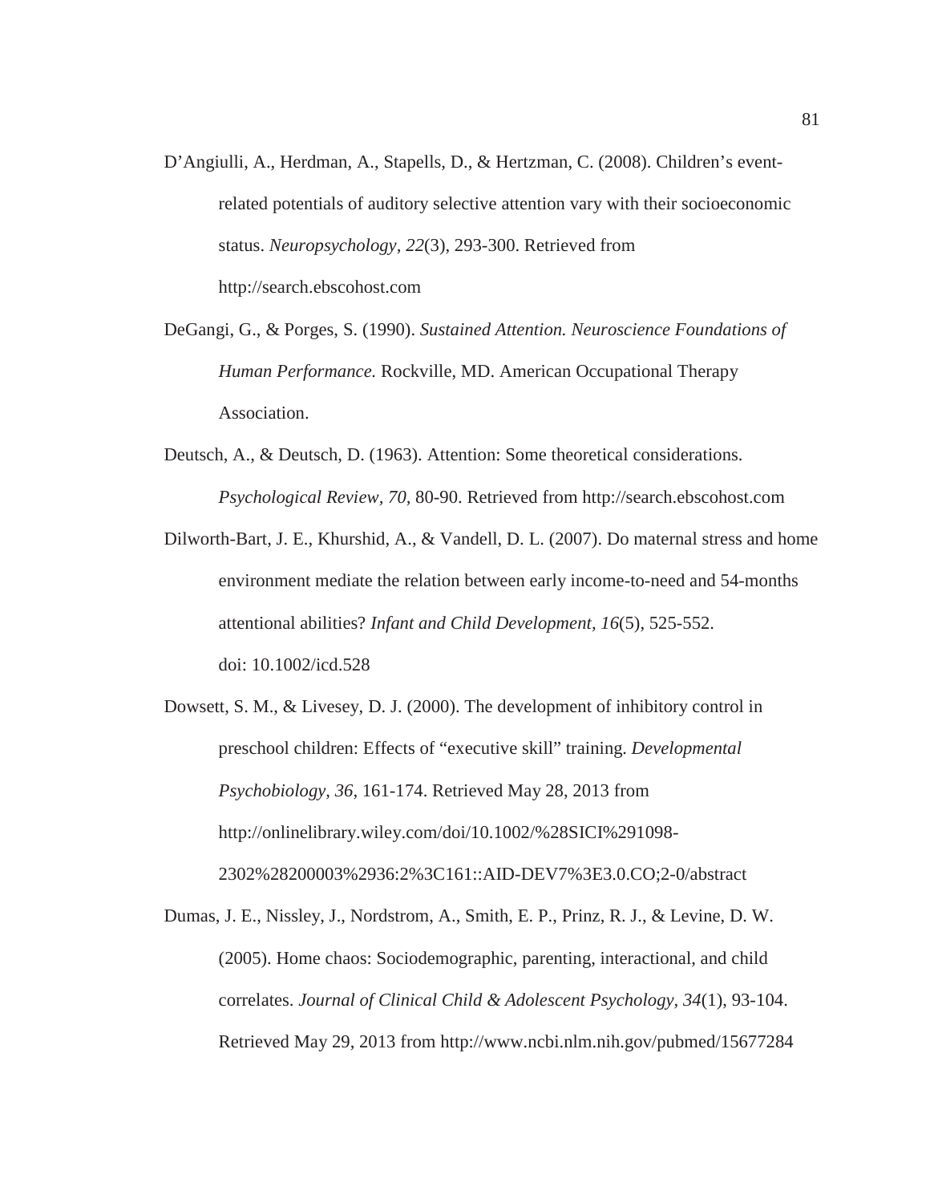D'Angiulli, A., Herdman, A., Stapells, D., & Hertzman, C. (2008). Children's event-related potentials of auditory selective attention vary with their socioeconomic status. *Neuropsychology, 22*(3), 293-300. Retrieved from http://search.ebscohost.com

DeGangi, G., & Porges, S. (1990). *Sustained Attention. Neuroscience Foundations of Human Performance.* Rockville, MD. American Occupational Therapy Association.

Deutsch, A., & Deutsch, D. (1963). Attention: Some theoretical considerations. *Psychological Review, 70*, 80-90. Retrieved from http://search.ebscohost.com

Dilworth-Bart, J. E., Khurshid, A., & Vandell, D. L. (2007). Do maternal stress and home environment mediate the relation between early income-to-need and 54-months attentional abilities? *Infant and Child Development, 16*(5), 525-552. doi: 10.1002/icd.528

Dowsett, S. M., & Livesey, D. J. (2000). The development of inhibitory control in preschool children: Effects of "executive skill" training. *Developmental Psychobiology, 36*, 161-174. Retrieved May 28, 2013 from http://onlinelibrary.wiley.com/doi/10.1002/%28SICI%291098-2302%28200003%2936:2%3C161::AID-DEV7%3E3.0.CO;2-0/abstract

Dumas, J. E., Nissley, J., Nordstrom, A., Smith, E. P., Prinz, R. J., & Levine, D. W. (2005). Home chaos: Sociodemographic, parenting, interactional, and child correlates. *Journal of Clinical Child & Adolescent Psychology, 34*(1), 93-104. Retrieved May 29, 2013 from http://www.ncbi.nlm.nih.gov/pubmed/15677284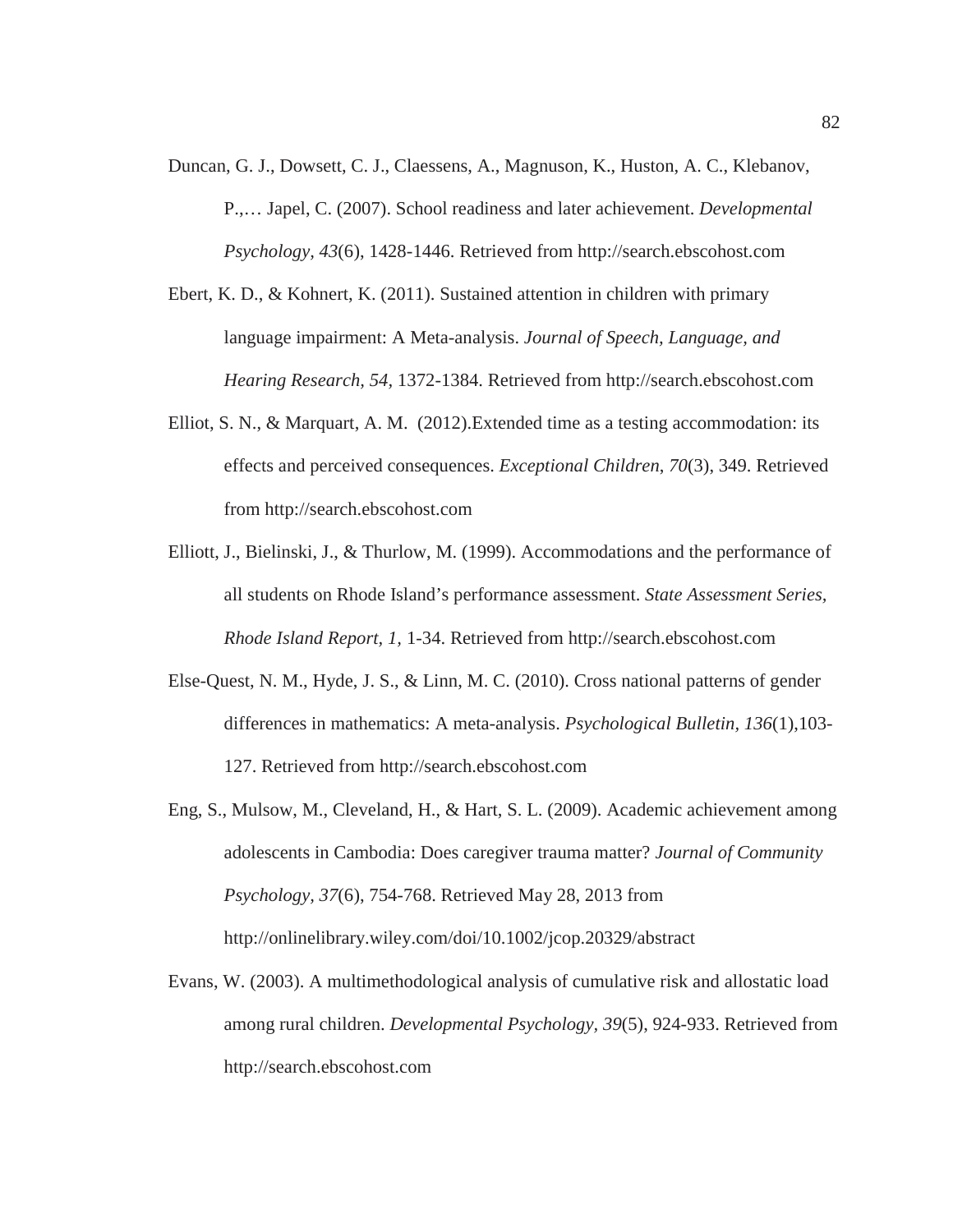Duncan, G. J., Dowsett, C. J., Claessens, A., Magnuson, K., Huston, A. C., Klebanov, P.,… Japel, C. (2007). School readiness and later achievement. *Developmental Psychology, 43*(6), 1428-1446. Retrieved from http://search.ebscohost.com

Ebert, K. D., & Kohnert, K. (2011). Sustained attention in children with primary language impairment: A Meta-analysis. *Journal of Speech, Language, and Hearing Research, 54,* 1372-1384. Retrieved from http://search.ebscohost.com

Elliot, S. N., & Marquart, A. M. (2012).Extended time as a testing accommodation: its effects and perceived consequences. *Exceptional Children*, *70*(3), 349. Retrieved from http://search.ebscohost.com

Elliott, J., Bielinski, J., & Thurlow, M. (1999). Accommodations and the performance of all students on Rhode Island's performance assessment. *State Assessment Series, Rhode Island Report, 1,* 1-34. Retrieved from http://search.ebscohost.com

Else-Quest, N. M., Hyde, J. S., & Linn, M. C. (2010). Cross national patterns of gender differences in mathematics: A meta-analysis. *Psychological Bulletin*, *136*(1),103-127. Retrieved from http://search.ebscohost.com

Eng, S., Mulsow, M., Cleveland, H., & Hart, S. L. (2009). Academic achievement among adolescents in Cambodia: Does caregiver trauma matter? *Journal of Community Psychology, 37*(6), 754-768. Retrieved May 28, 2013 from http://onlinelibrary.wiley.com/doi/10.1002/jcop.20329/abstract

Evans, W. (2003). A multimethodological analysis of cumulative risk and allostatic load among rural children. *Developmental Psychology, 39*(5), 924-933. Retrieved from http://search.ebscohost.com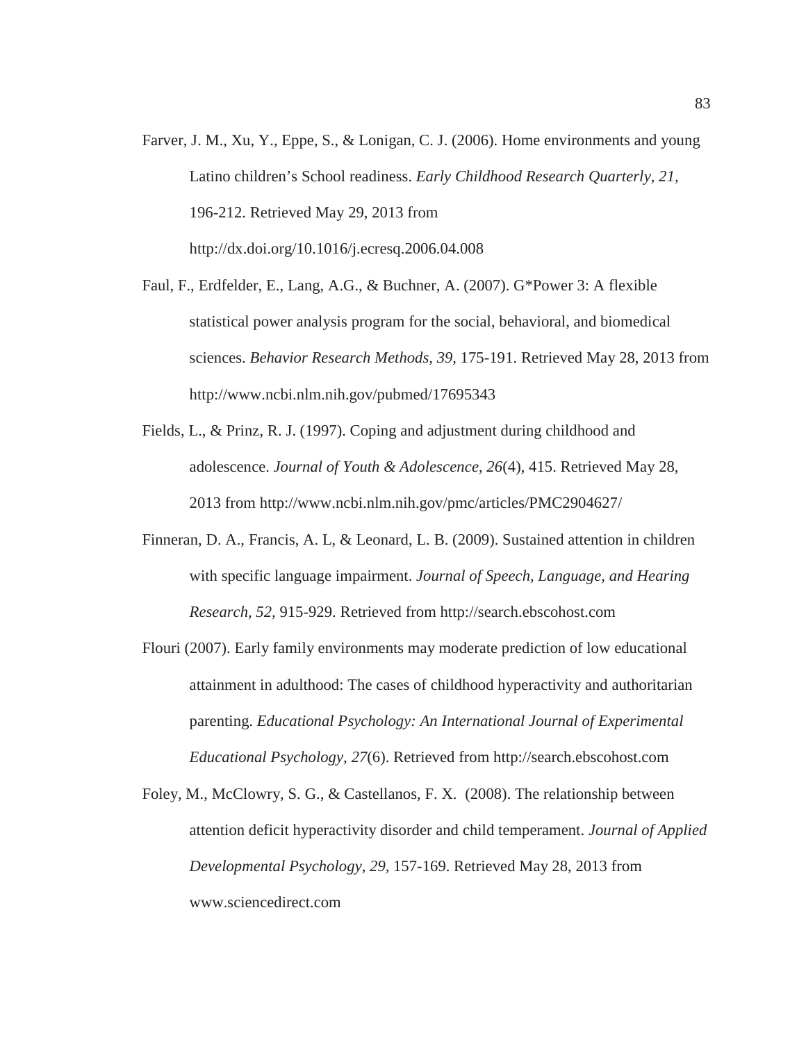Farver, J. M., Xu, Y., Eppe, S., & Lonigan, C. J. (2006). Home environments and young Latino children's School readiness. *Early Childhood Research Quarterly, 21,* 196-212. Retrieved May 29, 2013 from http://dx.doi.org/10.1016/j.ecresq.2006.04.008

Faul, F., Erdfelder, E., Lang, A.G., & Buchner, A. (2007). G*Power 3: A flexible statistical power analysis program for the social, behavioral, and biomedical sciences. *Behavior Research Methods, 39,* 175-191. Retrieved May 28, 2013 from http://www.ncbi.nlm.nih.gov/pubmed/17695343

Fields, L., & Prinz, R. J. (1997). Coping and adjustment during childhood and adolescence. *Journal of Youth & Adolescence, 26*(4), 415. Retrieved May 28, 2013 from http://www.ncbi.nlm.nih.gov/pmc/articles/PMC2904627/

Finneran, D. A., Francis, A. L, & Leonard, L. B. (2009). Sustained attention in children with specific language impairment. *Journal of Speech, Language, and Hearing Research, 52,* 915-929. Retrieved from http://search.ebscohost.com

Flouri (2007). Early family environments may moderate prediction of low educational attainment in adulthood: The cases of childhood hyperactivity and authoritarian parenting. *Educational Psychology: An International Journal of Experimental Educational Psychology, 27*(6). Retrieved from http://search.ebscohost.com

Foley, M., McClowry, S. G., & Castellanos, F. X. (2008). The relationship between attention deficit hyperactivity disorder and child temperament. *Journal of Applied Developmental Psychology, 29,* 157-169. Retrieved May 28, 2013 from www.sciencedirect.com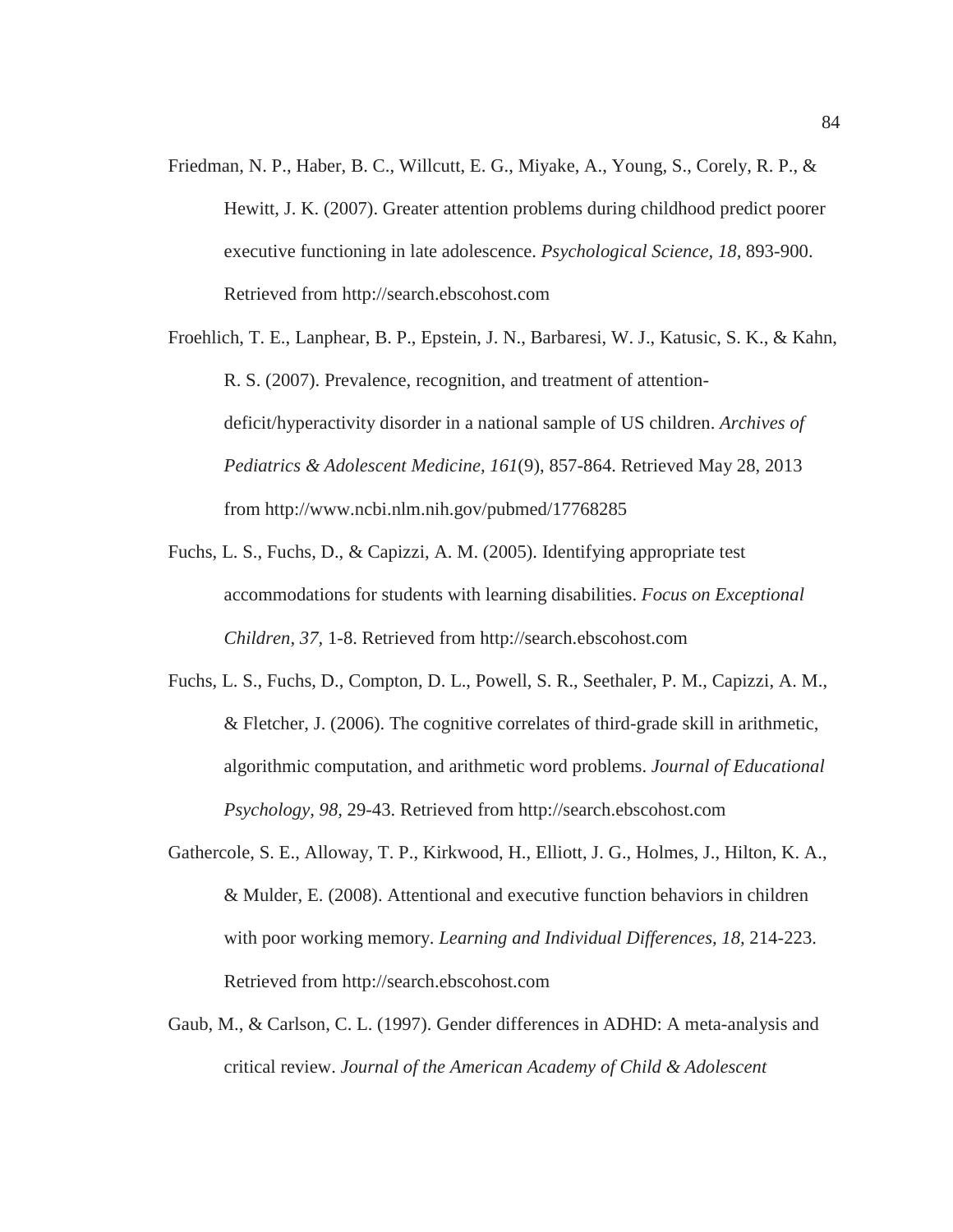Friedman, N. P., Haber, B. C., Willcutt, E. G., Miyake, A., Young, S., Corely, R. P., & Hewitt, J. K. (2007). Greater attention problems during childhood predict poorer executive functioning in late adolescence. *Psychological Science, 18,* 893-900. Retrieved from http://search.ebscohost.com

Froehlich, T. E., Lanphear, B. P., Epstein, J. N., Barbaresi, W. J., Katusic, S. K., & Kahn, R. S. (2007). Prevalence, recognition, and treatment of attention-deficit/hyperactivity disorder in a national sample of US children. *Archives of Pediatrics & Adolescent Medicine, 161*(9), 857-864. Retrieved May 28, 2013 from http://www.ncbi.nlm.nih.gov/pubmed/17768285

Fuchs, L. S., Fuchs, D., & Capizzi, A. M. (2005). Identifying appropriate test accommodations for students with learning disabilities. *Focus on Exceptional Children, 37,* 1-8. Retrieved from http://search.ebscohost.com

Fuchs, L. S., Fuchs, D., Compton, D. L., Powell, S. R., Seethaler, P. M., Capizzi, A. M., & Fletcher, J. (2006). The cognitive correlates of third-grade skill in arithmetic, algorithmic computation, and arithmetic word problems. *Journal of Educational Psychology, 98,* 29-43. Retrieved from http://search.ebscohost.com

Gathercole, S. E., Alloway, T. P., Kirkwood, H., Elliott, J. G., Holmes, J., Hilton, K. A., & Mulder, E. (2008). Attentional and executive function behaviors in children with poor working memory. *Learning and Individual Differences, 18,* 214-223. Retrieved from http://search.ebscohost.com

Gaub, M., & Carlson, C. L. (1997). Gender differences in ADHD: A meta-analysis and critical review. *Journal of the American Academy of Child & Adolescent*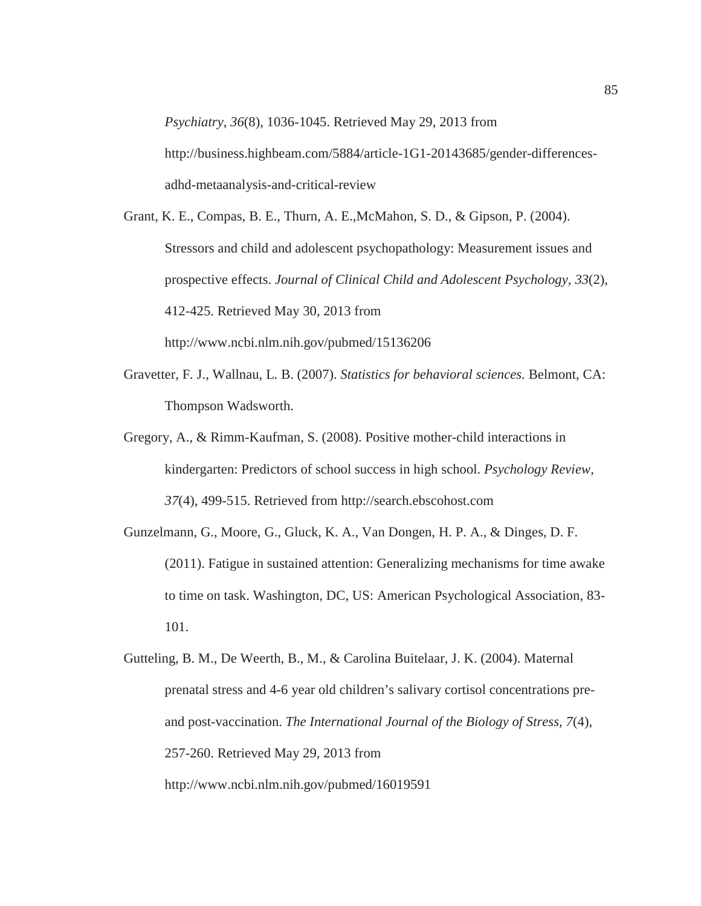*Psychiatry, 36*(8), 1036-1045. Retrieved May 29, 2013 from http://business.highbeam.com/5884/article-1G1-20143685/gender-differences-adhd-metaanalysis-and-critical-review

Grant, K. E., Compas, B. E., Thurn, A. E.,McMahon, S. D., & Gipson, P. (2004). Stressors and child and adolescent psychopathology: Measurement issues and prospective effects. *Journal of Clinical Child and Adolescent Psychology, 33*(2), 412-425. Retrieved May 30, 2013 from http://www.ncbi.nlm.nih.gov/pubmed/15136206

Gravetter, F. J., Wallnau, L. B. (2007). *Statistics for behavioral sciences*. Belmont, CA: Thompson Wadsworth.

Gregory, A., & Rimm-Kaufman, S. (2008). Positive mother-child interactions in kindergarten: Predictors of school success in high school. *Psychology Review, 37*(4), 499-515. Retrieved from http://search.ebscohost.com

Gunzelmann, G., Moore, G., Gluck, K. A., Van Dongen, H. P. A., & Dinges, D. F. (2011). Fatigue in sustained attention: Generalizing mechanisms for time awake to time on task. Washington, DC, US: American Psychological Association, 83-101.

Gutteling, B. M., De Weerth, B., M., & Carolina Buitelaar, J. K. (2004). Maternal prenatal stress and 4-6 year old children's salivary cortisol concentrations pre-and post-vaccination. *The International Journal of the Biology of Stress, 7*(4), 257-260. Retrieved May 29, 2013 from http://www.ncbi.nlm.nih.gov/pubmed/16019591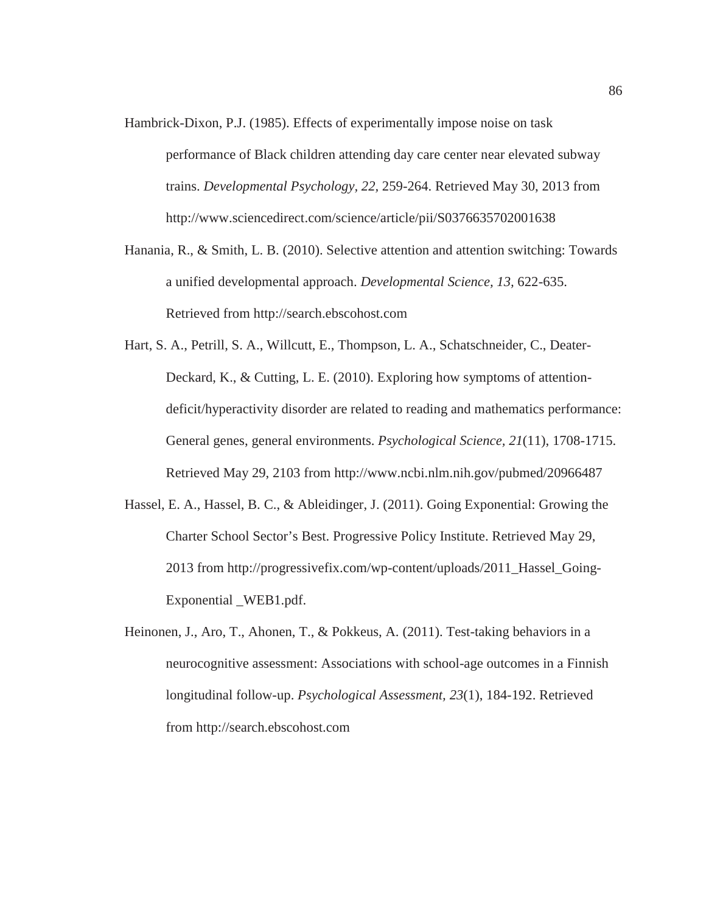Hambrick-Dixon, P.J. (1985). Effects of experimentally impose noise on task performance of Black children attending day care center near elevated subway trains. *Developmental Psychology, 22,* 259-264. Retrieved May 30, 2013 from http://www.sciencedirect.com/science/article/pii/S0376635702001638

Hanania, R., & Smith, L. B. (2010). Selective attention and attention switching: Towards a unified developmental approach. *Developmental Science, 13*, 622-635. Retrieved from http://search.ebscohost.com

Hart, S. A., Petrill, S. A., Willcutt, E., Thompson, L. A., Schatschneider, C., Deater-Deckard, K., & Cutting, L. E. (2010). Exploring how symptoms of attention-deficit/hyperactivity disorder are related to reading and mathematics performance: General genes, general environments. *Psychological Science, 21*(11), 1708-1715. Retrieved May 29, 2103 from http://www.ncbi.nlm.nih.gov/pubmed/20966487

Hassel, E. A., Hassel, B. C., & Ableidinger, J. (2011). Going Exponential: Growing the Charter School Sector's Best. Progressive Policy Institute. Retrieved May 29, 2013 from http://progressivefix.com/wp-content/uploads/2011_Hassel_Going-Exponential _WEB1.pdf.

Heinonen, J., Aro, T., Ahonen, T., & Pokkeus, A. (2011). Test-taking behaviors in a neurocognitive assessment: Associations with school-age outcomes in a Finnish longitudinal follow-up. *Psychological Assessment, 23*(1), 184-192. Retrieved from http://search.ebscohost.com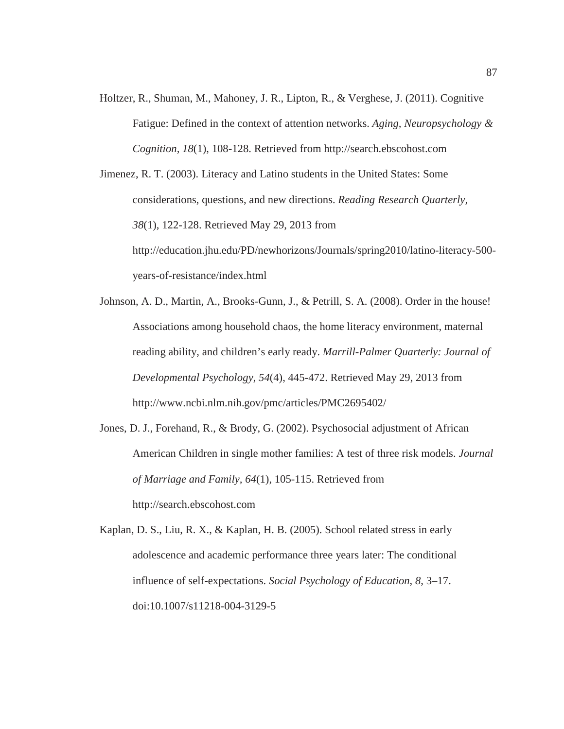Holtzer, R., Shuman, M., Mahoney, J. R., Lipton, R., & Verghese, J. (2011). Cognitive Fatigue: Defined in the context of attention networks. *Aging, Neuropsychology & Cognition, 18*(1), 108-128. Retrieved from http://search.ebscohost.com

Jimenez, R. T. (2003). Literacy and Latino students in the United States: Some considerations, questions, and new directions. *Reading Research Quarterly, 38*(1), 122-128. Retrieved May 29, 2013 from http://education.jhu.edu/PD/newhorizons/Journals/spring2010/latino-literacy-500-years-of-resistance/index.html

Johnson, A. D., Martin, A., Brooks-Gunn, J., & Petrill, S. A. (2008). Order in the house! Associations among household chaos, the home literacy environment, maternal reading ability, and children's early ready. *Marrill-Palmer Quarterly: Journal of Developmental Psychology, 54*(4), 445-472. Retrieved May 29, 2013 from http://www.ncbi.nlm.nih.gov/pmc/articles/PMC2695402/

Jones, D. J., Forehand, R., & Brody, G. (2002). Psychosocial adjustment of African American Children in single mother families: A test of three risk models. *Journal of Marriage and Family, 64*(1), 105-115. Retrieved from http://search.ebscohost.com

Kaplan, D. S., Liu, R. X., & Kaplan, H. B. (2005). School related stress in early adolescence and academic performance three years later: The conditional influence of self-expectations. *Social Psychology of Education*, *8*, 3–17. doi:10.1007/s11218-004-3129-5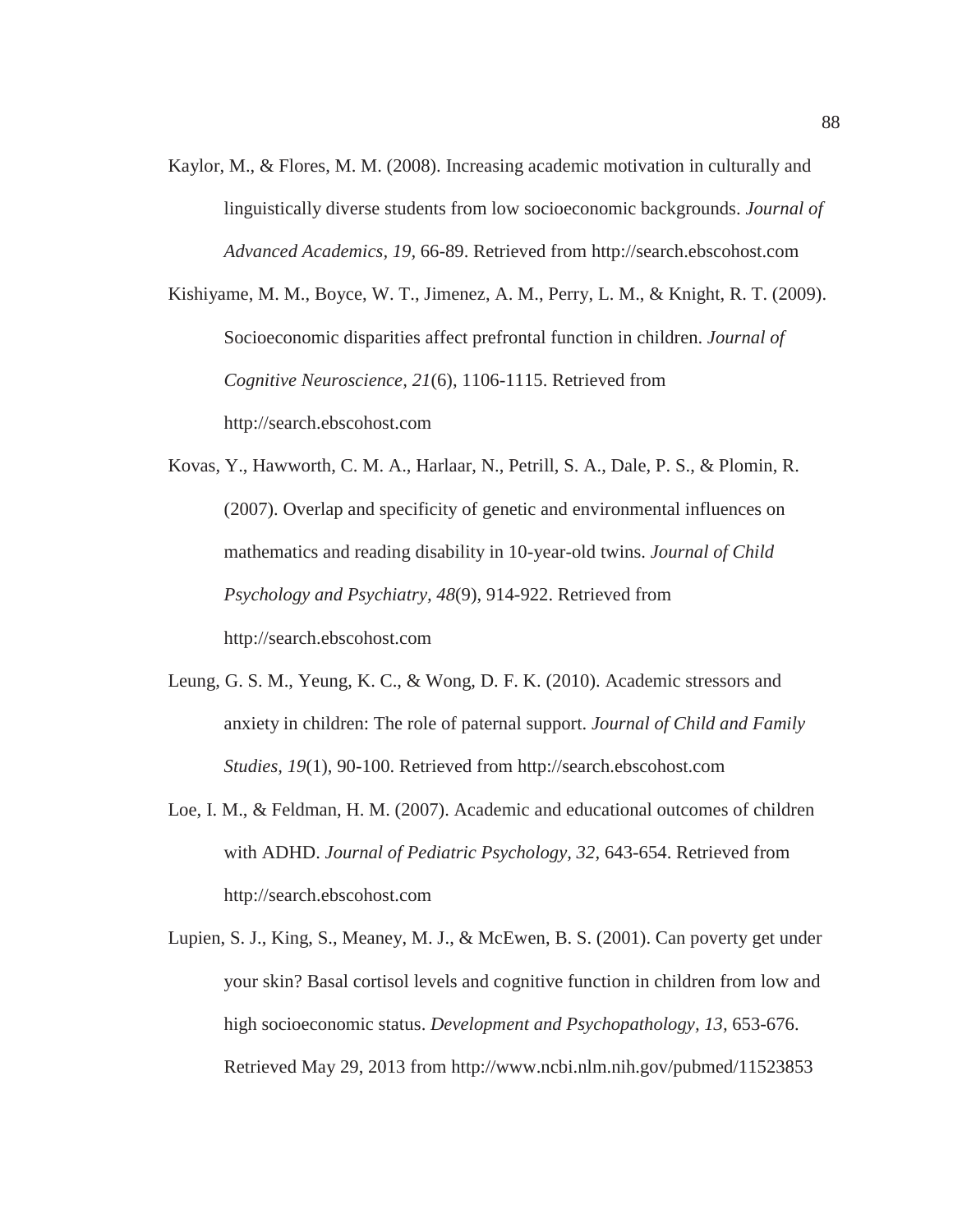Kaylor, M., & Flores, M. M. (2008). Increasing academic motivation in culturally and linguistically diverse students from low socioeconomic backgrounds. *Journal of Advanced Academics, 19,* 66-89. Retrieved from http://search.ebscohost.com

Kishiyame, M. M., Boyce, W. T., Jimenez, A. M., Perry, L. M., & Knight, R. T. (2009). Socioeconomic disparities affect prefrontal function in children. *Journal of Cognitive Neuroscience*, *21*(6), 1106-1115. Retrieved from http://search.ebscohost.com

Kovas, Y., Hawworth, C. M. A., Harlaar, N., Petrill, S. A., Dale, P. S., & Plomin, R. (2007). Overlap and specificity of genetic and environmental influences on mathematics and reading disability in 10-year-old twins. *Journal of Child Psychology and Psychiatry, 48*(9), 914-922. Retrieved from http://search.ebscohost.com

Leung, G. S. M., Yeung, K. C., & Wong, D. F. K. (2010). Academic stressors and anxiety in children: The role of paternal support. *Journal of Child and Family Studies, 19*(1), 90-100. Retrieved from http://search.ebscohost.com

Loe, I. M., & Feldman, H. M. (2007). Academic and educational outcomes of children with ADHD. *Journal of Pediatric Psychology, 32,* 643-654. Retrieved from http://search.ebscohost.com

Lupien, S. J., King, S., Meaney, M. J., & McEwen, B. S. (2001). Can poverty get under your skin? Basal cortisol levels and cognitive function in children from low and high socioeconomic status. *Development and Psychopathology, 13,* 653-676. Retrieved May 29, 2013 from http://www.ncbi.nlm.nih.gov/pubmed/11523853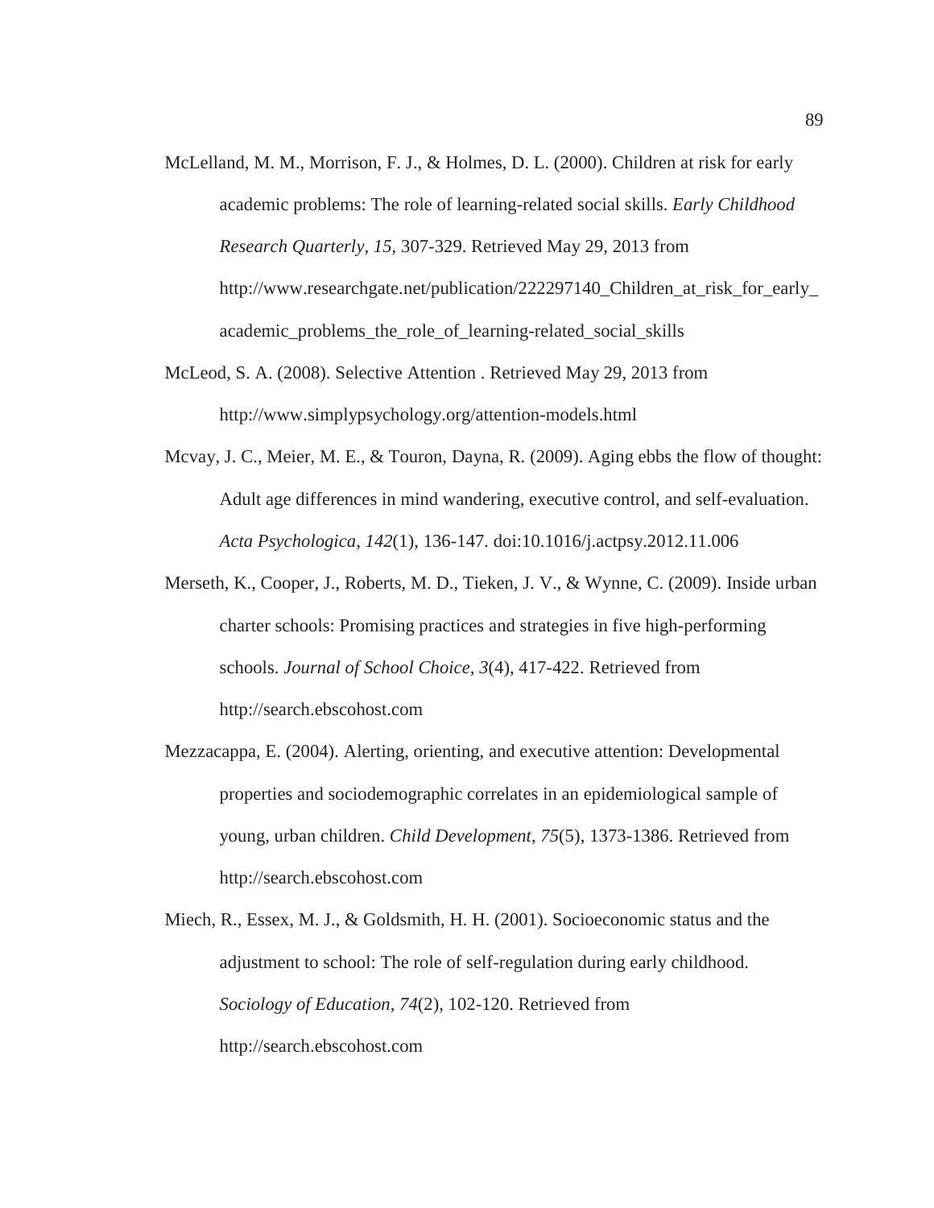McLelland, M. M., Morrison, F. J., & Holmes, D. L. (2000). Children at risk for early academic problems: The role of learning-related social skills. *Early Childhood Research Quarterly, 15,* 307-329. Retrieved May 29, 2013 from http://www.researchgate.net/publication/222297140_Children_at_risk_for_early_academic_problems_the_role_of_learning-related_social_skills

McLeod, S. A. (2008). Selective Attention . Retrieved May 29, 2013 from http://www.simplypsychology.org/attention-models.html

Mcvay, J. C., Meier, M. E., & Touron, Dayna, R. (2009). Aging ebbs the flow of thought: Adult age differences in mind wandering, executive control, and self-evaluation. *Acta Psychologica*, *142*(1), 136-147. doi:10.1016/j.actpsy.2012.11.006

Merseth, K., Cooper, J., Roberts, M. D., Tieken, J. V., & Wynne, C. (2009). Inside urban charter schools: Promising practices and strategies in five high-performing schools. *Journal of School Choice*, *3*(4), 417-422. Retrieved from http://search.ebscohost.com

Mezzacappa, E. (2004). Alerting, orienting, and executive attention: Developmental properties and sociodemographic correlates in an epidemiological sample of young, urban children. *Child Development*, *75*(5), 1373-1386. Retrieved from http://search.ebscohost.com

Miech, R., Essex, M. J., & Goldsmith, H. H. (2001). Socioeconomic status and the adjustment to school: The role of self-regulation during early childhood. *Sociology of Education*, *74*(2), 102-120. Retrieved from http://search.ebscohost.com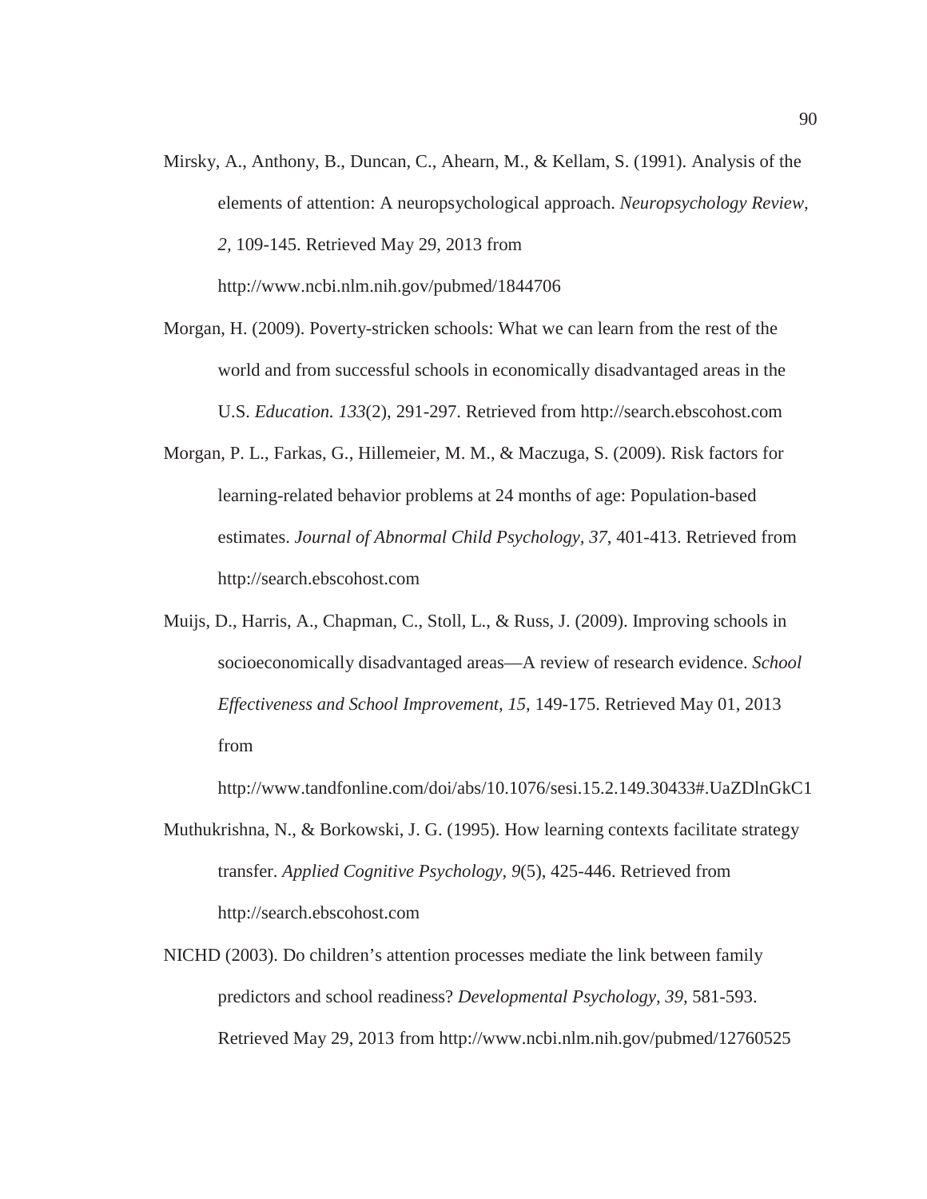Mirsky, A., Anthony, B., Duncan, C., Ahearn, M., & Kellam, S. (1991). Analysis of the elements of attention: A neuropsychological approach. *Neuropsychology Review, 2,* 109-145. Retrieved May 29, 2013 from http://www.ncbi.nlm.nih.gov/pubmed/1844706

Morgan, H. (2009). Poverty-stricken schools: What we can learn from the rest of the world and from successful schools in economically disadvantaged areas in the U.S. *Education. 133*(2), 291-297. Retrieved from http://search.ebscohost.com

Morgan, P. L., Farkas, G., Hillemeier, M. M., & Maczuga, S. (2009). Risk factors for learning-related behavior problems at 24 months of age: Population-based estimates. *Journal of Abnormal Child Psychology, 37*, 401-413. Retrieved from http://search.ebscohost.com

Muijs, D., Harris, A., Chapman, C., Stoll, L., & Russ, J. (2009). Improving schools in socioeconomically disadvantaged areas—A review of research evidence. *School Effectiveness and School Improvement, 15*, 149-175. Retrieved May 01, 2013 from http://www.tandfonline.com/doi/abs/10.1076/sesi.15.2.149.30433#.UaZDlnGkC1

Muthukrishna, N., & Borkowski, J. G. (1995). How learning contexts facilitate strategy transfer. *Applied Cognitive Psychology, 9*(5), 425-446. Retrieved from http://search.ebscohost.com

NICHD (2003). Do children's attention processes mediate the link between family predictors and school readiness? *Developmental Psychology, 39*, 581-593. Retrieved May 29, 2013 from http://www.ncbi.nlm.nih.gov/pubmed/12760525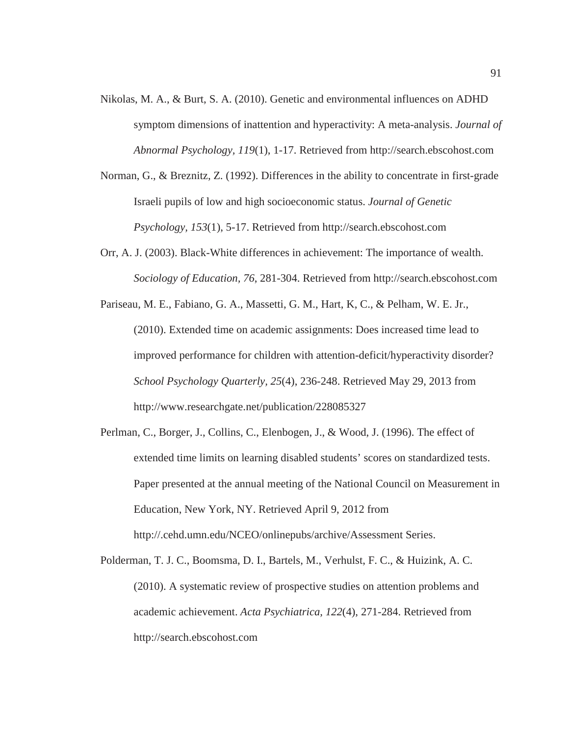Nikolas, M. A., & Burt, S. A. (2010). Genetic and environmental influences on ADHD symptom dimensions of inattention and hyperactivity: A meta-analysis. *Journal of Abnormal Psychology, 119*(1), 1-17. Retrieved from http://search.ebscohost.com

Norman, G., & Breznitz, Z. (1992). Differences in the ability to concentrate in first-grade Israeli pupils of low and high socioeconomic status. *Journal of Genetic Psychology, 153*(1), 5-17. Retrieved from http://search.ebscohost.com

Orr, A. J. (2003). Black-White differences in achievement: The importance of wealth. *Sociology of Education, 76*, 281-304. Retrieved from http://search.ebscohost.com

Pariseau, M. E., Fabiano, G. A., Massetti, G. M., Hart, K, C., & Pelham, W. E. Jr., (2010). Extended time on academic assignments: Does increased time lead to improved performance for children with attention-deficit/hyperactivity disorder? *School Psychology Quarterly, 25*(4), 236-248. Retrieved May 29, 2013 from http://www.researchgate.net/publication/228085327

Perlman, C., Borger, J., Collins, C., Elenbogen, J., & Wood, J. (1996). The effect of extended time limits on learning disabled students' scores on standardized tests. Paper presented at the annual meeting of the National Council on Measurement in Education, New York, NY. Retrieved April 9, 2012 from http://.cehd.umn.edu/NCEO/onlinepubs/archive/Assessment Series.

Polderman, T. J. C., Boomsma, D. I., Bartels, M., Verhulst, F. C., & Huizink, A. C. (2010). A systematic review of prospective studies on attention problems and academic achievement. *Acta Psychiatrica, 122*(4), 271-284. Retrieved from http://search.ebscohost.com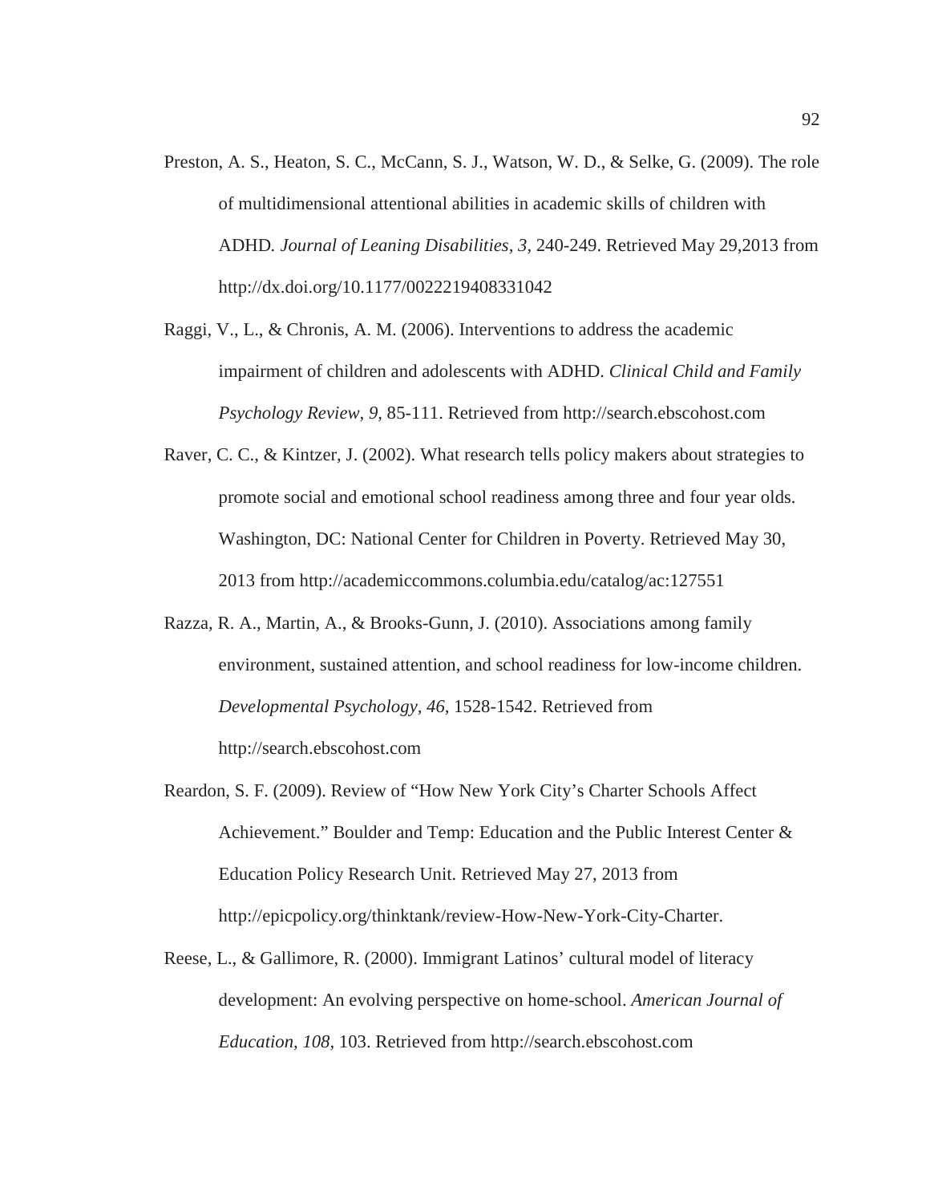Preston, A. S., Heaton, S. C., McCann, S. J., Watson, W. D., & Selke, G. (2009). The role of multidimensional attentional abilities in academic skills of children with ADHD. *Journal of Leaning Disabilities, 3*, 240-249. Retrieved May 29,2013 from http://dx.doi.org/10.1177/0022219408331042

Raggi, V., L., & Chronis, A. M. (2006). Interventions to address the academic impairment of children and adolescents with ADHD. *Clinical Child and Family Psychology Review, 9*, 85-111. Retrieved from http://search.ebscohost.com

Raver, C. C., & Kintzer, J. (2002). What research tells policy makers about strategies to promote social and emotional school readiness among three and four year olds. Washington, DC: National Center for Children in Poverty. Retrieved May 30, 2013 from http://academiccommons.columbia.edu/catalog/ac:127551

Razza, R. A., Martin, A., & Brooks-Gunn, J. (2010). Associations among family environment, sustained attention, and school readiness for low-income children. *Developmental Psychology, 46,* 1528-1542. Retrieved from http://search.ebscohost.com

Reardon, S. F. (2009). Review of "How New York City's Charter Schools Affect Achievement." Boulder and Temp: Education and the Public Interest Center & Education Policy Research Unit. Retrieved May 27, 2013 from http://epicpolicy.org/thinktank/review-How-New-York-City-Charter.

Reese, L., & Gallimore, R. (2000). Immigrant Latinos' cultural model of literacy development: An evolving perspective on home-school. *American Journal of Education*, *108*, 103. Retrieved from http://search.ebscohost.com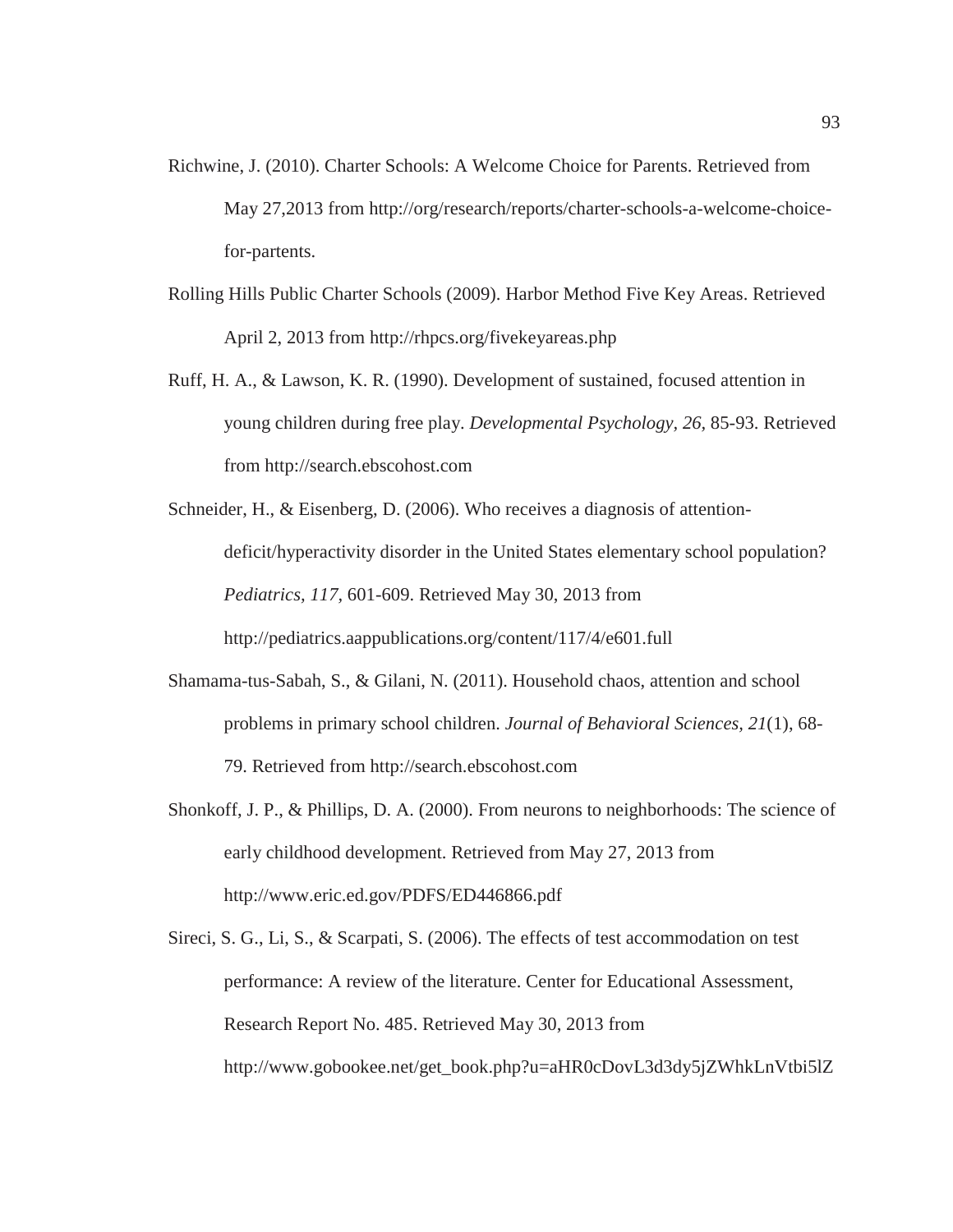Richwine, J. (2010). Charter Schools: A Welcome Choice for Parents. Retrieved from May 27,2013 from http://org/research/reports/charter-schools-a-welcome-choice-for-partents.

Rolling Hills Public Charter Schools (2009). Harbor Method Five Key Areas. Retrieved April 2, 2013 from http://rhpcs.org/fivekeyareas.php

Ruff, H. A., & Lawson, K. R. (1990). Development of sustained, focused attention in young children during free play. *Developmental Psychology, 26,* 85-93. Retrieved from http://search.ebscohost.com

Schneider, H., & Eisenberg, D. (2006). Who receives a diagnosis of attention-deficit/hyperactivity disorder in the United States elementary school population? *Pediatrics, 117,* 601-609. Retrieved May 30, 2013 from http://pediatrics.aappublications.org/content/117/4/e601.full

Shamama-tus-Sabah, S., & Gilani, N. (2011). Household chaos, attention and school problems in primary school children. *Journal of Behavioral Sciences, 21*(1), 68-79. Retrieved from http://search.ebscohost.com

Shonkoff, J. P., & Phillips, D. A. (2000). From neurons to neighborhoods: The science of early childhood development. Retrieved from May 27, 2013 from http://www.eric.ed.gov/PDFS/ED446866.pdf

Sireci, S. G., Li, S., & Scarpati, S. (2006). The effects of test accommodation on test performance: A review of the literature. Center for Educational Assessment, Research Report No. 485. Retrieved May 30, 2013 from http://www.gobookee.net/get_book.php?u=aHR0cDovL3d3dy5jZWhkLnVtbi5lZ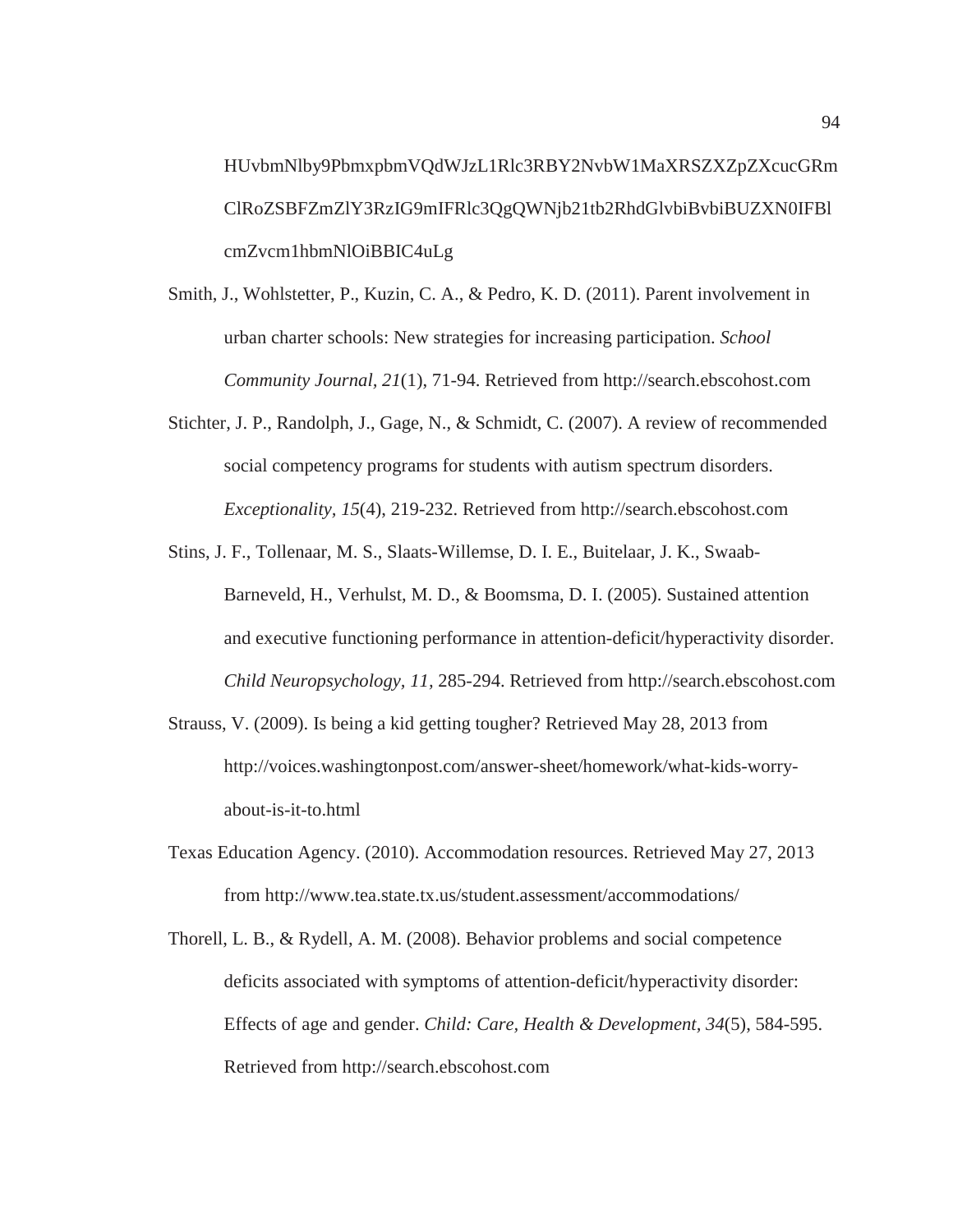HUvbmNlby9PbmxpbmVQdWJzL1Rlc3RBY2NvbW1MaXRSZXZpZXcucGRm
ClRoZSBFZmZlY3RzIG9mIFRlc3QgQWNjb21tb2RhdGlvbiBvbiBUZXN0IFBl
cmZvcm1hbmNlOiBBIC4uLg

Smith, J., Wohlstetter, P., Kuzin, C. A., & Pedro, K. D. (2011). Parent involvement in urban charter schools: New strategies for increasing participation. *School Community Journal, 21*(1), 71-94. Retrieved from http://search.ebscohost.com

Stichter, J. P., Randolph, J., Gage, N., & Schmidt, C. (2007). A review of recommended social competency programs for students with autism spectrum disorders. *Exceptionality, 15*(4), 219-232. Retrieved from http://search.ebscohost.com

Stins, J. F., Tollenaar, M. S., Slaats-Willemse, D. I. E., Buitelaar, J. K., Swaab-Barneveld, H., Verhulst, M. D., & Boomsma, D. I. (2005). Sustained attention and executive functioning performance in attention-deficit/hyperactivity disorder. *Child Neuropsychology, 11,* 285-294. Retrieved from http://search.ebscohost.com

Strauss, V. (2009). Is being a kid getting tougher? Retrieved May 28, 2013 from http://voices.washingtonpost.com/answer-sheet/homework/what-kids-worry-about-is-it-to.html

Texas Education Agency. (2010). Accommodation resources. Retrieved May 27, 2013 from http://www.tea.state.tx.us/student.assessment/accommodations/

Thorell, L. B., & Rydell, A. M. (2008). Behavior problems and social competence deficits associated with symptoms of attention-deficit/hyperactivity disorder: Effects of age and gender. *Child: Care, Health & Development, 34*(5), 584-595. Retrieved from http://search.ebscohost.com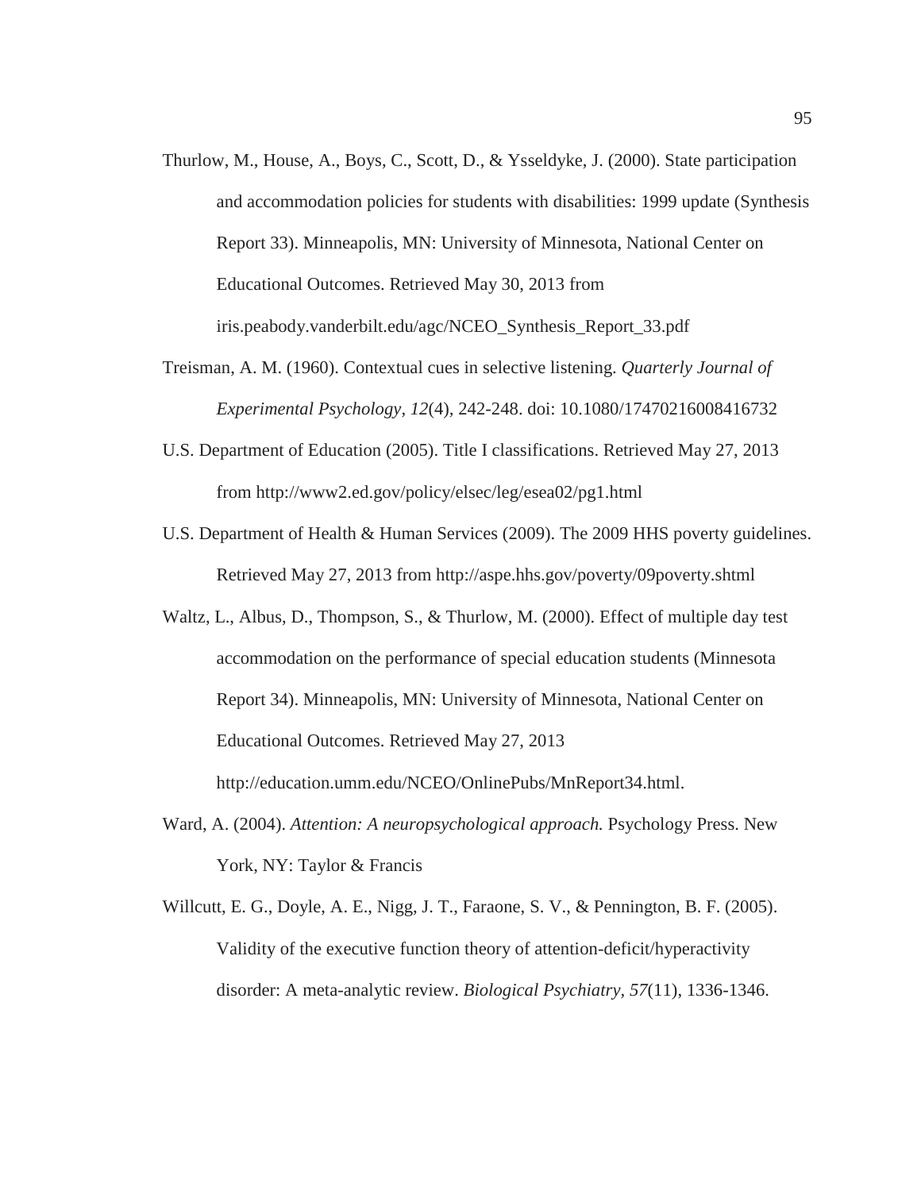Thurlow, M., House, A., Boys, C., Scott, D., & Ysseldyke, J. (2000). State participation and accommodation policies for students with disabilities: 1999 update (Synthesis Report 33). Minneapolis, MN: University of Minnesota, National Center on Educational Outcomes. Retrieved May 30, 2013 from iris.peabody.vanderbilt.edu/agc/NCEO_Synthesis_Report_33.pdf

Treisman, A. M. (1960). Contextual cues in selective listening. *Quarterly Journal of Experimental Psychology, 12*(4), 242-248. doi: 10.1080/17470216008416732

U.S. Department of Education (2005). Title I classifications. Retrieved May 27, 2013 from http://www2.ed.gov/policy/elsec/leg/esea02/pg1.html

U.S. Department of Health & Human Services (2009). The 2009 HHS poverty guidelines. Retrieved May 27, 2013 from http://aspe.hhs.gov/poverty/09poverty.shtml

Waltz, L., Albus, D., Thompson, S., & Thurlow, M. (2000). Effect of multiple day test accommodation on the performance of special education students (Minnesota Report 34). Minneapolis, MN: University of Minnesota, National Center on Educational Outcomes. Retrieved May 27, 2013 http://education.umm.edu/NCEO/OnlinePubs/MnReport34.html.

Ward, A. (2004). *Attention: A neuropsychological approach.* Psychology Press. New York, NY: Taylor & Francis

Willcutt, E. G., Doyle, A. E., Nigg, J. T., Faraone, S. V., & Pennington, B. F. (2005). Validity of the executive function theory of attention-deficit/hyperactivity disorder: A meta-analytic review. *Biological Psychiatry, 57*(11), 1336-1346.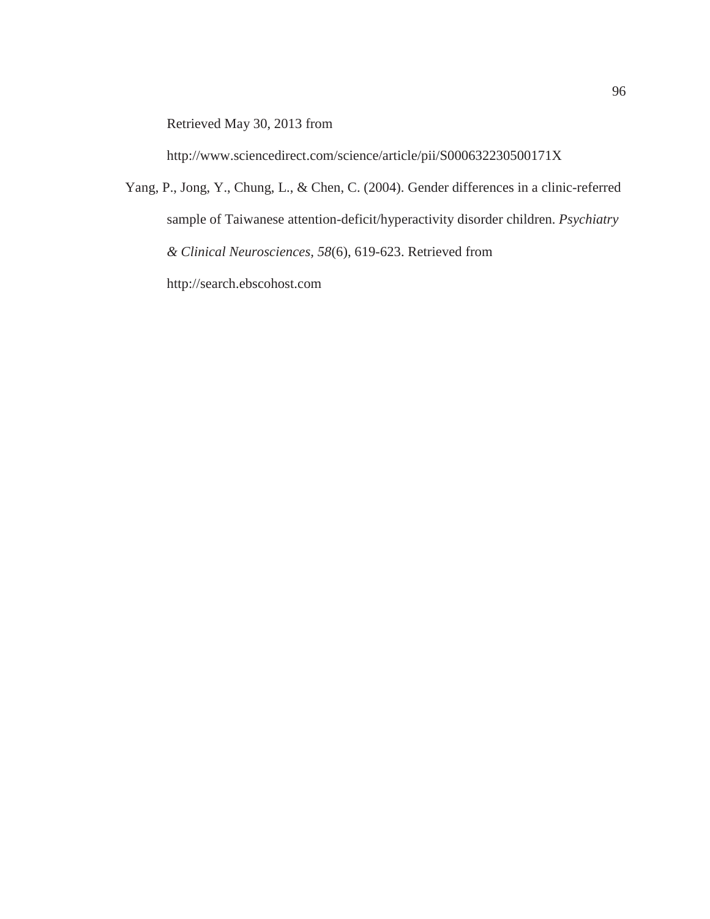Retrieved May 30, 2013 from http://www.sciencedirect.com/science/article/pii/S000632230500171X

Yang, P., Jong, Y., Chung, L., & Chen, C. (2004). Gender differences in a clinic-referred sample of Taiwanese attention-deficit/hyperactivity disorder children. *Psychiatry & Clinical Neurosciences, 58*(6), 619-623. Retrieved from http://search.ebscohost.com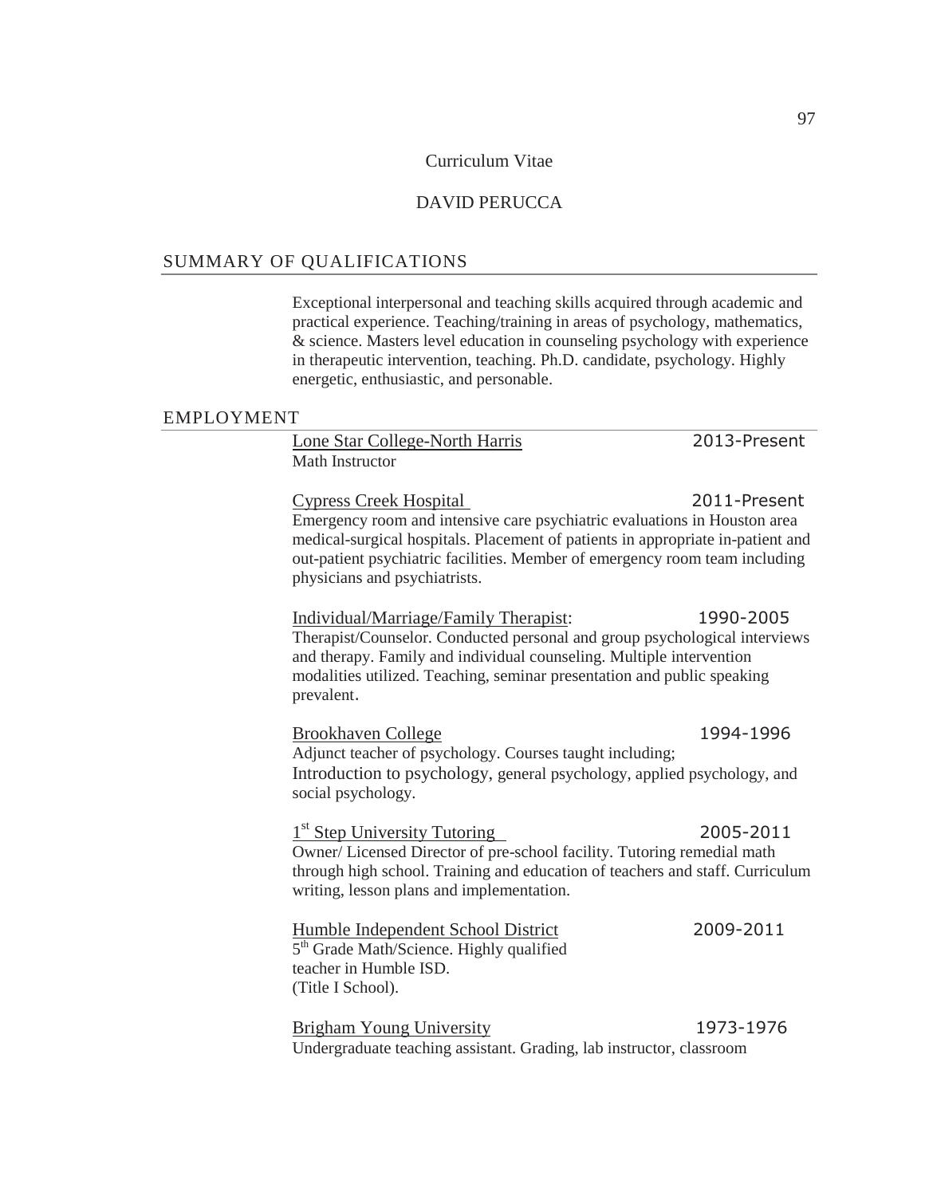Curriculum Vitae

DAVID PERUCCA

## SUMMARY OF QUALIFICATIONS

Exceptional interpersonal and teaching skills acquired through academic and practical experience. Teaching/training in areas of psychology, mathematics, & science. Masters level education in counseling psychology with experience in therapeutic intervention, teaching. Ph.D. candidate, psychology. Highly energetic, enthusiastic, and personable.

## EMPLOYMENT

Lone Star College-North Harris — 2013-Present
Math Instructor

Cypress Creek Hospital — 2011-Present
Emergency room and intensive care psychiatric evaluations in Houston area medical-surgical hospitals. Placement of patients in appropriate in-patient and out-patient psychiatric facilities. Member of emergency room team including physicians and psychiatrists.

Individual/Marriage/Family Therapist: — 1990-2005
Therapist/Counselor. Conducted personal and group psychological interviews and therapy. Family and individual counseling. Multiple intervention modalities utilized. Teaching, seminar presentation and public speaking prevalent.

Brookhaven College — 1994-1996
Adjunct teacher of psychology. Courses taught including; Introduction to psychology, general psychology, applied psychology, and social psychology.

1st Step University Tutoring — 2005-2011
Owner/ Licensed Director of pre-school facility. Tutoring remedial math through high school. Training and education of teachers and staff. Curriculum writing, lesson plans and implementation.

Humble Independent School District — 2009-2011
5th Grade Math/Science. Highly qualified teacher in Humble ISD. (Title I School).

Brigham Young University — 1973-1976
Undergraduate teaching assistant. Grading, lab instructor, classroom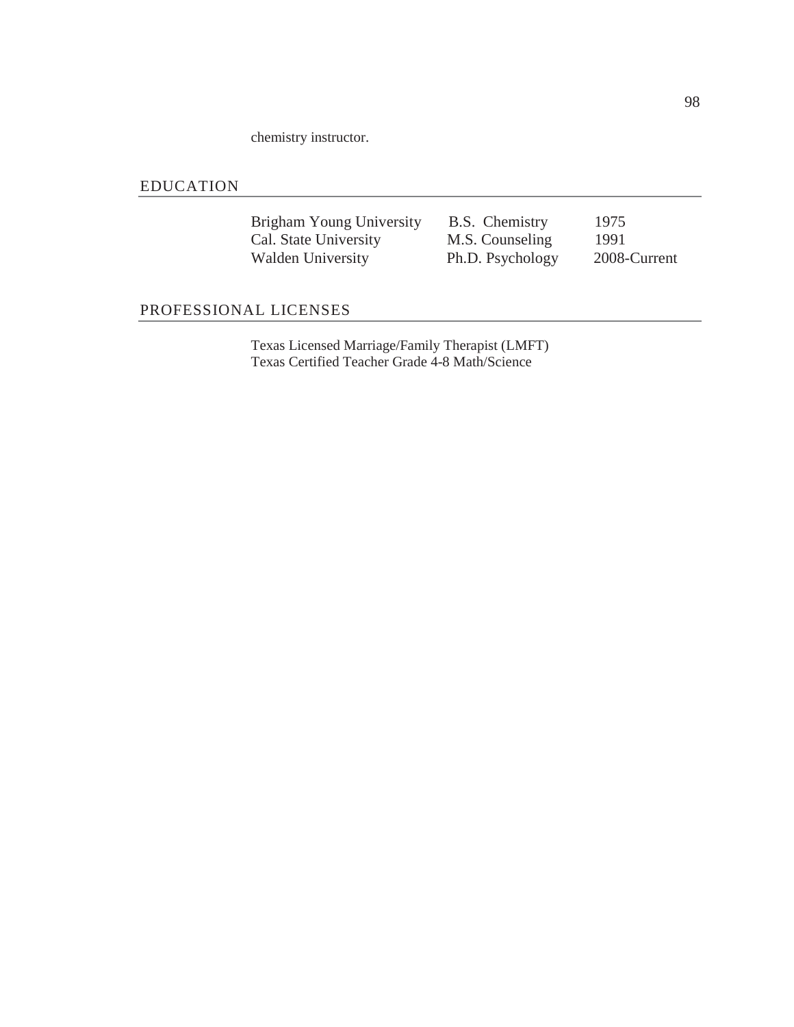chemistry instructor.

## EDUCATION

| | | |
|---|---|---|
| Brigham Young University | B.S. Chemistry | 1975 |
| Cal. State University | M.S. Counseling | 1991 |
| Walden University | Ph.D. Psychology | 2008-Current |

## PROFESSIONAL LICENSES

Texas Licensed Marriage/Family Therapist (LMFT)
Texas Certified Teacher Grade 4-8 Math/Science